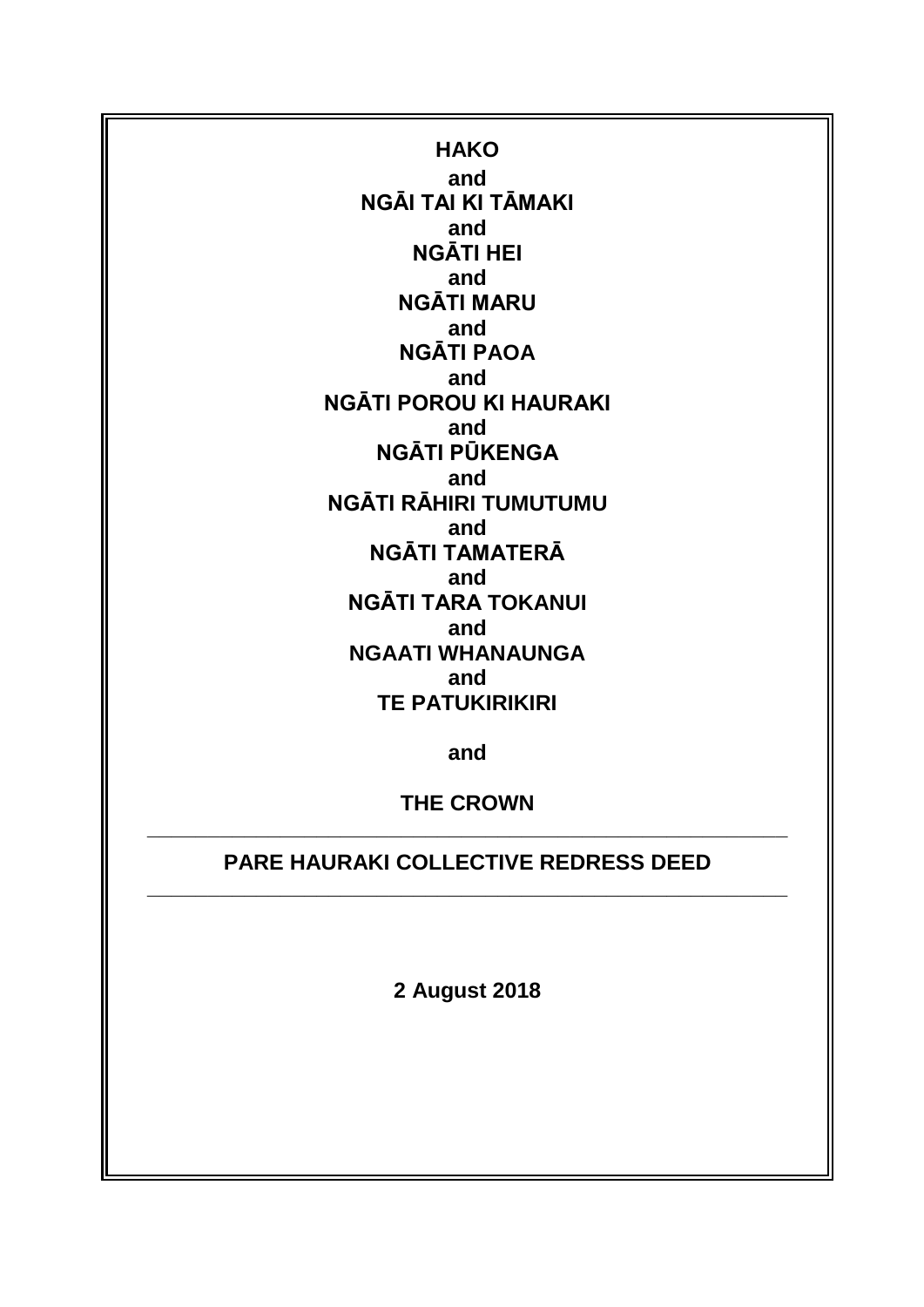**HAKO**

**and**

**NGĀI TAI KI TĀMAKI**

**and**

**NGĀTI HEI**

**and**

**NGĀTI MARU**

**and**

**NGĀTI PAOA**

**and**

**NGĀTI POROU KI HAURAKI**

**and**

**NGĀTI PŪKENGA**

**and**

**NGĀTI RĀHIRI TUMUTUMU**

**and**

**NGĀTI TAMATERĀ**

**and**

**NGĀTI TARA TOKANUI**

**and**

**NGAATI WHANAUNGA**

**and**

**TE PATUKIRIKIRI**

**and**

**THE CROWN**

---

# PARE HAURAKI COLLECTIVE REDRESS DEED

---

**2 August 2018**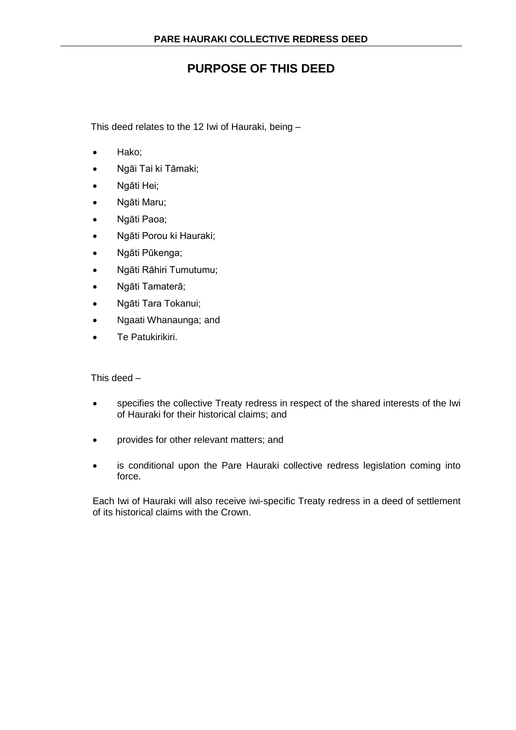# PURPOSE OF THIS DEED

This deed relates to the 12 Iwi of Hauraki, being –

- Hako;
- Ngāi Tai ki Tāmaki;
- Ngāti Hei;
- Ngāti Maru;
- Ngāti Paoa;
- Ngāti Porou ki Hauraki;
- Ngāti Pūkenga;
- Ngāti Rāhiri Tumutumu;
- Ngāti Tamaterā;
- Ngāti Tara Tokanui;
- Ngaati Whanaunga; and
- Te Patukirikiri.

This deed –

- specifies the collective Treaty redress in respect of the shared interests of the Iwi of Hauraki for their historical claims; and
- provides for other relevant matters; and
- is conditional upon the Pare Hauraki collective redress legislation coming into force.

Each Iwi of Hauraki will also receive iwi-specific Treaty redress in a deed of settlement of its historical claims with the Crown.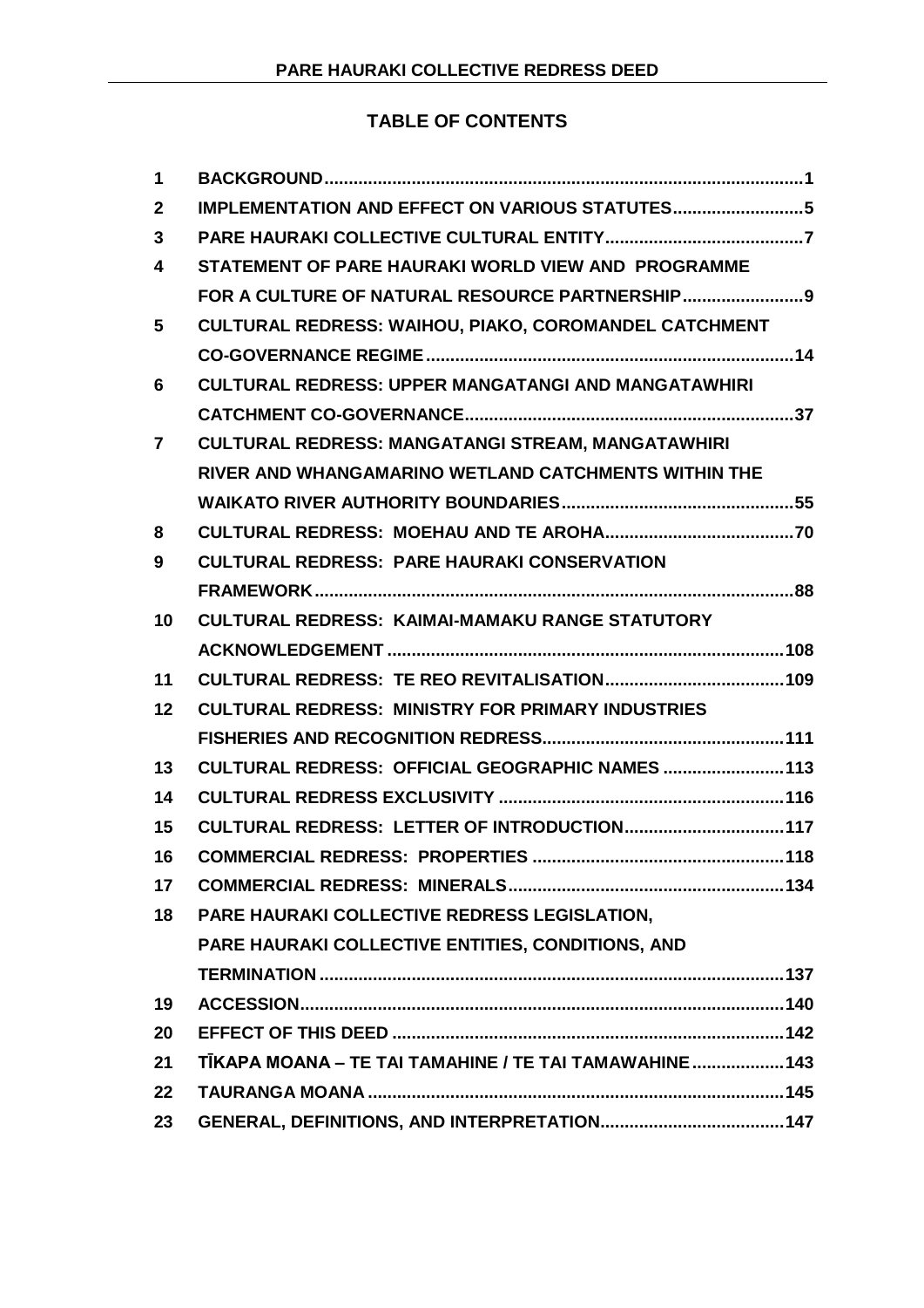## TABLE OF CONTENTS

| | | |
|---|---|---|
| 1 | BACKGROUND | 1 |
| 2 | IMPLEMENTATION AND EFFECT ON VARIOUS STATUTES | 5 |
| 3 | PARE HAURAKI COLLECTIVE CULTURAL ENTITY | 7 |
| 4 | STATEMENT OF PARE HAURAKI WORLD VIEW AND PROGRAMME FOR A CULTURE OF NATURAL RESOURCE PARTNERSHIP | 9 |
| 5 | CULTURAL REDRESS: WAIHOU, PIAKO, COROMANDEL CATCHMENT CO-GOVERNANCE REGIME | 14 |
| 6 | CULTURAL REDRESS: UPPER MANGATANGI AND MANGATAWHIRI CATCHMENT CO-GOVERNANCE | 37 |
| 7 | CULTURAL REDRESS: MANGATANGI STREAM, MANGATAWHIRI RIVER AND WHANGAMARINO WETLAND CATCHMENTS WITHIN THE WAIKATO RIVER AUTHORITY BOUNDARIES | 55 |
| 8 | CULTURAL REDRESS: MOEHAU AND TE AROHA | 70 |
| 9 | CULTURAL REDRESS: PARE HAURAKI CONSERVATION FRAMEWORK | 88 |
| 10 | CULTURAL REDRESS: KAIMAI-MAMAKU RANGE STATUTORY ACKNOWLEDGEMENT | 108 |
| 11 | CULTURAL REDRESS: TE REO REVITALISATION | 109 |
| 12 | CULTURAL REDRESS: MINISTRY FOR PRIMARY INDUSTRIES FISHERIES AND RECOGNITION REDRESS | 111 |
| 13 | CULTURAL REDRESS: OFFICIAL GEOGRAPHIC NAMES | 113 |
| 14 | CULTURAL REDRESS EXCLUSIVITY | 116 |
| 15 | CULTURAL REDRESS: LETTER OF INTRODUCTION | 117 |
| 16 | COMMERCIAL REDRESS: PROPERTIES | 118 |
| 17 | COMMERCIAL REDRESS: MINERALS | 134 |
| 18 | PARE HAURAKI COLLECTIVE REDRESS LEGISLATION, PARE HAURAKI COLLECTIVE ENTITIES, CONDITIONS, AND TERMINATION | 137 |
| 19 | ACCESSION | 140 |
| 20 | EFFECT OF THIS DEED | 142 |
| 21 | TĪKAPA MOANA – TE TAI TAMAHINE / TE TAI TAMAWAHINE | 143 |
| 22 | TAURANGA MOANA | 145 |
| 23 | GENERAL, DEFINITIONS, AND INTERPRETATION | 147 |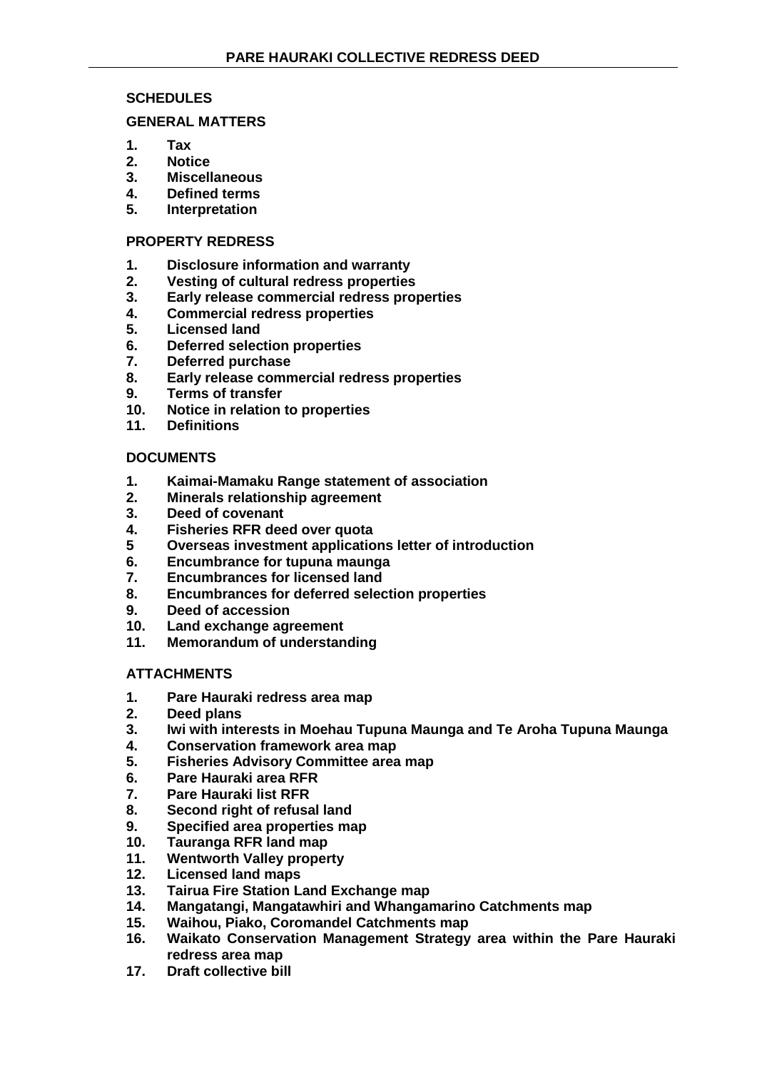## SCHEDULES

### GENERAL MATTERS

1. **Tax**
2. **Notice**
3. **Miscellaneous**
4. **Defined terms**
5. **Interpretation**

### PROPERTY REDRESS

1. **Disclosure information and warranty**
2. **Vesting of cultural redress properties**
3. **Early release commercial redress properties**
4. **Commercial redress properties**
5. **Licensed land**
6. **Deferred selection properties**
7. **Deferred purchase**
8. **Early release commercial redress properties**
9. **Terms of transfer**
10. **Notice in relation to properties**
11. **Definitions**

### DOCUMENTS

1. **Kaimai-Mamaku Range statement of association**
2. **Minerals relationship agreement**
3. **Deed of covenant**
4. **Fisheries RFR deed over quota**
5. **Overseas investment applications letter of introduction**
6. **Encumbrance for tupuna maunga**
7. **Encumbrances for licensed land**
8. **Encumbrances for deferred selection properties**
9. **Deed of accession**
10. **Land exchange agreement**
11. **Memorandum of understanding**

### ATTACHMENTS

1. **Pare Hauraki redress area map**
2. **Deed plans**
3. **Iwi with interests in Moehau Tupuna Maunga and Te Aroha Tupuna Maunga**
4. **Conservation framework area map**
5. **Fisheries Advisory Committee area map**
6. **Pare Hauraki area RFR**
7. **Pare Hauraki list RFR**
8. **Second right of refusal land**
9. **Specified area properties map**
10. **Tauranga RFR land map**
11. **Wentworth Valley property**
12. **Licensed land maps**
13. **Tairua Fire Station Land Exchange map**
14. **Mangatangi, Mangatawhiri and Whangamarino Catchments map**
15. **Waihou, Piako, Coromandel Catchments map**
16. **Waikato Conservation Management Strategy area within the Pare Hauraki redress area map**
17. **Draft collective bill**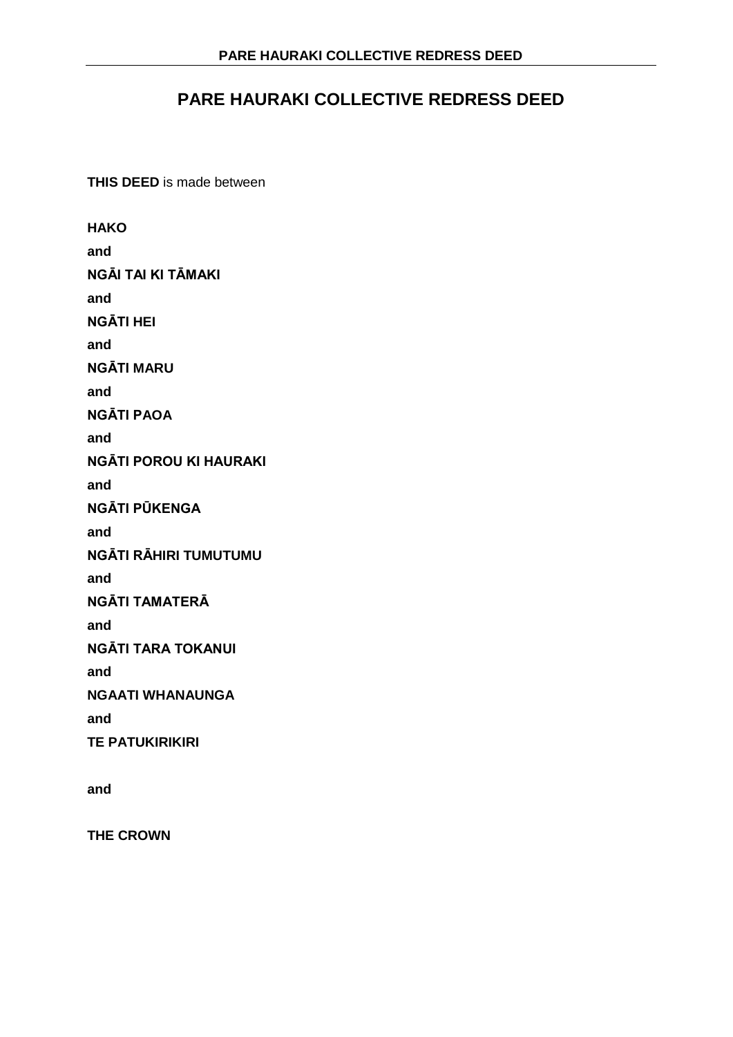# PARE HAURAKI COLLECTIVE REDRESS DEED

**THIS DEED** is made between

**HAKO**

**and**

**NGĀI TAI KI TĀMAKI**

**and**

**NGĀTI HEI**

**and**

**NGĀTI MARU**

**and**

**NGĀTI PAOA**

**and**

**NGĀTI POROU KI HAURAKI**

**and**

**NGĀTI PŪKENGA**

**and**

**NGĀTI RĀHIRI TUMUTUMU**

**and**

**NGĀTI TAMATERĀ**

**and**

**NGĀTI TARA TOKANUI**

**and**

**NGAATI WHANAUNGA**

**and**

**TE PATUKIRIKIRI**

**and**

**THE CROWN**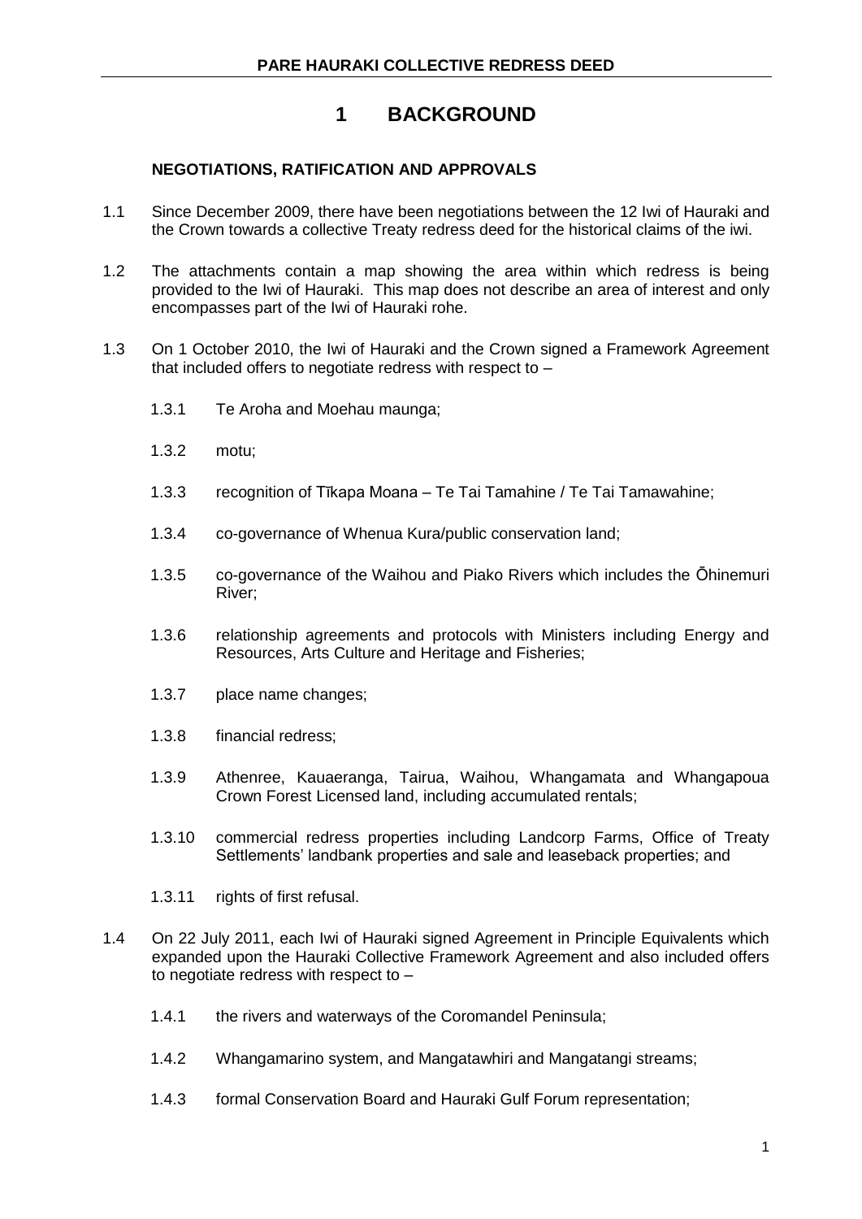# 1 BACKGROUND

## NEGOTIATIONS, RATIFICATION AND APPROVALS

1.1 Since December 2009, there have been negotiations between the 12 Iwi of Hauraki and the Crown towards a collective Treaty redress deed for the historical claims of the iwi.

1.2 The attachments contain a map showing the area within which redress is being provided to the Iwi of Hauraki. This map does not describe an area of interest and only encompasses part of the Iwi of Hauraki rohe.

1.3 On 1 October 2010, the Iwi of Hauraki and the Crown signed a Framework Agreement that included offers to negotiate redress with respect to –

- 1.3.1 Te Aroha and Moehau maunga;
- 1.3.2 motu;
- 1.3.3 recognition of Tīkapa Moana – Te Tai Tamahine / Te Tai Tamawahine;
- 1.3.4 co-governance of Whenua Kura/public conservation land;
- 1.3.5 co-governance of the Waihou and Piako Rivers which includes the Ōhinemuri River;
- 1.3.6 relationship agreements and protocols with Ministers including Energy and Resources, Arts Culture and Heritage and Fisheries;
- 1.3.7 place name changes;
- 1.3.8 financial redress;
- 1.3.9 Athenree, Kauaeranga, Tairua, Waihou, Whangamata and Whangapoua Crown Forest Licensed land, including accumulated rentals;
- 1.3.10 commercial redress properties including Landcorp Farms, Office of Treaty Settlements' landbank properties and sale and leaseback properties; and
- 1.3.11 rights of first refusal.

1.4 On 22 July 2011, each Iwi of Hauraki signed Agreement in Principle Equivalents which expanded upon the Hauraki Collective Framework Agreement and also included offers to negotiate redress with respect to –

- 1.4.1 the rivers and waterways of the Coromandel Peninsula;
- 1.4.2 Whangamarino system, and Mangatawhiri and Mangatangi streams;
- 1.4.3 formal Conservation Board and Hauraki Gulf Forum representation;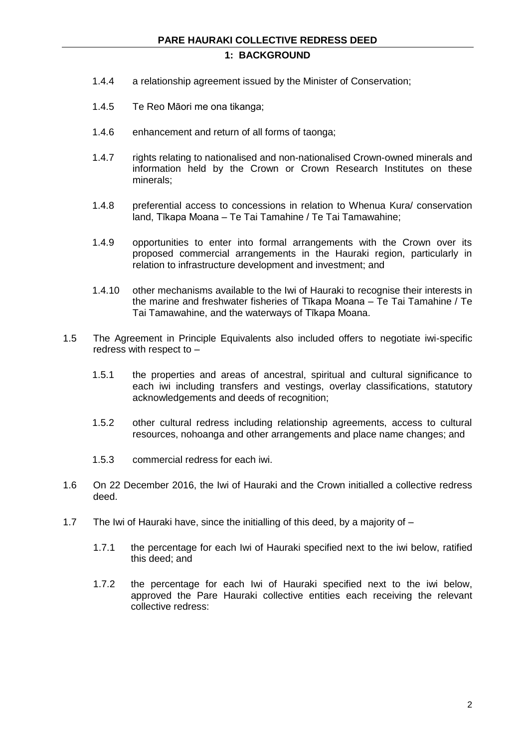1.4.4 a relationship agreement issued by the Minister of Conservation;

1.4.5 Te Reo Māori me ona tikanga;

1.4.6 enhancement and return of all forms of taonga;

1.4.7 rights relating to nationalised and non-nationalised Crown-owned minerals and information held by the Crown or Crown Research Institutes on these minerals;

1.4.8 preferential access to concessions in relation to Whenua Kura/ conservation land, Tīkapa Moana – Te Tai Tamahine / Te Tai Tamawahine;

1.4.9 opportunities to enter into formal arrangements with the Crown over its proposed commercial arrangements in the Hauraki region, particularly in relation to infrastructure development and investment; and

1.4.10 other mechanisms available to the Iwi of Hauraki to recognise their interests in the marine and freshwater fisheries of Tīkapa Moana – Te Tai Tamahine / Te Tai Tamawahine, and the waterways of Tīkapa Moana.

1.5 The Agreement in Principle Equivalents also included offers to negotiate iwi-specific redress with respect to –

1.5.1 the properties and areas of ancestral, spiritual and cultural significance to each iwi including transfers and vestings, overlay classifications, statutory acknowledgements and deeds of recognition;

1.5.2 other cultural redress including relationship agreements, access to cultural resources, nohoanga and other arrangements and place name changes; and

1.5.3 commercial redress for each iwi.

1.6 On 22 December 2016, the Iwi of Hauraki and the Crown initialled a collective redress deed.

1.7 The Iwi of Hauraki have, since the initialling of this deed, by a majority of –

1.7.1 the percentage for each Iwi of Hauraki specified next to the iwi below, ratified this deed; and

1.7.2 the percentage for each Iwi of Hauraki specified next to the iwi below, approved the Pare Hauraki collective entities each receiving the relevant collective redress: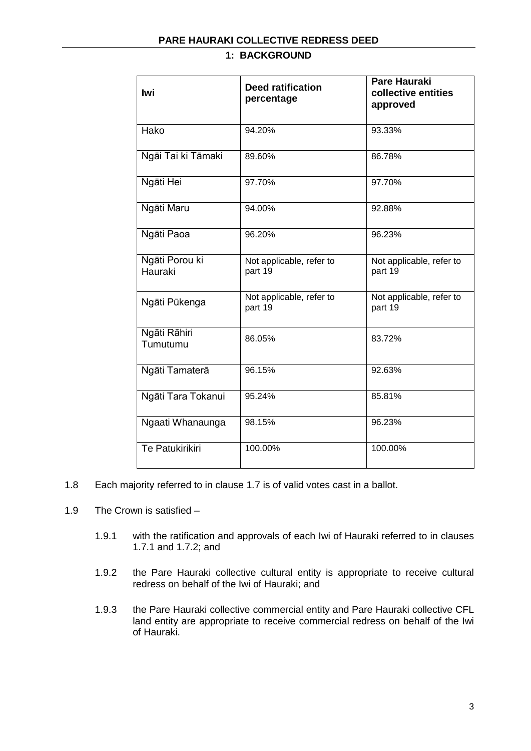## 1: BACKGROUND

| Iwi | Deed ratification percentage | Pare Hauraki collective entities approved |
|---|---|---|
| Hako | 94.20% | 93.33% |
| Ngāi Tai ki Tāmaki | 89.60% | 86.78% |
| Ngāti Hei | 97.70% | 97.70% |
| Ngāti Maru | 94.00% | 92.88% |
| Ngāti Paoa | 96.20% | 96.23% |
| Ngāti Porou ki Hauraki | Not applicable, refer to part 19 | Not applicable, refer to part 19 |
| Ngāti Pūkenga | Not applicable, refer to part 19 | Not applicable, refer to part 19 |
| Ngāti Rāhiri Tumutumu | 86.05% | 83.72% |
| Ngāti Tamaterā | 96.15% | 92.63% |
| Ngāti Tara Tokanui | 95.24% | 85.81% |
| Ngaati Whanaunga | 98.15% | 96.23% |
| Te Patukirikiri | 100.00% | 100.00% |

1.8 Each majority referred to in clause 1.7 is of valid votes cast in a ballot.

1.9 The Crown is satisfied –

1.9.1 with the ratification and approvals of each Iwi of Hauraki referred to in clauses 1.7.1 and 1.7.2; and

1.9.2 the Pare Hauraki collective cultural entity is appropriate to receive cultural redress on behalf of the Iwi of Hauraki; and

1.9.3 the Pare Hauraki collective commercial entity and Pare Hauraki collective CFL land entity are appropriate to receive commercial redress on behalf of the Iwi of Hauraki.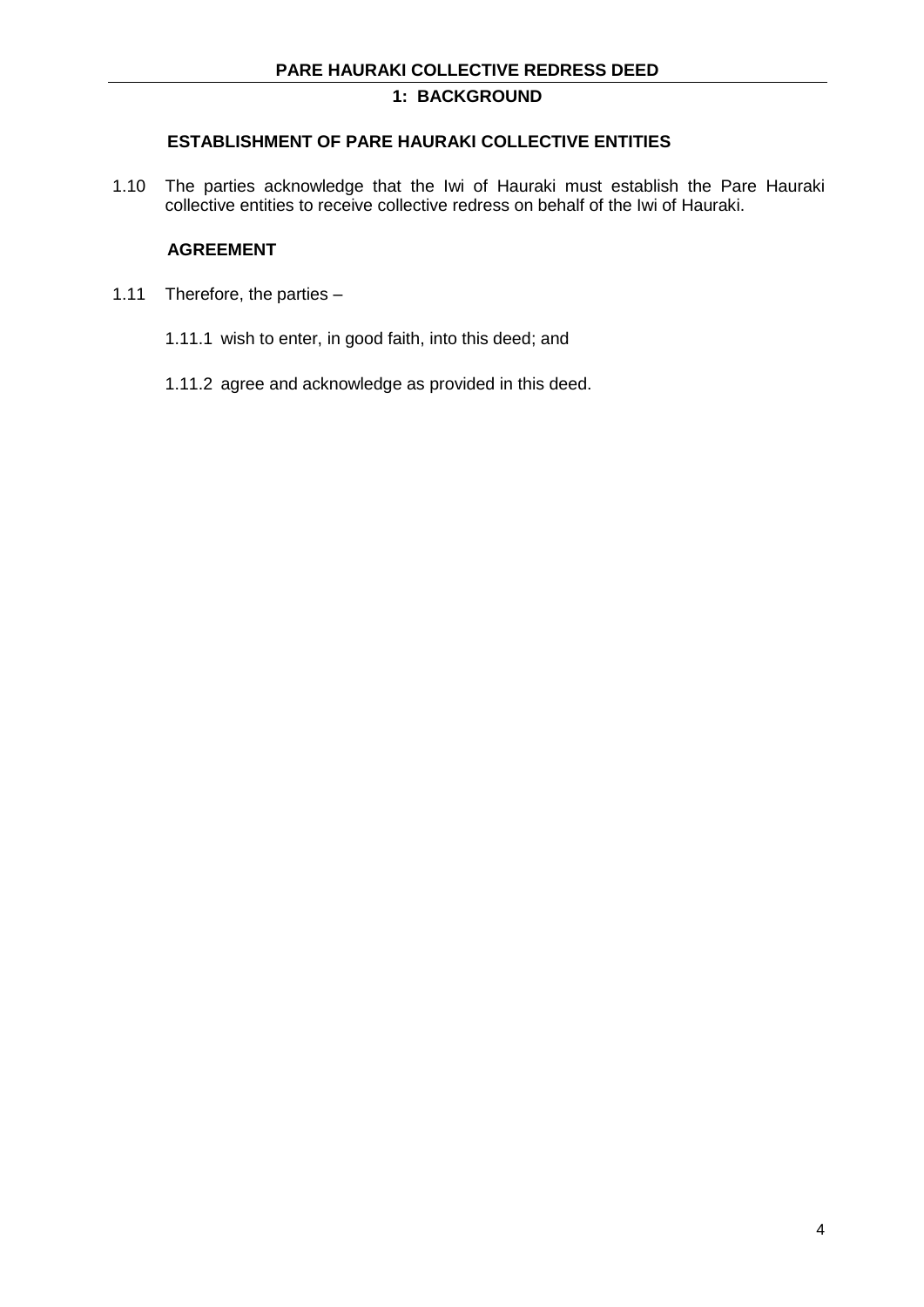## ESTABLISHMENT OF PARE HAURAKI COLLECTIVE ENTITIES

1.10 The parties acknowledge that the Iwi of Hauraki must establish the Pare Hauraki collective entities to receive collective redress on behalf of the Iwi of Hauraki.

## AGREEMENT

1.11 Therefore, the parties –

1.11.1 wish to enter, in good faith, into this deed; and

1.11.2 agree and acknowledge as provided in this deed.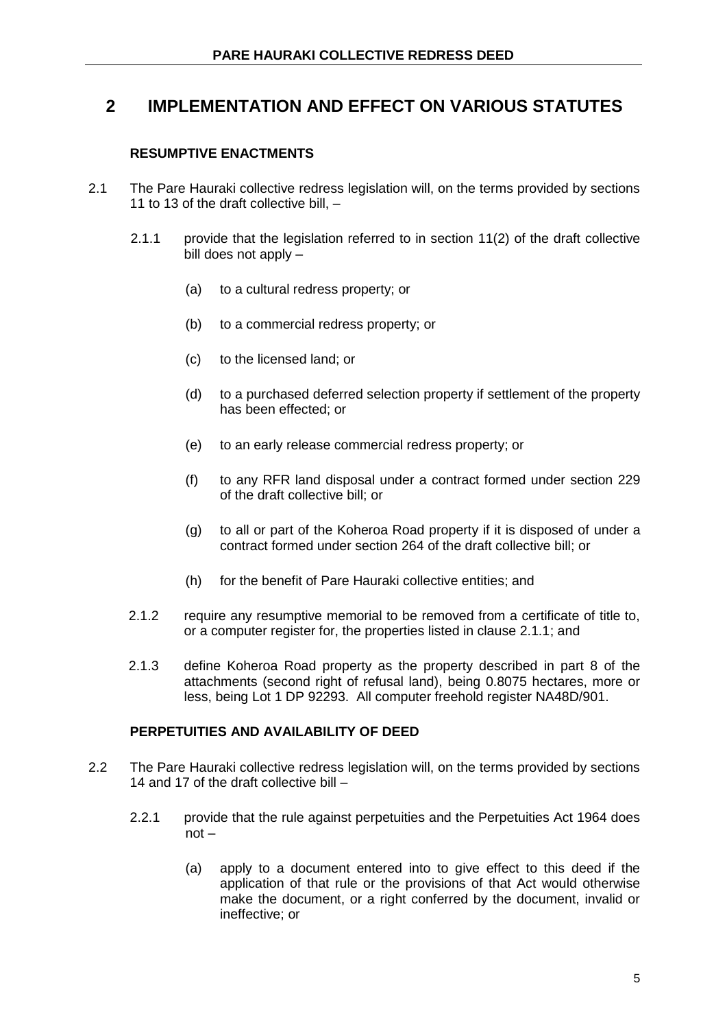## 2 IMPLEMENTATION AND EFFECT ON VARIOUS STATUTES

### RESUMPTIVE ENACTMENTS

2.1 The Pare Hauraki collective redress legislation will, on the terms provided by sections 11 to 13 of the draft collective bill, –

2.1.1 provide that the legislation referred to in section 11(2) of the draft collective bill does not apply –

(a) to a cultural redress property; or

(b) to a commercial redress property; or

(c) to the licensed land; or

(d) to a purchased deferred selection property if settlement of the property has been effected; or

(e) to an early release commercial redress property; or

(f) to any RFR land disposal under a contract formed under section 229 of the draft collective bill; or

(g) to all or part of the Koheroa Road property if it is disposed of under a contract formed under section 264 of the draft collective bill; or

(h) for the benefit of Pare Hauraki collective entities; and

2.1.2 require any resumptive memorial to be removed from a certificate of title to, or a computer register for, the properties listed in clause 2.1.1; and

2.1.3 define Koheroa Road property as the property described in part 8 of the attachments (second right of refusal land), being 0.8075 hectares, more or less, being Lot 1 DP 92293. All computer freehold register NA48D/901.

### PERPETUITIES AND AVAILABILITY OF DEED

2.2 The Pare Hauraki collective redress legislation will, on the terms provided by sections 14 and 17 of the draft collective bill –

2.2.1 provide that the rule against perpetuities and the Perpetuities Act 1964 does not –

(a) apply to a document entered into to give effect to this deed if the application of that rule or the provisions of that Act would otherwise make the document, or a right conferred by the document, invalid or ineffective; or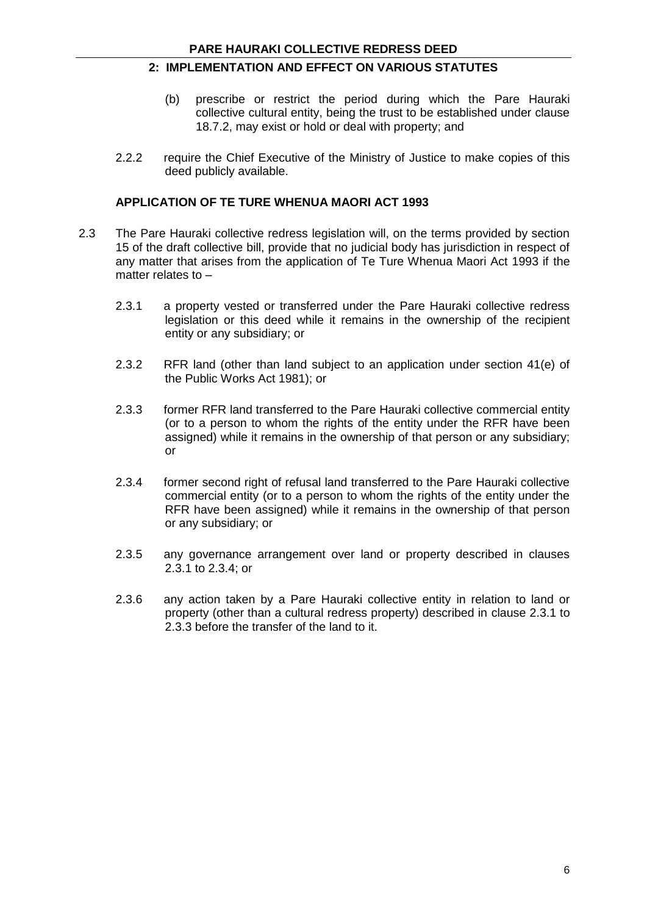(b) prescribe or restrict the period during which the Pare Hauraki collective cultural entity, being the trust to be established under clause 18.7.2, may exist or hold or deal with property; and

2.2.2 require the Chief Executive of the Ministry of Justice to make copies of this deed publicly available.

### APPLICATION OF TE TURE WHENUA MAORI ACT 1993

2.3 The Pare Hauraki collective redress legislation will, on the terms provided by section 15 of the draft collective bill, provide that no judicial body has jurisdiction in respect of any matter that arises from the application of Te Ture Whenua Maori Act 1993 if the matter relates to –

2.3.1 a property vested or transferred under the Pare Hauraki collective redress legislation or this deed while it remains in the ownership of the recipient entity or any subsidiary; or

2.3.2 RFR land (other than land subject to an application under section 41(e) of the Public Works Act 1981); or

2.3.3 former RFR land transferred to the Pare Hauraki collective commercial entity (or to a person to whom the rights of the entity under the RFR have been assigned) while it remains in the ownership of that person or any subsidiary; or

2.3.4 former second right of refusal land transferred to the Pare Hauraki collective commercial entity (or to a person to whom the rights of the entity under the RFR have been assigned) while it remains in the ownership of that person or any subsidiary; or

2.3.5 any governance arrangement over land or property described in clauses 2.3.1 to 2.3.4; or

2.3.6 any action taken by a Pare Hauraki collective entity in relation to land or property (other than a cultural redress property) described in clause 2.3.1 to 2.3.3 before the transfer of the land to it.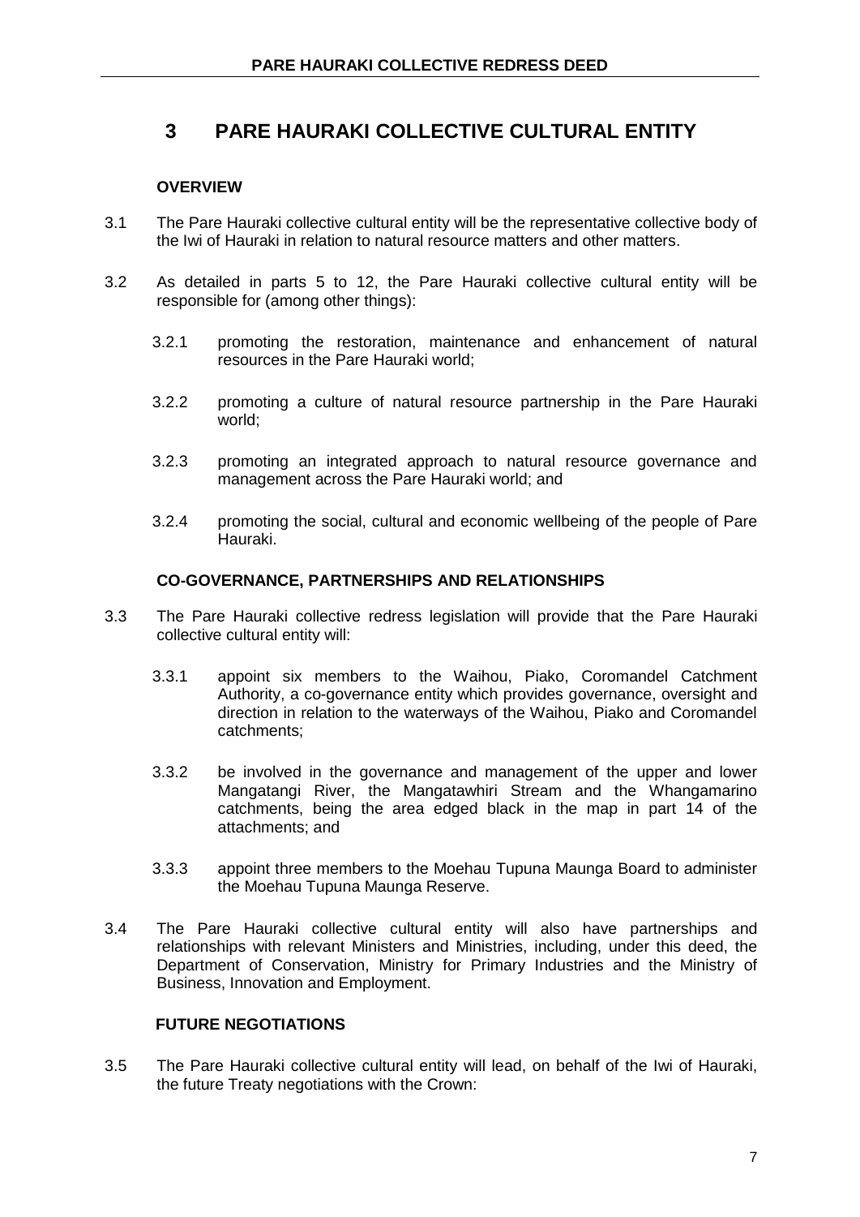# 3 PARE HAURAKI COLLECTIVE CULTURAL ENTITY

### OVERVIEW

3.1 The Pare Hauraki collective cultural entity will be the representative collective body of the Iwi of Hauraki in relation to natural resource matters and other matters.

3.2 As detailed in parts 5 to 12, the Pare Hauraki collective cultural entity will be responsible for (among other things):

3.2.1 promoting the restoration, maintenance and enhancement of natural resources in the Pare Hauraki world;

3.2.2 promoting a culture of natural resource partnership in the Pare Hauraki world;

3.2.3 promoting an integrated approach to natural resource governance and management across the Pare Hauraki world; and

3.2.4 promoting the social, cultural and economic wellbeing of the people of Pare Hauraki.

### CO-GOVERNANCE, PARTNERSHIPS AND RELATIONSHIPS

3.3 The Pare Hauraki collective redress legislation will provide that the Pare Hauraki collective cultural entity will:

3.3.1 appoint six members to the Waihou, Piako, Coromandel Catchment Authority, a co-governance entity which provides governance, oversight and direction in relation to the waterways of the Waihou, Piako and Coromandel catchments;

3.3.2 be involved in the governance and management of the upper and lower Mangatangi River, the Mangatawhiri Stream and the Whangamarino catchments, being the area edged black in the map in part 14 of the attachments; and

3.3.3 appoint three members to the Moehau Tupuna Maunga Board to administer the Moehau Tupuna Maunga Reserve.

3.4 The Pare Hauraki collective cultural entity will also have partnerships and relationships with relevant Ministers and Ministries, including, under this deed, the Department of Conservation, Ministry for Primary Industries and the Ministry of Business, Innovation and Employment.

### FUTURE NEGOTIATIONS

3.5 The Pare Hauraki collective cultural entity will lead, on behalf of the Iwi of Hauraki, the future Treaty negotiations with the Crown: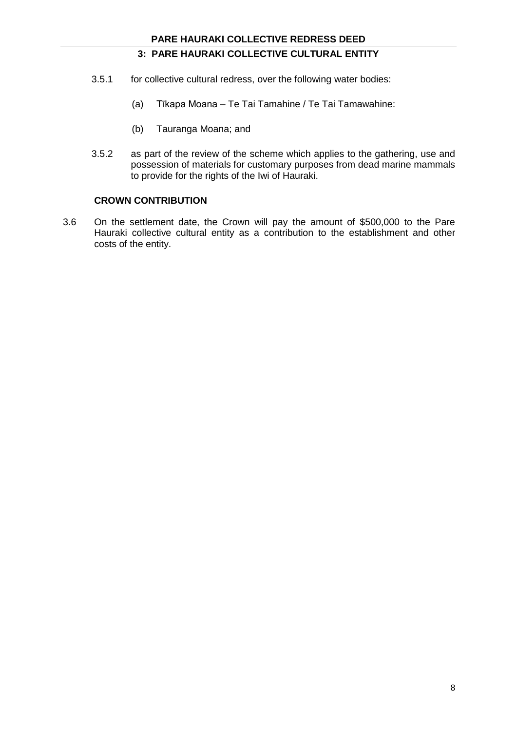3.5.1 for collective cultural redress, over the following water bodies:

(a) Tīkapa Moana – Te Tai Tamahine / Te Tai Tamawahine:

(b) Tauranga Moana; and

3.5.2 as part of the review of the scheme which applies to the gathering, use and possession of materials for customary purposes from dead marine mammals to provide for the rights of the Iwi of Hauraki.

## CROWN CONTRIBUTION

3.6 On the settlement date, the Crown will pay the amount of $500,000 to the Pare Hauraki collective cultural entity as a contribution to the establishment and other costs of the entity.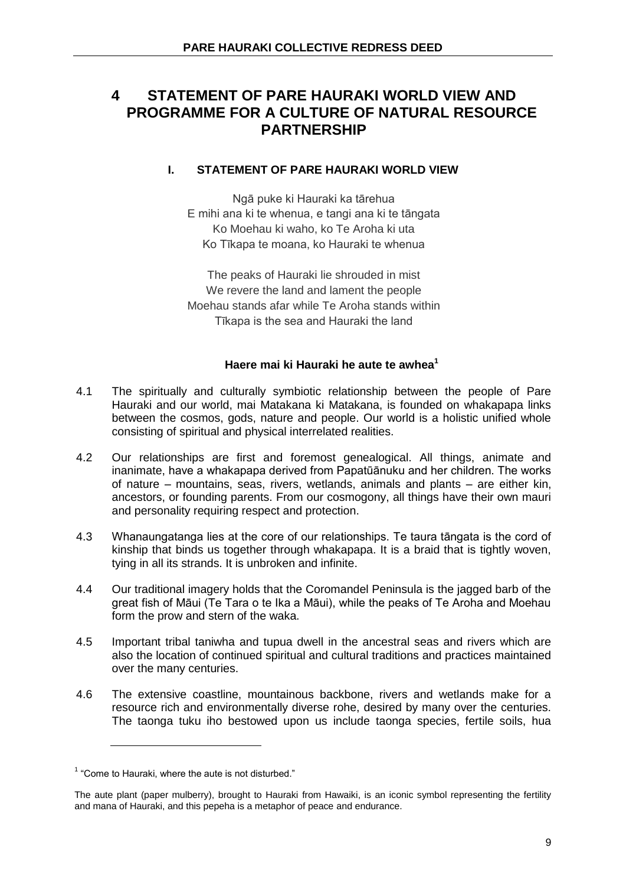# 4 STATEMENT OF PARE HAURAKI WORLD VIEW AND PROGRAMME FOR A CULTURE OF NATURAL RESOURCE PARTNERSHIP

## I. STATEMENT OF PARE HAURAKI WORLD VIEW

Ngā puke ki Hauraki ka tārehua
E mihi ana ki te whenua, e tangi ana ki te tāngata
Ko Moehau ki waho, ko Te Aroha ki uta
Ko Tīkapa te moana, ko Hauraki te whenua

The peaks of Hauraki lie shrouded in mist
We revere the land and lament the people
Moehau stands afar while Te Aroha stands within
Tīkapa is the sea and Hauraki the land

**Haere mai ki Hauraki he aute te awhea**[1]

4.1 The spiritually and culturally symbiotic relationship between the people of Pare Hauraki and our world, mai Matakana ki Matakana, is founded on whakapapa links between the cosmos, gods, nature and people. Our world is a holistic unified whole consisting of spiritual and physical interrelated realities.

4.2 Our relationships are first and foremost genealogical. All things, animate and inanimate, have a whakapapa derived from Papatūānuku and her children. The works of nature – mountains, seas, rivers, wetlands, animals and plants – are either kin, ancestors, or founding parents. From our cosmogony, all things have their own mauri and personality requiring respect and protection.

4.3 Whanaungatanga lies at the core of our relationships. Te taura tāngata is the cord of kinship that binds us together through whakapapa. It is a braid that is tightly woven, tying in all its strands. It is unbroken and infinite.

4.4 Our traditional imagery holds that the Coromandel Peninsula is the jagged barb of the great fish of Māui (Te Tara o te Ika a Māui), while the peaks of Te Aroha and Moehau form the prow and stern of the waka.

4.5 Important tribal taniwha and tupua dwell in the ancestral seas and rivers which are also the location of continued spiritual and cultural traditions and practices maintained over the many centuries.

4.6 The extensive coastline, mountainous backbone, rivers and wetlands make for a resource rich and environmentally diverse rohe, desired by many over the centuries. The taonga tuku iho bestowed upon us include taonga species, fertile soils, hua

---

[1] "Come to Hauraki, where the aute is not disturbed."

The aute plant (paper mulberry), brought to Hauraki from Hawaiki, is an iconic symbol representing the fertility and mana of Hauraki, and this pepeha is a metaphor of peace and endurance.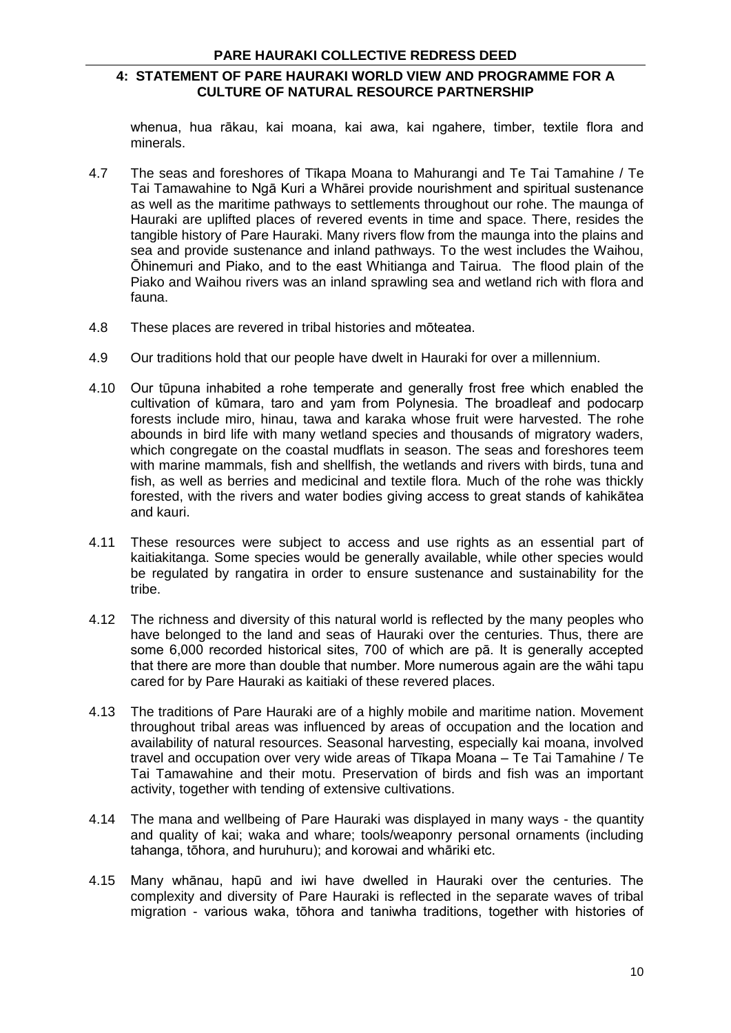whenua, hua rākau, kai moana, kai awa, kai ngahere, timber, textile flora and minerals.

4.7 The seas and foreshores of Tīkapa Moana to Mahurangi and Te Tai Tamahine / Te Tai Tamawahine to Ngā Kuri a Whārei provide nourishment and spiritual sustenance as well as the maritime pathways to settlements throughout our rohe. The maunga of Hauraki are uplifted places of revered events in time and space. There, resides the tangible history of Pare Hauraki. Many rivers flow from the maunga into the plains and sea and provide sustenance and inland pathways. To the west includes the Waihou, Ōhinemuri and Piako, and to the east Whitianga and Tairua. The flood plain of the Piako and Waihou rivers was an inland sprawling sea and wetland rich with flora and fauna.

4.8 These places are revered in tribal histories and mōteatea.

4.9 Our traditions hold that our people have dwelt in Hauraki for over a millennium.

4.10 Our tūpuna inhabited a rohe temperate and generally frost free which enabled the cultivation of kūmara, taro and yam from Polynesia. The broadleaf and podocarp forests include miro, hinau, tawa and karaka whose fruit were harvested. The rohe abounds in bird life with many wetland species and thousands of migratory waders, which congregate on the coastal mudflats in season. The seas and foreshores teem with marine mammals, fish and shellfish, the wetlands and rivers with birds, tuna and fish, as well as berries and medicinal and textile flora. Much of the rohe was thickly forested, with the rivers and water bodies giving access to great stands of kahikātea and kauri.

4.11 These resources were subject to access and use rights as an essential part of kaitiakitanga. Some species would be generally available, while other species would be regulated by rangatira in order to ensure sustenance and sustainability for the tribe.

4.12 The richness and diversity of this natural world is reflected by the many peoples who have belonged to the land and seas of Hauraki over the centuries. Thus, there are some 6,000 recorded historical sites, 700 of which are pā. It is generally accepted that there are more than double that number. More numerous again are the wāhi tapu cared for by Pare Hauraki as kaitiaki of these revered places.

4.13 The traditions of Pare Hauraki are of a highly mobile and maritime nation. Movement throughout tribal areas was influenced by areas of occupation and the location and availability of natural resources. Seasonal harvesting, especially kai moana, involved travel and occupation over very wide areas of Tīkapa Moana – Te Tai Tamahine / Te Tai Tamawahine and their motu. Preservation of birds and fish was an important activity, together with tending of extensive cultivations.

4.14 The mana and wellbeing of Pare Hauraki was displayed in many ways - the quantity and quality of kai; waka and whare; tools/weaponry personal ornaments (including tahanga, tōhora, and huruhuru); and korowai and whāriki etc.

4.15 Many whānau, hapū and iwi have dwelled in Hauraki over the centuries. The complexity and diversity of Pare Hauraki is reflected in the separate waves of tribal migration - various waka, tōhora and taniwha traditions, together with histories of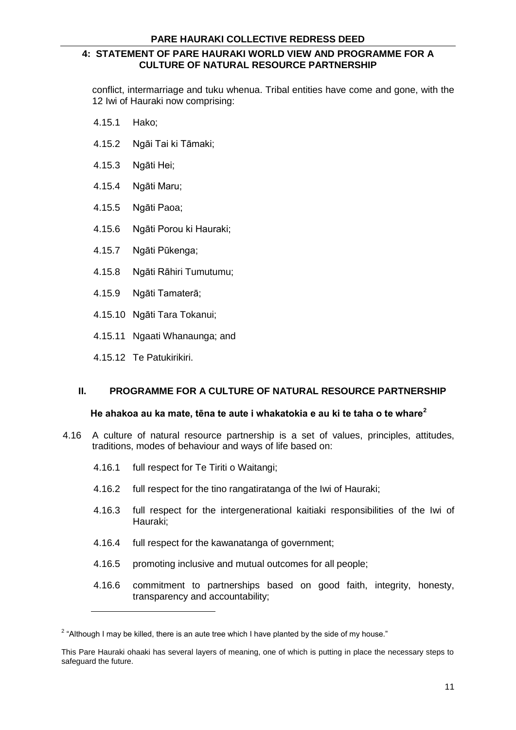conflict, intermarriage and tuku whenua. Tribal entities have come and gone, with the 12 Iwi of Hauraki now comprising:

4.15.1 Hako;

4.15.2 Ngāi Tai ki Tāmaki;

4.15.3 Ngāti Hei;

4.15.4 Ngāti Maru;

4.15.5 Ngāti Paoa;

4.15.6 Ngāti Porou ki Hauraki;

4.15.7 Ngāti Pūkenga;

4.15.8 Ngāti Rāhiri Tumutumu;

4.15.9 Ngāti Tamaterā;

4.15.10 Ngāti Tara Tokanui;

4.15.11 Ngaati Whanaunga; and

4.15.12 Te Patukirikiri.

## II. PROGRAMME FOR A CULTURE OF NATURAL RESOURCE PARTNERSHIP

**He ahakoa au ka mate, tēna te aute i whakatokia e au ki te taha o te whare[2]**

4.16 A culture of natural resource partnership is a set of values, principles, attitudes, traditions, modes of behaviour and ways of life based on:

4.16.1 full respect for Te Tiriti o Waitangi;

4.16.2 full respect for the tino rangatiratanga of the Iwi of Hauraki;

4.16.3 full respect for the intergenerational kaitiaki responsibilities of the Iwi of Hauraki;

4.16.4 full respect for the kawanatanga of government;

4.16.5 promoting inclusive and mutual outcomes for all people;

4.16.6 commitment to partnerships based on good faith, integrity, honesty, transparency and accountability;

---

[2] "Although I may be killed, there is an aute tree which I have planted by the side of my house."

This Pare Hauraki ohaaki has several layers of meaning, one of which is putting in place the necessary steps to safeguard the future.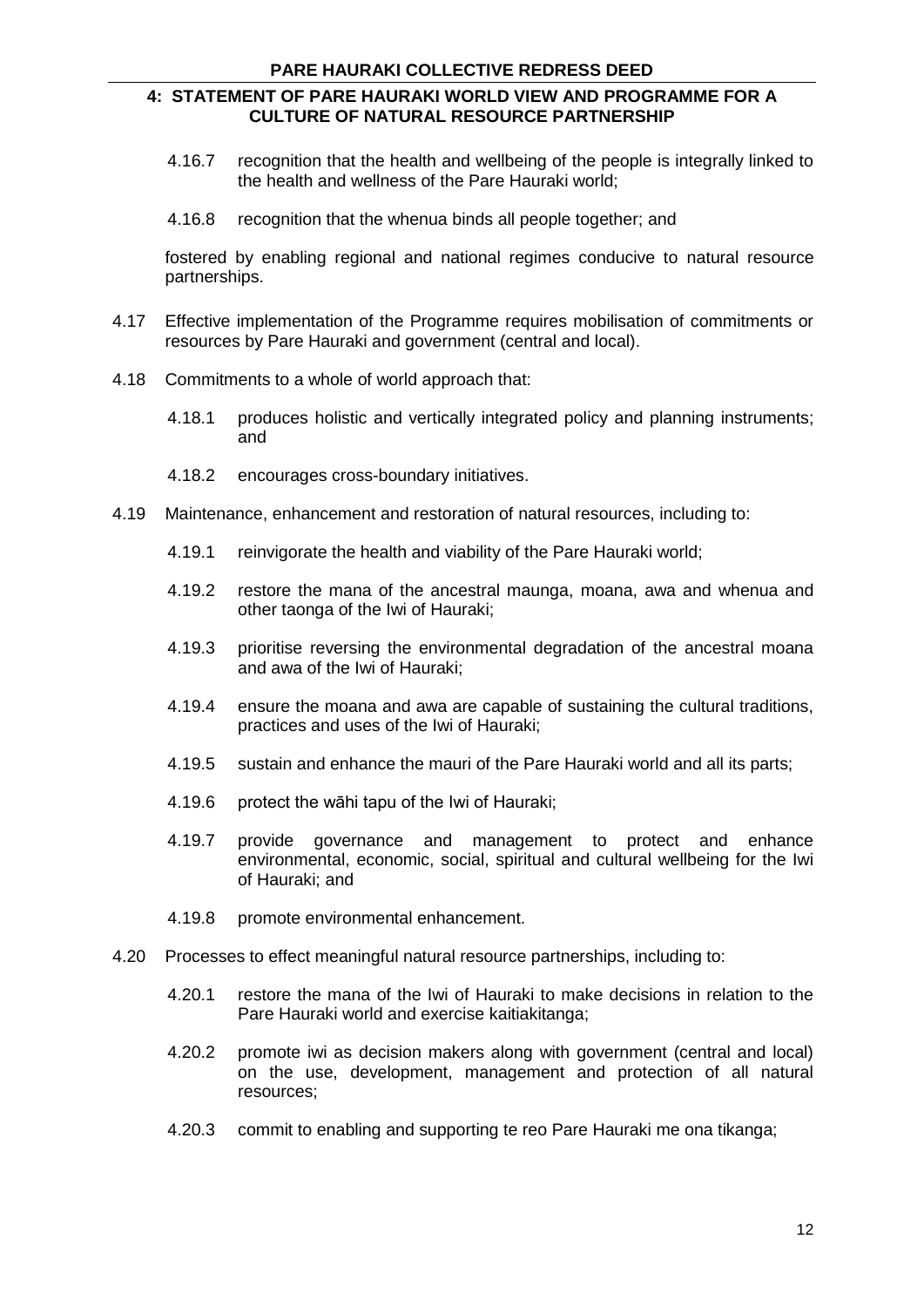4.16.7 recognition that the health and wellbeing of the people is integrally linked to the health and wellness of the Pare Hauraki world;

4.16.8 recognition that the whenua binds all people together; and

fostered by enabling regional and national regimes conducive to natural resource partnerships.

4.17 Effective implementation of the Programme requires mobilisation of commitments or resources by Pare Hauraki and government (central and local).

4.18 Commitments to a whole of world approach that:

4.18.1 produces holistic and vertically integrated policy and planning instruments; and

4.18.2 encourages cross-boundary initiatives.

4.19 Maintenance, enhancement and restoration of natural resources, including to:

4.19.1 reinvigorate the health and viability of the Pare Hauraki world;

4.19.2 restore the mana of the ancestral maunga, moana, awa and whenua and other taonga of the Iwi of Hauraki;

4.19.3 prioritise reversing the environmental degradation of the ancestral moana and awa of the Iwi of Hauraki;

4.19.4 ensure the moana and awa are capable of sustaining the cultural traditions, practices and uses of the Iwi of Hauraki;

4.19.5 sustain and enhance the mauri of the Pare Hauraki world and all its parts;

4.19.6 protect the wāhi tapu of the Iwi of Hauraki;

4.19.7 provide governance and management to protect and enhance environmental, economic, social, spiritual and cultural wellbeing for the Iwi of Hauraki; and

4.19.8 promote environmental enhancement.

4.20 Processes to effect meaningful natural resource partnerships, including to:

4.20.1 restore the mana of the Iwi of Hauraki to make decisions in relation to the Pare Hauraki world and exercise kaitiakitanga;

4.20.2 promote iwi as decision makers along with government (central and local) on the use, development, management and protection of all natural resources;

4.20.3 commit to enabling and supporting te reo Pare Hauraki me ona tikanga;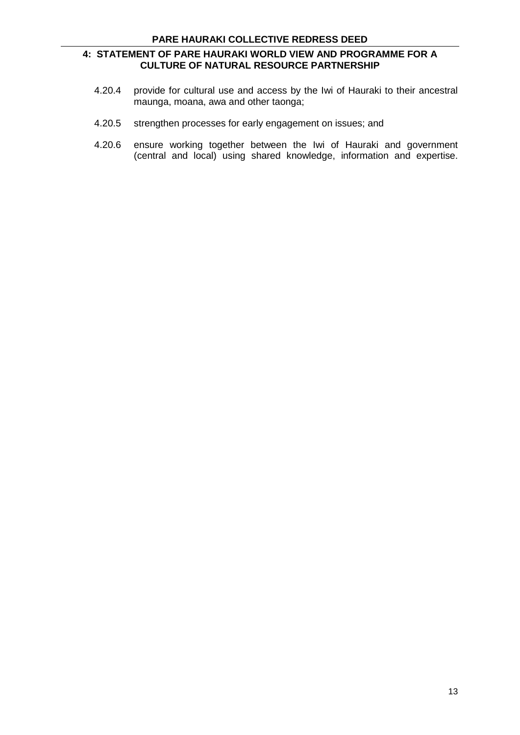4.20.4 provide for cultural use and access by the Iwi of Hauraki to their ancestral maunga, moana, awa and other taonga;

4.20.5 strengthen processes for early engagement on issues; and

4.20.6 ensure working together between the Iwi of Hauraki and government (central and local) using shared knowledge, information and expertise.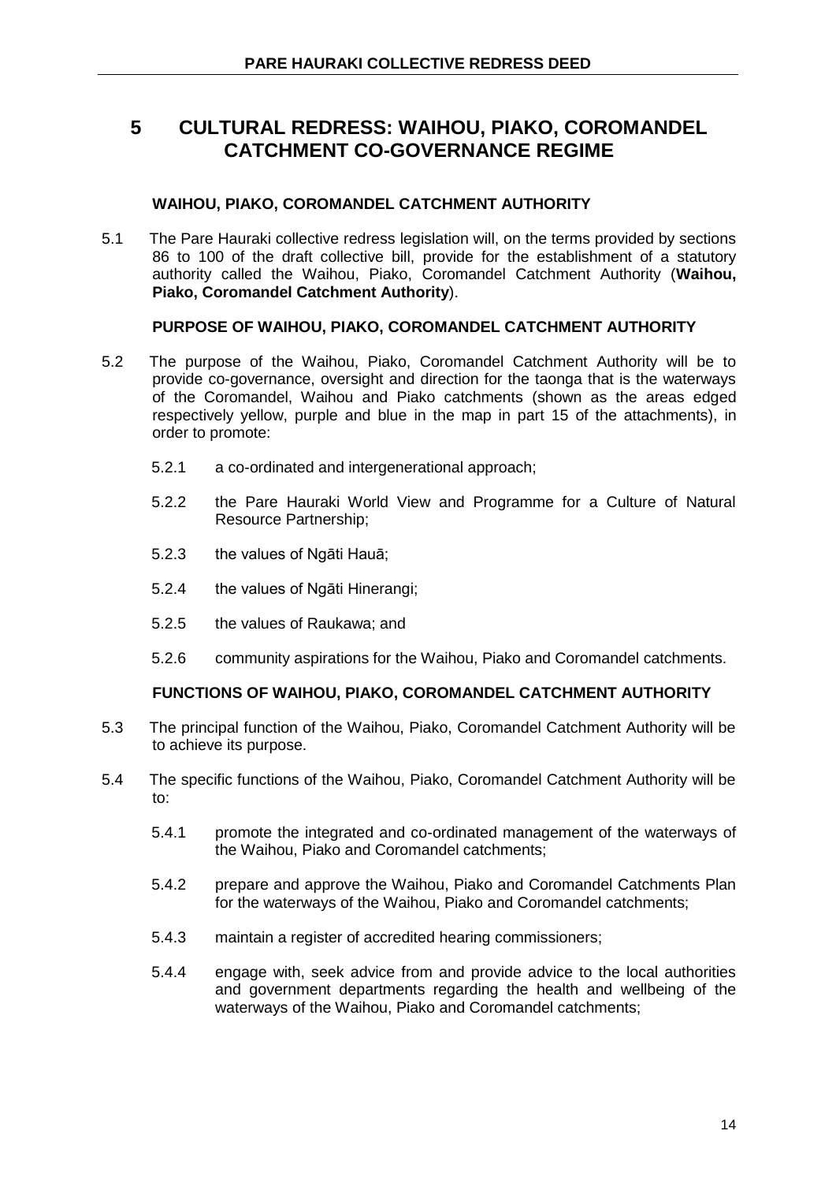# 5 CULTURAL REDRESS: WAIHOU, PIAKO, COROMANDEL CATCHMENT CO-GOVERNANCE REGIME

### WAIHOU, PIAKO, COROMANDEL CATCHMENT AUTHORITY

5.1 The Pare Hauraki collective redress legislation will, on the terms provided by sections 86 to 100 of the draft collective bill, provide for the establishment of a statutory authority called the Waihou, Piako, Coromandel Catchment Authority (**Waihou, Piako, Coromandel Catchment Authority**).

### PURPOSE OF WAIHOU, PIAKO, COROMANDEL CATCHMENT AUTHORITY

5.2 The purpose of the Waihou, Piako, Coromandel Catchment Authority will be to provide co-governance, oversight and direction for the taonga that is the waterways of the Coromandel, Waihou and Piako catchments (shown as the areas edged respectively yellow, purple and blue in the map in part 15 of the attachments), in order to promote:

5.2.1 a co-ordinated and intergenerational approach;

5.2.2 the Pare Hauraki World View and Programme for a Culture of Natural Resource Partnership;

5.2.3 the values of Ngāti Hauā;

5.2.4 the values of Ngāti Hinerangi;

5.2.5 the values of Raukawa; and

5.2.6 community aspirations for the Waihou, Piako and Coromandel catchments.

### FUNCTIONS OF WAIHOU, PIAKO, COROMANDEL CATCHMENT AUTHORITY

5.3 The principal function of the Waihou, Piako, Coromandel Catchment Authority will be to achieve its purpose.

5.4 The specific functions of the Waihou, Piako, Coromandel Catchment Authority will be to:

5.4.1 promote the integrated and co-ordinated management of the waterways of the Waihou, Piako and Coromandel catchments;

5.4.2 prepare and approve the Waihou, Piako and Coromandel Catchments Plan for the waterways of the Waihou, Piako and Coromandel catchments;

5.4.3 maintain a register of accredited hearing commissioners;

5.4.4 engage with, seek advice from and provide advice to the local authorities and government departments regarding the health and wellbeing of the waterways of the Waihou, Piako and Coromandel catchments;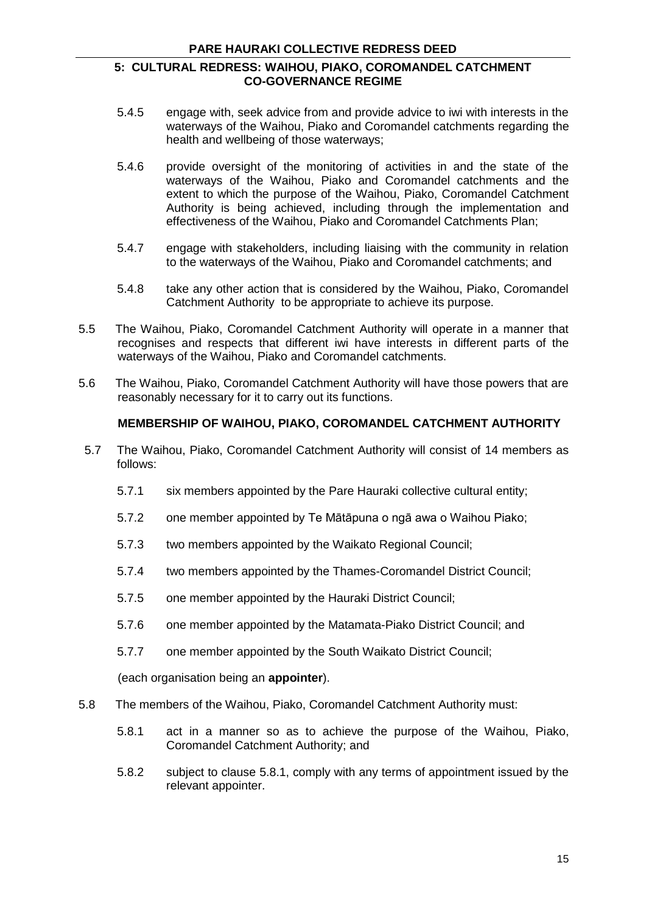5.4.5 engage with, seek advice from and provide advice to iwi with interests in the waterways of the Waihou, Piako and Coromandel catchments regarding the health and wellbeing of those waterways;

5.4.6 provide oversight of the monitoring of activities in and the state of the waterways of the Waihou, Piako and Coromandel catchments and the extent to which the purpose of the Waihou, Piako, Coromandel Catchment Authority is being achieved, including through the implementation and effectiveness of the Waihou, Piako and Coromandel Catchments Plan;

5.4.7 engage with stakeholders, including liaising with the community in relation to the waterways of the Waihou, Piako and Coromandel catchments; and

5.4.8 take any other action that is considered by the Waihou, Piako, Coromandel Catchment Authority to be appropriate to achieve its purpose.

5.5 The Waihou, Piako, Coromandel Catchment Authority will operate in a manner that recognises and respects that different iwi have interests in different parts of the waterways of the Waihou, Piako and Coromandel catchments.

5.6 The Waihou, Piako, Coromandel Catchment Authority will have those powers that are reasonably necessary for it to carry out its functions.

**MEMBERSHIP OF WAIHOU, PIAKO, COROMANDEL CATCHMENT AUTHORITY**

5.7 The Waihou, Piako, Coromandel Catchment Authority will consist of 14 members as follows:

5.7.1 six members appointed by the Pare Hauraki collective cultural entity;

5.7.2 one member appointed by Te Mātāpuna o ngā awa o Waihou Piako;

5.7.3 two members appointed by the Waikato Regional Council;

5.7.4 two members appointed by the Thames-Coromandel District Council;

5.7.5 one member appointed by the Hauraki District Council;

5.7.6 one member appointed by the Matamata-Piako District Council; and

5.7.7 one member appointed by the South Waikato District Council;

(each organisation being an **appointer**).

5.8 The members of the Waihou, Piako, Coromandel Catchment Authority must:

5.8.1 act in a manner so as to achieve the purpose of the Waihou, Piako, Coromandel Catchment Authority; and

5.8.2 subject to clause 5.8.1, comply with any terms of appointment issued by the relevant appointer.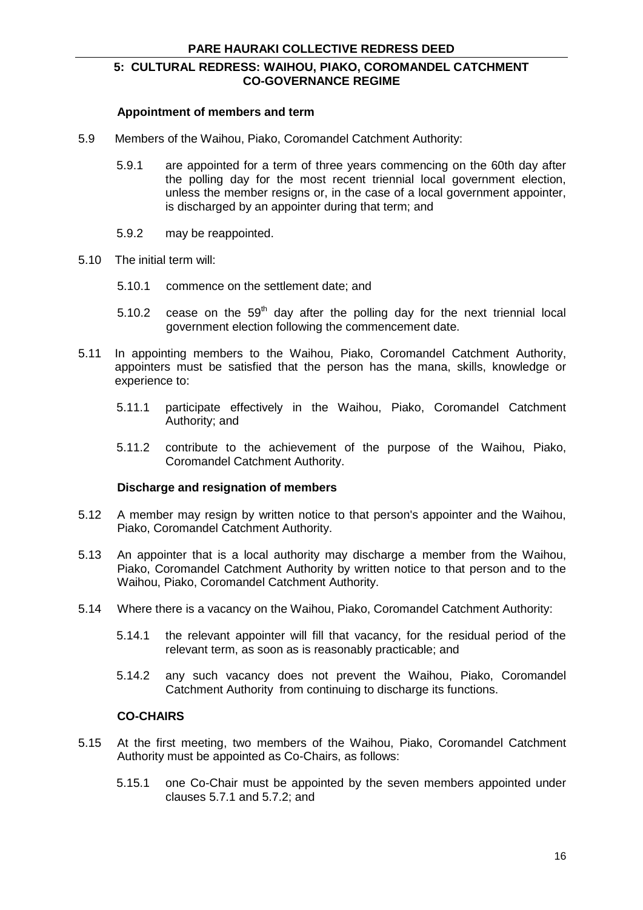## Appointment of members and term

5.9 Members of the Waihou, Piako, Coromandel Catchment Authority:

5.9.1 are appointed for a term of three years commencing on the 60th day after the polling day for the most recent triennial local government election, unless the member resigns or, in the case of a local government appointer, is discharged by an appointer during that term; and

5.9.2 may be reappointed.

5.10 The initial term will:

5.10.1 commence on the settlement date; and

5.10.2 cease on the 59th day after the polling day for the next triennial local government election following the commencement date.

5.11 In appointing members to the Waihou, Piako, Coromandel Catchment Authority, appointers must be satisfied that the person has the mana, skills, knowledge or experience to:

5.11.1 participate effectively in the Waihou, Piako, Coromandel Catchment Authority; and

5.11.2 contribute to the achievement of the purpose of the Waihou, Piako, Coromandel Catchment Authority.

## Discharge and resignation of members

5.12 A member may resign by written notice to that person's appointer and the Waihou, Piako, Coromandel Catchment Authority.

5.13 An appointer that is a local authority may discharge a member from the Waihou, Piako, Coromandel Catchment Authority by written notice to that person and to the Waihou, Piako, Coromandel Catchment Authority.

5.14 Where there is a vacancy on the Waihou, Piako, Coromandel Catchment Authority:

5.14.1 the relevant appointer will fill that vacancy, for the residual period of the relevant term, as soon as is reasonably practicable; and

5.14.2 any such vacancy does not prevent the Waihou, Piako, Coromandel Catchment Authority from continuing to discharge its functions.

## CO-CHAIRS

5.15 At the first meeting, two members of the Waihou, Piako, Coromandel Catchment Authority must be appointed as Co-Chairs, as follows:

5.15.1 one Co-Chair must be appointed by the seven members appointed under clauses 5.7.1 and 5.7.2; and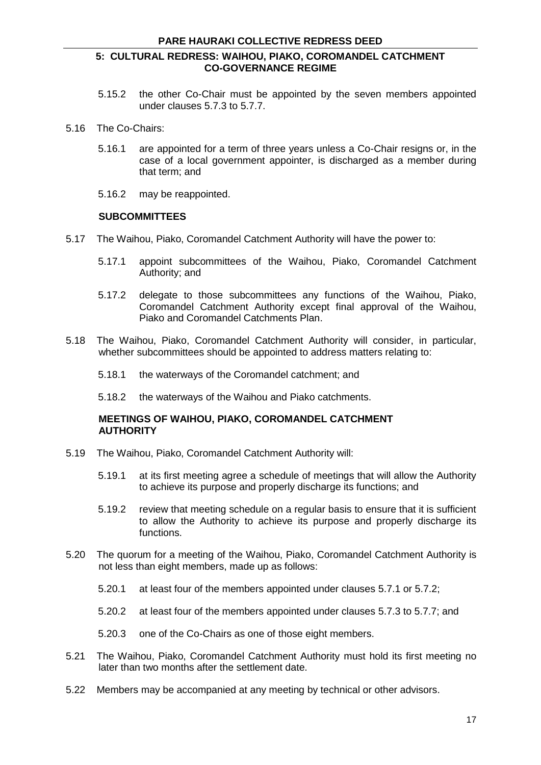5.15.2 the other Co-Chair must be appointed by the seven members appointed under clauses 5.7.3 to 5.7.7.

5.16 The Co-Chairs:

5.16.1 are appointed for a term of three years unless a Co-Chair resigns or, in the case of a local government appointer, is discharged as a member during that term; and

5.16.2 may be reappointed.

**SUBCOMMITTEES**

5.17 The Waihou, Piako, Coromandel Catchment Authority will have the power to:

5.17.1 appoint subcommittees of the Waihou, Piako, Coromandel Catchment Authority; and

5.17.2 delegate to those subcommittees any functions of the Waihou, Piako, Coromandel Catchment Authority except final approval of the Waihou, Piako and Coromandel Catchments Plan.

5.18 The Waihou, Piako, Coromandel Catchment Authority will consider, in particular, whether subcommittees should be appointed to address matters relating to:

5.18.1 the waterways of the Coromandel catchment; and

5.18.2 the waterways of the Waihou and Piako catchments.

**MEETINGS OF WAIHOU, PIAKO, COROMANDEL CATCHMENT AUTHORITY**

5.19 The Waihou, Piako, Coromandel Catchment Authority will:

5.19.1 at its first meeting agree a schedule of meetings that will allow the Authority to achieve its purpose and properly discharge its functions; and

5.19.2 review that meeting schedule on a regular basis to ensure that it is sufficient to allow the Authority to achieve its purpose and properly discharge its functions.

5.20 The quorum for a meeting of the Waihou, Piako, Coromandel Catchment Authority is not less than eight members, made up as follows:

5.20.1 at least four of the members appointed under clauses 5.7.1 or 5.7.2;

5.20.2 at least four of the members appointed under clauses 5.7.3 to 5.7.7; and

5.20.3 one of the Co-Chairs as one of those eight members.

5.21 The Waihou, Piako, Coromandel Catchment Authority must hold its first meeting no later than two months after the settlement date.

5.22 Members may be accompanied at any meeting by technical or other advisors.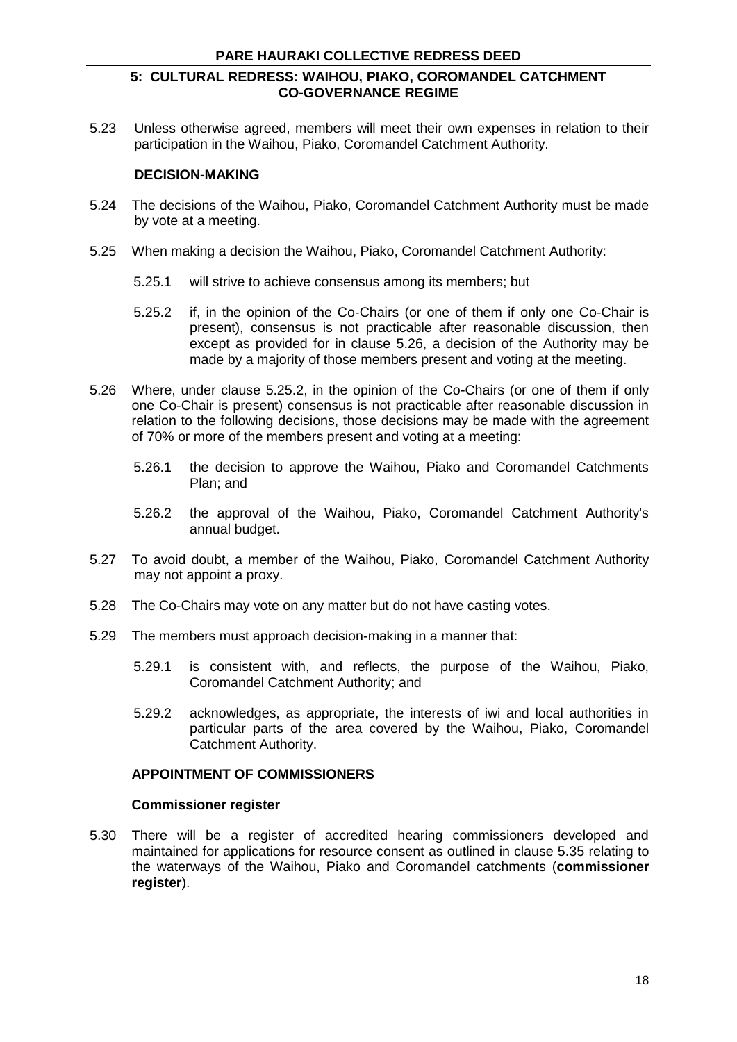5.23 Unless otherwise agreed, members will meet their own expenses in relation to their participation in the Waihou, Piako, Coromandel Catchment Authority.

## DECISION-MAKING

5.24 The decisions of the Waihou, Piako, Coromandel Catchment Authority must be made by vote at a meeting.

5.25 When making a decision the Waihou, Piako, Coromandel Catchment Authority:

5.25.1 will strive to achieve consensus among its members; but

5.25.2 if, in the opinion of the Co-Chairs (or one of them if only one Co-Chair is present), consensus is not practicable after reasonable discussion, then except as provided for in clause 5.26, a decision of the Authority may be made by a majority of those members present and voting at the meeting.

5.26 Where, under clause 5.25.2, in the opinion of the Co-Chairs (or one of them if only one Co-Chair is present) consensus is not practicable after reasonable discussion in relation to the following decisions, those decisions may be made with the agreement of 70% or more of the members present and voting at a meeting:

5.26.1 the decision to approve the Waihou, Piako and Coromandel Catchments Plan; and

5.26.2 the approval of the Waihou, Piako, Coromandel Catchment Authority's annual budget.

5.27 To avoid doubt, a member of the Waihou, Piako, Coromandel Catchment Authority may not appoint a proxy.

5.28 The Co-Chairs may vote on any matter but do not have casting votes.

5.29 The members must approach decision-making in a manner that:

5.29.1 is consistent with, and reflects, the purpose of the Waihou, Piako, Coromandel Catchment Authority; and

5.29.2 acknowledges, as appropriate, the interests of iwi and local authorities in particular parts of the area covered by the Waihou, Piako, Coromandel Catchment Authority.

## APPOINTMENT OF COMMISSIONERS

### Commissioner register

5.30 There will be a register of accredited hearing commissioners developed and maintained for applications for resource consent as outlined in clause 5.35 relating to the waterways of the Waihou, Piako and Coromandel catchments (**commissioner register**).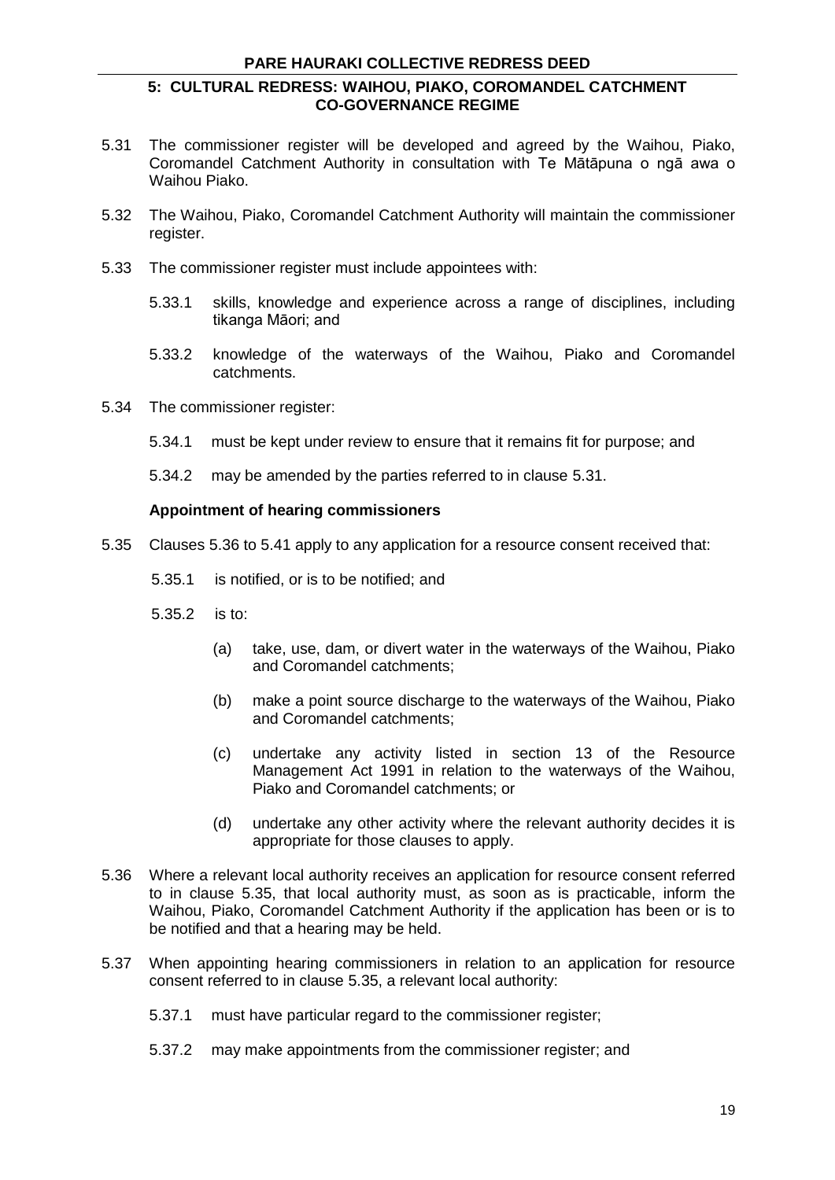5.31 The commissioner register will be developed and agreed by the Waihou, Piako, Coromandel Catchment Authority in consultation with Te Mātāpuna o ngā awa o Waihou Piako.

5.32 The Waihou, Piako, Coromandel Catchment Authority will maintain the commissioner register.

5.33 The commissioner register must include appointees with:

5.33.1 skills, knowledge and experience across a range of disciplines, including tikanga Māori; and

5.33.2 knowledge of the waterways of the Waihou, Piako and Coromandel catchments.

5.34 The commissioner register:

5.34.1 must be kept under review to ensure that it remains fit for purpose; and

5.34.2 may be amended by the parties referred to in clause 5.31.

**Appointment of hearing commissioners**

5.35 Clauses 5.36 to 5.41 apply to any application for a resource consent received that:

5.35.1 is notified, or is to be notified; and

5.35.2 is to:

(a) take, use, dam, or divert water in the waterways of the Waihou, Piako and Coromandel catchments;

(b) make a point source discharge to the waterways of the Waihou, Piako and Coromandel catchments;

(c) undertake any activity listed in section 13 of the Resource Management Act 1991 in relation to the waterways of the Waihou, Piako and Coromandel catchments; or

(d) undertake any other activity where the relevant authority decides it is appropriate for those clauses to apply.

5.36 Where a relevant local authority receives an application for resource consent referred to in clause 5.35, that local authority must, as soon as is practicable, inform the Waihou, Piako, Coromandel Catchment Authority if the application has been or is to be notified and that a hearing may be held.

5.37 When appointing hearing commissioners in relation to an application for resource consent referred to in clause 5.35, a relevant local authority:

5.37.1 must have particular regard to the commissioner register;

5.37.2 may make appointments from the commissioner register; and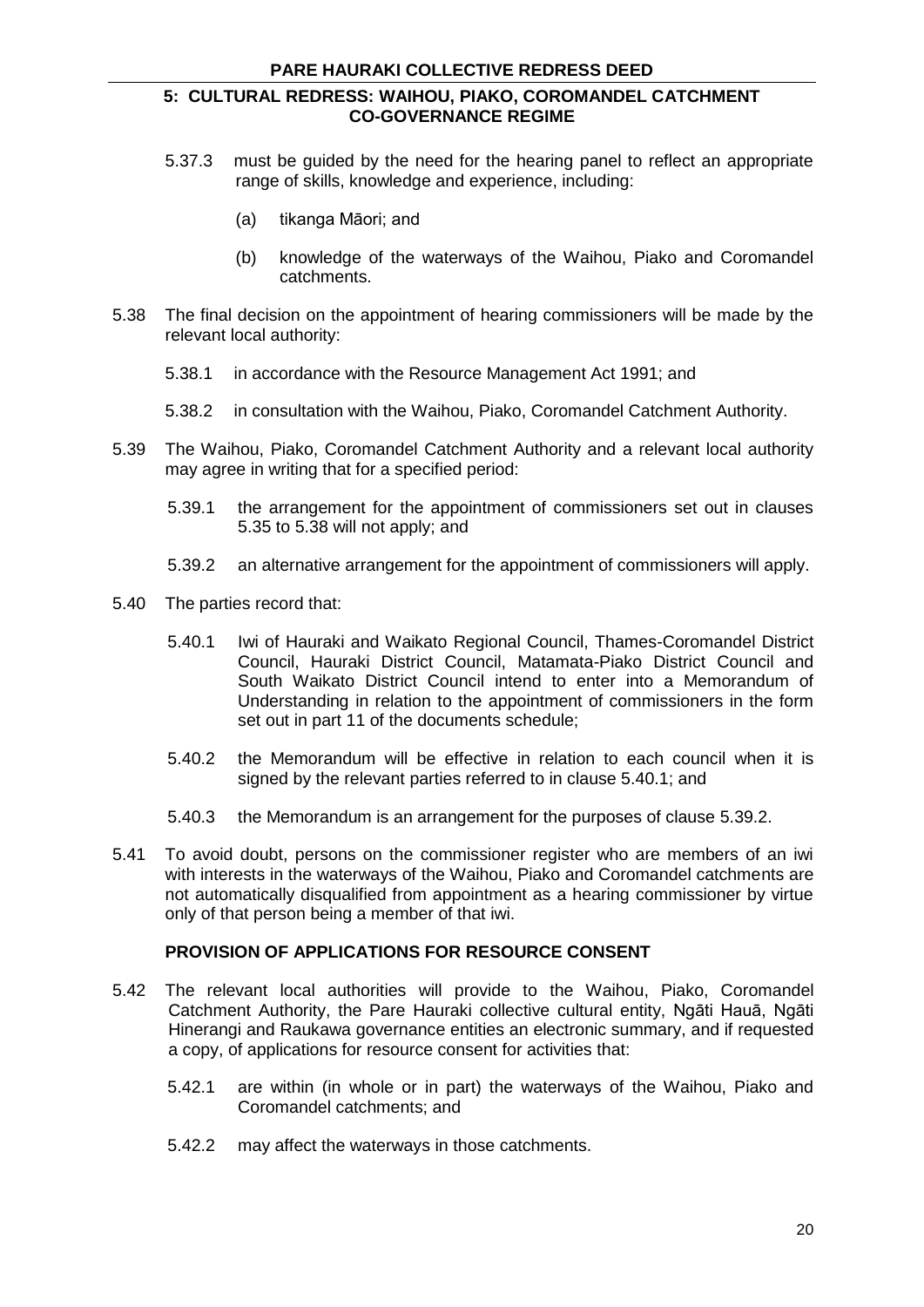5.37.3 must be guided by the need for the hearing panel to reflect an appropriate range of skills, knowledge and experience, including:

(a) tikanga Māori; and

(b) knowledge of the waterways of the Waihou, Piako and Coromandel catchments.

5.38 The final decision on the appointment of hearing commissioners will be made by the relevant local authority:

5.38.1 in accordance with the Resource Management Act 1991; and

5.38.2 in consultation with the Waihou, Piako, Coromandel Catchment Authority.

5.39 The Waihou, Piako, Coromandel Catchment Authority and a relevant local authority may agree in writing that for a specified period:

5.39.1 the arrangement for the appointment of commissioners set out in clauses 5.35 to 5.38 will not apply; and

5.39.2 an alternative arrangement for the appointment of commissioners will apply.

5.40 The parties record that:

5.40.1 Iwi of Hauraki and Waikato Regional Council, Thames-Coromandel District Council, Hauraki District Council, Matamata-Piako District Council and South Waikato District Council intend to enter into a Memorandum of Understanding in relation to the appointment of commissioners in the form set out in part 11 of the documents schedule;

5.40.2 the Memorandum will be effective in relation to each council when it is signed by the relevant parties referred to in clause 5.40.1; and

5.40.3 the Memorandum is an arrangement for the purposes of clause 5.39.2.

5.41 To avoid doubt, persons on the commissioner register who are members of an iwi with interests in the waterways of the Waihou, Piako and Coromandel catchments are not automatically disqualified from appointment as a hearing commissioner by virtue only of that person being a member of that iwi.

### PROVISION OF APPLICATIONS FOR RESOURCE CONSENT

5.42 The relevant local authorities will provide to the Waihou, Piako, Coromandel Catchment Authority, the Pare Hauraki collective cultural entity, Ngāti Hauā, Ngāti Hinerangi and Raukawa governance entities an electronic summary, and if requested a copy, of applications for resource consent for activities that:

5.42.1 are within (in whole or in part) the waterways of the Waihou, Piako and Coromandel catchments; and

5.42.2 may affect the waterways in those catchments.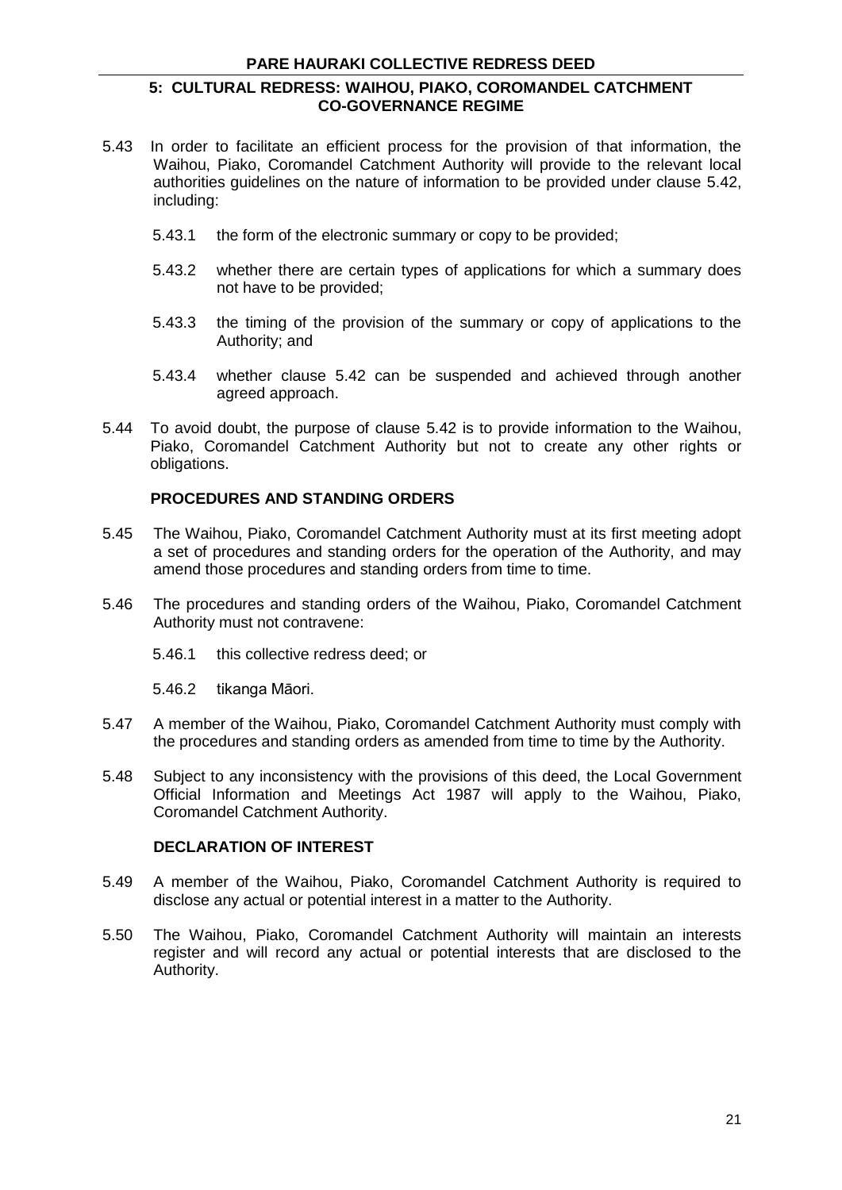5.43 In order to facilitate an efficient process for the provision of that information, the Waihou, Piako, Coromandel Catchment Authority will provide to the relevant local authorities guidelines on the nature of information to be provided under clause 5.42, including:

   5.43.1 the form of the electronic summary or copy to be provided;

   5.43.2 whether there are certain types of applications for which a summary does not have to be provided;

   5.43.3 the timing of the provision of the summary or copy of applications to the Authority; and

   5.43.4 whether clause 5.42 can be suspended and achieved through another agreed approach.

5.44 To avoid doubt, the purpose of clause 5.42 is to provide information to the Waihou, Piako, Coromandel Catchment Authority but not to create any other rights or obligations.

### PROCEDURES AND STANDING ORDERS

5.45 The Waihou, Piako, Coromandel Catchment Authority must at its first meeting adopt a set of procedures and standing orders for the operation of the Authority, and may amend those procedures and standing orders from time to time.

5.46 The procedures and standing orders of the Waihou, Piako, Coromandel Catchment Authority must not contravene:

   5.46.1 this collective redress deed; or

   5.46.2 tikanga Māori.

5.47 A member of the Waihou, Piako, Coromandel Catchment Authority must comply with the procedures and standing orders as amended from time to time by the Authority.

5.48 Subject to any inconsistency with the provisions of this deed, the Local Government Official Information and Meetings Act 1987 will apply to the Waihou, Piako, Coromandel Catchment Authority.

### DECLARATION OF INTEREST

5.49 A member of the Waihou, Piako, Coromandel Catchment Authority is required to disclose any actual or potential interest in a matter to the Authority.

5.50 The Waihou, Piako, Coromandel Catchment Authority will maintain an interests register and will record any actual or potential interests that are disclosed to the Authority.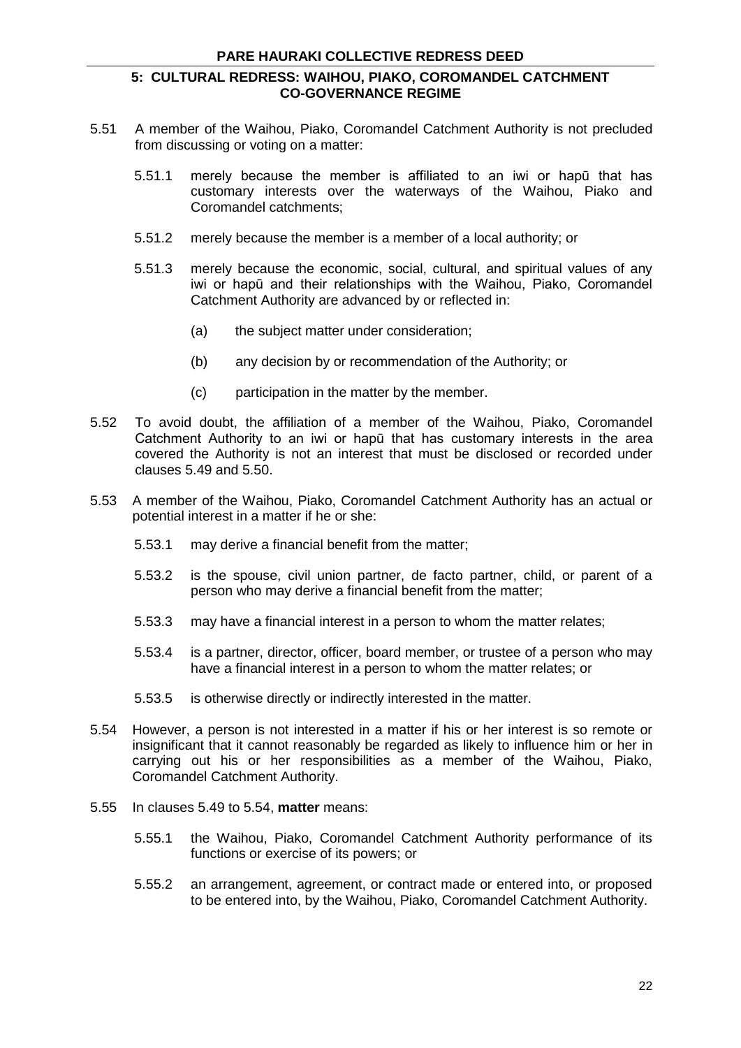## 5: CULTURAL REDRESS: WAIHOU, PIAKO, COROMANDEL CATCHMENT CO-GOVERNANCE REGIME

5.51 A member of the Waihou, Piako, Coromandel Catchment Authority is not precluded from discussing or voting on a matter:

5.51.1 merely because the member is affiliated to an iwi or hapū that has customary interests over the waterways of the Waihou, Piako and Coromandel catchments;

5.51.2 merely because the member is a member of a local authority; or

5.51.3 merely because the economic, social, cultural, and spiritual values of any iwi or hapū and their relationships with the Waihou, Piako, Coromandel Catchment Authority are advanced by or reflected in:

(a) the subject matter under consideration;

(b) any decision by or recommendation of the Authority; or

(c) participation in the matter by the member.

5.52 To avoid doubt, the affiliation of a member of the Waihou, Piako, Coromandel Catchment Authority to an iwi or hapū that has customary interests in the area covered the Authority is not an interest that must be disclosed or recorded under clauses 5.49 and 5.50.

5.53 A member of the Waihou, Piako, Coromandel Catchment Authority has an actual or potential interest in a matter if he or she:

5.53.1 may derive a financial benefit from the matter;

5.53.2 is the spouse, civil union partner, de facto partner, child, or parent of a person who may derive a financial benefit from the matter;

5.53.3 may have a financial interest in a person to whom the matter relates;

5.53.4 is a partner, director, officer, board member, or trustee of a person who may have a financial interest in a person to whom the matter relates; or

5.53.5 is otherwise directly or indirectly interested in the matter.

5.54 However, a person is not interested in a matter if his or her interest is so remote or insignificant that it cannot reasonably be regarded as likely to influence him or her in carrying out his or her responsibilities as a member of the Waihou, Piako, Coromandel Catchment Authority.

5.55 In clauses 5.49 to 5.54, **matter** means:

5.55.1 the Waihou, Piako, Coromandel Catchment Authority performance of its functions or exercise of its powers; or

5.55.2 an arrangement, agreement, or contract made or entered into, or proposed to be entered into, by the Waihou, Piako, Coromandel Catchment Authority.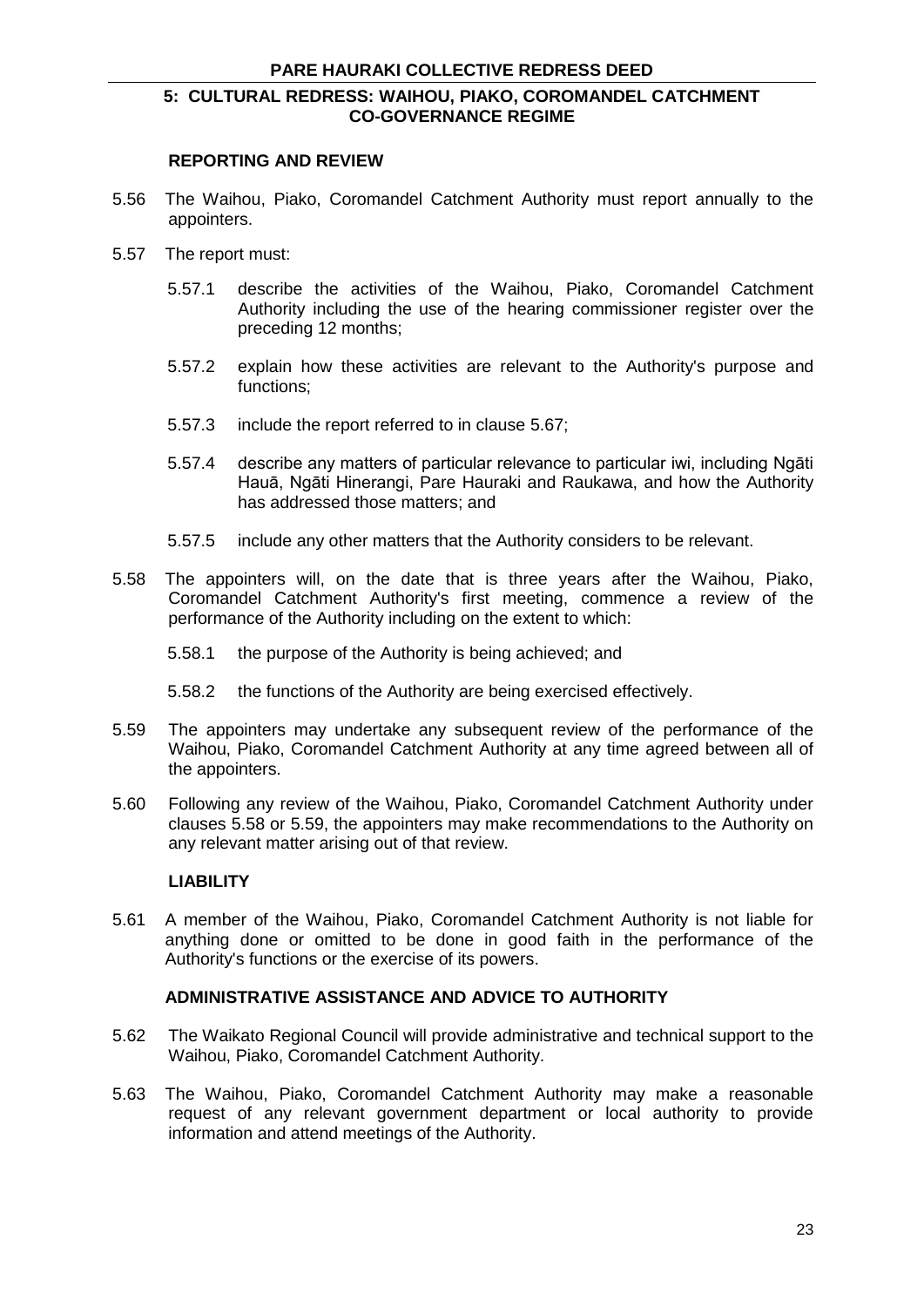## REPORTING AND REVIEW

5.56 The Waihou, Piako, Coromandel Catchment Authority must report annually to the appointers.

5.57 The report must:

5.57.1 describe the activities of the Waihou, Piako, Coromandel Catchment Authority including the use of the hearing commissioner register over the preceding 12 months;

5.57.2 explain how these activities are relevant to the Authority's purpose and functions;

5.57.3 include the report referred to in clause 5.67;

5.57.4 describe any matters of particular relevance to particular iwi, including Ngāti Hauā, Ngāti Hinerangi, Pare Hauraki and Raukawa, and how the Authority has addressed those matters; and

5.57.5 include any other matters that the Authority considers to be relevant.

5.58 The appointers will, on the date that is three years after the Waihou, Piako, Coromandel Catchment Authority's first meeting, commence a review of the performance of the Authority including on the extent to which:

5.58.1 the purpose of the Authority is being achieved; and

5.58.2 the functions of the Authority are being exercised effectively.

5.59 The appointers may undertake any subsequent review of the performance of the Waihou, Piako, Coromandel Catchment Authority at any time agreed between all of the appointers.

5.60 Following any review of the Waihou, Piako, Coromandel Catchment Authority under clauses 5.58 or 5.59, the appointers may make recommendations to the Authority on any relevant matter arising out of that review.

## LIABILITY

5.61 A member of the Waihou, Piako, Coromandel Catchment Authority is not liable for anything done or omitted to be done in good faith in the performance of the Authority's functions or the exercise of its powers.

## ADMINISTRATIVE ASSISTANCE AND ADVICE TO AUTHORITY

5.62 The Waikato Regional Council will provide administrative and technical support to the Waihou, Piako, Coromandel Catchment Authority.

5.63 The Waihou, Piako, Coromandel Catchment Authority may make a reasonable request of any relevant government department or local authority to provide information and attend meetings of the Authority.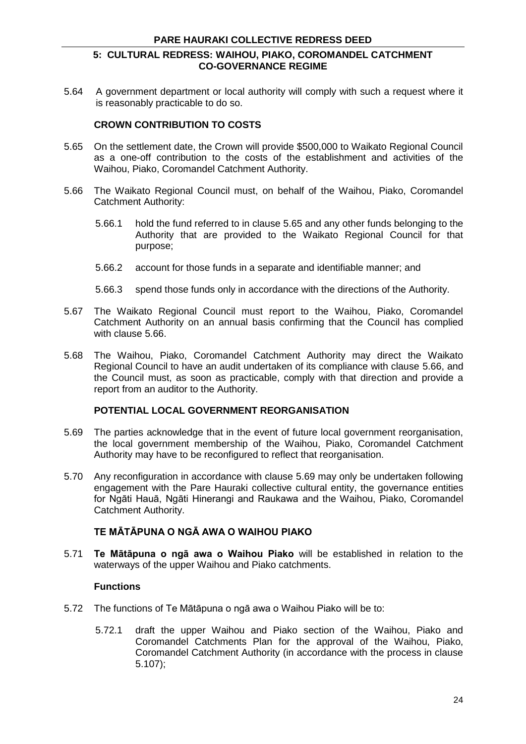5.64 A government department or local authority will comply with such a request where it is reasonably practicable to do so.

### CROWN CONTRIBUTION TO COSTS

5.65 On the settlement date, the Crown will provide $500,000 to Waikato Regional Council as a one-off contribution to the costs of the establishment and activities of the Waihou, Piako, Coromandel Catchment Authority.

5.66 The Waikato Regional Council must, on behalf of the Waihou, Piako, Coromandel Catchment Authority:

5.66.1 hold the fund referred to in clause 5.65 and any other funds belonging to the Authority that are provided to the Waikato Regional Council for that purpose;

5.66.2 account for those funds in a separate and identifiable manner; and

5.66.3 spend those funds only in accordance with the directions of the Authority.

5.67 The Waikato Regional Council must report to the Waihou, Piako, Coromandel Catchment Authority on an annual basis confirming that the Council has complied with clause 5.66.

5.68 The Waihou, Piako, Coromandel Catchment Authority may direct the Waikato Regional Council to have an audit undertaken of its compliance with clause 5.66, and the Council must, as soon as practicable, comply with that direction and provide a report from an auditor to the Authority.

### POTENTIAL LOCAL GOVERNMENT REORGANISATION

5.69 The parties acknowledge that in the event of future local government reorganisation, the local government membership of the Waihou, Piako, Coromandel Catchment Authority may have to be reconfigured to reflect that reorganisation.

5.70 Any reconfiguration in accordance with clause 5.69 may only be undertaken following engagement with the Pare Hauraki collective cultural entity, the governance entities for Ngāti Hauā, Ngāti Hinerangi and Raukawa and the Waihou, Piako, Coromandel Catchment Authority.

### TE MĀTĀPUNA O NGĀ AWA O WAIHOU PIAKO

5.71 **Te Mātāpuna o ngā awa o Waihou Piako** will be established in relation to the waterways of the upper Waihou and Piako catchments.

#### Functions

5.72 The functions of Te Mātāpuna o ngā awa o Waihou Piako will be to:

5.72.1 draft the upper Waihou and Piako section of the Waihou, Piako and Coromandel Catchments Plan for the approval of the Waihou, Piako, Coromandel Catchment Authority (in accordance with the process in clause 5.107);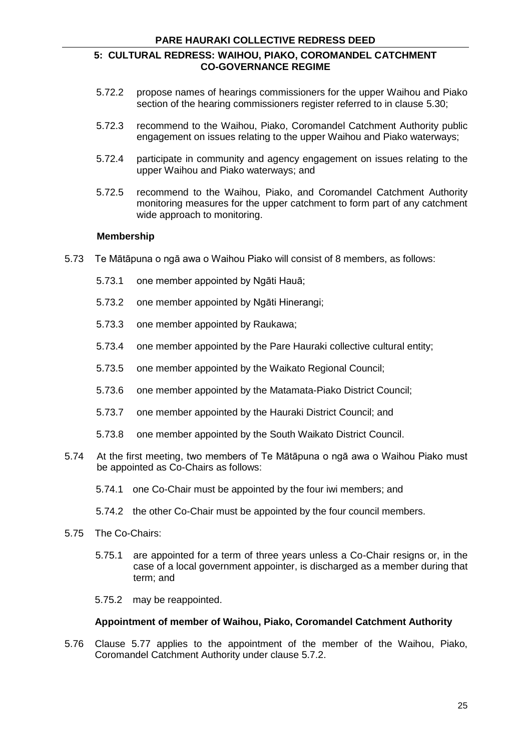5.72.2 propose names of hearings commissioners for the upper Waihou and Piako section of the hearing commissioners register referred to in clause 5.30;

5.72.3 recommend to the Waihou, Piako, Coromandel Catchment Authority public engagement on issues relating to the upper Waihou and Piako waterways;

5.72.4 participate in community and agency engagement on issues relating to the upper Waihou and Piako waterways; and

5.72.5 recommend to the Waihou, Piako, and Coromandel Catchment Authority monitoring measures for the upper catchment to form part of any catchment wide approach to monitoring.

**Membership**

5.73 Te Mātāpuna o ngā awa o Waihou Piako will consist of 8 members, as follows:

5.73.1 one member appointed by Ngāti Hauā;

5.73.2 one member appointed by Ngāti Hinerangi;

5.73.3 one member appointed by Raukawa;

5.73.4 one member appointed by the Pare Hauraki collective cultural entity;

5.73.5 one member appointed by the Waikato Regional Council;

5.73.6 one member appointed by the Matamata-Piako District Council;

5.73.7 one member appointed by the Hauraki District Council; and

5.73.8 one member appointed by the South Waikato District Council.

5.74 At the first meeting, two members of Te Mātāpuna o ngā awa o Waihou Piako must be appointed as Co-Chairs as follows:

5.74.1 one Co-Chair must be appointed by the four iwi members; and

5.74.2 the other Co-Chair must be appointed by the four council members.

5.75 The Co-Chairs:

5.75.1 are appointed for a term of three years unless a Co-Chair resigns or, in the case of a local government appointer, is discharged as a member during that term; and

5.75.2 may be reappointed.

**Appointment of member of Waihou, Piako, Coromandel Catchment Authority**

5.76 Clause 5.77 applies to the appointment of the member of the Waihou, Piako, Coromandel Catchment Authority under clause 5.7.2.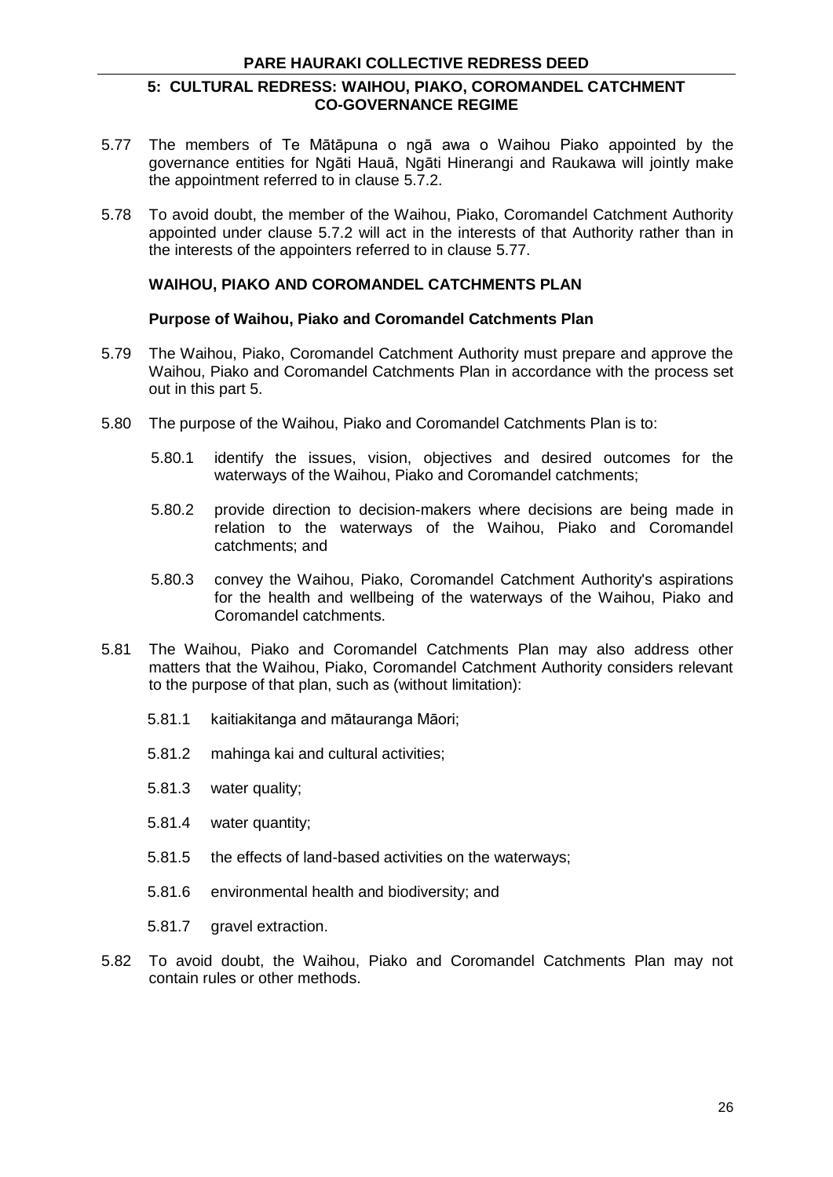5.77 The members of Te Mātāpuna o ngā awa o Waihou Piako appointed by the governance entities for Ngāti Hauā, Ngāti Hinerangi and Raukawa will jointly make the appointment referred to in clause 5.7.2.

5.78 To avoid doubt, the member of the Waihou, Piako, Coromandel Catchment Authority appointed under clause 5.7.2 will act in the interests of that Authority rather than in the interests of the appointers referred to in clause 5.77.

## WAIHOU, PIAKO AND COROMANDEL CATCHMENTS PLAN

### Purpose of Waihou, Piako and Coromandel Catchments Plan

5.79 The Waihou, Piako, Coromandel Catchment Authority must prepare and approve the Waihou, Piako and Coromandel Catchments Plan in accordance with the process set out in this part 5.

5.80 The purpose of the Waihou, Piako and Coromandel Catchments Plan is to:

5.80.1 identify the issues, vision, objectives and desired outcomes for the waterways of the Waihou, Piako and Coromandel catchments;

5.80.2 provide direction to decision-makers where decisions are being made in relation to the waterways of the Waihou, Piako and Coromandel catchments; and

5.80.3 convey the Waihou, Piako, Coromandel Catchment Authority's aspirations for the health and wellbeing of the waterways of the Waihou, Piako and Coromandel catchments.

5.81 The Waihou, Piako and Coromandel Catchments Plan may also address other matters that the Waihou, Piako, Coromandel Catchment Authority considers relevant to the purpose of that plan, such as (without limitation):

5.81.1 kaitiakitanga and mātauranga Māori;

5.81.2 mahinga kai and cultural activities;

5.81.3 water quality;

5.81.4 water quantity;

5.81.5 the effects of land-based activities on the waterways;

5.81.6 environmental health and biodiversity; and

5.81.7 gravel extraction.

5.82 To avoid doubt, the Waihou, Piako and Coromandel Catchments Plan may not contain rules or other methods.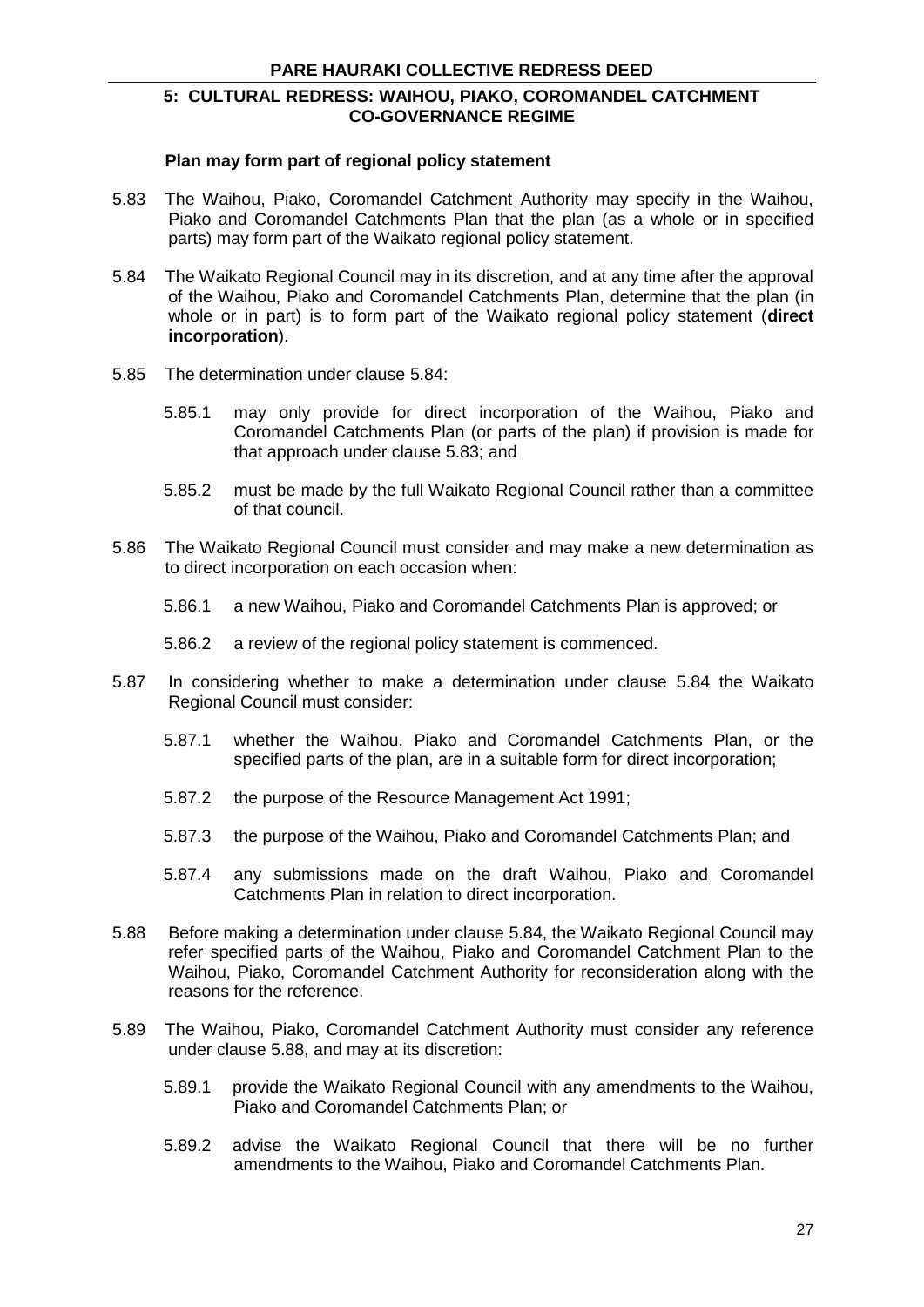### Plan may form part of regional policy statement

5.83 The Waihou, Piako, Coromandel Catchment Authority may specify in the Waihou, Piako and Coromandel Catchments Plan that the plan (as a whole or in specified parts) may form part of the Waikato regional policy statement.

5.84 The Waikato Regional Council may in its discretion, and at any time after the approval of the Waihou, Piako and Coromandel Catchments Plan, determine that the plan (in whole or in part) is to form part of the Waikato regional policy statement (**direct incorporation**).

5.85 The determination under clause 5.84:

- 5.85.1 may only provide for direct incorporation of the Waihou, Piako and Coromandel Catchments Plan (or parts of the plan) if provision is made for that approach under clause 5.83; and
- 5.85.2 must be made by the full Waikato Regional Council rather than a committee of that council.

5.86 The Waikato Regional Council must consider and may make a new determination as to direct incorporation on each occasion when:

- 5.86.1 a new Waihou, Piako and Coromandel Catchments Plan is approved; or
- 5.86.2 a review of the regional policy statement is commenced.

5.87 In considering whether to make a determination under clause 5.84 the Waikato Regional Council must consider:

- 5.87.1 whether the Waihou, Piako and Coromandel Catchments Plan, or the specified parts of the plan, are in a suitable form for direct incorporation;
- 5.87.2 the purpose of the Resource Management Act 1991;
- 5.87.3 the purpose of the Waihou, Piako and Coromandel Catchments Plan; and
- 5.87.4 any submissions made on the draft Waihou, Piako and Coromandel Catchments Plan in relation to direct incorporation.

5.88 Before making a determination under clause 5.84, the Waikato Regional Council may refer specified parts of the Waihou, Piako and Coromandel Catchment Plan to the Waihou, Piako, Coromandel Catchment Authority for reconsideration along with the reasons for the reference.

5.89 The Waihou, Piako, Coromandel Catchment Authority must consider any reference under clause 5.88, and may at its discretion:

- 5.89.1 provide the Waikato Regional Council with any amendments to the Waihou, Piako and Coromandel Catchments Plan; or
- 5.89.2 advise the Waikato Regional Council that there will be no further amendments to the Waihou, Piako and Coromandel Catchments Plan.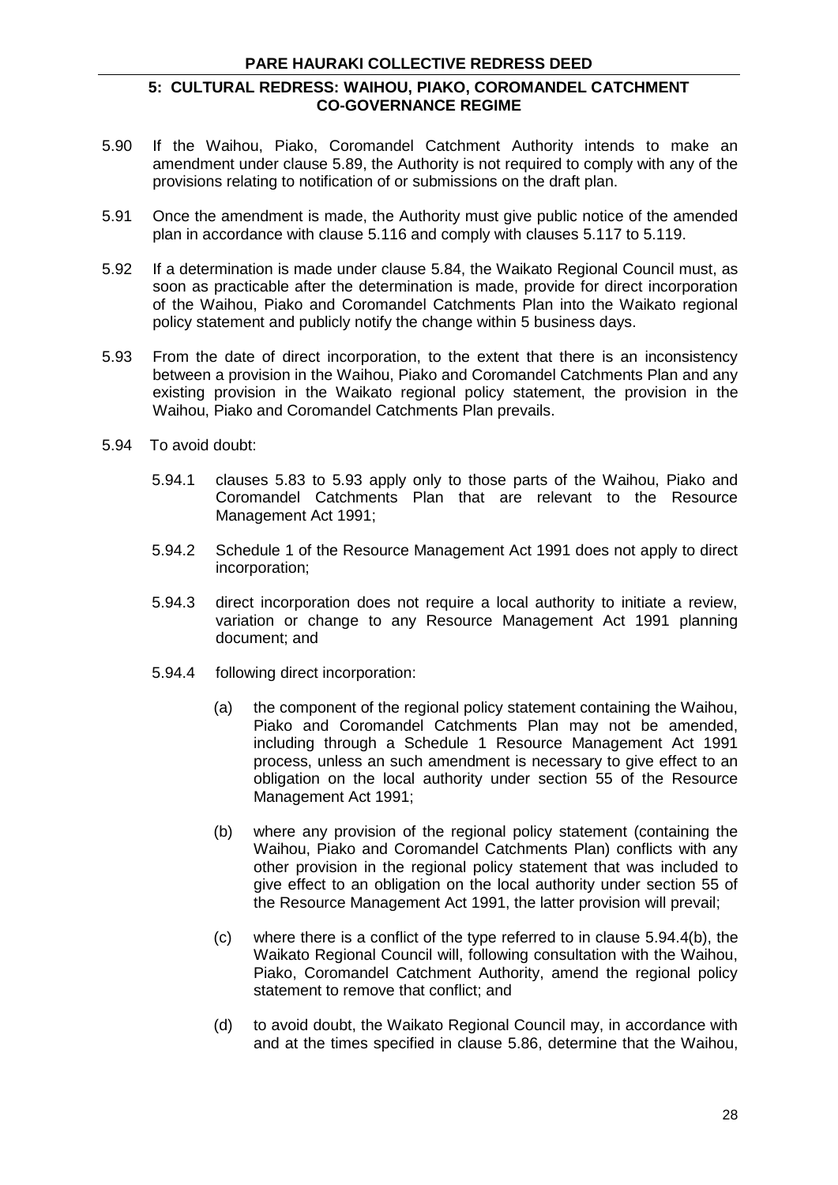5.90 If the Waihou, Piako, Coromandel Catchment Authority intends to make an amendment under clause 5.89, the Authority is not required to comply with any of the provisions relating to notification of or submissions on the draft plan.

5.91 Once the amendment is made, the Authority must give public notice of the amended plan in accordance with clause 5.116 and comply with clauses 5.117 to 5.119.

5.92 If a determination is made under clause 5.84, the Waikato Regional Council must, as soon as practicable after the determination is made, provide for direct incorporation of the Waihou, Piako and Coromandel Catchments Plan into the Waikato regional policy statement and publicly notify the change within 5 business days.

5.93 From the date of direct incorporation, to the extent that there is an inconsistency between a provision in the Waihou, Piako and Coromandel Catchments Plan and any existing provision in the Waikato regional policy statement, the provision in the Waihou, Piako and Coromandel Catchments Plan prevails.

5.94 To avoid doubt:

5.94.1 clauses 5.83 to 5.93 apply only to those parts of the Waihou, Piako and Coromandel Catchments Plan that are relevant to the Resource Management Act 1991;

5.94.2 Schedule 1 of the Resource Management Act 1991 does not apply to direct incorporation;

5.94.3 direct incorporation does not require a local authority to initiate a review, variation or change to any Resource Management Act 1991 planning document; and

5.94.4 following direct incorporation:

(a) the component of the regional policy statement containing the Waihou, Piako and Coromandel Catchments Plan may not be amended, including through a Schedule 1 Resource Management Act 1991 process, unless an such amendment is necessary to give effect to an obligation on the local authority under section 55 of the Resource Management Act 1991;

(b) where any provision of the regional policy statement (containing the Waihou, Piako and Coromandel Catchments Plan) conflicts with any other provision in the regional policy statement that was included to give effect to an obligation on the local authority under section 55 of the Resource Management Act 1991, the latter provision will prevail;

(c) where there is a conflict of the type referred to in clause 5.94.4(b), the Waikato Regional Council will, following consultation with the Waihou, Piako, Coromandel Catchment Authority, amend the regional policy statement to remove that conflict; and

(d) to avoid doubt, the Waikato Regional Council may, in accordance with and at the times specified in clause 5.86, determine that the Waihou,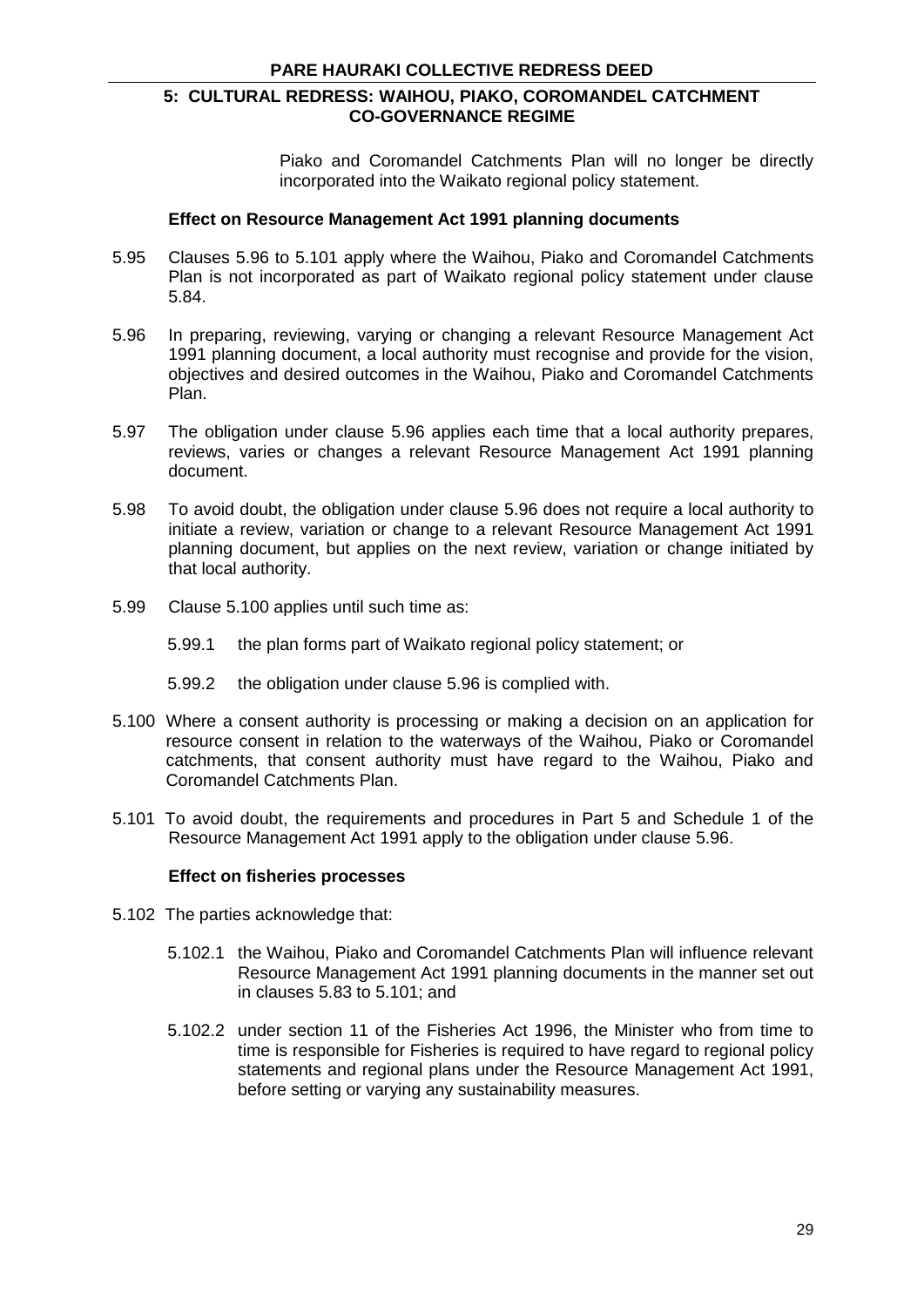Piako and Coromandel Catchments Plan will no longer be directly incorporated into the Waikato regional policy statement.

### Effect on Resource Management Act 1991 planning documents

5.95 Clauses 5.96 to 5.101 apply where the Waihou, Piako and Coromandel Catchments Plan is not incorporated as part of Waikato regional policy statement under clause 5.84.

5.96 In preparing, reviewing, varying or changing a relevant Resource Management Act 1991 planning document, a local authority must recognise and provide for the vision, objectives and desired outcomes in the Waihou, Piako and Coromandel Catchments Plan.

5.97 The obligation under clause 5.96 applies each time that a local authority prepares, reviews, varies or changes a relevant Resource Management Act 1991 planning document.

5.98 To avoid doubt, the obligation under clause 5.96 does not require a local authority to initiate a review, variation or change to a relevant Resource Management Act 1991 planning document, but applies on the next review, variation or change initiated by that local authority.

5.99 Clause 5.100 applies until such time as:

5.99.1 the plan forms part of Waikato regional policy statement; or

5.99.2 the obligation under clause 5.96 is complied with.

5.100 Where a consent authority is processing or making a decision on an application for resource consent in relation to the waterways of the Waihou, Piako or Coromandel catchments, that consent authority must have regard to the Waihou, Piako and Coromandel Catchments Plan.

5.101 To avoid doubt, the requirements and procedures in Part 5 and Schedule 1 of the Resource Management Act 1991 apply to the obligation under clause 5.96.

### Effect on fisheries processes

5.102 The parties acknowledge that:

5.102.1 the Waihou, Piako and Coromandel Catchments Plan will influence relevant Resource Management Act 1991 planning documents in the manner set out in clauses 5.83 to 5.101; and

5.102.2 under section 11 of the Fisheries Act 1996, the Minister who from time to time is responsible for Fisheries is required to have regard to regional policy statements and regional plans under the Resource Management Act 1991, before setting or varying any sustainability measures.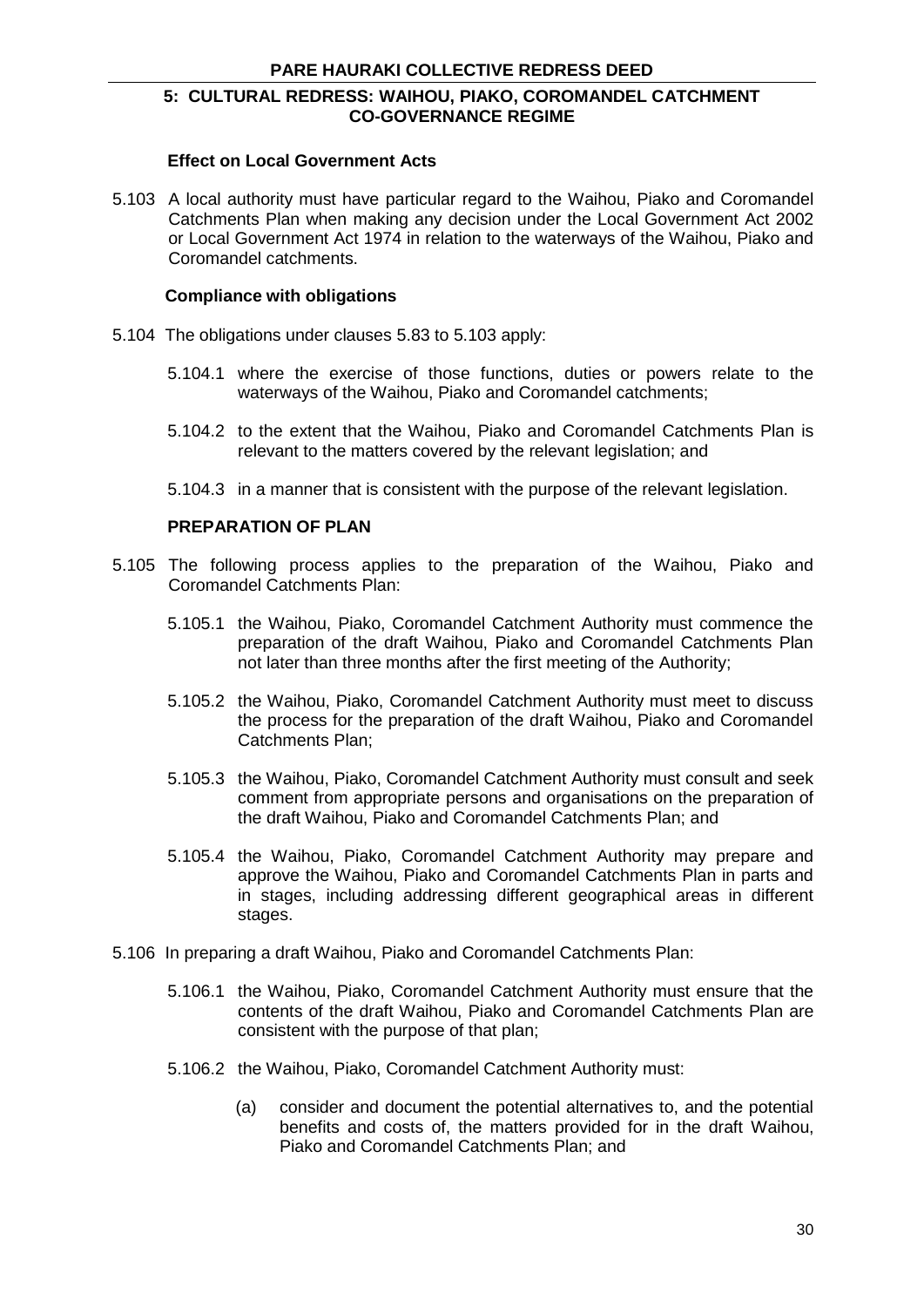#### Effect on Local Government Acts

5.103 A local authority must have particular regard to the Waihou, Piako and Coromandel Catchments Plan when making any decision under the Local Government Act 2002 or Local Government Act 1974 in relation to the waterways of the Waihou, Piako and Coromandel catchments.

#### Compliance with obligations

5.104 The obligations under clauses 5.83 to 5.103 apply:

5.104.1 where the exercise of those functions, duties or powers relate to the waterways of the Waihou, Piako and Coromandel catchments;

5.104.2 to the extent that the Waihou, Piako and Coromandel Catchments Plan is relevant to the matters covered by the relevant legislation; and

5.104.3 in a manner that is consistent with the purpose of the relevant legislation.

#### PREPARATION OF PLAN

5.105 The following process applies to the preparation of the Waihou, Piako and Coromandel Catchments Plan:

5.105.1 the Waihou, Piako, Coromandel Catchment Authority must commence the preparation of the draft Waihou, Piako and Coromandel Catchments Plan not later than three months after the first meeting of the Authority;

5.105.2 the Waihou, Piako, Coromandel Catchment Authority must meet to discuss the process for the preparation of the draft Waihou, Piako and Coromandel Catchments Plan;

5.105.3 the Waihou, Piako, Coromandel Catchment Authority must consult and seek comment from appropriate persons and organisations on the preparation of the draft Waihou, Piako and Coromandel Catchments Plan; and

5.105.4 the Waihou, Piako, Coromandel Catchment Authority may prepare and approve the Waihou, Piako and Coromandel Catchments Plan in parts and in stages, including addressing different geographical areas in different stages.

5.106 In preparing a draft Waihou, Piako and Coromandel Catchments Plan:

5.106.1 the Waihou, Piako, Coromandel Catchment Authority must ensure that the contents of the draft Waihou, Piako and Coromandel Catchments Plan are consistent with the purpose of that plan;

5.106.2 the Waihou, Piako, Coromandel Catchment Authority must:

(a) consider and document the potential alternatives to, and the potential benefits and costs of, the matters provided for in the draft Waihou, Piako and Coromandel Catchments Plan; and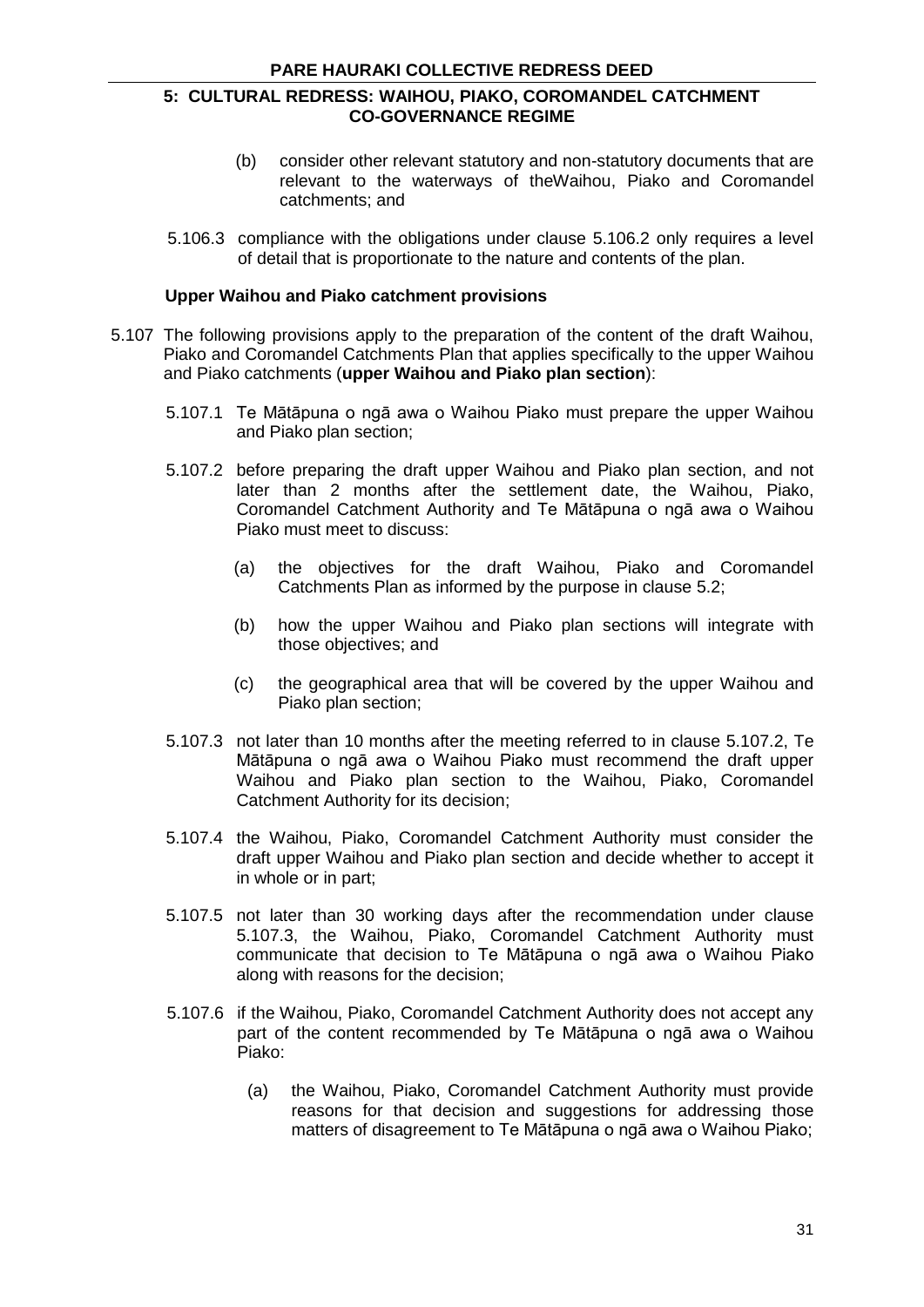(b) consider other relevant statutory and non-statutory documents that are relevant to the waterways of theWaihou, Piako and Coromandel catchments; and

5.106.3 compliance with the obligations under clause 5.106.2 only requires a level of detail that is proportionate to the nature and contents of the plan.

**Upper Waihou and Piako catchment provisions**

5.107 The following provisions apply to the preparation of the content of the draft Waihou, Piako and Coromandel Catchments Plan that applies specifically to the upper Waihou and Piako catchments (**upper Waihou and Piako plan section**):

5.107.1 Te Mātāpuna o ngā awa o Waihou Piako must prepare the upper Waihou and Piako plan section;

5.107.2 before preparing the draft upper Waihou and Piako plan section, and not later than 2 months after the settlement date, the Waihou, Piako, Coromandel Catchment Authority and Te Mātāpuna o ngā awa o Waihou Piako must meet to discuss:

(a) the objectives for the draft Waihou, Piako and Coromandel Catchments Plan as informed by the purpose in clause 5.2;

(b) how the upper Waihou and Piako plan sections will integrate with those objectives; and

(c) the geographical area that will be covered by the upper Waihou and Piako plan section;

5.107.3 not later than 10 months after the meeting referred to in clause 5.107.2, Te Mātāpuna o ngā awa o Waihou Piako must recommend the draft upper Waihou and Piako plan section to the Waihou, Piako, Coromandel Catchment Authority for its decision;

5.107.4 the Waihou, Piako, Coromandel Catchment Authority must consider the draft upper Waihou and Piako plan section and decide whether to accept it in whole or in part;

5.107.5 not later than 30 working days after the recommendation under clause 5.107.3, the Waihou, Piako, Coromandel Catchment Authority must communicate that decision to Te Mātāpuna o ngā awa o Waihou Piako along with reasons for the decision;

5.107.6 if the Waihou, Piako, Coromandel Catchment Authority does not accept any part of the content recommended by Te Mātāpuna o ngā awa o Waihou Piako:

(a) the Waihou, Piako, Coromandel Catchment Authority must provide reasons for that decision and suggestions for addressing those matters of disagreement to Te Mātāpuna o ngā awa o Waihou Piako;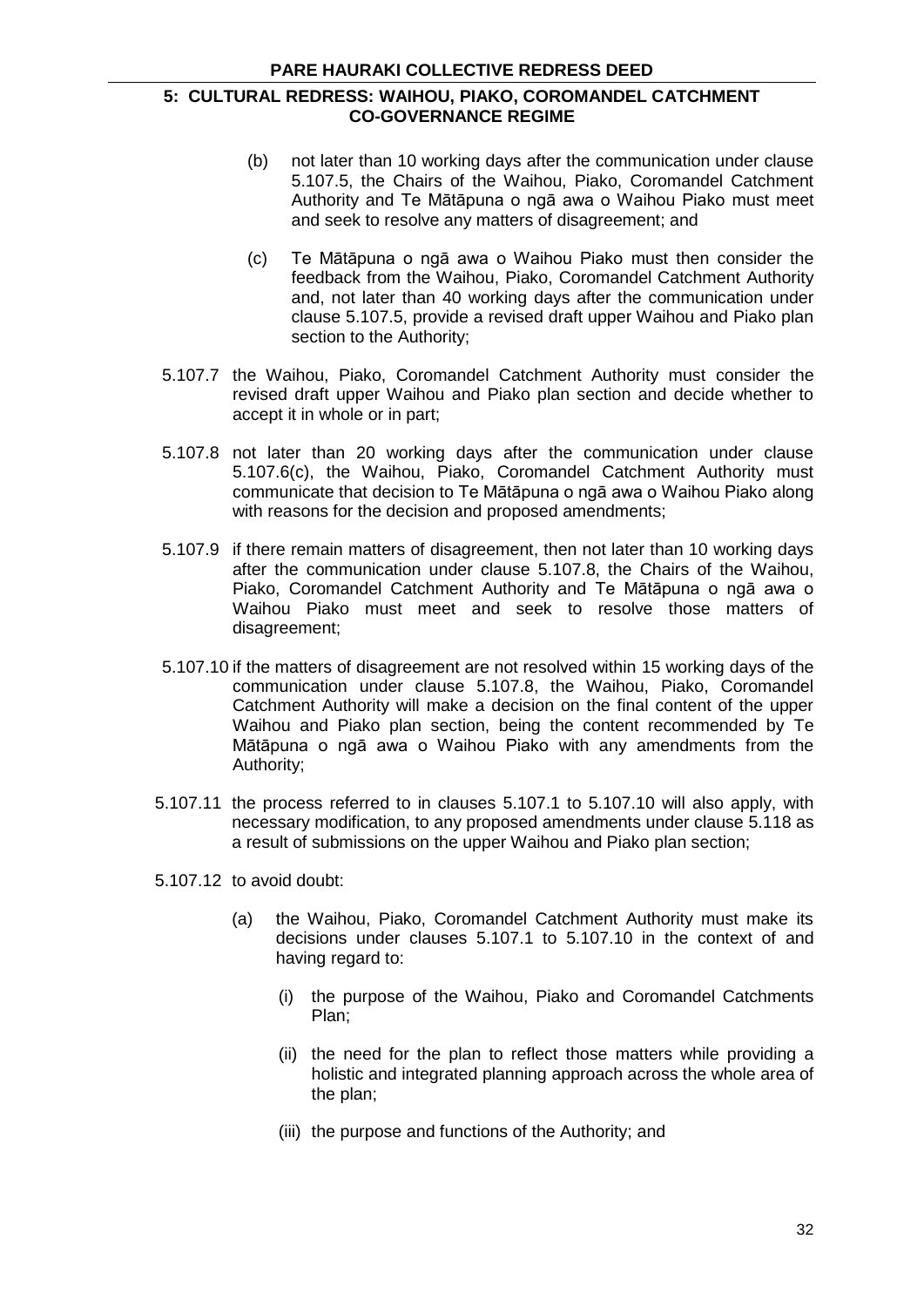(b) not later than 10 working days after the communication under clause 5.107.5, the Chairs of the Waihou, Piako, Coromandel Catchment Authority and Te Mātāpuna o ngā awa o Waihou Piako must meet and seek to resolve any matters of disagreement; and

(c) Te Mātāpuna o ngā awa o Waihou Piako must then consider the feedback from the Waihou, Piako, Coromandel Catchment Authority and, not later than 40 working days after the communication under clause 5.107.5, provide a revised draft upper Waihou and Piako plan section to the Authority;

5.107.7 the Waihou, Piako, Coromandel Catchment Authority must consider the revised draft upper Waihou and Piako plan section and decide whether to accept it in whole or in part;

5.107.8 not later than 20 working days after the communication under clause 5.107.6(c), the Waihou, Piako, Coromandel Catchment Authority must communicate that decision to Te Mātāpuna o ngā awa o Waihou Piako along with reasons for the decision and proposed amendments;

5.107.9 if there remain matters of disagreement, then not later than 10 working days after the communication under clause 5.107.8, the Chairs of the Waihou, Piako, Coromandel Catchment Authority and Te Mātāpuna o ngā awa o Waihou Piako must meet and seek to resolve those matters of disagreement;

5.107.10 if the matters of disagreement are not resolved within 15 working days of the communication under clause 5.107.8, the Waihou, Piako, Coromandel Catchment Authority will make a decision on the final content of the upper Waihou and Piako plan section, being the content recommended by Te Mātāpuna o ngā awa o Waihou Piako with any amendments from the Authority;

5.107.11 the process referred to in clauses 5.107.1 to 5.107.10 will also apply, with necessary modification, to any proposed amendments under clause 5.118 as a result of submissions on the upper Waihou and Piako plan section;

5.107.12 to avoid doubt:

(a) the Waihou, Piako, Coromandel Catchment Authority must make its decisions under clauses 5.107.1 to 5.107.10 in the context of and having regard to:

(i) the purpose of the Waihou, Piako and Coromandel Catchments Plan;

(ii) the need for the plan to reflect those matters while providing a holistic and integrated planning approach across the whole area of the plan;

(iii) the purpose and functions of the Authority; and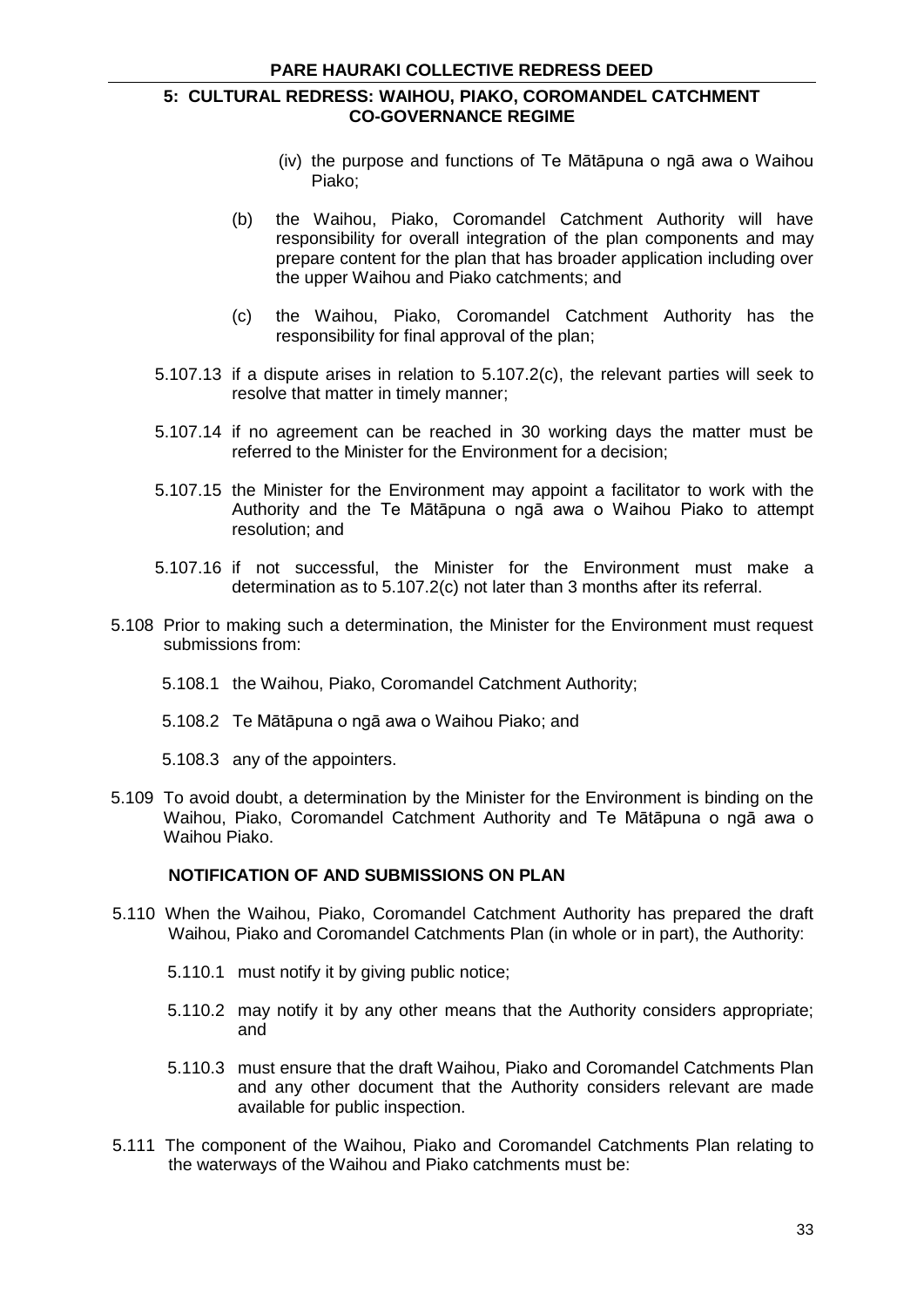(iv) the purpose and functions of Te Mātāpuna o ngā awa o Waihou Piako;

(b) the Waihou, Piako, Coromandel Catchment Authority will have responsibility for overall integration of the plan components and may prepare content for the plan that has broader application including over the upper Waihou and Piako catchments; and

(c) the Waihou, Piako, Coromandel Catchment Authority has the responsibility for final approval of the plan;

5.107.13 if a dispute arises in relation to 5.107.2(c), the relevant parties will seek to resolve that matter in timely manner;

5.107.14 if no agreement can be reached in 30 working days the matter must be referred to the Minister for the Environment for a decision;

5.107.15 the Minister for the Environment may appoint a facilitator to work with the Authority and the Te Mātāpuna o ngā awa o Waihou Piako to attempt resolution; and

5.107.16 if not successful, the Minister for the Environment must make a determination as to 5.107.2(c) not later than 3 months after its referral.

5.108 Prior to making such a determination, the Minister for the Environment must request submissions from:

5.108.1 the Waihou, Piako, Coromandel Catchment Authority;

5.108.2 Te Mātāpuna o ngā awa o Waihou Piako; and

5.108.3 any of the appointers.

5.109 To avoid doubt, a determination by the Minister for the Environment is binding on the Waihou, Piako, Coromandel Catchment Authority and Te Mātāpuna o ngā awa o Waihou Piako.

### NOTIFICATION OF AND SUBMISSIONS ON PLAN

5.110 When the Waihou, Piako, Coromandel Catchment Authority has prepared the draft Waihou, Piako and Coromandel Catchments Plan (in whole or in part), the Authority:

5.110.1 must notify it by giving public notice;

5.110.2 may notify it by any other means that the Authority considers appropriate; and

5.110.3 must ensure that the draft Waihou, Piako and Coromandel Catchments Plan and any other document that the Authority considers relevant are made available for public inspection.

5.111 The component of the Waihou, Piako and Coromandel Catchments Plan relating to the waterways of the Waihou and Piako catchments must be: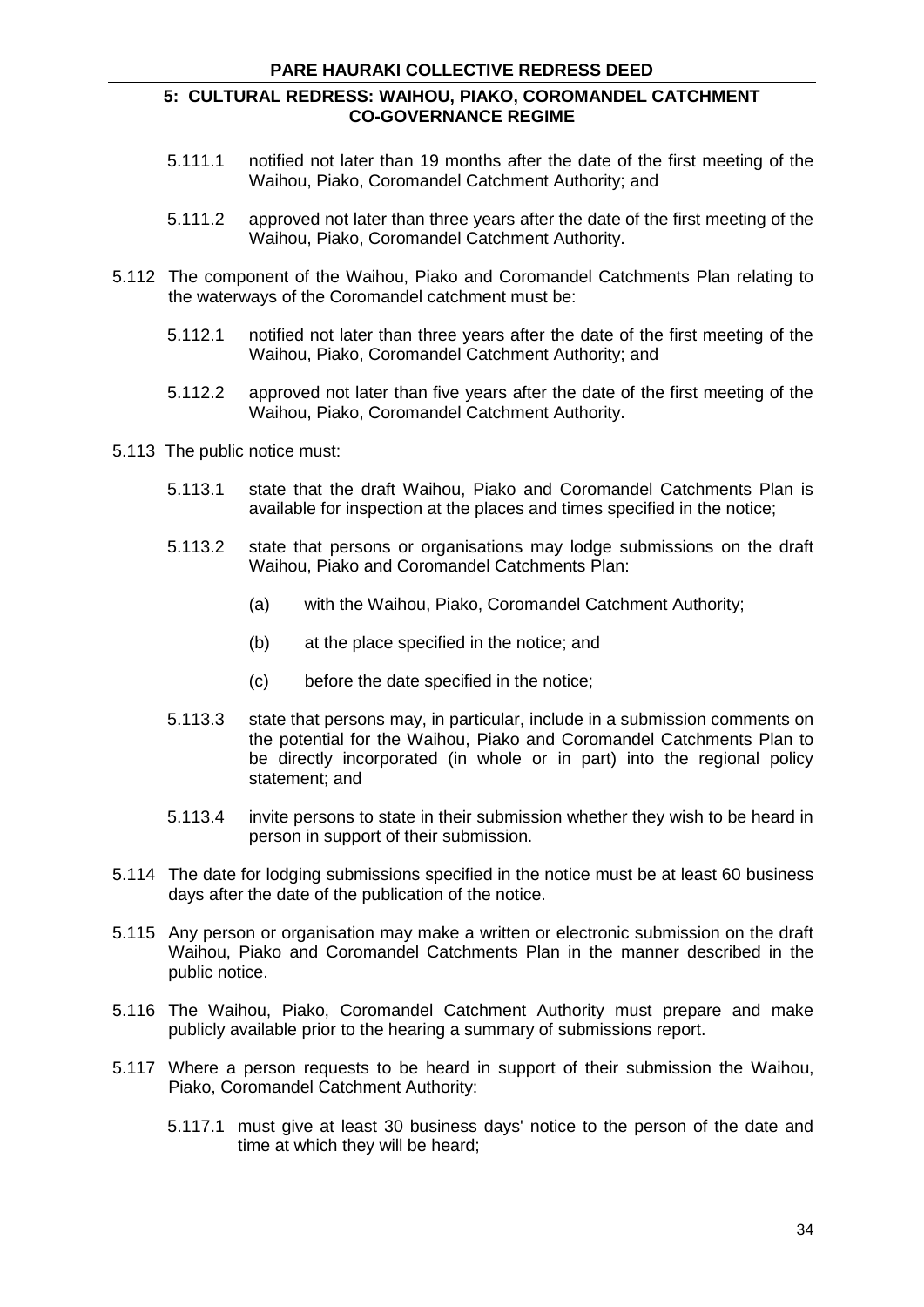5.111.1 notified not later than 19 months after the date of the first meeting of the Waihou, Piako, Coromandel Catchment Authority; and

5.111.2 approved not later than three years after the date of the first meeting of the Waihou, Piako, Coromandel Catchment Authority.

5.112 The component of the Waihou, Piako and Coromandel Catchments Plan relating to the waterways of the Coromandel catchment must be:

5.112.1 notified not later than three years after the date of the first meeting of the Waihou, Piako, Coromandel Catchment Authority; and

5.112.2 approved not later than five years after the date of the first meeting of the Waihou, Piako, Coromandel Catchment Authority.

5.113 The public notice must:

5.113.1 state that the draft Waihou, Piako and Coromandel Catchments Plan is available for inspection at the places and times specified in the notice;

5.113.2 state that persons or organisations may lodge submissions on the draft Waihou, Piako and Coromandel Catchments Plan:

(a) with the Waihou, Piako, Coromandel Catchment Authority;

(b) at the place specified in the notice; and

(c) before the date specified in the notice;

5.113.3 state that persons may, in particular, include in a submission comments on the potential for the Waihou, Piako and Coromandel Catchments Plan to be directly incorporated (in whole or in part) into the regional policy statement; and

5.113.4 invite persons to state in their submission whether they wish to be heard in person in support of their submission.

5.114 The date for lodging submissions specified in the notice must be at least 60 business days after the date of the publication of the notice.

5.115 Any person or organisation may make a written or electronic submission on the draft Waihou, Piako and Coromandel Catchments Plan in the manner described in the public notice.

5.116 The Waihou, Piako, Coromandel Catchment Authority must prepare and make publicly available prior to the hearing a summary of submissions report.

5.117 Where a person requests to be heard in support of their submission the Waihou, Piako, Coromandel Catchment Authority:

5.117.1 must give at least 30 business days' notice to the person of the date and time at which they will be heard;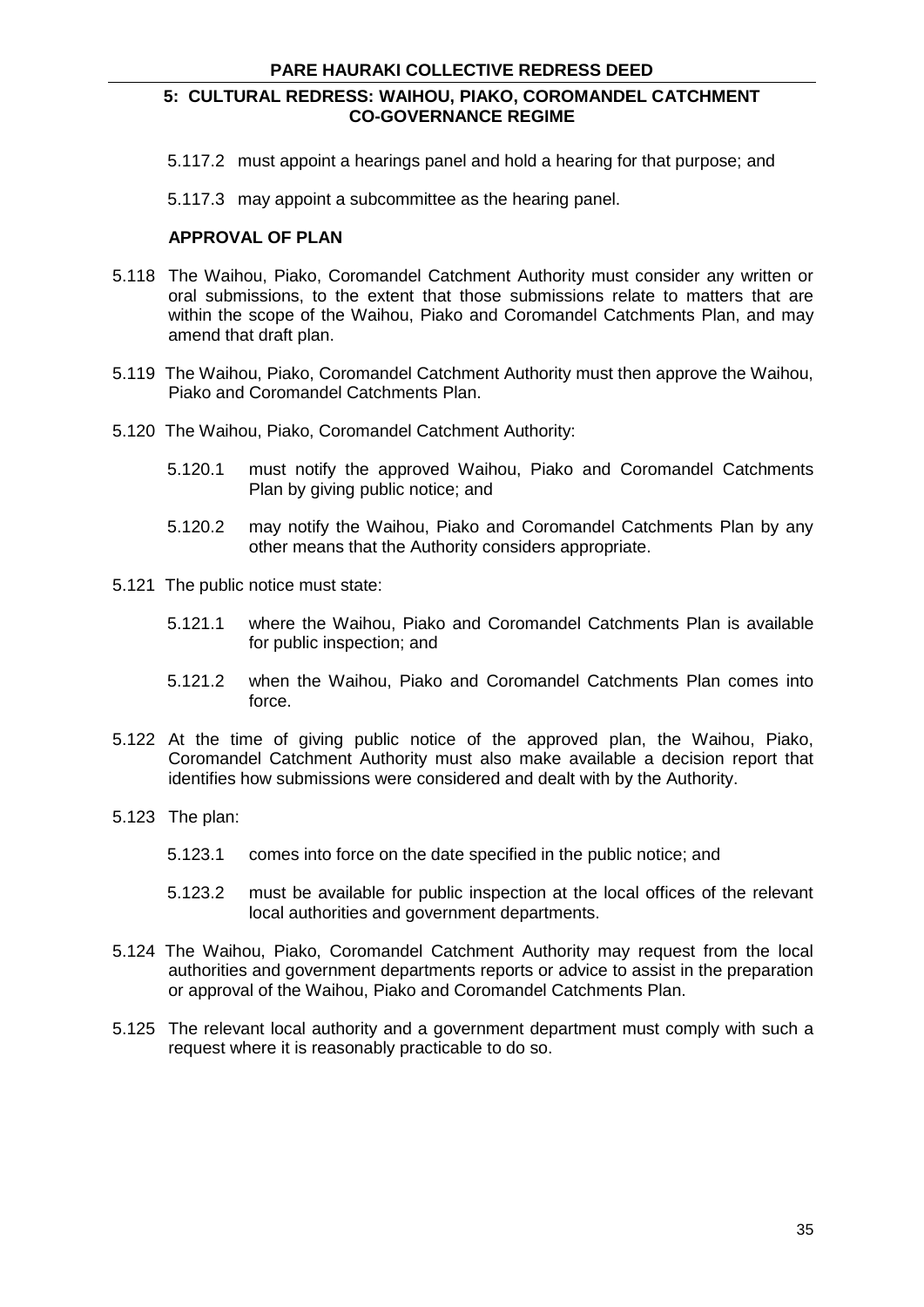5.117.2 must appoint a hearings panel and hold a hearing for that purpose; and

5.117.3 may appoint a subcommittee as the hearing panel.

**APPROVAL OF PLAN**

5.118 The Waihou, Piako, Coromandel Catchment Authority must consider any written or oral submissions, to the extent that those submissions relate to matters that are within the scope of the Waihou, Piako and Coromandel Catchments Plan, and may amend that draft plan.

5.119 The Waihou, Piako, Coromandel Catchment Authority must then approve the Waihou, Piako and Coromandel Catchments Plan.

5.120 The Waihou, Piako, Coromandel Catchment Authority:

5.120.1 must notify the approved Waihou, Piako and Coromandel Catchments Plan by giving public notice; and

5.120.2 may notify the Waihou, Piako and Coromandel Catchments Plan by any other means that the Authority considers appropriate.

5.121 The public notice must state:

5.121.1 where the Waihou, Piako and Coromandel Catchments Plan is available for public inspection; and

5.121.2 when the Waihou, Piako and Coromandel Catchments Plan comes into force.

5.122 At the time of giving public notice of the approved plan, the Waihou, Piako, Coromandel Catchment Authority must also make available a decision report that identifies how submissions were considered and dealt with by the Authority.

5.123 The plan:

5.123.1 comes into force on the date specified in the public notice; and

5.123.2 must be available for public inspection at the local offices of the relevant local authorities and government departments.

5.124 The Waihou, Piako, Coromandel Catchment Authority may request from the local authorities and government departments reports or advice to assist in the preparation or approval of the Waihou, Piako and Coromandel Catchments Plan.

5.125 The relevant local authority and a government department must comply with such a request where it is reasonably practicable to do so.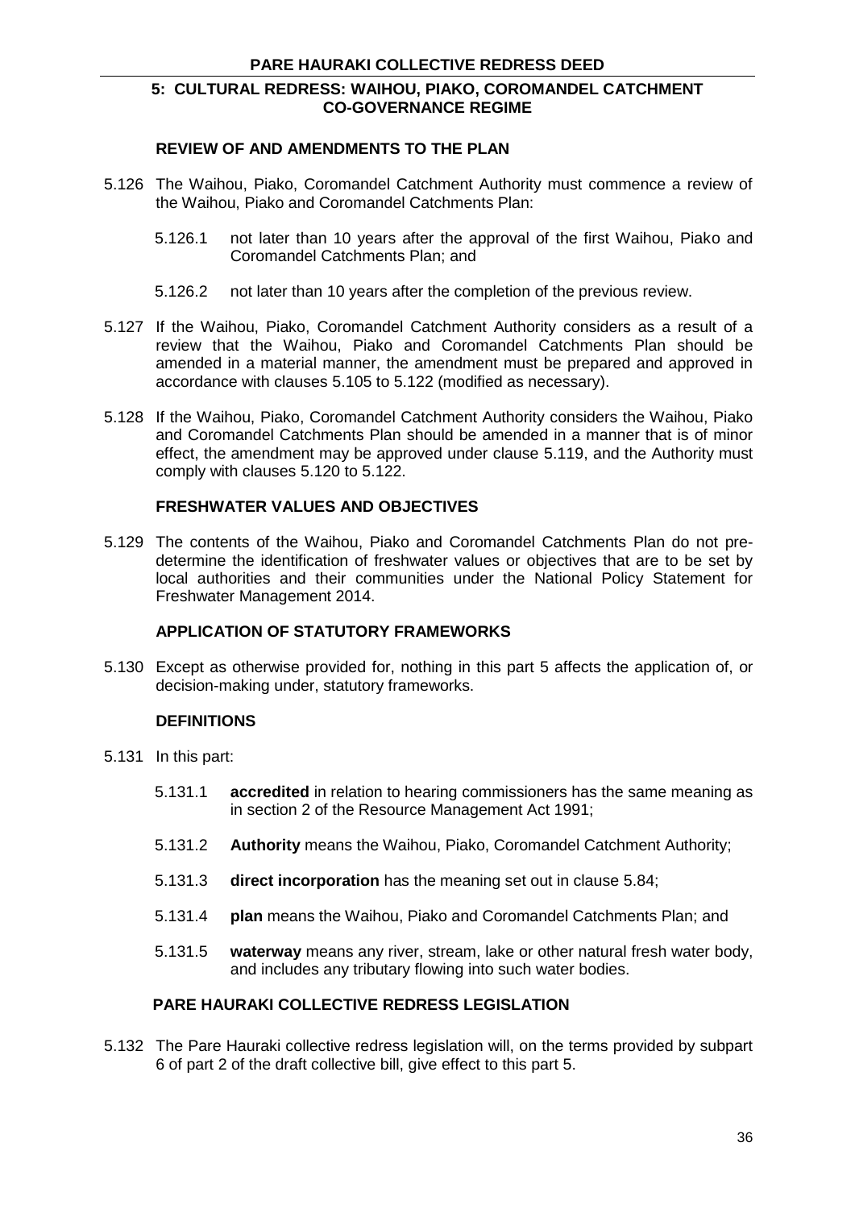## REVIEW OF AND AMENDMENTS TO THE PLAN

5.126 The Waihou, Piako, Coromandel Catchment Authority must commence a review of the Waihou, Piako and Coromandel Catchments Plan:

5.126.1 not later than 10 years after the approval of the first Waihou, Piako and Coromandel Catchments Plan; and

5.126.2 not later than 10 years after the completion of the previous review.

5.127 If the Waihou, Piako, Coromandel Catchment Authority considers as a result of a review that the Waihou, Piako and Coromandel Catchments Plan should be amended in a material manner, the amendment must be prepared and approved in accordance with clauses 5.105 to 5.122 (modified as necessary).

5.128 If the Waihou, Piako, Coromandel Catchment Authority considers the Waihou, Piako and Coromandel Catchments Plan should be amended in a manner that is of minor effect, the amendment may be approved under clause 5.119, and the Authority must comply with clauses 5.120 to 5.122.

## FRESHWATER VALUES AND OBJECTIVES

5.129 The contents of the Waihou, Piako and Coromandel Catchments Plan do not pre-determine the identification of freshwater values or objectives that are to be set by local authorities and their communities under the National Policy Statement for Freshwater Management 2014.

## APPLICATION OF STATUTORY FRAMEWORKS

5.130 Except as otherwise provided for, nothing in this part 5 affects the application of, or decision-making under, statutory frameworks.

## DEFINITIONS

5.131 In this part:

5.131.1 **accredited** in relation to hearing commissioners has the same meaning as in section 2 of the Resource Management Act 1991;

5.131.2 **Authority** means the Waihou, Piako, Coromandel Catchment Authority;

5.131.3 **direct incorporation** has the meaning set out in clause 5.84;

5.131.4 **plan** means the Waihou, Piako and Coromandel Catchments Plan; and

5.131.5 **waterway** means any river, stream, lake or other natural fresh water body, and includes any tributary flowing into such water bodies.

## PARE HAURAKI COLLECTIVE REDRESS LEGISLATION

5.132 The Pare Hauraki collective redress legislation will, on the terms provided by subpart 6 of part 2 of the draft collective bill, give effect to this part 5.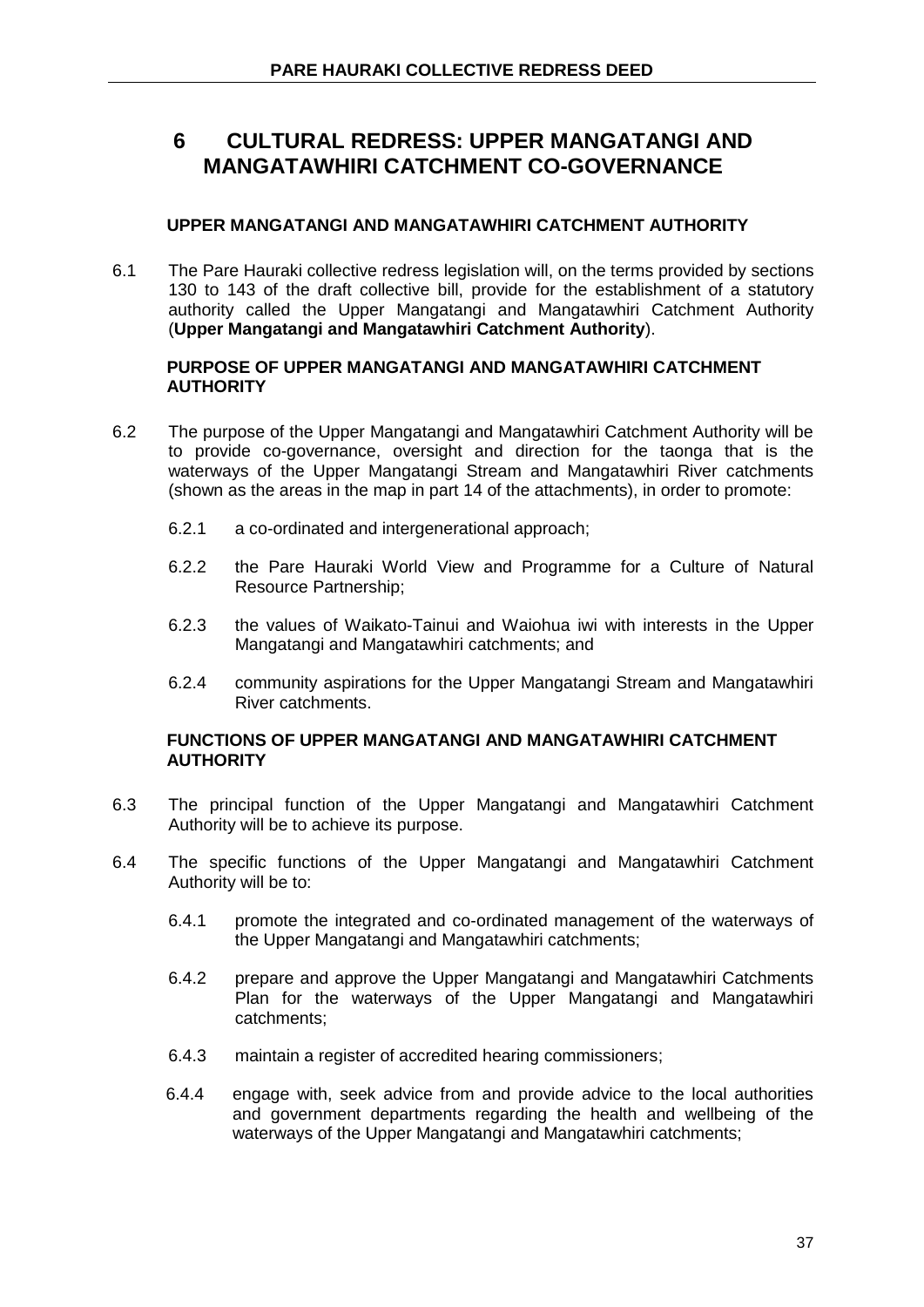# 6 CULTURAL REDRESS: UPPER MANGATANGI AND MANGATAWHIRI CATCHMENT CO-GOVERNANCE

## UPPER MANGATANGI AND MANGATAWHIRI CATCHMENT AUTHORITY

6.1 The Pare Hauraki collective redress legislation will, on the terms provided by sections 130 to 143 of the draft collective bill, provide for the establishment of a statutory authority called the Upper Mangatangi and Mangatawhiri Catchment Authority (**Upper Mangatangi and Mangatawhiri Catchment Authority**).

## PURPOSE OF UPPER MANGATANGI AND MANGATAWHIRI CATCHMENT AUTHORITY

6.2 The purpose of the Upper Mangatangi and Mangatawhiri Catchment Authority will be to provide co-governance, oversight and direction for the taonga that is the waterways of the Upper Mangatangi Stream and Mangatawhiri River catchments (shown as the areas in the map in part 14 of the attachments), in order to promote:

6.2.1 a co-ordinated and intergenerational approach;

6.2.2 the Pare Hauraki World View and Programme for a Culture of Natural Resource Partnership;

6.2.3 the values of Waikato-Tainui and Waiohua iwi with interests in the Upper Mangatangi and Mangatawhiri catchments; and

6.2.4 community aspirations for the Upper Mangatangi Stream and Mangatawhiri River catchments.

## FUNCTIONS OF UPPER MANGATANGI AND MANGATAWHIRI CATCHMENT AUTHORITY

6.3 The principal function of the Upper Mangatangi and Mangatawhiri Catchment Authority will be to achieve its purpose.

6.4 The specific functions of the Upper Mangatangi and Mangatawhiri Catchment Authority will be to:

6.4.1 promote the integrated and co-ordinated management of the waterways of the Upper Mangatangi and Mangatawhiri catchments;

6.4.2 prepare and approve the Upper Mangatangi and Mangatawhiri Catchments Plan for the waterways of the Upper Mangatangi and Mangatawhiri catchments;

6.4.3 maintain a register of accredited hearing commissioners;

6.4.4 engage with, seek advice from and provide advice to the local authorities and government departments regarding the health and wellbeing of the waterways of the Upper Mangatangi and Mangatawhiri catchments;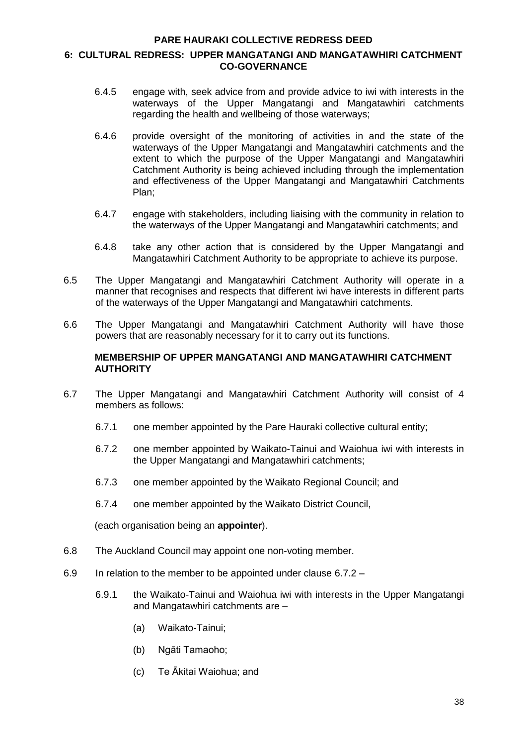6.4.5 engage with, seek advice from and provide advice to iwi with interests in the waterways of the Upper Mangatangi and Mangatawhiri catchments regarding the health and wellbeing of those waterways;

6.4.6 provide oversight of the monitoring of activities in and the state of the waterways of the Upper Mangatangi and Mangatawhiri catchments and the extent to which the purpose of the Upper Mangatangi and Mangatawhiri Catchment Authority is being achieved including through the implementation and effectiveness of the Upper Mangatangi and Mangatawhiri Catchments Plan;

6.4.7 engage with stakeholders, including liaising with the community in relation to the waterways of the Upper Mangatangi and Mangatawhiri catchments; and

6.4.8 take any other action that is considered by the Upper Mangatangi and Mangatawhiri Catchment Authority to be appropriate to achieve its purpose.

6.5 The Upper Mangatangi and Mangatawhiri Catchment Authority will operate in a manner that recognises and respects that different iwi have interests in different parts of the waterways of the Upper Mangatangi and Mangatawhiri catchments.

6.6 The Upper Mangatangi and Mangatawhiri Catchment Authority will have those powers that are reasonably necessary for it to carry out its functions.

### MEMBERSHIP OF UPPER MANGATANGI AND MANGATAWHIRI CATCHMENT AUTHORITY

6.7 The Upper Mangatangi and Mangatawhiri Catchment Authority will consist of 4 members as follows:

6.7.1 one member appointed by the Pare Hauraki collective cultural entity;

6.7.2 one member appointed by Waikato-Tainui and Waiohua iwi with interests in the Upper Mangatangi and Mangatawhiri catchments;

6.7.3 one member appointed by the Waikato Regional Council; and

6.7.4 one member appointed by the Waikato District Council,

(each organisation being an **appointer**).

6.8 The Auckland Council may appoint one non-voting member.

6.9 In relation to the member to be appointed under clause 6.7.2 –

6.9.1 the Waikato-Tainui and Waiohua iwi with interests in the Upper Mangatangi and Mangatawhiri catchments are –

(a) Waikato-Tainui;

(b) Ngāti Tamaoho;

(c) Te Ākitai Waiohua; and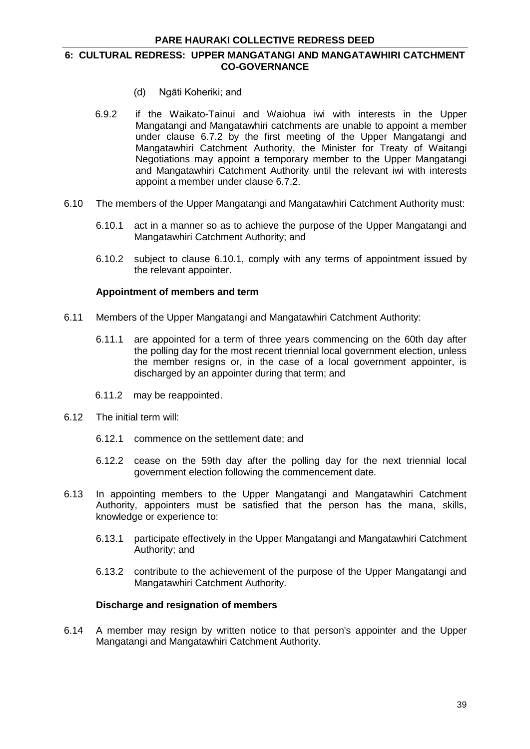(d) Ngāti Koheriki; and

6.9.2 if the Waikato-Tainui and Waiohua iwi with interests in the Upper Mangatangi and Mangatawhiri catchments are unable to appoint a member under clause 6.7.2 by the first meeting of the Upper Mangatangi and Mangatawhiri Catchment Authority, the Minister for Treaty of Waitangi Negotiations may appoint a temporary member to the Upper Mangatangi and Mangatawhiri Catchment Authority until the relevant iwi with interests appoint a member under clause 6.7.2.

6.10 The members of the Upper Mangatangi and Mangatawhiri Catchment Authority must:

6.10.1 act in a manner so as to achieve the purpose of the Upper Mangatangi and Mangatawhiri Catchment Authority; and

6.10.2 subject to clause 6.10.1, comply with any terms of appointment issued by the relevant appointer.

**Appointment of members and term**

6.11 Members of the Upper Mangatangi and Mangatawhiri Catchment Authority:

6.11.1 are appointed for a term of three years commencing on the 60th day after the polling day for the most recent triennial local government election, unless the member resigns or, in the case of a local government appointer, is discharged by an appointer during that term; and

6.11.2 may be reappointed.

6.12 The initial term will:

6.12.1 commence on the settlement date; and

6.12.2 cease on the 59th day after the polling day for the next triennial local government election following the commencement date.

6.13 In appointing members to the Upper Mangatangi and Mangatawhiri Catchment Authority, appointers must be satisfied that the person has the mana, skills, knowledge or experience to:

6.13.1 participate effectively in the Upper Mangatangi and Mangatawhiri Catchment Authority; and

6.13.2 contribute to the achievement of the purpose of the Upper Mangatangi and Mangatawhiri Catchment Authority.

**Discharge and resignation of members**

6.14 A member may resign by written notice to that person's appointer and the Upper Mangatangi and Mangatawhiri Catchment Authority.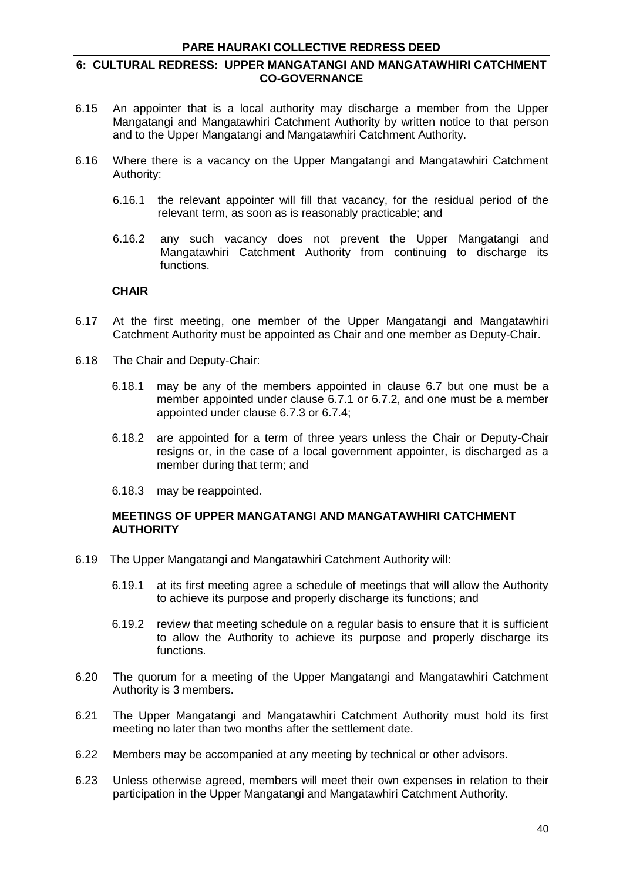6.15 An appointer that is a local authority may discharge a member from the Upper Mangatangi and Mangatawhiri Catchment Authority by written notice to that person and to the Upper Mangatangi and Mangatawhiri Catchment Authority.

6.16 Where there is a vacancy on the Upper Mangatangi and Mangatawhiri Catchment Authority:

6.16.1 the relevant appointer will fill that vacancy, for the residual period of the relevant term, as soon as is reasonably practicable; and

6.16.2 any such vacancy does not prevent the Upper Mangatangi and Mangatawhiri Catchment Authority from continuing to discharge its functions.

**CHAIR**

6.17 At the first meeting, one member of the Upper Mangatangi and Mangatawhiri Catchment Authority must be appointed as Chair and one member as Deputy-Chair.

6.18 The Chair and Deputy-Chair:

6.18.1 may be any of the members appointed in clause 6.7 but one must be a member appointed under clause 6.7.1 or 6.7.2, and one must be a member appointed under clause 6.7.3 or 6.7.4;

6.18.2 are appointed for a term of three years unless the Chair or Deputy-Chair resigns or, in the case of a local government appointer, is discharged as a member during that term; and

6.18.3 may be reappointed.

**MEETINGS OF UPPER MANGATANGI AND MANGATAWHIRI CATCHMENT AUTHORITY**

6.19 The Upper Mangatangi and Mangatawhiri Catchment Authority will:

6.19.1 at its first meeting agree a schedule of meetings that will allow the Authority to achieve its purpose and properly discharge its functions; and

6.19.2 review that meeting schedule on a regular basis to ensure that it is sufficient to allow the Authority to achieve its purpose and properly discharge its functions.

6.20 The quorum for a meeting of the Upper Mangatangi and Mangatawhiri Catchment Authority is 3 members.

6.21 The Upper Mangatangi and Mangatawhiri Catchment Authority must hold its first meeting no later than two months after the settlement date.

6.22 Members may be accompanied at any meeting by technical or other advisors.

6.23 Unless otherwise agreed, members will meet their own expenses in relation to their participation in the Upper Mangatangi and Mangatawhiri Catchment Authority.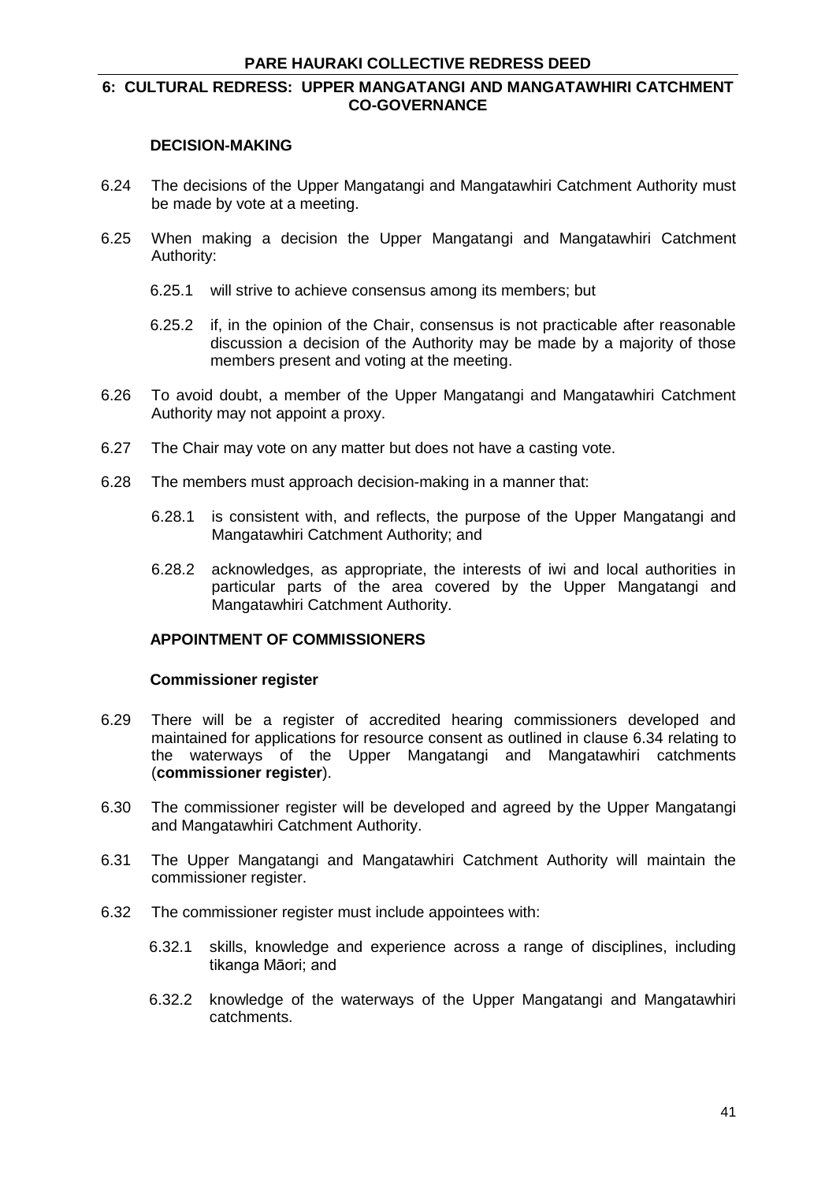## DECISION-MAKING

6.24 The decisions of the Upper Mangatangi and Mangatawhiri Catchment Authority must be made by vote at a meeting.

6.25 When making a decision the Upper Mangatangi and Mangatawhiri Catchment Authority:

6.25.1 will strive to achieve consensus among its members; but

6.25.2 if, in the opinion of the Chair, consensus is not practicable after reasonable discussion a decision of the Authority may be made by a majority of those members present and voting at the meeting.

6.26 To avoid doubt, a member of the Upper Mangatangi and Mangatawhiri Catchment Authority may not appoint a proxy.

6.27 The Chair may vote on any matter but does not have a casting vote.

6.28 The members must approach decision-making in a manner that:

6.28.1 is consistent with, and reflects, the purpose of the Upper Mangatangi and Mangatawhiri Catchment Authority; and

6.28.2 acknowledges, as appropriate, the interests of iwi and local authorities in particular parts of the area covered by the Upper Mangatangi and Mangatawhiri Catchment Authority.

## APPOINTMENT OF COMMISSIONERS

### Commissioner register

6.29 There will be a register of accredited hearing commissioners developed and maintained for applications for resource consent as outlined in clause 6.34 relating to the waterways of the Upper Mangatangi and Mangatawhiri catchments (**commissioner register**).

6.30 The commissioner register will be developed and agreed by the Upper Mangatangi and Mangatawhiri Catchment Authority.

6.31 The Upper Mangatangi and Mangatawhiri Catchment Authority will maintain the commissioner register.

6.32 The commissioner register must include appointees with:

6.32.1 skills, knowledge and experience across a range of disciplines, including tikanga Māori; and

6.32.2 knowledge of the waterways of the Upper Mangatangi and Mangatawhiri catchments.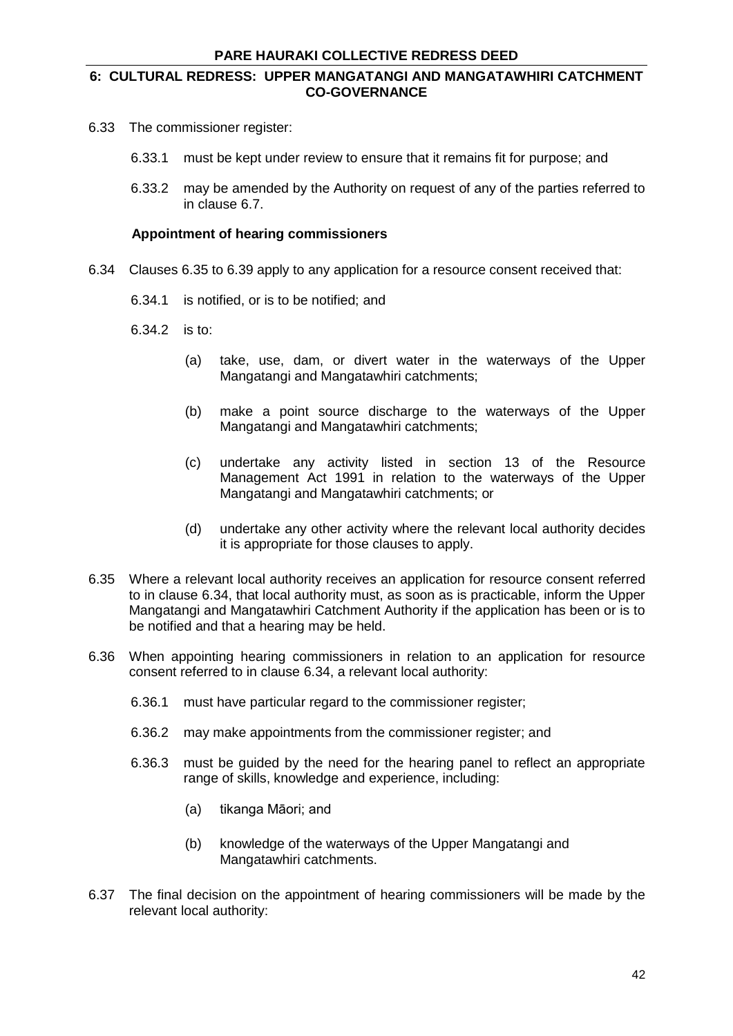6.33 The commissioner register:

6.33.1 must be kept under review to ensure that it remains fit for purpose; and

6.33.2 may be amended by the Authority on request of any of the parties referred to in clause 6.7.

**Appointment of hearing commissioners**

6.34 Clauses 6.35 to 6.39 apply to any application for a resource consent received that:

6.34.1 is notified, or is to be notified; and

6.34.2 is to:

(a) take, use, dam, or divert water in the waterways of the Upper Mangatangi and Mangatawhiri catchments;

(b) make a point source discharge to the waterways of the Upper Mangatangi and Mangatawhiri catchments;

(c) undertake any activity listed in section 13 of the Resource Management Act 1991 in relation to the waterways of the Upper Mangatangi and Mangatawhiri catchments; or

(d) undertake any other activity where the relevant local authority decides it is appropriate for those clauses to apply.

6.35 Where a relevant local authority receives an application for resource consent referred to in clause 6.34, that local authority must, as soon as is practicable, inform the Upper Mangatangi and Mangatawhiri Catchment Authority if the application has been or is to be notified and that a hearing may be held.

6.36 When appointing hearing commissioners in relation to an application for resource consent referred to in clause 6.34, a relevant local authority:

6.36.1 must have particular regard to the commissioner register;

6.36.2 may make appointments from the commissioner register; and

6.36.3 must be guided by the need for the hearing panel to reflect an appropriate range of skills, knowledge and experience, including:

(a) tikanga Māori; and

(b) knowledge of the waterways of the Upper Mangatangi and Mangatawhiri catchments.

6.37 The final decision on the appointment of hearing commissioners will be made by the relevant local authority: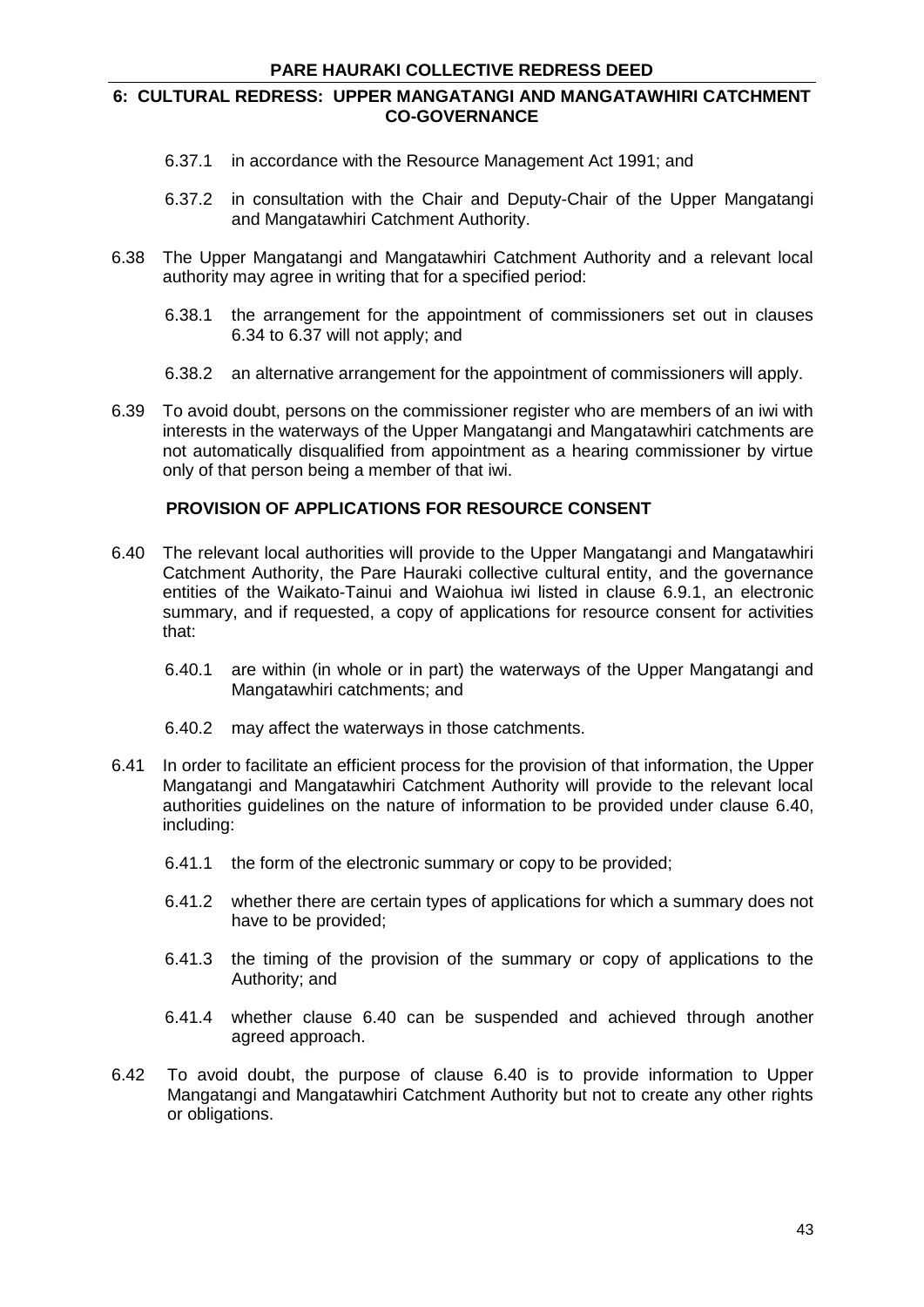6.37.1 in accordance with the Resource Management Act 1991; and

6.37.2 in consultation with the Chair and Deputy-Chair of the Upper Mangatangi and Mangatawhiri Catchment Authority.

6.38 The Upper Mangatangi and Mangatawhiri Catchment Authority and a relevant local authority may agree in writing that for a specified period:

6.38.1 the arrangement for the appointment of commissioners set out in clauses 6.34 to 6.37 will not apply; and

6.38.2 an alternative arrangement for the appointment of commissioners will apply.

6.39 To avoid doubt, persons on the commissioner register who are members of an iwi with interests in the waterways of the Upper Mangatangi and Mangatawhiri catchments are not automatically disqualified from appointment as a hearing commissioner by virtue only of that person being a member of that iwi.

**PROVISION OF APPLICATIONS FOR RESOURCE CONSENT**

6.40 The relevant local authorities will provide to the Upper Mangatangi and Mangatawhiri Catchment Authority, the Pare Hauraki collective cultural entity, and the governance entities of the Waikato-Tainui and Waiohua iwi listed in clause 6.9.1, an electronic summary, and if requested, a copy of applications for resource consent for activities that:

6.40.1 are within (in whole or in part) the waterways of the Upper Mangatangi and Mangatawhiri catchments; and

6.40.2 may affect the waterways in those catchments.

6.41 In order to facilitate an efficient process for the provision of that information, the Upper Mangatangi and Mangatawhiri Catchment Authority will provide to the relevant local authorities guidelines on the nature of information to be provided under clause 6.40, including:

6.41.1 the form of the electronic summary or copy to be provided;

6.41.2 whether there are certain types of applications for which a summary does not have to be provided;

6.41.3 the timing of the provision of the summary or copy of applications to the Authority; and

6.41.4 whether clause 6.40 can be suspended and achieved through another agreed approach.

6.42 To avoid doubt, the purpose of clause 6.40 is to provide information to Upper Mangatangi and Mangatawhiri Catchment Authority but not to create any other rights or obligations.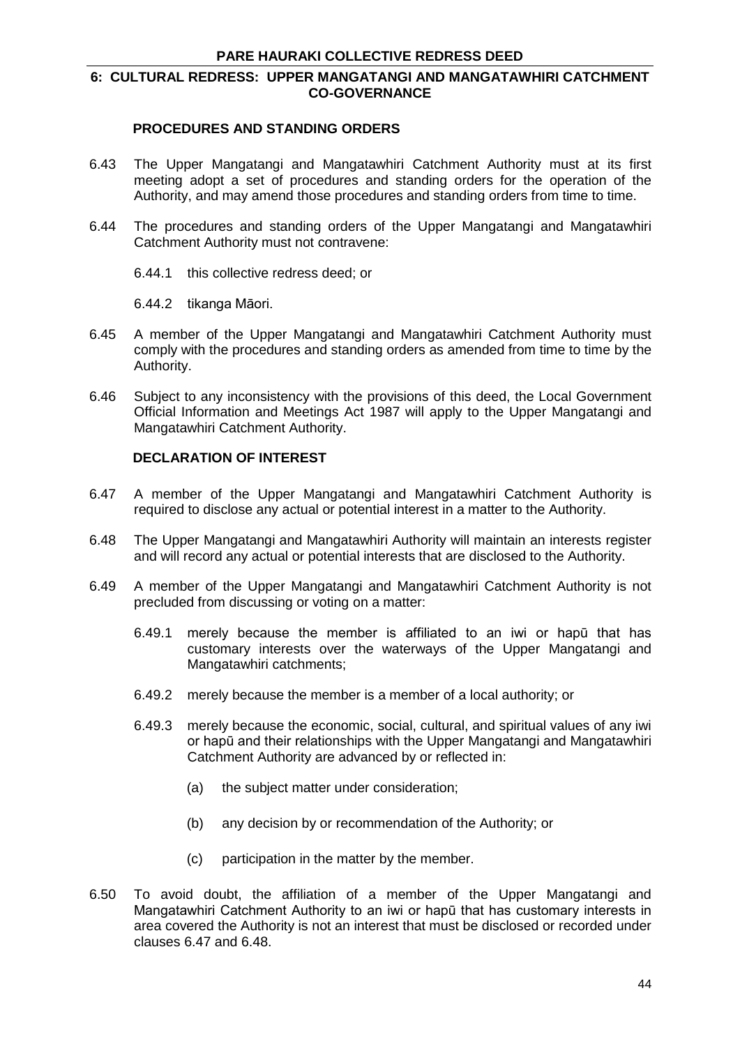## 6: CULTURAL REDRESS: UPPER MANGATANGI AND MANGATAWHIRI CATCHMENT CO-GOVERNANCE

### PROCEDURES AND STANDING ORDERS

6.43 The Upper Mangatangi and Mangatawhiri Catchment Authority must at its first meeting adopt a set of procedures and standing orders for the operation of the Authority, and may amend those procedures and standing orders from time to time.

6.44 The procedures and standing orders of the Upper Mangatangi and Mangatawhiri Catchment Authority must not contravene:

6.44.1 this collective redress deed; or

6.44.2 tikanga Māori.

6.45 A member of the Upper Mangatangi and Mangatawhiri Catchment Authority must comply with the procedures and standing orders as amended from time to time by the Authority.

6.46 Subject to any inconsistency with the provisions of this deed, the Local Government Official Information and Meetings Act 1987 will apply to the Upper Mangatangi and Mangatawhiri Catchment Authority.

### DECLARATION OF INTEREST

6.47 A member of the Upper Mangatangi and Mangatawhiri Catchment Authority is required to disclose any actual or potential interest in a matter to the Authority.

6.48 The Upper Mangatangi and Mangatawhiri Authority will maintain an interests register and will record any actual or potential interests that are disclosed to the Authority.

6.49 A member of the Upper Mangatangi and Mangatawhiri Catchment Authority is not precluded from discussing or voting on a matter:

6.49.1 merely because the member is affiliated to an iwi or hapū that has customary interests over the waterways of the Upper Mangatangi and Mangatawhiri catchments;

6.49.2 merely because the member is a member of a local authority; or

6.49.3 merely because the economic, social, cultural, and spiritual values of any iwi or hapū and their relationships with the Upper Mangatangi and Mangatawhiri Catchment Authority are advanced by or reflected in:

(a) the subject matter under consideration;

(b) any decision by or recommendation of the Authority; or

(c) participation in the matter by the member.

6.50 To avoid doubt, the affiliation of a member of the Upper Mangatangi and Mangatawhiri Catchment Authority to an iwi or hapū that has customary interests in area covered the Authority is not an interest that must be disclosed or recorded under clauses 6.47 and 6.48.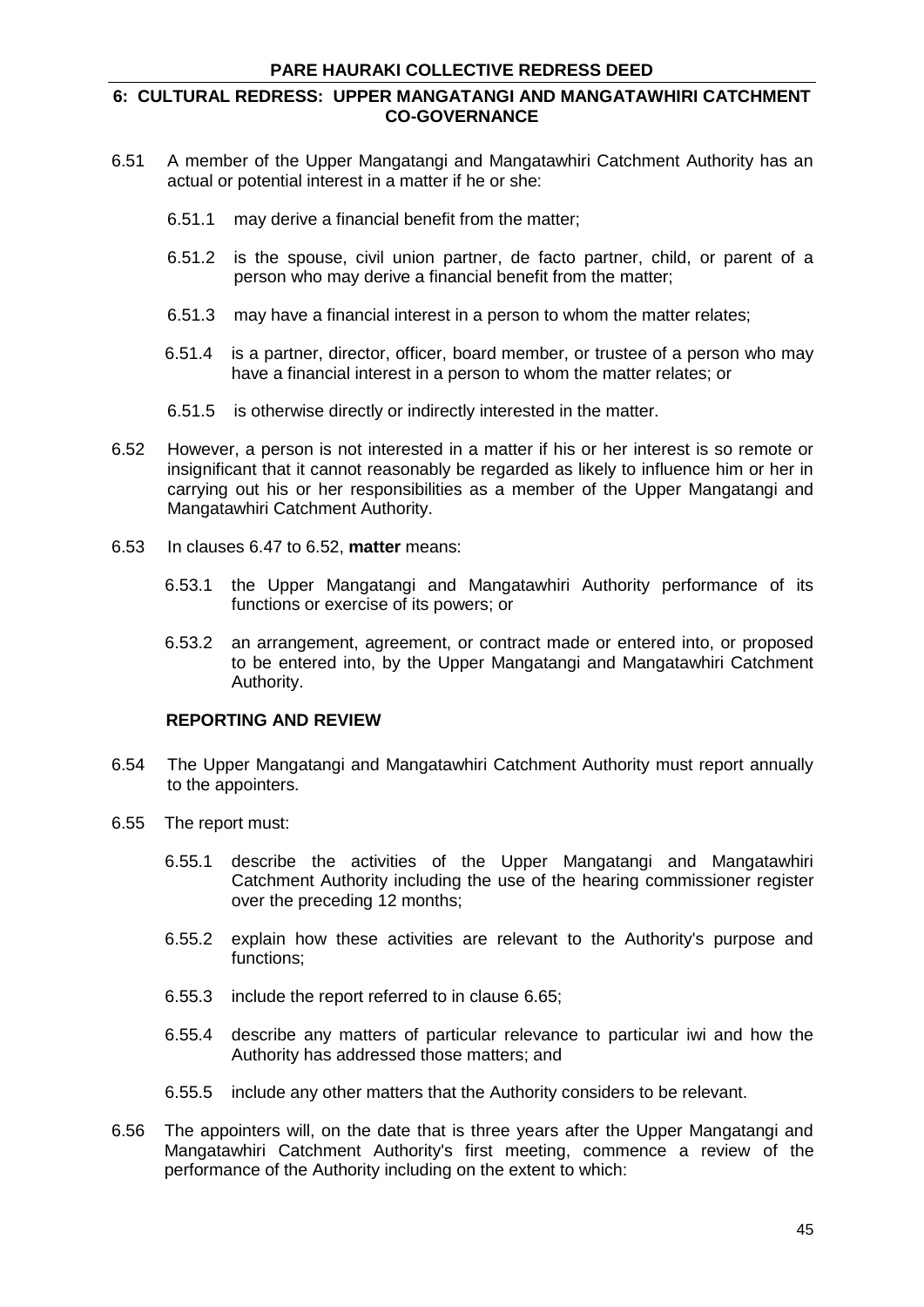6.51 A member of the Upper Mangatangi and Mangatawhiri Catchment Authority has an actual or potential interest in a matter if he or she:

6.51.1 may derive a financial benefit from the matter;

6.51.2 is the spouse, civil union partner, de facto partner, child, or parent of a person who may derive a financial benefit from the matter;

6.51.3 may have a financial interest in a person to whom the matter relates;

6.51.4 is a partner, director, officer, board member, or trustee of a person who may have a financial interest in a person to whom the matter relates; or

6.51.5 is otherwise directly or indirectly interested in the matter.

6.52 However, a person is not interested in a matter if his or her interest is so remote or insignificant that it cannot reasonably be regarded as likely to influence him or her in carrying out his or her responsibilities as a member of the Upper Mangatangi and Mangatawhiri Catchment Authority.

6.53 In clauses 6.47 to 6.52, **matter** means:

6.53.1 the Upper Mangatangi and Mangatawhiri Authority performance of its functions or exercise of its powers; or

6.53.2 an arrangement, agreement, or contract made or entered into, or proposed to be entered into, by the Upper Mangatangi and Mangatawhiri Catchment Authority.

### REPORTING AND REVIEW

6.54 The Upper Mangatangi and Mangatawhiri Catchment Authority must report annually to the appointers.

6.55 The report must:

6.55.1 describe the activities of the Upper Mangatangi and Mangatawhiri Catchment Authority including the use of the hearing commissioner register over the preceding 12 months;

6.55.2 explain how these activities are relevant to the Authority's purpose and functions;

6.55.3 include the report referred to in clause 6.65;

6.55.4 describe any matters of particular relevance to particular iwi and how the Authority has addressed those matters; and

6.55.5 include any other matters that the Authority considers to be relevant.

6.56 The appointers will, on the date that is three years after the Upper Mangatangi and Mangatawhiri Catchment Authority's first meeting, commence a review of the performance of the Authority including on the extent to which: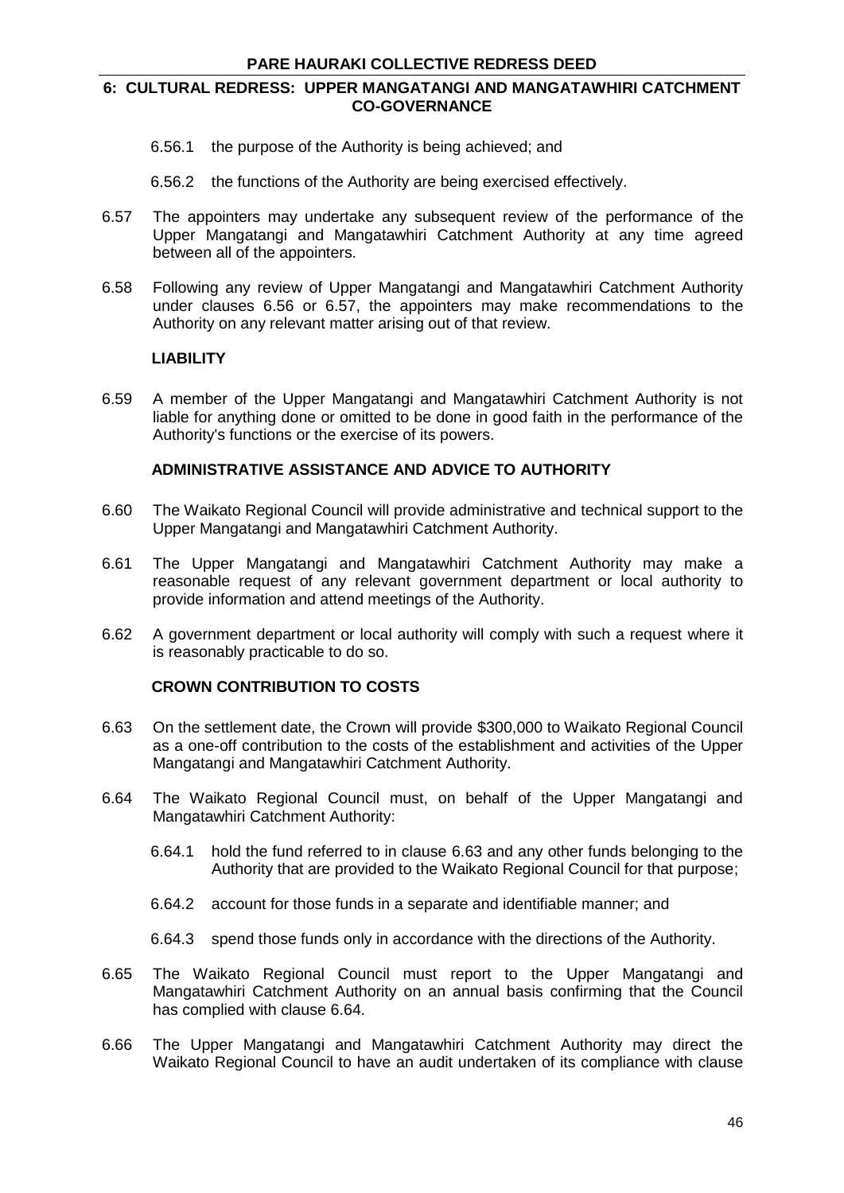6.56.1 the purpose of the Authority is being achieved; and

6.56.2 the functions of the Authority are being exercised effectively.

6.57 The appointers may undertake any subsequent review of the performance of the Upper Mangatangi and Mangatawhiri Catchment Authority at any time agreed between all of the appointers.

6.58 Following any review of Upper Mangatangi and Mangatawhiri Catchment Authority under clauses 6.56 or 6.57, the appointers may make recommendations to the Authority on any relevant matter arising out of that review.

**LIABILITY**

6.59 A member of the Upper Mangatangi and Mangatawhiri Catchment Authority is not liable for anything done or omitted to be done in good faith in the performance of the Authority's functions or the exercise of its powers.

**ADMINISTRATIVE ASSISTANCE AND ADVICE TO AUTHORITY**

6.60 The Waikato Regional Council will provide administrative and technical support to the Upper Mangatangi and Mangatawhiri Catchment Authority.

6.61 The Upper Mangatangi and Mangatawhiri Catchment Authority may make a reasonable request of any relevant government department or local authority to provide information and attend meetings of the Authority.

6.62 A government department or local authority will comply with such a request where it is reasonably practicable to do so.

**CROWN CONTRIBUTION TO COSTS**

6.63 On the settlement date, the Crown will provide $300,000 to Waikato Regional Council as a one-off contribution to the costs of the establishment and activities of the Upper Mangatangi and Mangatawhiri Catchment Authority.

6.64 The Waikato Regional Council must, on behalf of the Upper Mangatangi and Mangatawhiri Catchment Authority:

6.64.1 hold the fund referred to in clause 6.63 and any other funds belonging to the Authority that are provided to the Waikato Regional Council for that purpose;

6.64.2 account for those funds in a separate and identifiable manner; and

6.64.3 spend those funds only in accordance with the directions of the Authority.

6.65 The Waikato Regional Council must report to the Upper Mangatangi and Mangatawhiri Catchment Authority on an annual basis confirming that the Council has complied with clause 6.64.

6.66 The Upper Mangatangi and Mangatawhiri Catchment Authority may direct the Waikato Regional Council to have an audit undertaken of its compliance with clause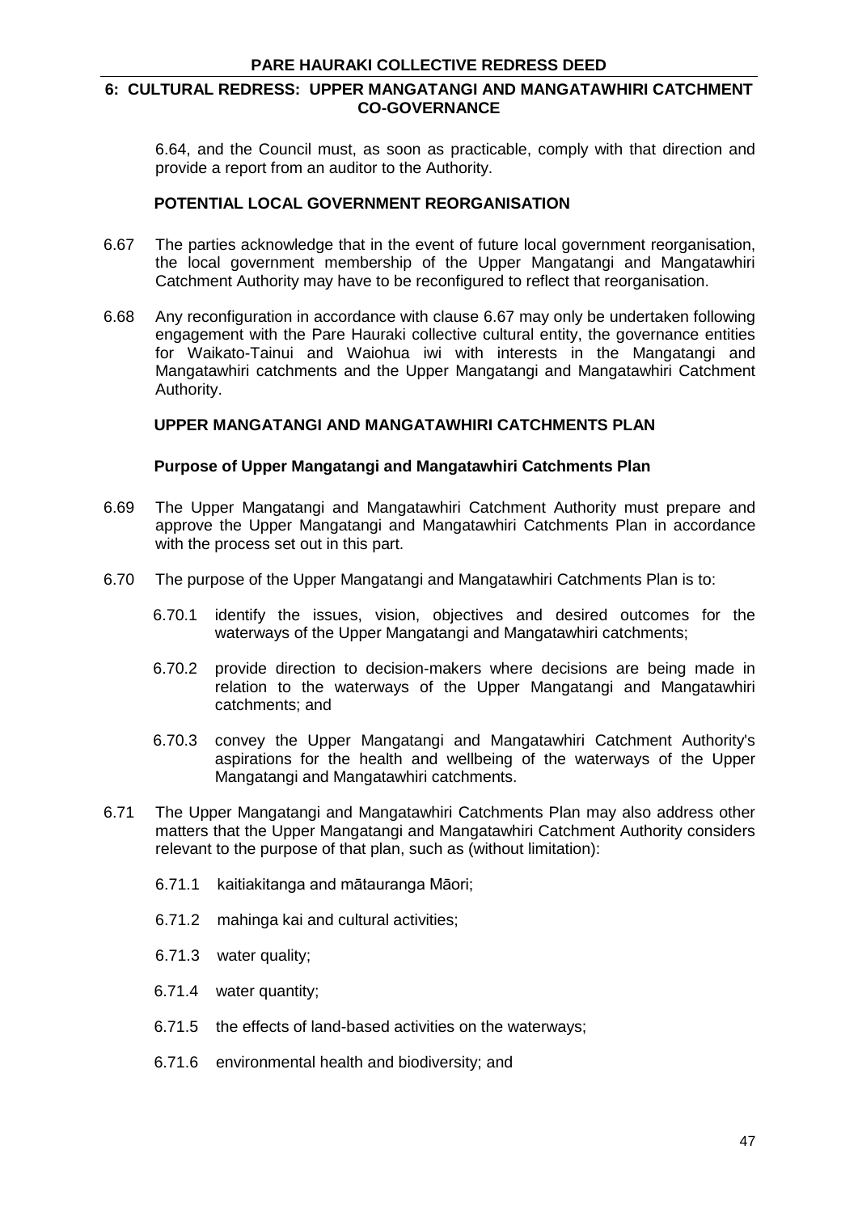6.64, and the Council must, as soon as practicable, comply with that direction and provide a report from an auditor to the Authority.

## POTENTIAL LOCAL GOVERNMENT REORGANISATION

6.67 The parties acknowledge that in the event of future local government reorganisation, the local government membership of the Upper Mangatangi and Mangatawhiri Catchment Authority may have to be reconfigured to reflect that reorganisation.

6.68 Any reconfiguration in accordance with clause 6.67 may only be undertaken following engagement with the Pare Hauraki collective cultural entity, the governance entities for Waikato-Tainui and Waiohua iwi with interests in the Mangatangi and Mangatawhiri catchments and the Upper Mangatangi and Mangatawhiri Catchment Authority.

## UPPER MANGATANGI AND MANGATAWHIRI CATCHMENTS PLAN

### Purpose of Upper Mangatangi and Mangatawhiri Catchments Plan

6.69 The Upper Mangatangi and Mangatawhiri Catchment Authority must prepare and approve the Upper Mangatangi and Mangatawhiri Catchments Plan in accordance with the process set out in this part.

6.70 The purpose of the Upper Mangatangi and Mangatawhiri Catchments Plan is to:

6.70.1 identify the issues, vision, objectives and desired outcomes for the waterways of the Upper Mangatangi and Mangatawhiri catchments;

6.70.2 provide direction to decision-makers where decisions are being made in relation to the waterways of the Upper Mangatangi and Mangatawhiri catchments; and

6.70.3 convey the Upper Mangatangi and Mangatawhiri Catchment Authority's aspirations for the health and wellbeing of the waterways of the Upper Mangatangi and Mangatawhiri catchments.

6.71 The Upper Mangatangi and Mangatawhiri Catchments Plan may also address other matters that the Upper Mangatangi and Mangatawhiri Catchment Authority considers relevant to the purpose of that plan, such as (without limitation):

6.71.1 kaitiakitanga and mātauranga Māori;

6.71.2 mahinga kai and cultural activities;

6.71.3 water quality;

6.71.4 water quantity;

6.71.5 the effects of land-based activities on the waterways;

6.71.6 environmental health and biodiversity; and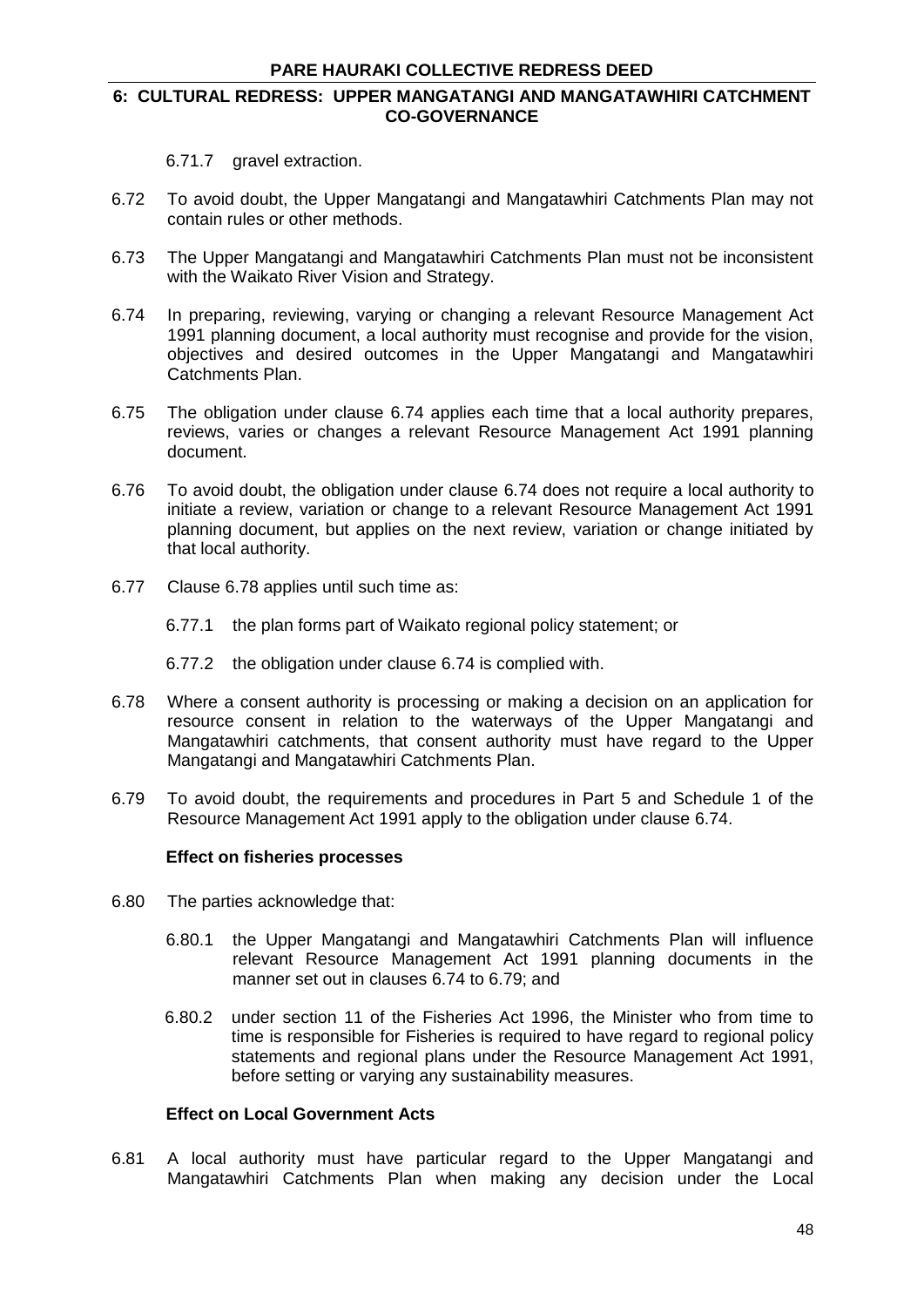6.71.7 gravel extraction.

6.72 To avoid doubt, the Upper Mangatangi and Mangatawhiri Catchments Plan may not contain rules or other methods.

6.73 The Upper Mangatangi and Mangatawhiri Catchments Plan must not be inconsistent with the Waikato River Vision and Strategy.

6.74 In preparing, reviewing, varying or changing a relevant Resource Management Act 1991 planning document, a local authority must recognise and provide for the vision, objectives and desired outcomes in the Upper Mangatangi and Mangatawhiri Catchments Plan.

6.75 The obligation under clause 6.74 applies each time that a local authority prepares, reviews, varies or changes a relevant Resource Management Act 1991 planning document.

6.76 To avoid doubt, the obligation under clause 6.74 does not require a local authority to initiate a review, variation or change to a relevant Resource Management Act 1991 planning document, but applies on the next review, variation or change initiated by that local authority.

6.77 Clause 6.78 applies until such time as:

6.77.1 the plan forms part of Waikato regional policy statement; or

6.77.2 the obligation under clause 6.74 is complied with.

6.78 Where a consent authority is processing or making a decision on an application for resource consent in relation to the waterways of the Upper Mangatangi and Mangatawhiri catchments, that consent authority must have regard to the Upper Mangatangi and Mangatawhiri Catchments Plan.

6.79 To avoid doubt, the requirements and procedures in Part 5 and Schedule 1 of the Resource Management Act 1991 apply to the obligation under clause 6.74.

**Effect on fisheries processes**

6.80 The parties acknowledge that:

6.80.1 the Upper Mangatangi and Mangatawhiri Catchments Plan will influence relevant Resource Management Act 1991 planning documents in the manner set out in clauses 6.74 to 6.79; and

6.80.2 under section 11 of the Fisheries Act 1996, the Minister who from time to time is responsible for Fisheries is required to have regard to regional policy statements and regional plans under the Resource Management Act 1991, before setting or varying any sustainability measures.

**Effect on Local Government Acts**

6.81 A local authority must have particular regard to the Upper Mangatangi and Mangatawhiri Catchments Plan when making any decision under the Local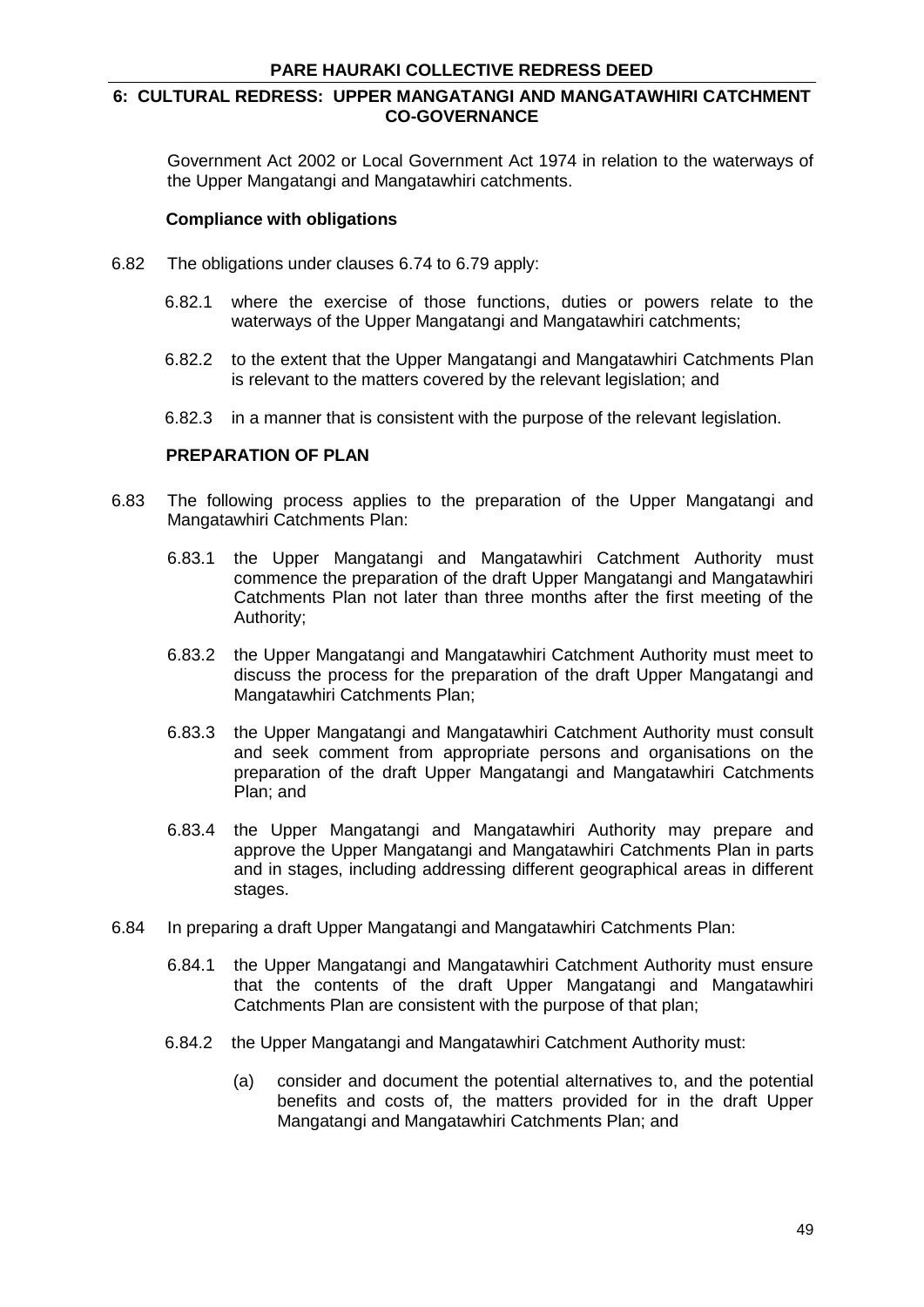Government Act 2002 or Local Government Act 1974 in relation to the waterways of the Upper Mangatangi and Mangatawhiri catchments.

**Compliance with obligations**

6.82 The obligations under clauses 6.74 to 6.79 apply:

6.82.1 where the exercise of those functions, duties or powers relate to the waterways of the Upper Mangatangi and Mangatawhiri catchments;

6.82.2 to the extent that the Upper Mangatangi and Mangatawhiri Catchments Plan is relevant to the matters covered by the relevant legislation; and

6.82.3 in a manner that is consistent with the purpose of the relevant legislation.

**PREPARATION OF PLAN**

6.83 The following process applies to the preparation of the Upper Mangatangi and Mangatawhiri Catchments Plan:

6.83.1 the Upper Mangatangi and Mangatawhiri Catchment Authority must commence the preparation of the draft Upper Mangatangi and Mangatawhiri Catchments Plan not later than three months after the first meeting of the Authority;

6.83.2 the Upper Mangatangi and Mangatawhiri Catchment Authority must meet to discuss the process for the preparation of the draft Upper Mangatangi and Mangatawhiri Catchments Plan;

6.83.3 the Upper Mangatangi and Mangatawhiri Catchment Authority must consult and seek comment from appropriate persons and organisations on the preparation of the draft Upper Mangatangi and Mangatawhiri Catchments Plan; and

6.83.4 the Upper Mangatangi and Mangatawhiri Authority may prepare and approve the Upper Mangatangi and Mangatawhiri Catchments Plan in parts and in stages, including addressing different geographical areas in different stages.

6.84 In preparing a draft Upper Mangatangi and Mangatawhiri Catchments Plan:

6.84.1 the Upper Mangatangi and Mangatawhiri Catchment Authority must ensure that the contents of the draft Upper Mangatangi and Mangatawhiri Catchments Plan are consistent with the purpose of that plan;

6.84.2 the Upper Mangatangi and Mangatawhiri Catchment Authority must:

(a) consider and document the potential alternatives to, and the potential benefits and costs of, the matters provided for in the draft Upper Mangatangi and Mangatawhiri Catchments Plan; and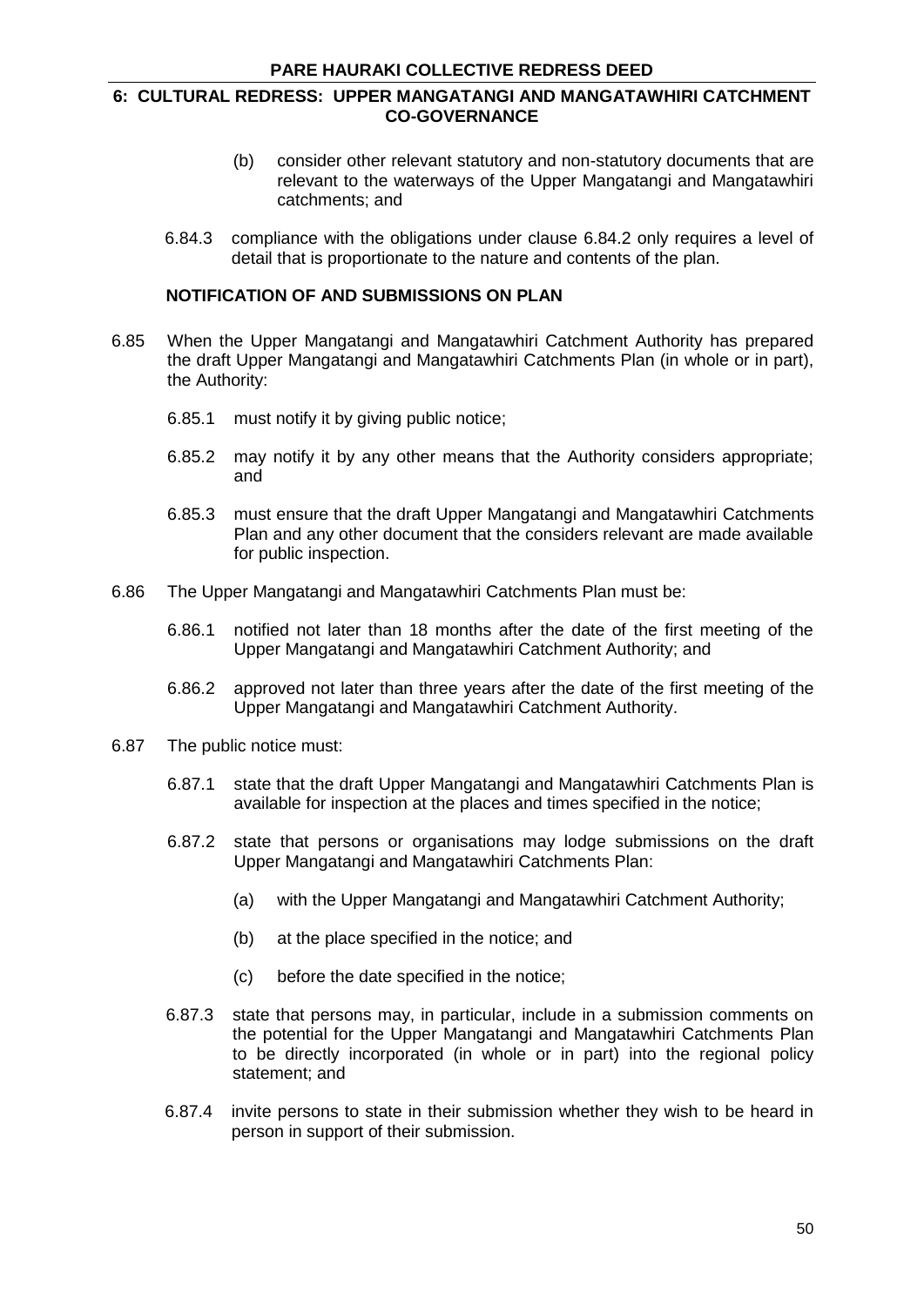(b) consider other relevant statutory and non-statutory documents that are relevant to the waterways of the Upper Mangatangi and Mangatawhiri catchments; and

6.84.3 compliance with the obligations under clause 6.84.2 only requires a level of detail that is proportionate to the nature and contents of the plan.

### NOTIFICATION OF AND SUBMISSIONS ON PLAN

6.85 When the Upper Mangatangi and Mangatawhiri Catchment Authority has prepared the draft Upper Mangatangi and Mangatawhiri Catchments Plan (in whole or in part), the Authority:

6.85.1 must notify it by giving public notice;

6.85.2 may notify it by any other means that the Authority considers appropriate; and

6.85.3 must ensure that the draft Upper Mangatangi and Mangatawhiri Catchments Plan and any other document that the considers relevant are made available for public inspection.

6.86 The Upper Mangatangi and Mangatawhiri Catchments Plan must be:

6.86.1 notified not later than 18 months after the date of the first meeting of the Upper Mangatangi and Mangatawhiri Catchment Authority; and

6.86.2 approved not later than three years after the date of the first meeting of the Upper Mangatangi and Mangatawhiri Catchment Authority.

6.87 The public notice must:

6.87.1 state that the draft Upper Mangatangi and Mangatawhiri Catchments Plan is available for inspection at the places and times specified in the notice;

6.87.2 state that persons or organisations may lodge submissions on the draft Upper Mangatangi and Mangatawhiri Catchments Plan:

(a) with the Upper Mangatangi and Mangatawhiri Catchment Authority;

(b) at the place specified in the notice; and

(c) before the date specified in the notice;

6.87.3 state that persons may, in particular, include in a submission comments on the potential for the Upper Mangatangi and Mangatawhiri Catchments Plan to be directly incorporated (in whole or in part) into the regional policy statement; and

6.87.4 invite persons to state in their submission whether they wish to be heard in person in support of their submission.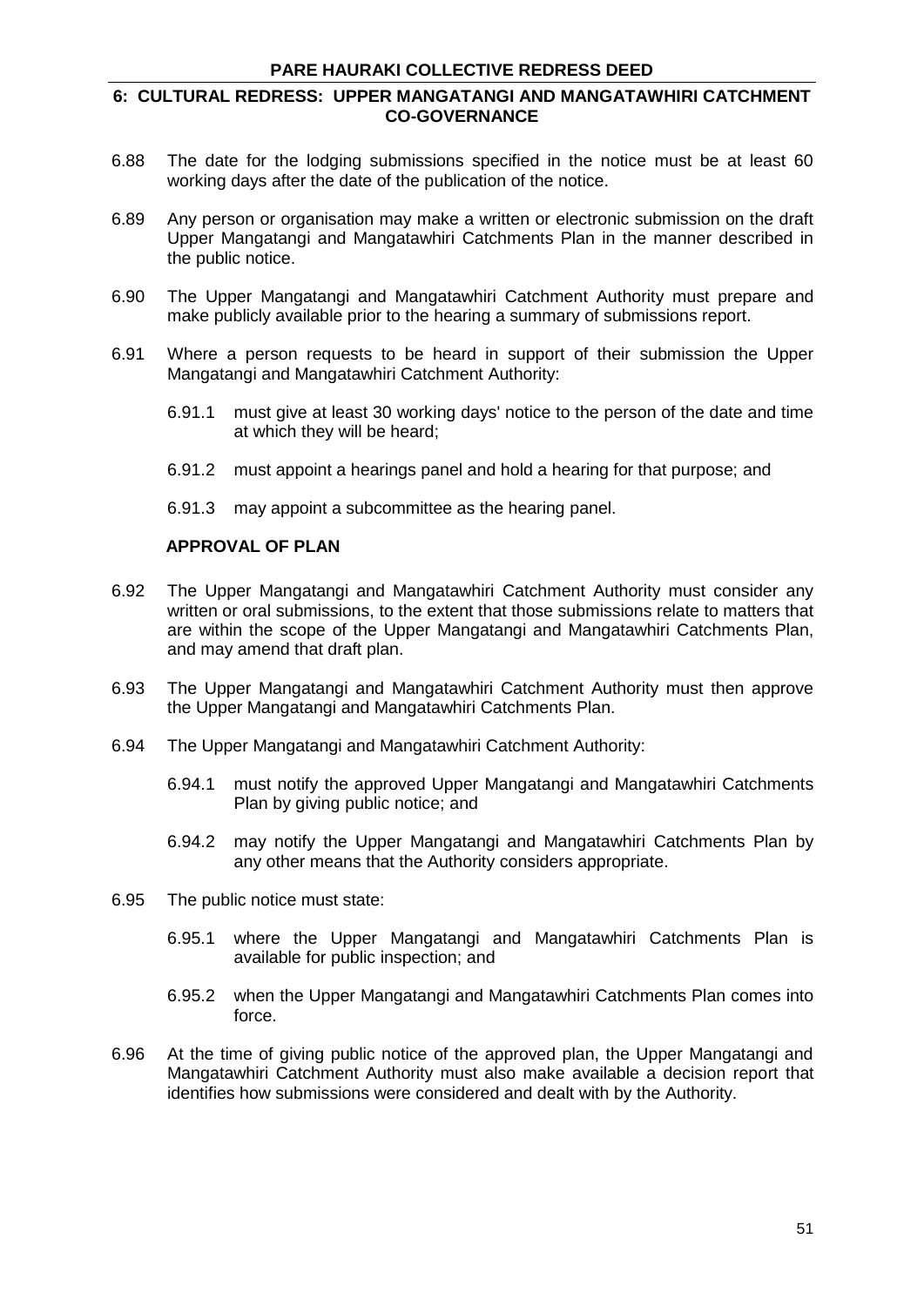6.88 The date for the lodging submissions specified in the notice must be at least 60 working days after the date of the publication of the notice.

6.89 Any person or organisation may make a written or electronic submission on the draft Upper Mangatangi and Mangatawhiri Catchments Plan in the manner described in the public notice.

6.90 The Upper Mangatangi and Mangatawhiri Catchment Authority must prepare and make publicly available prior to the hearing a summary of submissions report.

6.91 Where a person requests to be heard in support of their submission the Upper Mangatangi and Mangatawhiri Catchment Authority:

6.91.1 must give at least 30 working days' notice to the person of the date and time at which they will be heard;

6.91.2 must appoint a hearings panel and hold a hearing for that purpose; and

6.91.3 may appoint a subcommittee as the hearing panel.

**APPROVAL OF PLAN**

6.92 The Upper Mangatangi and Mangatawhiri Catchment Authority must consider any written or oral submissions, to the extent that those submissions relate to matters that are within the scope of the Upper Mangatangi and Mangatawhiri Catchments Plan, and may amend that draft plan.

6.93 The Upper Mangatangi and Mangatawhiri Catchment Authority must then approve the Upper Mangatangi and Mangatawhiri Catchments Plan.

6.94 The Upper Mangatangi and Mangatawhiri Catchment Authority:

6.94.1 must notify the approved Upper Mangatangi and Mangatawhiri Catchments Plan by giving public notice; and

6.94.2 may notify the Upper Mangatangi and Mangatawhiri Catchments Plan by any other means that the Authority considers appropriate.

6.95 The public notice must state:

6.95.1 where the Upper Mangatangi and Mangatawhiri Catchments Plan is available for public inspection; and

6.95.2 when the Upper Mangatangi and Mangatawhiri Catchments Plan comes into force.

6.96 At the time of giving public notice of the approved plan, the Upper Mangatangi and Mangatawhiri Catchment Authority must also make available a decision report that identifies how submissions were considered and dealt with by the Authority.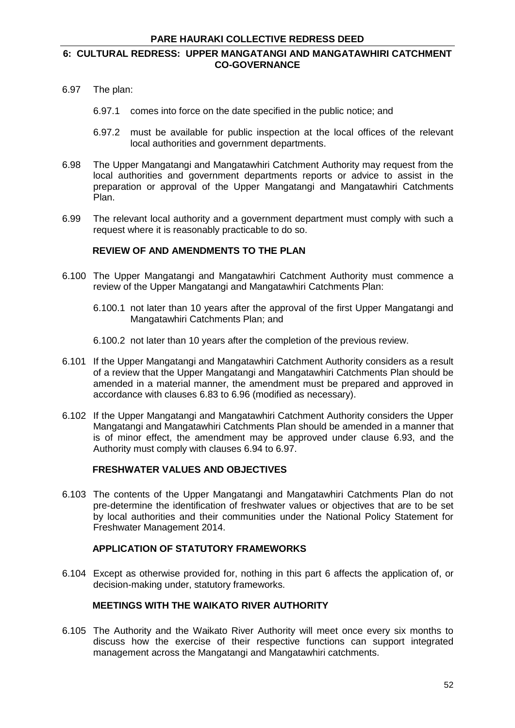6.97 The plan:

6.97.1 comes into force on the date specified in the public notice; and

6.97.2 must be available for public inspection at the local offices of the relevant local authorities and government departments.

6.98 The Upper Mangatangi and Mangatawhiri Catchment Authority may request from the local authorities and government departments reports or advice to assist in the preparation or approval of the Upper Mangatangi and Mangatawhiri Catchments Plan.

6.99 The relevant local authority and a government department must comply with such a request where it is reasonably practicable to do so.

### REVIEW OF AND AMENDMENTS TO THE PLAN

6.100 The Upper Mangatangi and Mangatawhiri Catchment Authority must commence a review of the Upper Mangatangi and Mangatawhiri Catchments Plan:

6.100.1 not later than 10 years after the approval of the first Upper Mangatangi and Mangatawhiri Catchments Plan; and

6.100.2 not later than 10 years after the completion of the previous review.

6.101 If the Upper Mangatangi and Mangatawhiri Catchment Authority considers as a result of a review that the Upper Mangatangi and Mangatawhiri Catchments Plan should be amended in a material manner, the amendment must be prepared and approved in accordance with clauses 6.83 to 6.96 (modified as necessary).

6.102 If the Upper Mangatangi and Mangatawhiri Catchment Authority considers the Upper Mangatangi and Mangatawhiri Catchments Plan should be amended in a manner that is of minor effect, the amendment may be approved under clause 6.93, and the Authority must comply with clauses 6.94 to 6.97.

### FRESHWATER VALUES AND OBJECTIVES

6.103 The contents of the Upper Mangatangi and Mangatawhiri Catchments Plan do not pre-determine the identification of freshwater values or objectives that are to be set by local authorities and their communities under the National Policy Statement for Freshwater Management 2014.

### APPLICATION OF STATUTORY FRAMEWORKS

6.104 Except as otherwise provided for, nothing in this part 6 affects the application of, or decision-making under, statutory frameworks.

### MEETINGS WITH THE WAIKATO RIVER AUTHORITY

6.105 The Authority and the Waikato River Authority will meet once every six months to discuss how the exercise of their respective functions can support integrated management across the Mangatangi and Mangatawhiri catchments.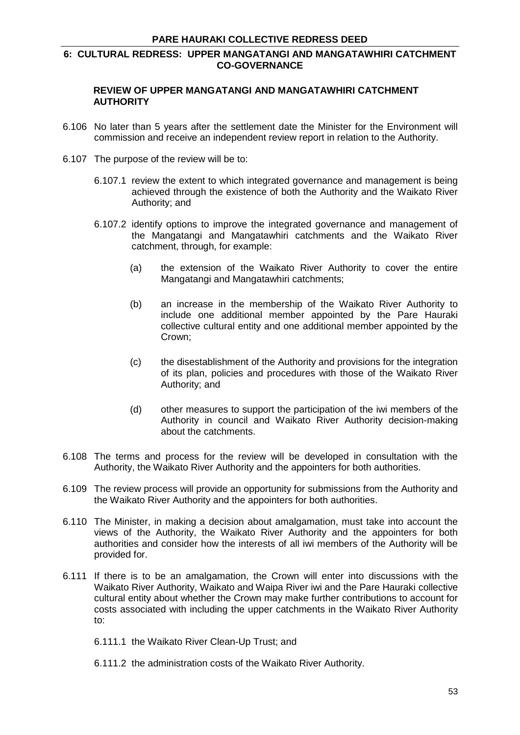## 6: CULTURAL REDRESS: UPPER MANGATANGI AND MANGATAWHIRI CATCHMENT CO-GOVERNANCE

### REVIEW OF UPPER MANGATANGI AND MANGATAWHIRI CATCHMENT AUTHORITY

6.106 No later than 5 years after the settlement date the Minister for the Environment will commission and receive an independent review report in relation to the Authority.

6.107 The purpose of the review will be to:

6.107.1 review the extent to which integrated governance and management is being achieved through the existence of both the Authority and the Waikato River Authority; and

6.107.2 identify options to improve the integrated governance and management of the Mangatangi and Mangatawhiri catchments and the Waikato River catchment, through, for example:

(a) the extension of the Waikato River Authority to cover the entire Mangatangi and Mangatawhiri catchments;

(b) an increase in the membership of the Waikato River Authority to include one additional member appointed by the Pare Hauraki collective cultural entity and one additional member appointed by the Crown;

(c) the disestablishment of the Authority and provisions for the integration of its plan, policies and procedures with those of the Waikato River Authority; and

(d) other measures to support the participation of the iwi members of the Authority in council and Waikato River Authority decision-making about the catchments.

6.108 The terms and process for the review will be developed in consultation with the Authority, the Waikato River Authority and the appointers for both authorities.

6.109 The review process will provide an opportunity for submissions from the Authority and the Waikato River Authority and the appointers for both authorities.

6.110 The Minister, in making a decision about amalgamation, must take into account the views of the Authority, the Waikato River Authority and the appointers for both authorities and consider how the interests of all iwi members of the Authority will be provided for.

6.111 If there is to be an amalgamation, the Crown will enter into discussions with the Waikato River Authority, Waikato and Waipa River iwi and the Pare Hauraki collective cultural entity about whether the Crown may make further contributions to account for costs associated with including the upper catchments in the Waikato River Authority to:

6.111.1 the Waikato River Clean-Up Trust; and

6.111.2 the administration costs of the Waikato River Authority.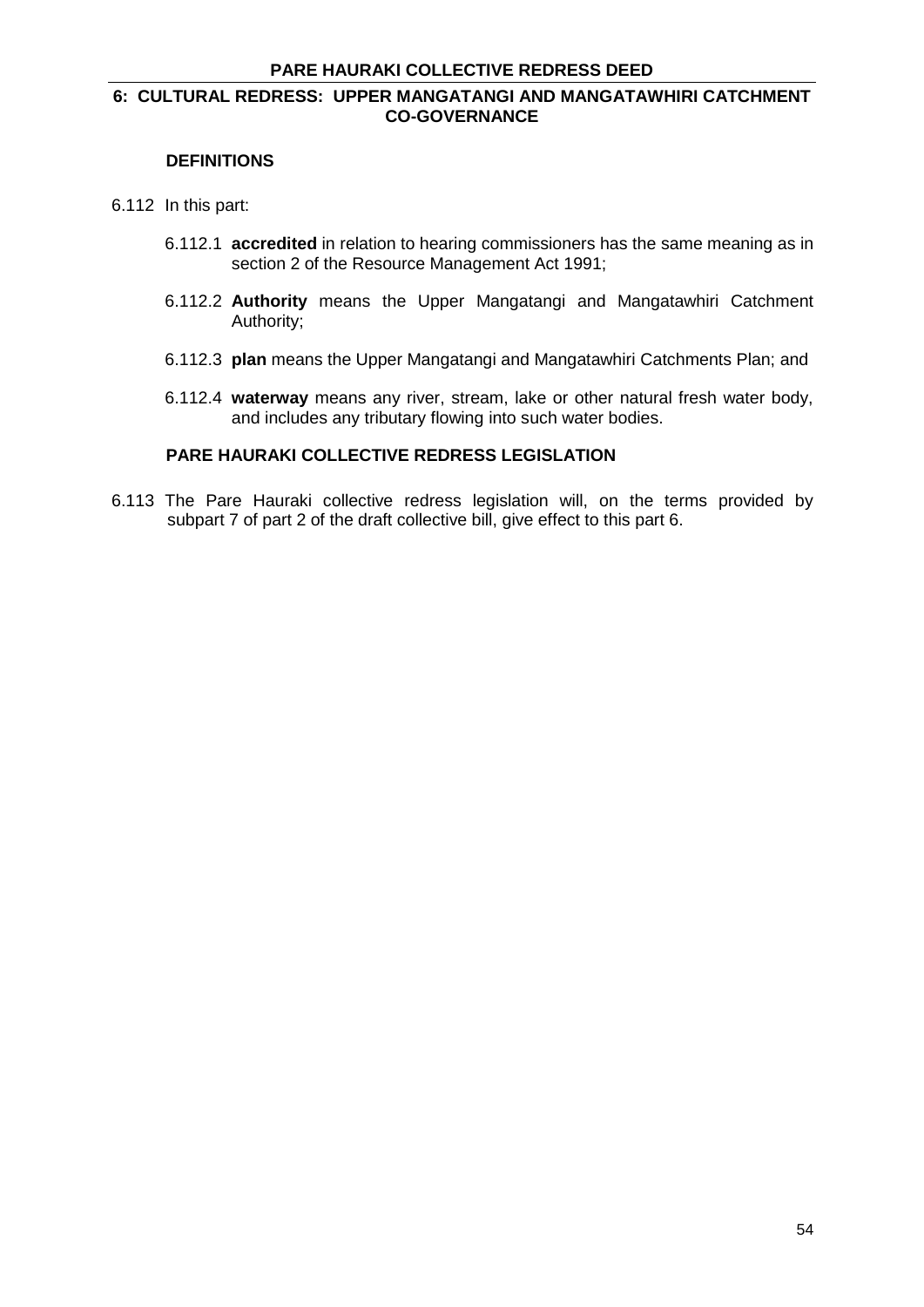## 6: CULTURAL REDRESS: UPPER MANGATANGI AND MANGATAWHIRI CATCHMENT CO-GOVERNANCE

### DEFINITIONS

6.112 In this part:

6.112.1 **accredited** in relation to hearing commissioners has the same meaning as in section 2 of the Resource Management Act 1991;

6.112.2 **Authority** means the Upper Mangatangi and Mangatawhiri Catchment Authority;

6.112.3 **plan** means the Upper Mangatangi and Mangatawhiri Catchments Plan; and

6.112.4 **waterway** means any river, stream, lake or other natural fresh water body, and includes any tributary flowing into such water bodies.

### PARE HAURAKI COLLECTIVE REDRESS LEGISLATION

6.113 The Pare Hauraki collective redress legislation will, on the terms provided by subpart 7 of part 2 of the draft collective bill, give effect to this part 6.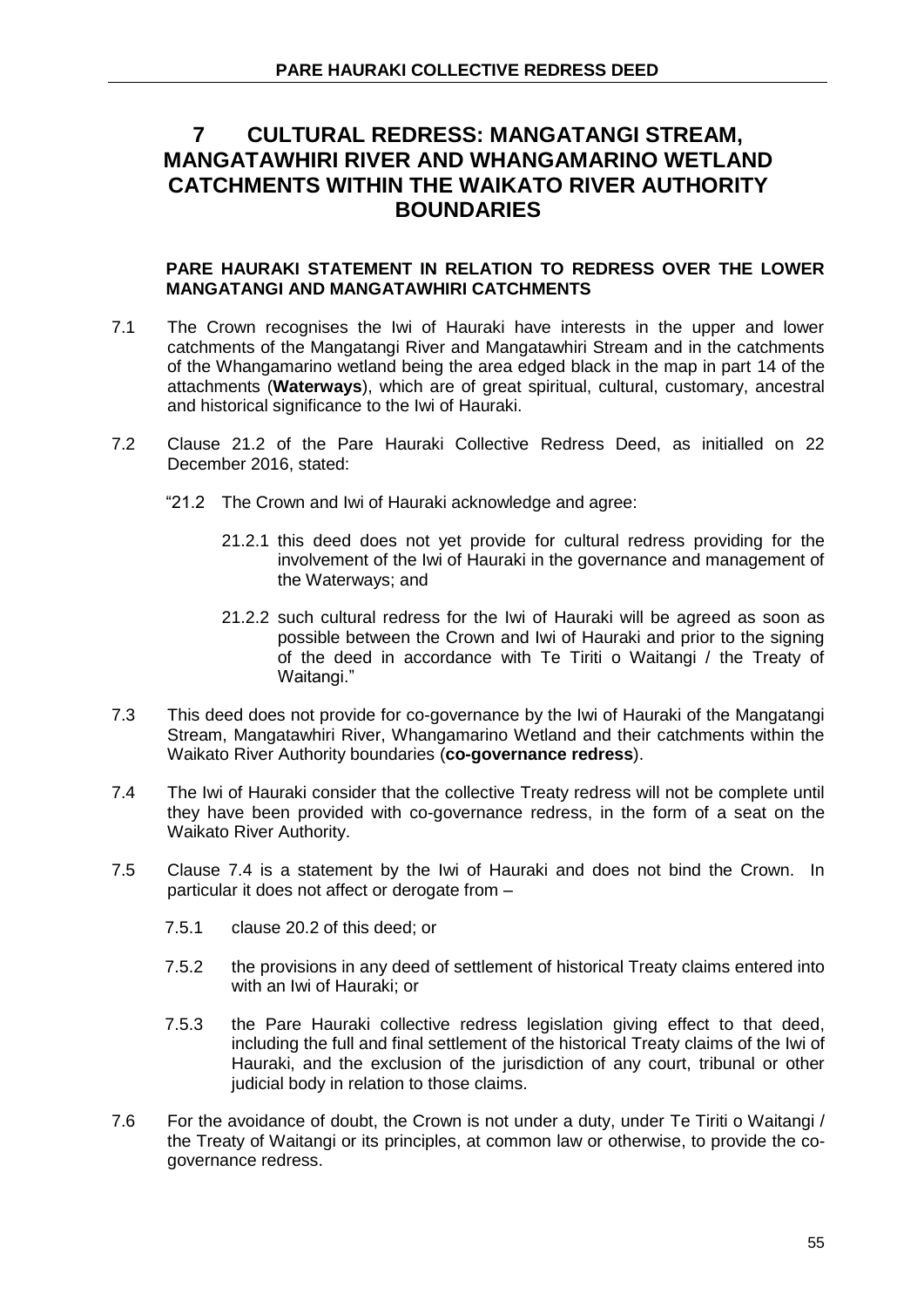# 7 CULTURAL REDRESS: MANGATANGI STREAM, MANGATAWHIRI RIVER AND WHANGAMARINO WETLAND CATCHMENTS WITHIN THE WAIKATO RIVER AUTHORITY BOUNDARIES

**PARE HAURAKI STATEMENT IN RELATION TO REDRESS OVER THE LOWER MANGATANGI AND MANGATAWHIRI CATCHMENTS**

7.1 The Crown recognises the Iwi of Hauraki have interests in the upper and lower catchments of the Mangatangi River and Mangatawhiri Stream and in the catchments of the Whangamarino wetland being the area edged black in the map in part 14 of the attachments (**Waterways**), which are of great spiritual, cultural, customary, ancestral and historical significance to the Iwi of Hauraki.

7.2 Clause 21.2 of the Pare Hauraki Collective Redress Deed, as initialled on 22 December 2016, stated:

"21.2 The Crown and Iwi of Hauraki acknowledge and agree:

21.2.1 this deed does not yet provide for cultural redress providing for the involvement of the Iwi of Hauraki in the governance and management of the Waterways; and

21.2.2 such cultural redress for the Iwi of Hauraki will be agreed as soon as possible between the Crown and Iwi of Hauraki and prior to the signing of the deed in accordance with Te Tiriti o Waitangi / the Treaty of Waitangi."

7.3 This deed does not provide for co-governance by the Iwi of Hauraki of the Mangatangi Stream, Mangatawhiri River, Whangamarino Wetland and their catchments within the Waikato River Authority boundaries (**co-governance redress**).

7.4 The Iwi of Hauraki consider that the collective Treaty redress will not be complete until they have been provided with co-governance redress, in the form of a seat on the Waikato River Authority.

7.5 Clause 7.4 is a statement by the Iwi of Hauraki and does not bind the Crown. In particular it does not affect or derogate from –

7.5.1 clause 20.2 of this deed; or

7.5.2 the provisions in any deed of settlement of historical Treaty claims entered into with an Iwi of Hauraki; or

7.5.3 the Pare Hauraki collective redress legislation giving effect to that deed, including the full and final settlement of the historical Treaty claims of the Iwi of Hauraki, and the exclusion of the jurisdiction of any court, tribunal or other judicial body in relation to those claims.

7.6 For the avoidance of doubt, the Crown is not under a duty, under Te Tiriti o Waitangi / the Treaty of Waitangi or its principles, at common law or otherwise, to provide the co-governance redress.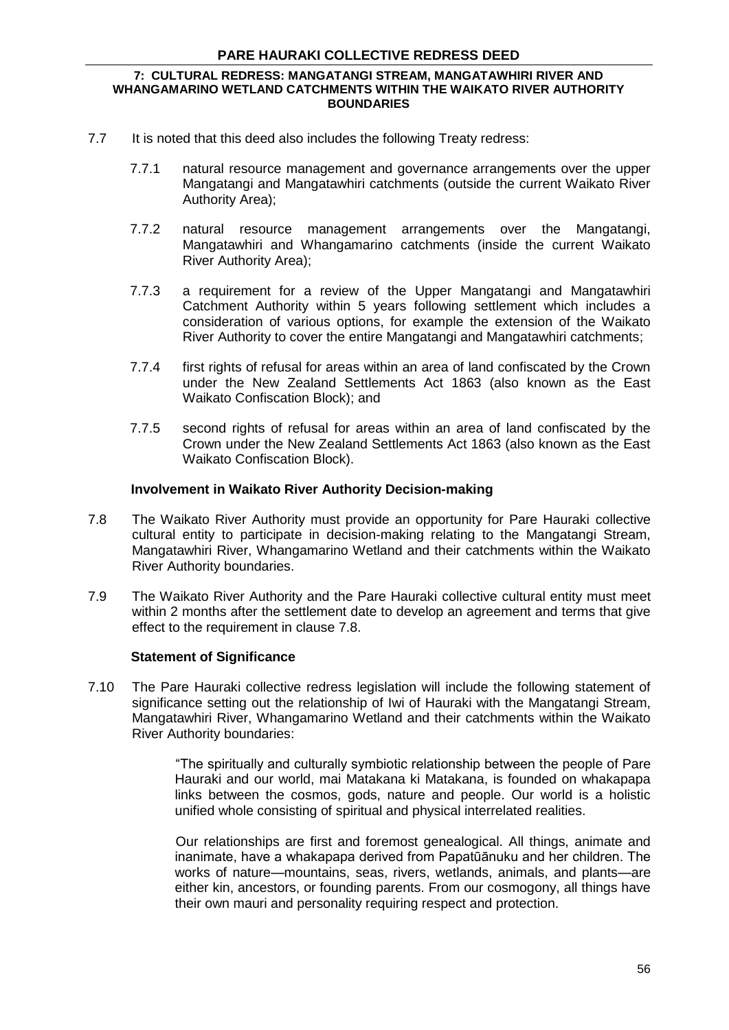- 7.7 It is noted that this deed also includes the following Treaty redress:
  - 7.7.1 natural resource management and governance arrangements over the upper Mangatangi and Mangatawhiri catchments (outside the current Waikato River Authority Area);
  - 7.7.2 natural resource management arrangements over the Mangatangi, Mangatawhiri and Whangamarino catchments (inside the current Waikato River Authority Area);
  - 7.7.3 a requirement for a review of the Upper Mangatangi and Mangatawhiri Catchment Authority within 5 years following settlement which includes a consideration of various options, for example the extension of the Waikato River Authority to cover the entire Mangatangi and Mangatawhiri catchments;
  - 7.7.4 first rights of refusal for areas within an area of land confiscated by the Crown under the New Zealand Settlements Act 1863 (also known as the East Waikato Confiscation Block); and
  - 7.7.5 second rights of refusal for areas within an area of land confiscated by the Crown under the New Zealand Settlements Act 1863 (also known as the East Waikato Confiscation Block).

**Involvement in Waikato River Authority Decision-making**

7.8 The Waikato River Authority must provide an opportunity for Pare Hauraki collective cultural entity to participate in decision-making relating to the Mangatangi Stream, Mangatawhiri River, Whangamarino Wetland and their catchments within the Waikato River Authority boundaries.

7.9 The Waikato River Authority and the Pare Hauraki collective cultural entity must meet within 2 months after the settlement date to develop an agreement and terms that give effect to the requirement in clause 7.8.

**Statement of Significance**

7.10 The Pare Hauraki collective redress legislation will include the following statement of significance setting out the relationship of Iwi of Hauraki with the Mangatangi Stream, Mangatawhiri River, Whangamarino Wetland and their catchments within the Waikato River Authority boundaries:

> "The spiritually and culturally symbiotic relationship between the people of Pare Hauraki and our world, mai Matakana ki Matakana, is founded on whakapapa links between the cosmos, gods, nature and people. Our world is a holistic unified whole consisting of spiritual and physical interrelated realities.
>
> Our relationships are first and foremost genealogical. All things, animate and inanimate, have a whakapapa derived from Papatūānuku and her children. The works of nature—mountains, seas, rivers, wetlands, animals, and plants—are either kin, ancestors, or founding parents. From our cosmogony, all things have their own mauri and personality requiring respect and protection.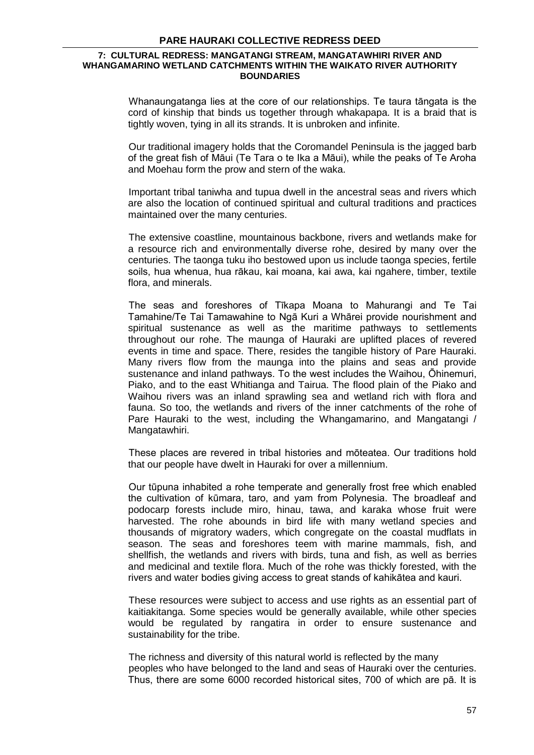Whanaungatanga lies at the core of our relationships. Te taura tāngata is the cord of kinship that binds us together through whakapapa. It is a braid that is tightly woven, tying in all its strands. It is unbroken and infinite.

Our traditional imagery holds that the Coromandel Peninsula is the jagged barb of the great fish of Māui (Te Tara o te Ika a Māui), while the peaks of Te Aroha and Moehau form the prow and stern of the waka.

Important tribal taniwha and tupua dwell in the ancestral seas and rivers which are also the location of continued spiritual and cultural traditions and practices maintained over the many centuries.

The extensive coastline, mountainous backbone, rivers and wetlands make for a resource rich and environmentally diverse rohe, desired by many over the centuries. The taonga tuku iho bestowed upon us include taonga species, fertile soils, hua whenua, hua rākau, kai moana, kai awa, kai ngahere, timber, textile flora, and minerals.

The seas and foreshores of Tīkapa Moana to Mahurangi and Te Tai Tamahine/Te Tai Tamawahine to Ngā Kuri a Whārei provide nourishment and spiritual sustenance as well as the maritime pathways to settlements throughout our rohe. The maunga of Hauraki are uplifted places of revered events in time and space. There, resides the tangible history of Pare Hauraki. Many rivers flow from the maunga into the plains and seas and provide sustenance and inland pathways. To the west includes the Waihou, Ōhinemuri, Piako, and to the east Whitianga and Tairua. The flood plain of the Piako and Waihou rivers was an inland sprawling sea and wetland rich with flora and fauna. So too, the wetlands and rivers of the inner catchments of the rohe of Pare Hauraki to the west, including the Whangamarino, and Mangatangi / Mangatawhiri.

These places are revered in tribal histories and mōteatea. Our traditions hold that our people have dwelt in Hauraki for over a millennium.

Our tūpuna inhabited a rohe temperate and generally frost free which enabled the cultivation of kūmara, taro, and yam from Polynesia. The broadleaf and podocarp forests include miro, hinau, tawa, and karaka whose fruit were harvested. The rohe abounds in bird life with many wetland species and thousands of migratory waders, which congregate on the coastal mudflats in season. The seas and foreshores teem with marine mammals, fish, and shellfish, the wetlands and rivers with birds, tuna and fish, as well as berries and medicinal and textile flora. Much of the rohe was thickly forested, with the rivers and water bodies giving access to great stands of kahikātea and kauri.

These resources were subject to access and use rights as an essential part of kaitiakitanga. Some species would be generally available, while other species would be regulated by rangatira in order to ensure sustenance and sustainability for the tribe.

The richness and diversity of this natural world is reflected by the many peoples who have belonged to the land and seas of Hauraki over the centuries. Thus, there are some 6000 recorded historical sites, 700 of which are pā. It is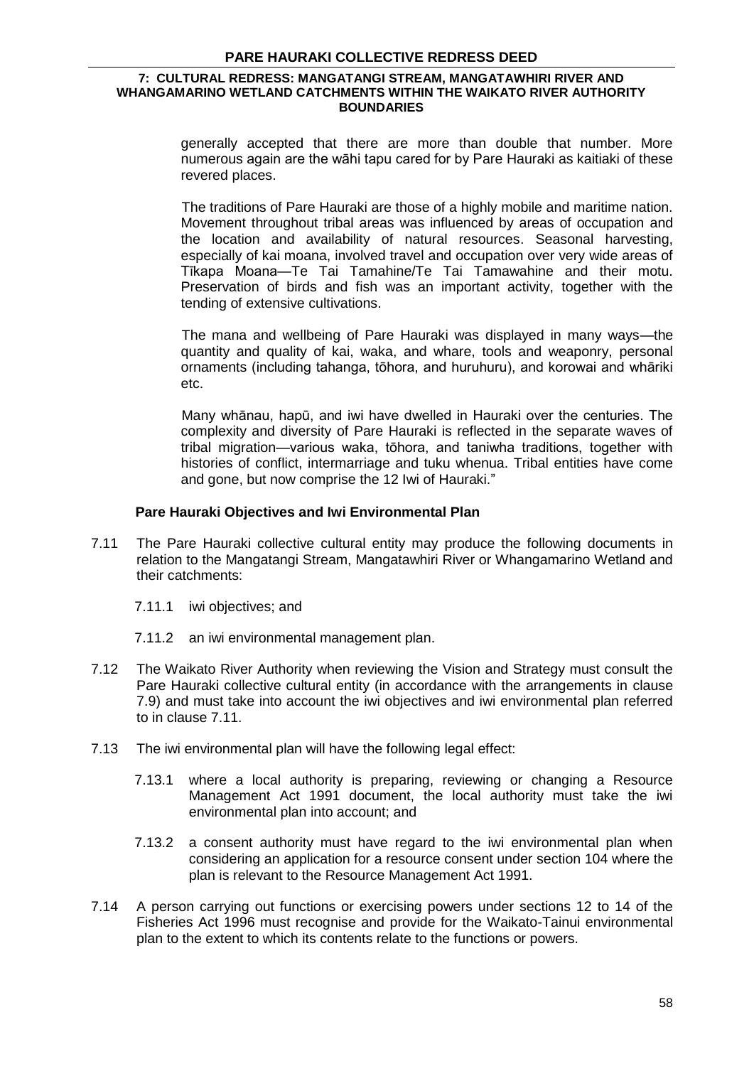generally accepted that there are more than double that number. More numerous again are the wāhi tapu cared for by Pare Hauraki as kaitiaki of these revered places.

The traditions of Pare Hauraki are those of a highly mobile and maritime nation. Movement throughout tribal areas was influenced by areas of occupation and the location and availability of natural resources. Seasonal harvesting, especially of kai moana, involved travel and occupation over very wide areas of Tīkapa Moana—Te Tai Tamahine/Te Tai Tamawahine and their motu. Preservation of birds and fish was an important activity, together with the tending of extensive cultivations.

The mana and wellbeing of Pare Hauraki was displayed in many ways—the quantity and quality of kai, waka, and whare, tools and weaponry, personal ornaments (including tahanga, tōhora, and huruhuru), and korowai and whāriki etc.

Many whānau, hapū, and iwi have dwelled in Hauraki over the centuries. The complexity and diversity of Pare Hauraki is reflected in the separate waves of tribal migration—various waka, tōhora, and taniwha traditions, together with histories of conflict, intermarriage and tuku whenua. Tribal entities have come and gone, but now comprise the 12 Iwi of Hauraki."

**Pare Hauraki Objectives and Iwi Environmental Plan**

7.11 The Pare Hauraki collective cultural entity may produce the following documents in relation to the Mangatangi Stream, Mangatawhiri River or Whangamarino Wetland and their catchments:

7.11.1 iwi objectives; and

7.11.2 an iwi environmental management plan.

7.12 The Waikato River Authority when reviewing the Vision and Strategy must consult the Pare Hauraki collective cultural entity (in accordance with the arrangements in clause 7.9) and must take into account the iwi objectives and iwi environmental plan referred to in clause 7.11.

7.13 The iwi environmental plan will have the following legal effect:

7.13.1 where a local authority is preparing, reviewing or changing a Resource Management Act 1991 document, the local authority must take the iwi environmental plan into account; and

7.13.2 a consent authority must have regard to the iwi environmental plan when considering an application for a resource consent under section 104 where the plan is relevant to the Resource Management Act 1991.

7.14 A person carrying out functions or exercising powers under sections 12 to 14 of the Fisheries Act 1996 must recognise and provide for the Waikato-Tainui environmental plan to the extent to which its contents relate to the functions or powers.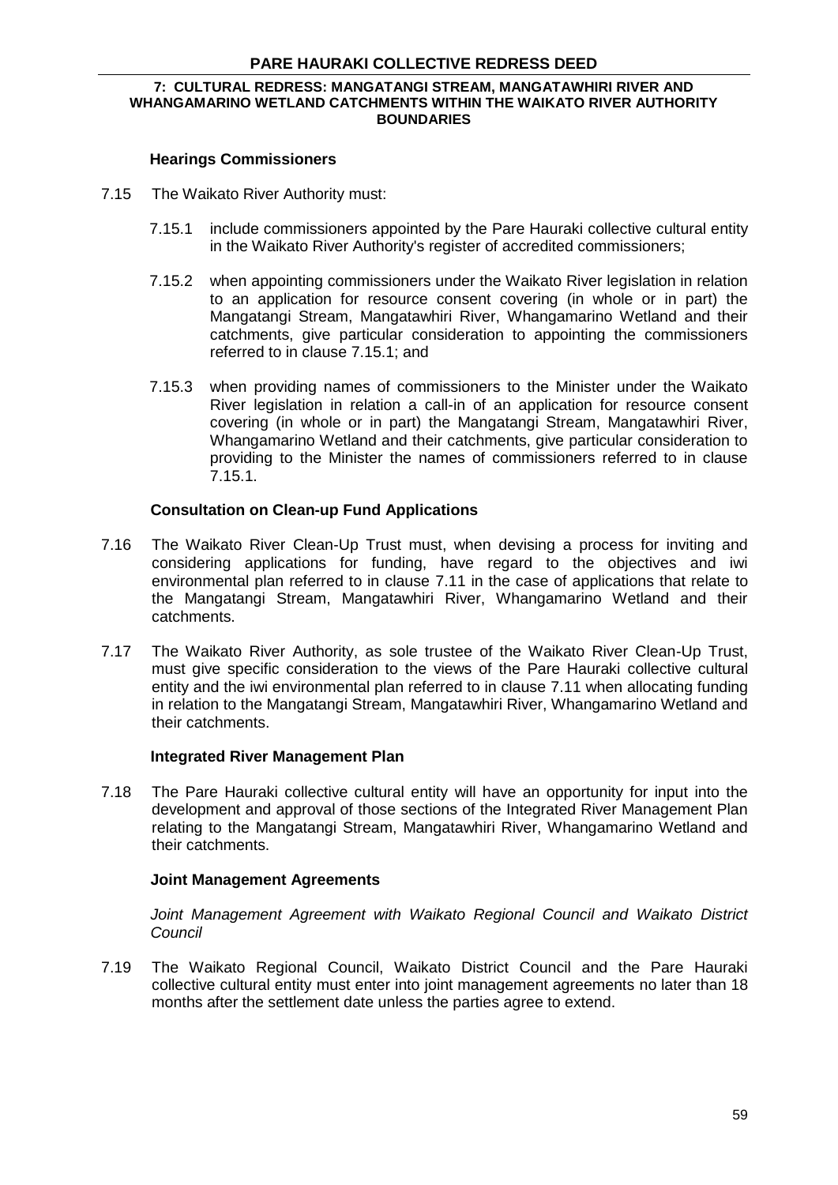### Hearings Commissioners

7.15 The Waikato River Authority must:

7.15.1 include commissioners appointed by the Pare Hauraki collective cultural entity in the Waikato River Authority's register of accredited commissioners;

7.15.2 when appointing commissioners under the Waikato River legislation in relation to an application for resource consent covering (in whole or in part) the Mangatangi Stream, Mangatawhiri River, Whangamarino Wetland and their catchments, give particular consideration to appointing the commissioners referred to in clause 7.15.1; and

7.15.3 when providing names of commissioners to the Minister under the Waikato River legislation in relation a call-in of an application for resource consent covering (in whole or in part) the Mangatangi Stream, Mangatawhiri River, Whangamarino Wetland and their catchments, give particular consideration to providing to the Minister the names of commissioners referred to in clause 7.15.1.

### Consultation on Clean-up Fund Applications

7.16 The Waikato River Clean-Up Trust must, when devising a process for inviting and considering applications for funding, have regard to the objectives and iwi environmental plan referred to in clause 7.11 in the case of applications that relate to the Mangatangi Stream, Mangatawhiri River, Whangamarino Wetland and their catchments.

7.17 The Waikato River Authority, as sole trustee of the Waikato River Clean-Up Trust, must give specific consideration to the views of the Pare Hauraki collective cultural entity and the iwi environmental plan referred to in clause 7.11 when allocating funding in relation to the Mangatangi Stream, Mangatawhiri River, Whangamarino Wetland and their catchments.

### Integrated River Management Plan

7.18 The Pare Hauraki collective cultural entity will have an opportunity for input into the development and approval of those sections of the Integrated River Management Plan relating to the Mangatangi Stream, Mangatawhiri River, Whangamarino Wetland and their catchments.

### Joint Management Agreements

*Joint Management Agreement with Waikato Regional Council and Waikato District Council*

7.19 The Waikato Regional Council, Waikato District Council and the Pare Hauraki collective cultural entity must enter into joint management agreements no later than 18 months after the settlement date unless the parties agree to extend.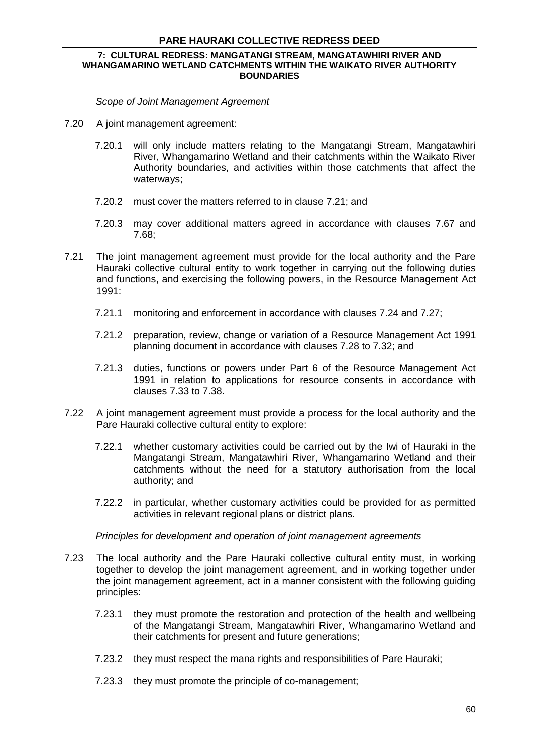*Scope of Joint Management Agreement*

7.20 A joint management agreement:

7.20.1 will only include matters relating to the Mangatangi Stream, Mangatawhiri River, Whangamarino Wetland and their catchments within the Waikato River Authority boundaries, and activities within those catchments that affect the waterways;

7.20.2 must cover the matters referred to in clause 7.21; and

7.20.3 may cover additional matters agreed in accordance with clauses 7.67 and 7.68;

7.21 The joint management agreement must provide for the local authority and the Pare Hauraki collective cultural entity to work together in carrying out the following duties and functions, and exercising the following powers, in the Resource Management Act 1991:

7.21.1 monitoring and enforcement in accordance with clauses 7.24 and 7.27;

7.21.2 preparation, review, change or variation of a Resource Management Act 1991 planning document in accordance with clauses 7.28 to 7.32; and

7.21.3 duties, functions or powers under Part 6 of the Resource Management Act 1991 in relation to applications for resource consents in accordance with clauses 7.33 to 7.38.

7.22 A joint management agreement must provide a process for the local authority and the Pare Hauraki collective cultural entity to explore:

7.22.1 whether customary activities could be carried out by the Iwi of Hauraki in the Mangatangi Stream, Mangatawhiri River, Whangamarino Wetland and their catchments without the need for a statutory authorisation from the local authority; and

7.22.2 in particular, whether customary activities could be provided for as permitted activities in relevant regional plans or district plans.

*Principles for development and operation of joint management agreements*

7.23 The local authority and the Pare Hauraki collective cultural entity must, in working together to develop the joint management agreement, and in working together under the joint management agreement, act in a manner consistent with the following guiding principles:

7.23.1 they must promote the restoration and protection of the health and wellbeing of the Mangatangi Stream, Mangatawhiri River, Whangamarino Wetland and their catchments for present and future generations;

7.23.2 they must respect the mana rights and responsibilities of Pare Hauraki;

7.23.3 they must promote the principle of co-management;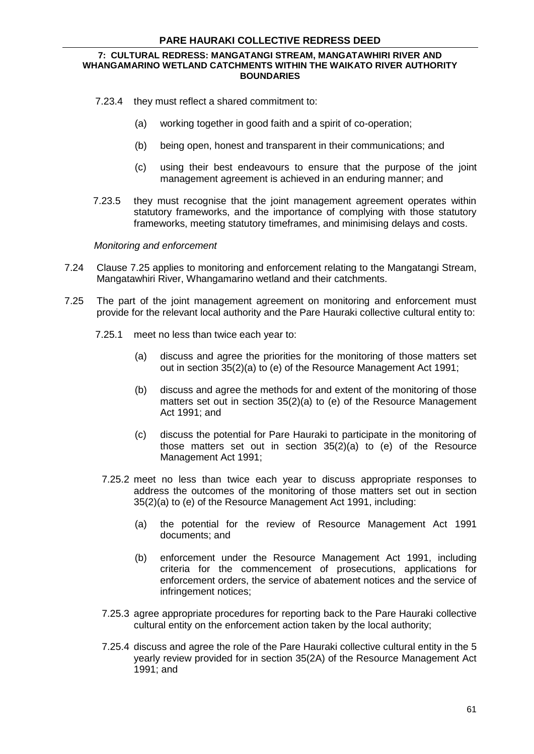7.23.4 they must reflect a shared commitment to:

(a) working together in good faith and a spirit of co-operation;

(b) being open, honest and transparent in their communications; and

(c) using their best endeavours to ensure that the purpose of the joint management agreement is achieved in an enduring manner; and

7.23.5 they must recognise that the joint management agreement operates within statutory frameworks, and the importance of complying with those statutory frameworks, meeting statutory timeframes, and minimising delays and costs.

*Monitoring and enforcement*

7.24 Clause 7.25 applies to monitoring and enforcement relating to the Mangatangi Stream, Mangatawhiri River, Whangamarino wetland and their catchments.

7.25 The part of the joint management agreement on monitoring and enforcement must provide for the relevant local authority and the Pare Hauraki collective cultural entity to:

7.25.1 meet no less than twice each year to:

(a) discuss and agree the priorities for the monitoring of those matters set out in section 35(2)(a) to (e) of the Resource Management Act 1991;

(b) discuss and agree the methods for and extent of the monitoring of those matters set out in section 35(2)(a) to (e) of the Resource Management Act 1991; and

(c) discuss the potential for Pare Hauraki to participate in the monitoring of those matters set out in section 35(2)(a) to (e) of the Resource Management Act 1991;

7.25.2 meet no less than twice each year to discuss appropriate responses to address the outcomes of the monitoring of those matters set out in section 35(2)(a) to (e) of the Resource Management Act 1991, including:

(a) the potential for the review of Resource Management Act 1991 documents; and

(b) enforcement under the Resource Management Act 1991, including criteria for the commencement of prosecutions, applications for enforcement orders, the service of abatement notices and the service of infringement notices;

7.25.3 agree appropriate procedures for reporting back to the Pare Hauraki collective cultural entity on the enforcement action taken by the local authority;

7.25.4 discuss and agree the role of the Pare Hauraki collective cultural entity in the 5 yearly review provided for in section 35(2A) of the Resource Management Act 1991; and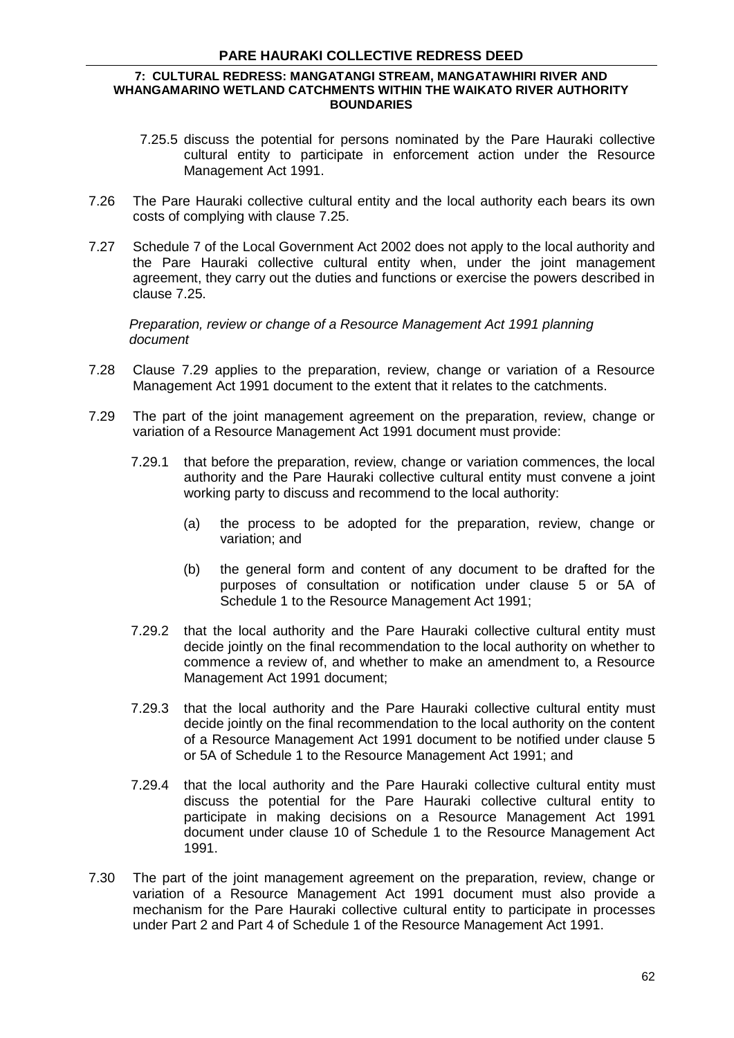7.25.5 discuss the potential for persons nominated by the Pare Hauraki collective cultural entity to participate in enforcement action under the Resource Management Act 1991.

7.26 The Pare Hauraki collective cultural entity and the local authority each bears its own costs of complying with clause 7.25.

7.27 Schedule 7 of the Local Government Act 2002 does not apply to the local authority and the Pare Hauraki collective cultural entity when, under the joint management agreement, they carry out the duties and functions or exercise the powers described in clause 7.25.

*Preparation, review or change of a Resource Management Act 1991 planning document*

7.28 Clause 7.29 applies to the preparation, review, change or variation of a Resource Management Act 1991 document to the extent that it relates to the catchments.

7.29 The part of the joint management agreement on the preparation, review, change or variation of a Resource Management Act 1991 document must provide:

7.29.1 that before the preparation, review, change or variation commences, the local authority and the Pare Hauraki collective cultural entity must convene a joint working party to discuss and recommend to the local authority:

(a) the process to be adopted for the preparation, review, change or variation; and

(b) the general form and content of any document to be drafted for the purposes of consultation or notification under clause 5 or 5A of Schedule 1 to the Resource Management Act 1991;

7.29.2 that the local authority and the Pare Hauraki collective cultural entity must decide jointly on the final recommendation to the local authority on whether to commence a review of, and whether to make an amendment to, a Resource Management Act 1991 document;

7.29.3 that the local authority and the Pare Hauraki collective cultural entity must decide jointly on the final recommendation to the local authority on the content of a Resource Management Act 1991 document to be notified under clause 5 or 5A of Schedule 1 to the Resource Management Act 1991; and

7.29.4 that the local authority and the Pare Hauraki collective cultural entity must discuss the potential for the Pare Hauraki collective cultural entity to participate in making decisions on a Resource Management Act 1991 document under clause 10 of Schedule 1 to the Resource Management Act 1991.

7.30 The part of the joint management agreement on the preparation, review, change or variation of a Resource Management Act 1991 document must also provide a mechanism for the Pare Hauraki collective cultural entity to participate in processes under Part 2 and Part 4 of Schedule 1 of the Resource Management Act 1991.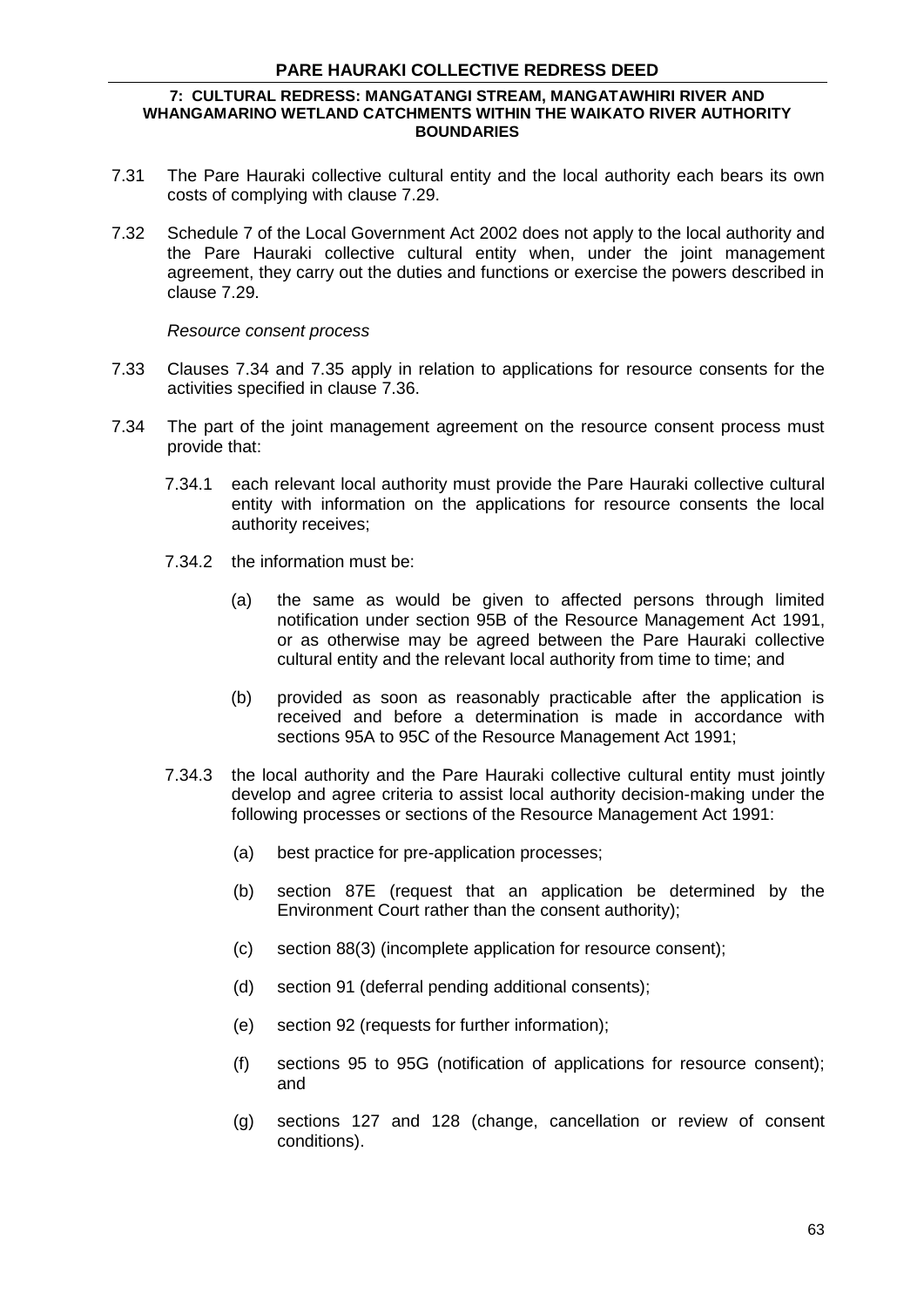7.31 The Pare Hauraki collective cultural entity and the local authority each bears its own costs of complying with clause 7.29.

7.32 Schedule 7 of the Local Government Act 2002 does not apply to the local authority and the Pare Hauraki collective cultural entity when, under the joint management agreement, they carry out the duties and functions or exercise the powers described in clause 7.29.

*Resource consent process*

7.33 Clauses 7.34 and 7.35 apply in relation to applications for resource consents for the activities specified in clause 7.36.

7.34 The part of the joint management agreement on the resource consent process must provide that:

7.34.1 each relevant local authority must provide the Pare Hauraki collective cultural entity with information on the applications for resource consents the local authority receives;

7.34.2 the information must be:

(a) the same as would be given to affected persons through limited notification under section 95B of the Resource Management Act 1991, or as otherwise may be agreed between the Pare Hauraki collective cultural entity and the relevant local authority from time to time; and

(b) provided as soon as reasonably practicable after the application is received and before a determination is made in accordance with sections 95A to 95C of the Resource Management Act 1991;

7.34.3 the local authority and the Pare Hauraki collective cultural entity must jointly develop and agree criteria to assist local authority decision-making under the following processes or sections of the Resource Management Act 1991:

(a) best practice for pre-application processes;

(b) section 87E (request that an application be determined by the Environment Court rather than the consent authority);

(c) section 88(3) (incomplete application for resource consent);

(d) section 91 (deferral pending additional consents);

(e) section 92 (requests for further information);

(f) sections 95 to 95G (notification of applications for resource consent); and

(g) sections 127 and 128 (change, cancellation or review of consent conditions).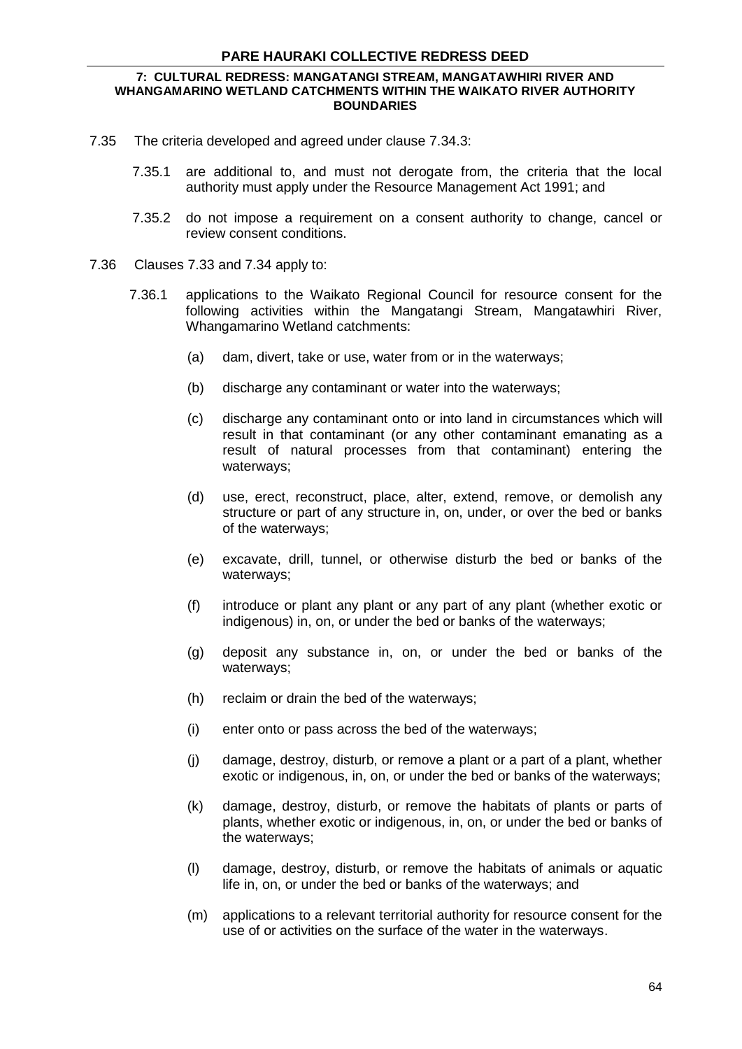7.35 The criteria developed and agreed under clause 7.34.3:

7.35.1 are additional to, and must not derogate from, the criteria that the local authority must apply under the Resource Management Act 1991; and

7.35.2 do not impose a requirement on a consent authority to change, cancel or review consent conditions.

7.36 Clauses 7.33 and 7.34 apply to:

7.36.1 applications to the Waikato Regional Council for resource consent for the following activities within the Mangatangi Stream, Mangatawhiri River, Whangamarino Wetland catchments:

(a) dam, divert, take or use, water from or in the waterways;

(b) discharge any contaminant or water into the waterways;

(c) discharge any contaminant onto or into land in circumstances which will result in that contaminant (or any other contaminant emanating as a result of natural processes from that contaminant) entering the waterways;

(d) use, erect, reconstruct, place, alter, extend, remove, or demolish any structure or part of any structure in, on, under, or over the bed or banks of the waterways;

(e) excavate, drill, tunnel, or otherwise disturb the bed or banks of the waterways;

(f) introduce or plant any plant or any part of any plant (whether exotic or indigenous) in, on, or under the bed or banks of the waterways;

(g) deposit any substance in, on, or under the bed or banks of the waterways;

(h) reclaim or drain the bed of the waterways;

(i) enter onto or pass across the bed of the waterways;

(j) damage, destroy, disturb, or remove a plant or a part of a plant, whether exotic or indigenous, in, on, or under the bed or banks of the waterways;

(k) damage, destroy, disturb, or remove the habitats of plants or parts of plants, whether exotic or indigenous, in, on, or under the bed or banks of the waterways;

(l) damage, destroy, disturb, or remove the habitats of animals or aquatic life in, on, or under the bed or banks of the waterways; and

(m) applications to a relevant territorial authority for resource consent for the use of or activities on the surface of the water in the waterways.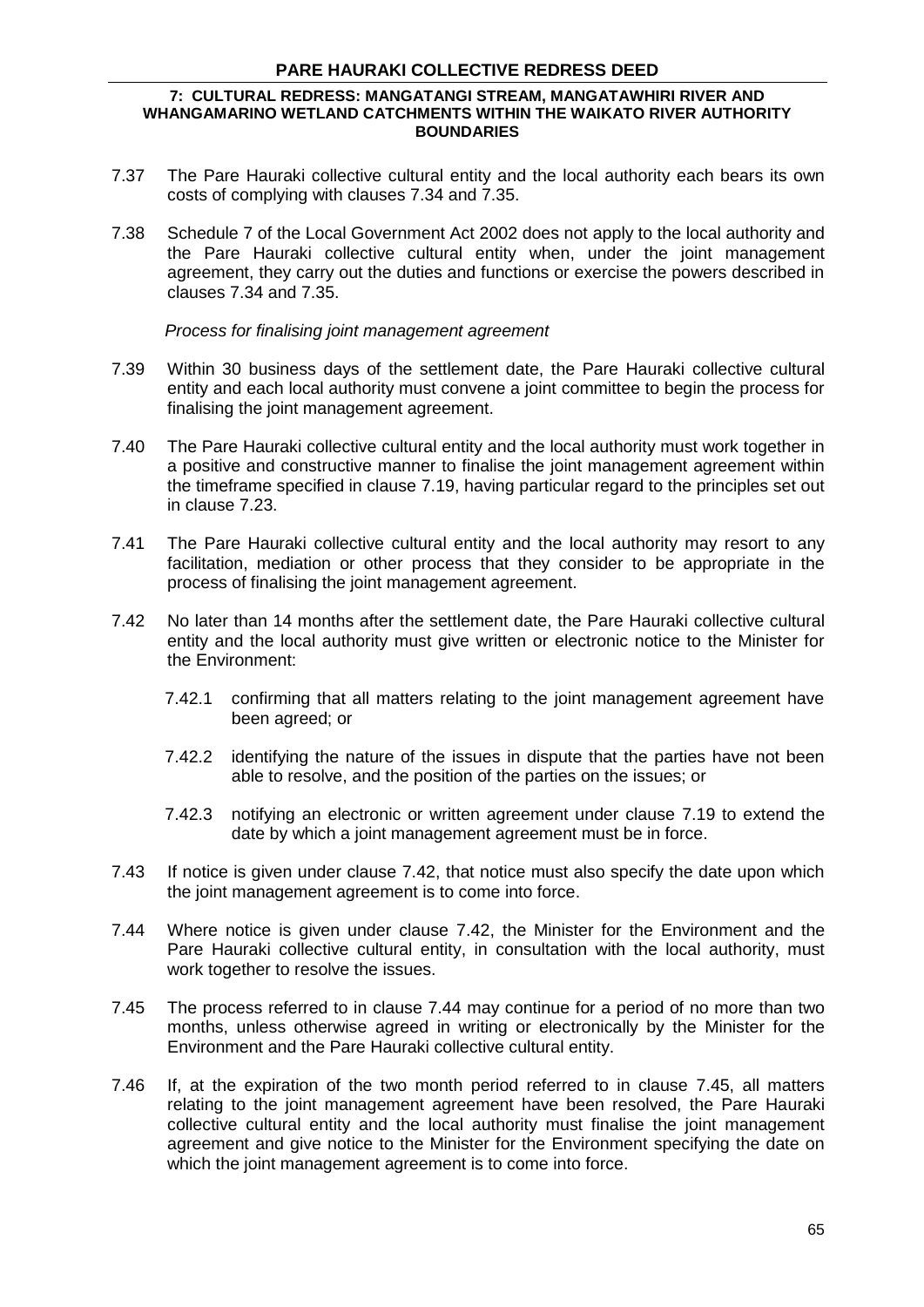7.37 The Pare Hauraki collective cultural entity and the local authority each bears its own costs of complying with clauses 7.34 and 7.35.

7.38 Schedule 7 of the Local Government Act 2002 does not apply to the local authority and the Pare Hauraki collective cultural entity when, under the joint management agreement, they carry out the duties and functions or exercise the powers described in clauses 7.34 and 7.35.

*Process for finalising joint management agreement*

7.39 Within 30 business days of the settlement date, the Pare Hauraki collective cultural entity and each local authority must convene a joint committee to begin the process for finalising the joint management agreement.

7.40 The Pare Hauraki collective cultural entity and the local authority must work together in a positive and constructive manner to finalise the joint management agreement within the timeframe specified in clause 7.19, having particular regard to the principles set out in clause 7.23.

7.41 The Pare Hauraki collective cultural entity and the local authority may resort to any facilitation, mediation or other process that they consider to be appropriate in the process of finalising the joint management agreement.

7.42 No later than 14 months after the settlement date, the Pare Hauraki collective cultural entity and the local authority must give written or electronic notice to the Minister for the Environment:

7.42.1 confirming that all matters relating to the joint management agreement have been agreed; or

7.42.2 identifying the nature of the issues in dispute that the parties have not been able to resolve, and the position of the parties on the issues; or

7.42.3 notifying an electronic or written agreement under clause 7.19 to extend the date by which a joint management agreement must be in force.

7.43 If notice is given under clause 7.42, that notice must also specify the date upon which the joint management agreement is to come into force.

7.44 Where notice is given under clause 7.42, the Minister for the Environment and the Pare Hauraki collective cultural entity, in consultation with the local authority, must work together to resolve the issues.

7.45 The process referred to in clause 7.44 may continue for a period of no more than two months, unless otherwise agreed in writing or electronically by the Minister for the Environment and the Pare Hauraki collective cultural entity.

7.46 If, at the expiration of the two month period referred to in clause 7.45, all matters relating to the joint management agreement have been resolved, the Pare Hauraki collective cultural entity and the local authority must finalise the joint management agreement and give notice to the Minister for the Environment specifying the date on which the joint management agreement is to come into force.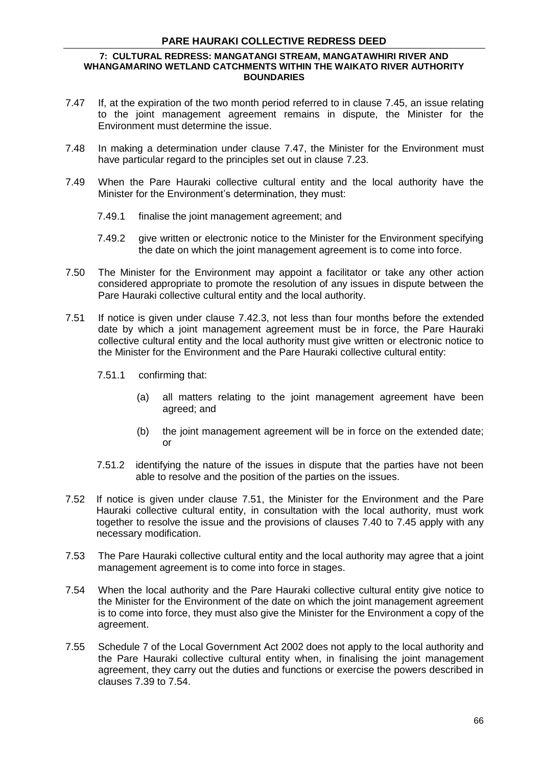7.47 If, at the expiration of the two month period referred to in clause 7.45, an issue relating to the joint management agreement remains in dispute, the Minister for the Environment must determine the issue.

7.48 In making a determination under clause 7.47, the Minister for the Environment must have particular regard to the principles set out in clause 7.23.

7.49 When the Pare Hauraki collective cultural entity and the local authority have the Minister for the Environment's determination, they must:

7.49.1 finalise the joint management agreement; and

7.49.2 give written or electronic notice to the Minister for the Environment specifying the date on which the joint management agreement is to come into force.

7.50 The Minister for the Environment may appoint a facilitator or take any other action considered appropriate to promote the resolution of any issues in dispute between the Pare Hauraki collective cultural entity and the local authority.

7.51 If notice is given under clause 7.42.3, not less than four months before the extended date by which a joint management agreement must be in force, the Pare Hauraki collective cultural entity and the local authority must give written or electronic notice to the Minister for the Environment and the Pare Hauraki collective cultural entity:

7.51.1 confirming that:

(a) all matters relating to the joint management agreement have been agreed; and

(b) the joint management agreement will be in force on the extended date; or

7.51.2 identifying the nature of the issues in dispute that the parties have not been able to resolve and the position of the parties on the issues.

7.52 If notice is given under clause 7.51, the Minister for the Environment and the Pare Hauraki collective cultural entity, in consultation with the local authority, must work together to resolve the issue and the provisions of clauses 7.40 to 7.45 apply with any necessary modification.

7.53 The Pare Hauraki collective cultural entity and the local authority may agree that a joint management agreement is to come into force in stages.

7.54 When the local authority and the Pare Hauraki collective cultural entity give notice to the Minister for the Environment of the date on which the joint management agreement is to come into force, they must also give the Minister for the Environment a copy of the agreement.

7.55 Schedule 7 of the Local Government Act 2002 does not apply to the local authority and the Pare Hauraki collective cultural entity when, in finalising the joint management agreement, they carry out the duties and functions or exercise the powers described in clauses 7.39 to 7.54.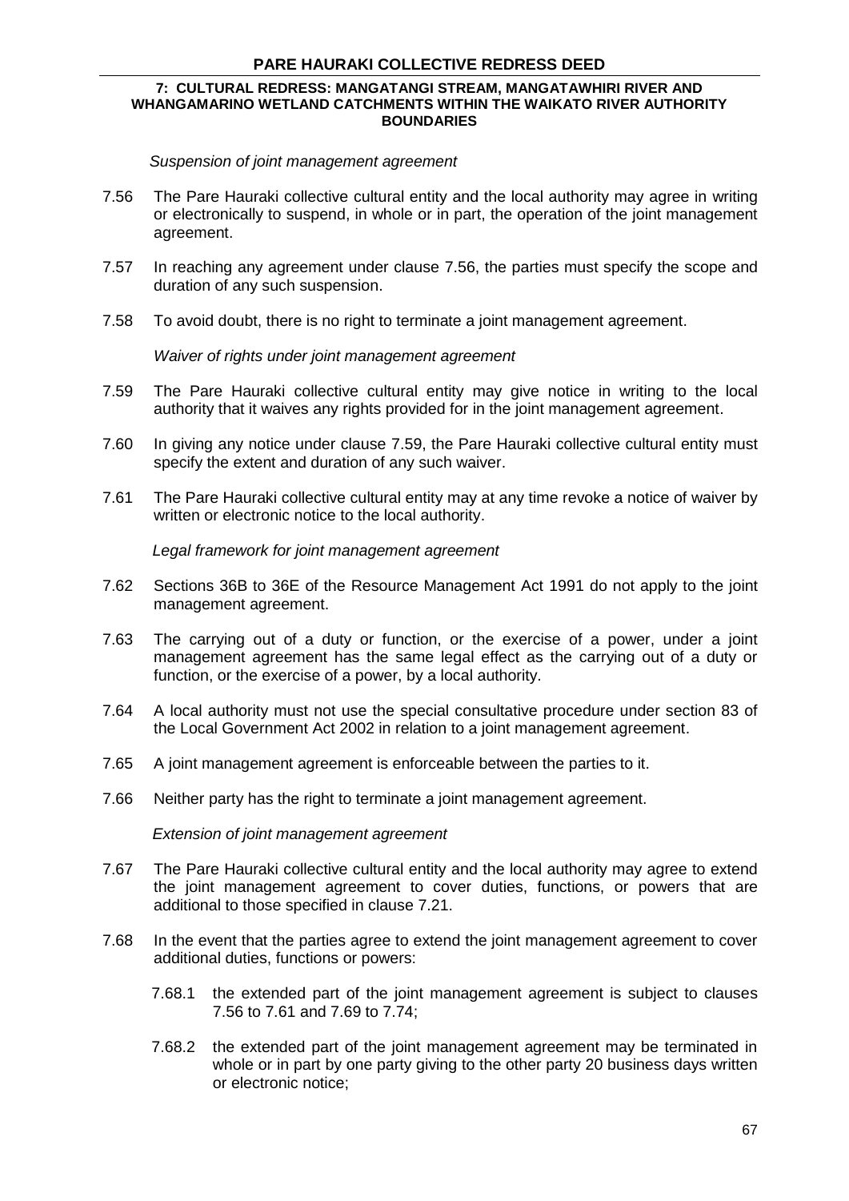*Suspension of joint management agreement*

7.56 The Pare Hauraki collective cultural entity and the local authority may agree in writing or electronically to suspend, in whole or in part, the operation of the joint management agreement.

7.57 In reaching any agreement under clause 7.56, the parties must specify the scope and duration of any such suspension.

7.58 To avoid doubt, there is no right to terminate a joint management agreement.

*Waiver of rights under joint management agreement*

7.59 The Pare Hauraki collective cultural entity may give notice in writing to the local authority that it waives any rights provided for in the joint management agreement.

7.60 In giving any notice under clause 7.59, the Pare Hauraki collective cultural entity must specify the extent and duration of any such waiver.

7.61 The Pare Hauraki collective cultural entity may at any time revoke a notice of waiver by written or electronic notice to the local authority.

*Legal framework for joint management agreement*

7.62 Sections 36B to 36E of the Resource Management Act 1991 do not apply to the joint management agreement.

7.63 The carrying out of a duty or function, or the exercise of a power, under a joint management agreement has the same legal effect as the carrying out of a duty or function, or the exercise of a power, by a local authority.

7.64 A local authority must not use the special consultative procedure under section 83 of the Local Government Act 2002 in relation to a joint management agreement.

7.65 A joint management agreement is enforceable between the parties to it.

7.66 Neither party has the right to terminate a joint management agreement.

*Extension of joint management agreement*

7.67 The Pare Hauraki collective cultural entity and the local authority may agree to extend the joint management agreement to cover duties, functions, or powers that are additional to those specified in clause 7.21.

7.68 In the event that the parties agree to extend the joint management agreement to cover additional duties, functions or powers:

7.68.1 the extended part of the joint management agreement is subject to clauses 7.56 to 7.61 and 7.69 to 7.74;

7.68.2 the extended part of the joint management agreement may be terminated in whole or in part by one party giving to the other party 20 business days written or electronic notice;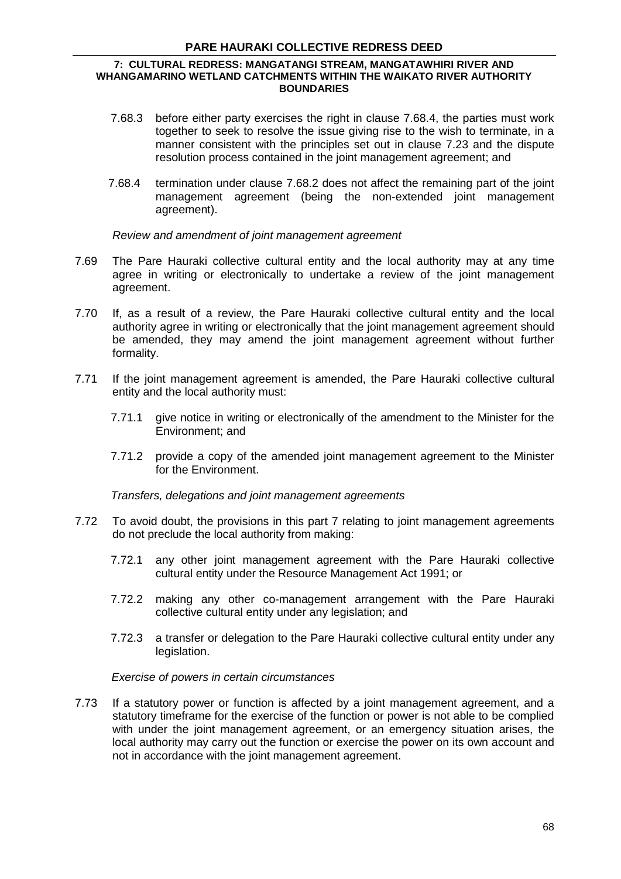7.68.3 before either party exercises the right in clause 7.68.4, the parties must work together to seek to resolve the issue giving rise to the wish to terminate, in a manner consistent with the principles set out in clause 7.23 and the dispute resolution process contained in the joint management agreement; and

7.68.4 termination under clause 7.68.2 does not affect the remaining part of the joint management agreement (being the non-extended joint management agreement).

*Review and amendment of joint management agreement*

7.69 The Pare Hauraki collective cultural entity and the local authority may at any time agree in writing or electronically to undertake a review of the joint management agreement.

7.70 If, as a result of a review, the Pare Hauraki collective cultural entity and the local authority agree in writing or electronically that the joint management agreement should be amended, they may amend the joint management agreement without further formality.

7.71 If the joint management agreement is amended, the Pare Hauraki collective cultural entity and the local authority must:

7.71.1 give notice in writing or electronically of the amendment to the Minister for the Environment; and

7.71.2 provide a copy of the amended joint management agreement to the Minister for the Environment.

*Transfers, delegations and joint management agreements*

7.72 To avoid doubt, the provisions in this part 7 relating to joint management agreements do not preclude the local authority from making:

7.72.1 any other joint management agreement with the Pare Hauraki collective cultural entity under the Resource Management Act 1991; or

7.72.2 making any other co-management arrangement with the Pare Hauraki collective cultural entity under any legislation; and

7.72.3 a transfer or delegation to the Pare Hauraki collective cultural entity under any legislation.

*Exercise of powers in certain circumstances*

7.73 If a statutory power or function is affected by a joint management agreement, and a statutory timeframe for the exercise of the function or power is not able to be complied with under the joint management agreement, or an emergency situation arises, the local authority may carry out the function or exercise the power on its own account and not in accordance with the joint management agreement.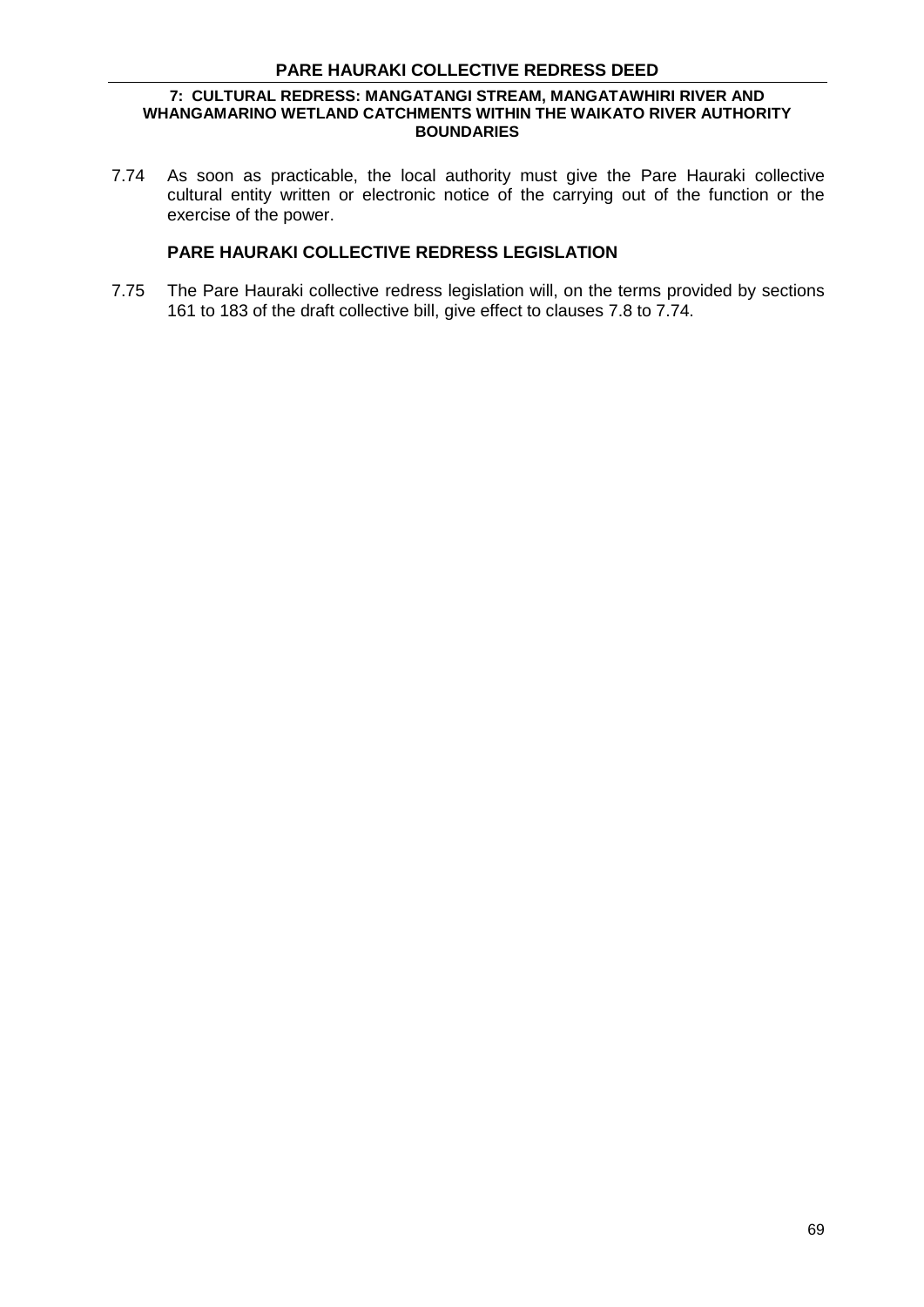7.74 As soon as practicable, the local authority must give the Pare Hauraki collective cultural entity written or electronic notice of the carrying out of the function or the exercise of the power.

### PARE HAURAKI COLLECTIVE REDRESS LEGISLATION

7.75 The Pare Hauraki collective redress legislation will, on the terms provided by sections 161 to 183 of the draft collective bill, give effect to clauses 7.8 to 7.74.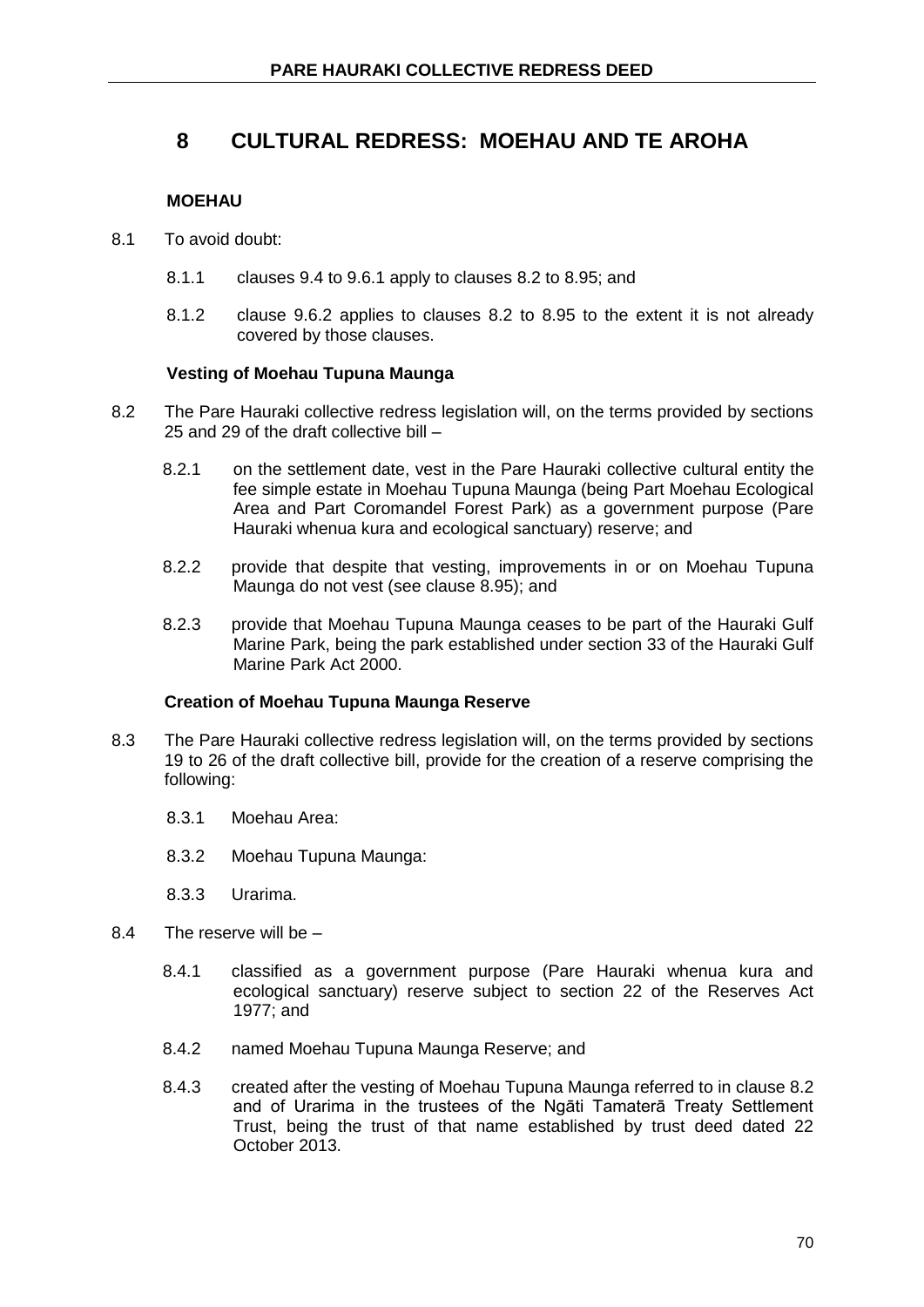# 8 CULTURAL REDRESS: MOEHAU AND TE AROHA

## MOEHAU

8.1 To avoid doubt:

8.1.1 clauses 9.4 to 9.6.1 apply to clauses 8.2 to 8.95; and

8.1.2 clause 9.6.2 applies to clauses 8.2 to 8.95 to the extent it is not already covered by those clauses.

### Vesting of Moehau Tupuna Maunga

8.2 The Pare Hauraki collective redress legislation will, on the terms provided by sections 25 and 29 of the draft collective bill –

8.2.1 on the settlement date, vest in the Pare Hauraki collective cultural entity the fee simple estate in Moehau Tupuna Maunga (being Part Moehau Ecological Area and Part Coromandel Forest Park) as a government purpose (Pare Hauraki whenua kura and ecological sanctuary) reserve; and

8.2.2 provide that despite that vesting, improvements in or on Moehau Tupuna Maunga do not vest (see clause 8.95); and

8.2.3 provide that Moehau Tupuna Maunga ceases to be part of the Hauraki Gulf Marine Park, being the park established under section 33 of the Hauraki Gulf Marine Park Act 2000.

### Creation of Moehau Tupuna Maunga Reserve

8.3 The Pare Hauraki collective redress legislation will, on the terms provided by sections 19 to 26 of the draft collective bill, provide for the creation of a reserve comprising the following:

8.3.1 Moehau Area:

8.3.2 Moehau Tupuna Maunga:

8.3.3 Urarima.

8.4 The reserve will be –

8.4.1 classified as a government purpose (Pare Hauraki whenua kura and ecological sanctuary) reserve subject to section 22 of the Reserves Act 1977; and

8.4.2 named Moehau Tupuna Maunga Reserve; and

8.4.3 created after the vesting of Moehau Tupuna Maunga referred to in clause 8.2 and of Urarima in the trustees of the Ngāti Tamaterā Treaty Settlement Trust, being the trust of that name established by trust deed dated 22 October 2013.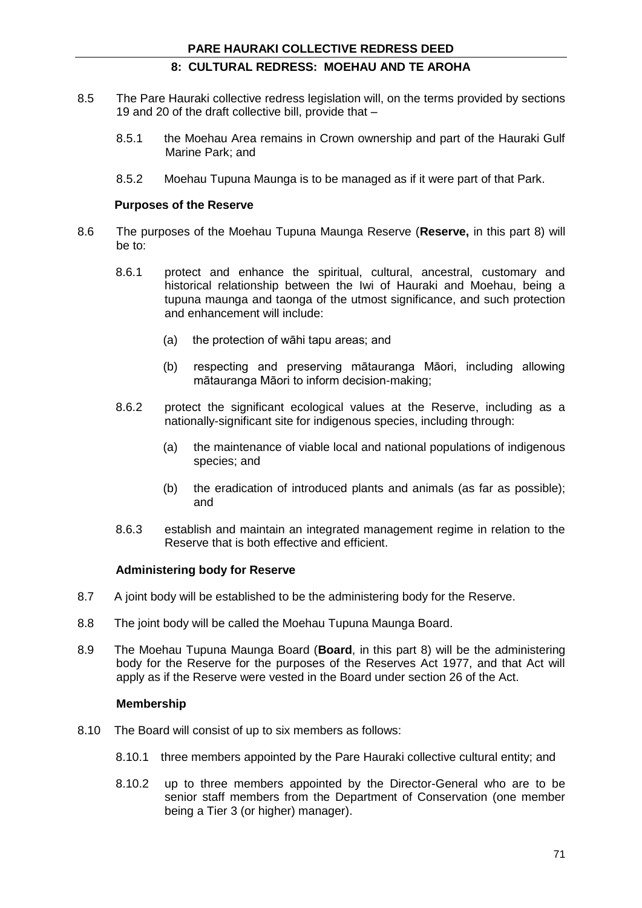- 8.5 The Pare Hauraki collective redress legislation will, on the terms provided by sections 19 and 20 of the draft collective bill, provide that –
  - 8.5.1 the Moehau Area remains in Crown ownership and part of the Hauraki Gulf Marine Park; and
  - 8.5.2 Moehau Tupuna Maunga is to be managed as if it were part of that Park.

**Purposes of the Reserve**

- 8.6 The purposes of the Moehau Tupuna Maunga Reserve (**Reserve,** in this part 8) will be to:
  - 8.6.1 protect and enhance the spiritual, cultural, ancestral, customary and historical relationship between the Iwi of Hauraki and Moehau, being a tupuna maunga and taonga of the utmost significance, and such protection and enhancement will include:
    - (a) the protection of wāhi tapu areas; and
    - (b) respecting and preserving mātauranga Māori, including allowing mātauranga Māori to inform decision-making;
  - 8.6.2 protect the significant ecological values at the Reserve, including as a nationally-significant site for indigenous species, including through:
    - (a) the maintenance of viable local and national populations of indigenous species; and
    - (b) the eradication of introduced plants and animals (as far as possible); and
  - 8.6.3 establish and maintain an integrated management regime in relation to the Reserve that is both effective and efficient.

**Administering body for Reserve**

- 8.7 A joint body will be established to be the administering body for the Reserve.
- 8.8 The joint body will be called the Moehau Tupuna Maunga Board.
- 8.9 The Moehau Tupuna Maunga Board (**Board**, in this part 8) will be the administering body for the Reserve for the purposes of the Reserves Act 1977, and that Act will apply as if the Reserve were vested in the Board under section 26 of the Act.

**Membership**

- 8.10 The Board will consist of up to six members as follows:
  - 8.10.1 three members appointed by the Pare Hauraki collective cultural entity; and
  - 8.10.2 up to three members appointed by the Director-General who are to be senior staff members from the Department of Conservation (one member being a Tier 3 (or higher) manager).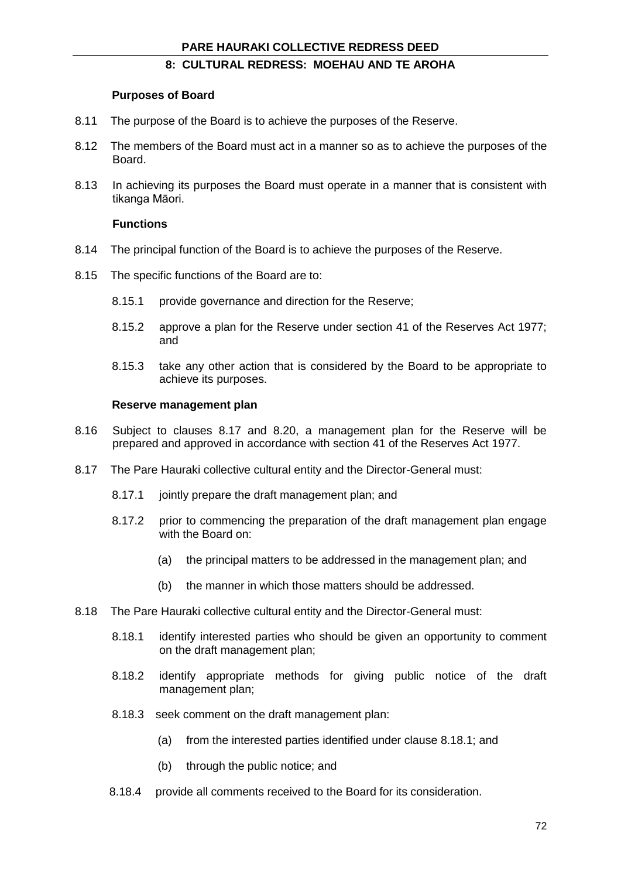#### Purposes of Board

8.11 The purpose of the Board is to achieve the purposes of the Reserve.

8.12 The members of the Board must act in a manner so as to achieve the purposes of the Board.

8.13 In achieving its purposes the Board must operate in a manner that is consistent with tikanga Māori.

#### Functions

8.14 The principal function of the Board is to achieve the purposes of the Reserve.

8.15 The specific functions of the Board are to:

8.15.1 provide governance and direction for the Reserve;

8.15.2 approve a plan for the Reserve under section 41 of the Reserves Act 1977; and

8.15.3 take any other action that is considered by the Board to be appropriate to achieve its purposes.

#### Reserve management plan

8.16 Subject to clauses 8.17 and 8.20, a management plan for the Reserve will be prepared and approved in accordance with section 41 of the Reserves Act 1977.

8.17 The Pare Hauraki collective cultural entity and the Director-General must:

8.17.1 jointly prepare the draft management plan; and

8.17.2 prior to commencing the preparation of the draft management plan engage with the Board on:

(a) the principal matters to be addressed in the management plan; and

(b) the manner in which those matters should be addressed.

8.18 The Pare Hauraki collective cultural entity and the Director-General must:

8.18.1 identify interested parties who should be given an opportunity to comment on the draft management plan;

8.18.2 identify appropriate methods for giving public notice of the draft management plan;

8.18.3 seek comment on the draft management plan:

(a) from the interested parties identified under clause 8.18.1; and

(b) through the public notice; and

8.18.4 provide all comments received to the Board for its consideration.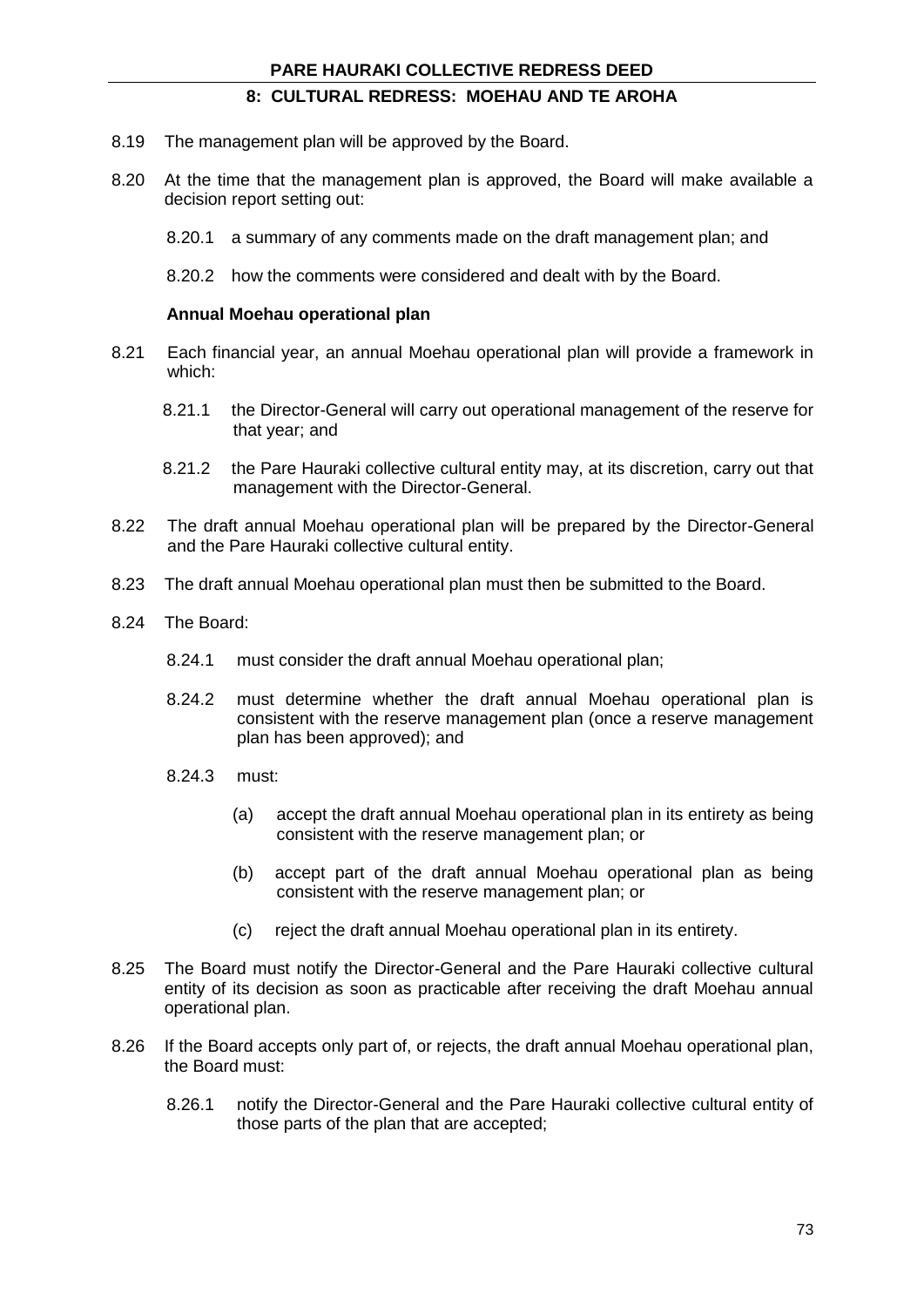8.19 The management plan will be approved by the Board.

8.20 At the time that the management plan is approved, the Board will make available a decision report setting out:

8.20.1 a summary of any comments made on the draft management plan; and

8.20.2 how the comments were considered and dealt with by the Board.

**Annual Moehau operational plan**

8.21 Each financial year, an annual Moehau operational plan will provide a framework in which:

8.21.1 the Director-General will carry out operational management of the reserve for that year; and

8.21.2 the Pare Hauraki collective cultural entity may, at its discretion, carry out that management with the Director-General.

8.22 The draft annual Moehau operational plan will be prepared by the Director-General and the Pare Hauraki collective cultural entity.

8.23 The draft annual Moehau operational plan must then be submitted to the Board.

8.24 The Board:

8.24.1 must consider the draft annual Moehau operational plan;

8.24.2 must determine whether the draft annual Moehau operational plan is consistent with the reserve management plan (once a reserve management plan has been approved); and

8.24.3 must:

(a) accept the draft annual Moehau operational plan in its entirety as being consistent with the reserve management plan; or

(b) accept part of the draft annual Moehau operational plan as being consistent with the reserve management plan; or

(c) reject the draft annual Moehau operational plan in its entirety.

8.25 The Board must notify the Director-General and the Pare Hauraki collective cultural entity of its decision as soon as practicable after receiving the draft Moehau annual operational plan.

8.26 If the Board accepts only part of, or rejects, the draft annual Moehau operational plan, the Board must:

8.26.1 notify the Director-General and the Pare Hauraki collective cultural entity of those parts of the plan that are accepted;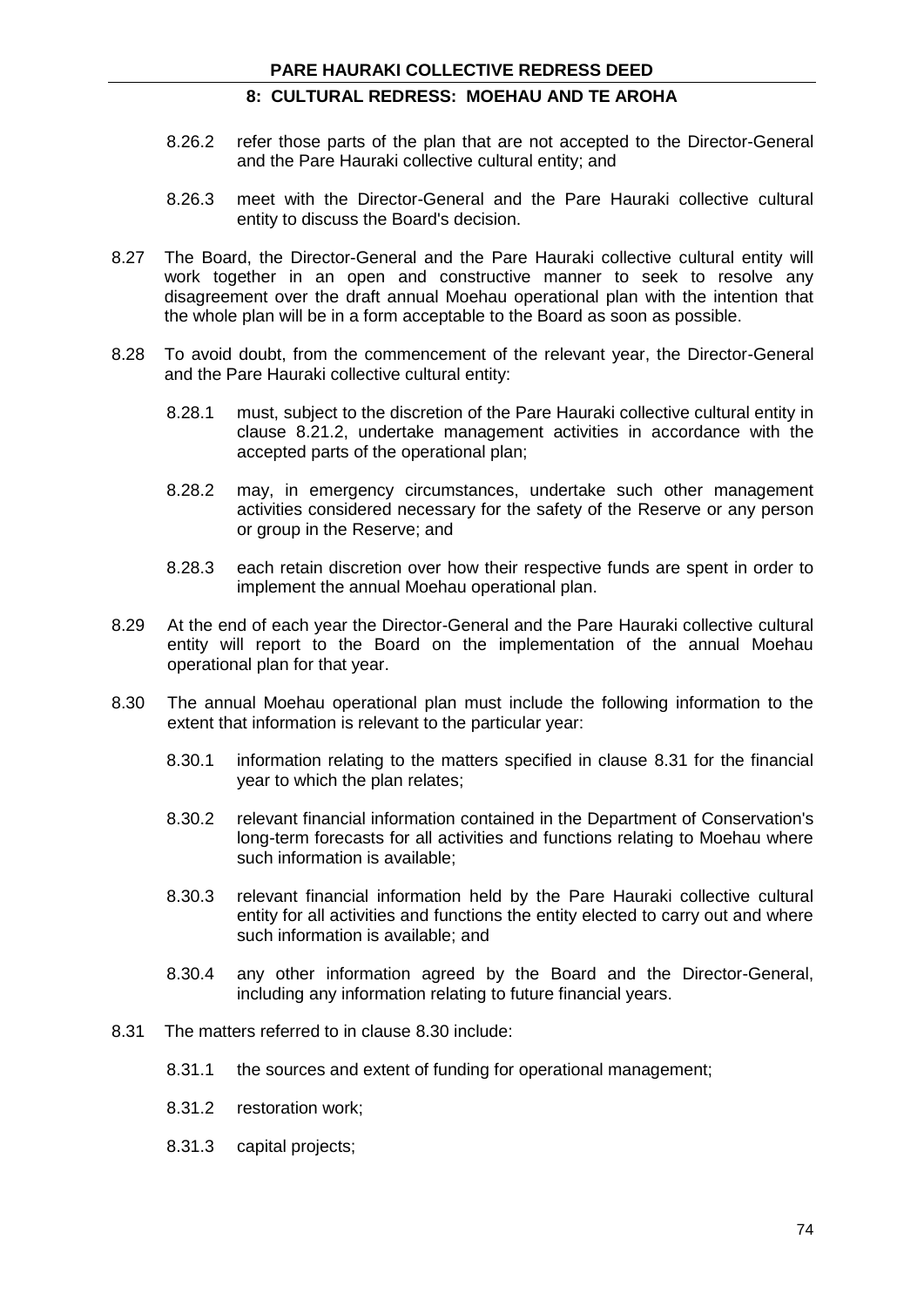8.26.2 refer those parts of the plan that are not accepted to the Director-General and the Pare Hauraki collective cultural entity; and

8.26.3 meet with the Director-General and the Pare Hauraki collective cultural entity to discuss the Board's decision.

8.27 The Board, the Director-General and the Pare Hauraki collective cultural entity will work together in an open and constructive manner to seek to resolve any disagreement over the draft annual Moehau operational plan with the intention that the whole plan will be in a form acceptable to the Board as soon as possible.

8.28 To avoid doubt, from the commencement of the relevant year, the Director-General and the Pare Hauraki collective cultural entity:

8.28.1 must, subject to the discretion of the Pare Hauraki collective cultural entity in clause 8.21.2, undertake management activities in accordance with the accepted parts of the operational plan;

8.28.2 may, in emergency circumstances, undertake such other management activities considered necessary for the safety of the Reserve or any person or group in the Reserve; and

8.28.3 each retain discretion over how their respective funds are spent in order to implement the annual Moehau operational plan.

8.29 At the end of each year the Director-General and the Pare Hauraki collective cultural entity will report to the Board on the implementation of the annual Moehau operational plan for that year.

8.30 The annual Moehau operational plan must include the following information to the extent that information is relevant to the particular year:

8.30.1 information relating to the matters specified in clause 8.31 for the financial year to which the plan relates;

8.30.2 relevant financial information contained in the Department of Conservation's long-term forecasts for all activities and functions relating to Moehau where such information is available;

8.30.3 relevant financial information held by the Pare Hauraki collective cultural entity for all activities and functions the entity elected to carry out and where such information is available; and

8.30.4 any other information agreed by the Board and the Director-General, including any information relating to future financial years.

8.31 The matters referred to in clause 8.30 include:

8.31.1 the sources and extent of funding for operational management;

8.31.2 restoration work;

8.31.3 capital projects;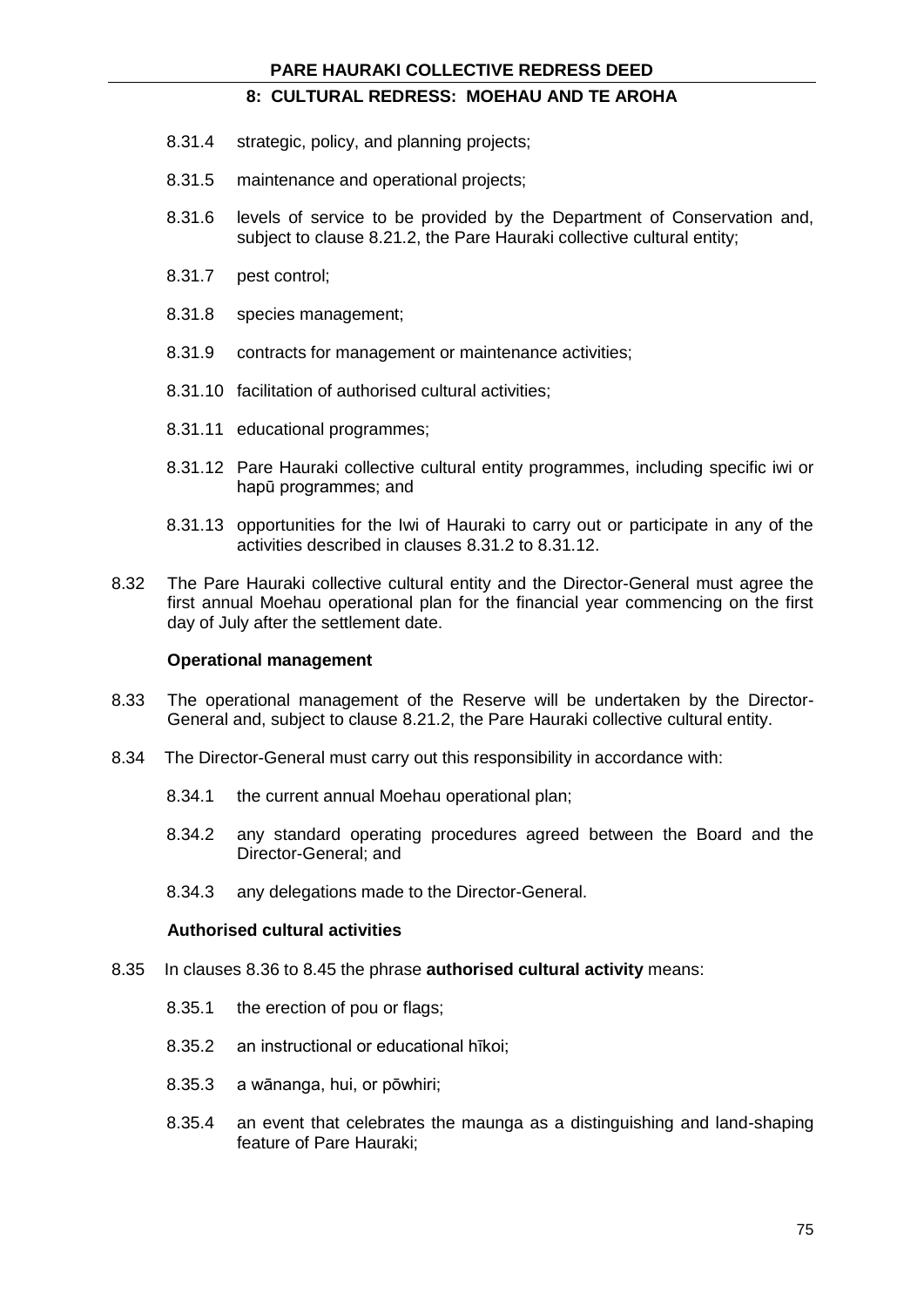8.31.4 strategic, policy, and planning projects;

8.31.5 maintenance and operational projects;

8.31.6 levels of service to be provided by the Department of Conservation and, subject to clause 8.21.2, the Pare Hauraki collective cultural entity;

8.31.7 pest control;

8.31.8 species management;

8.31.9 contracts for management or maintenance activities;

8.31.10 facilitation of authorised cultural activities;

8.31.11 educational programmes;

8.31.12 Pare Hauraki collective cultural entity programmes, including specific iwi or hapū programmes; and

8.31.13 opportunities for the Iwi of Hauraki to carry out or participate in any of the activities described in clauses 8.31.2 to 8.31.12.

8.32 The Pare Hauraki collective cultural entity and the Director-General must agree the first annual Moehau operational plan for the financial year commencing on the first day of July after the settlement date.

**Operational management**

8.33 The operational management of the Reserve will be undertaken by the Director-General and, subject to clause 8.21.2, the Pare Hauraki collective cultural entity.

8.34 The Director-General must carry out this responsibility in accordance with:

8.34.1 the current annual Moehau operational plan;

8.34.2 any standard operating procedures agreed between the Board and the Director-General; and

8.34.3 any delegations made to the Director-General.

**Authorised cultural activities**

8.35 In clauses 8.36 to 8.45 the phrase **authorised cultural activity** means:

8.35.1 the erection of pou or flags;

8.35.2 an instructional or educational hīkoi;

8.35.3 a wānanga, hui, or pōwhiri;

8.35.4 an event that celebrates the maunga as a distinguishing and land-shaping feature of Pare Hauraki;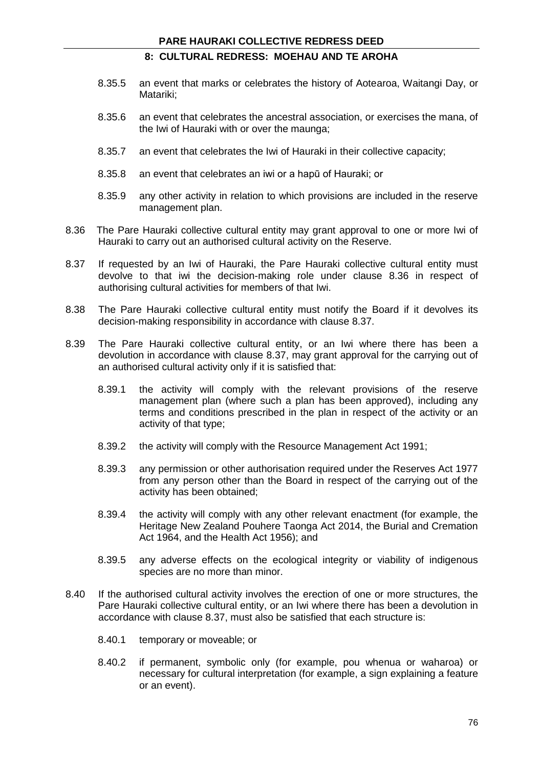8.35.5 an event that marks or celebrates the history of Aotearoa, Waitangi Day, or Matariki;

8.35.6 an event that celebrates the ancestral association, or exercises the mana, of the Iwi of Hauraki with or over the maunga;

8.35.7 an event that celebrates the Iwi of Hauraki in their collective capacity;

8.35.8 an event that celebrates an iwi or a hapū of Hauraki; or

8.35.9 any other activity in relation to which provisions are included in the reserve management plan.

8.36 The Pare Hauraki collective cultural entity may grant approval to one or more Iwi of Hauraki to carry out an authorised cultural activity on the Reserve.

8.37 If requested by an Iwi of Hauraki, the Pare Hauraki collective cultural entity must devolve to that iwi the decision-making role under clause 8.36 in respect of authorising cultural activities for members of that Iwi.

8.38 The Pare Hauraki collective cultural entity must notify the Board if it devolves its decision-making responsibility in accordance with clause 8.37.

8.39 The Pare Hauraki collective cultural entity, or an Iwi where there has been a devolution in accordance with clause 8.37, may grant approval for the carrying out of an authorised cultural activity only if it is satisfied that:

8.39.1 the activity will comply with the relevant provisions of the reserve management plan (where such a plan has been approved), including any terms and conditions prescribed in the plan in respect of the activity or an activity of that type;

8.39.2 the activity will comply with the Resource Management Act 1991;

8.39.3 any permission or other authorisation required under the Reserves Act 1977 from any person other than the Board in respect of the carrying out of the activity has been obtained;

8.39.4 the activity will comply with any other relevant enactment (for example, the Heritage New Zealand Pouhere Taonga Act 2014, the Burial and Cremation Act 1964, and the Health Act 1956); and

8.39.5 any adverse effects on the ecological integrity or viability of indigenous species are no more than minor.

8.40 If the authorised cultural activity involves the erection of one or more structures, the Pare Hauraki collective cultural entity, or an Iwi where there has been a devolution in accordance with clause 8.37, must also be satisfied that each structure is:

8.40.1 temporary or moveable; or

8.40.2 if permanent, symbolic only (for example, pou whenua or waharoa) or necessary for cultural interpretation (for example, a sign explaining a feature or an event).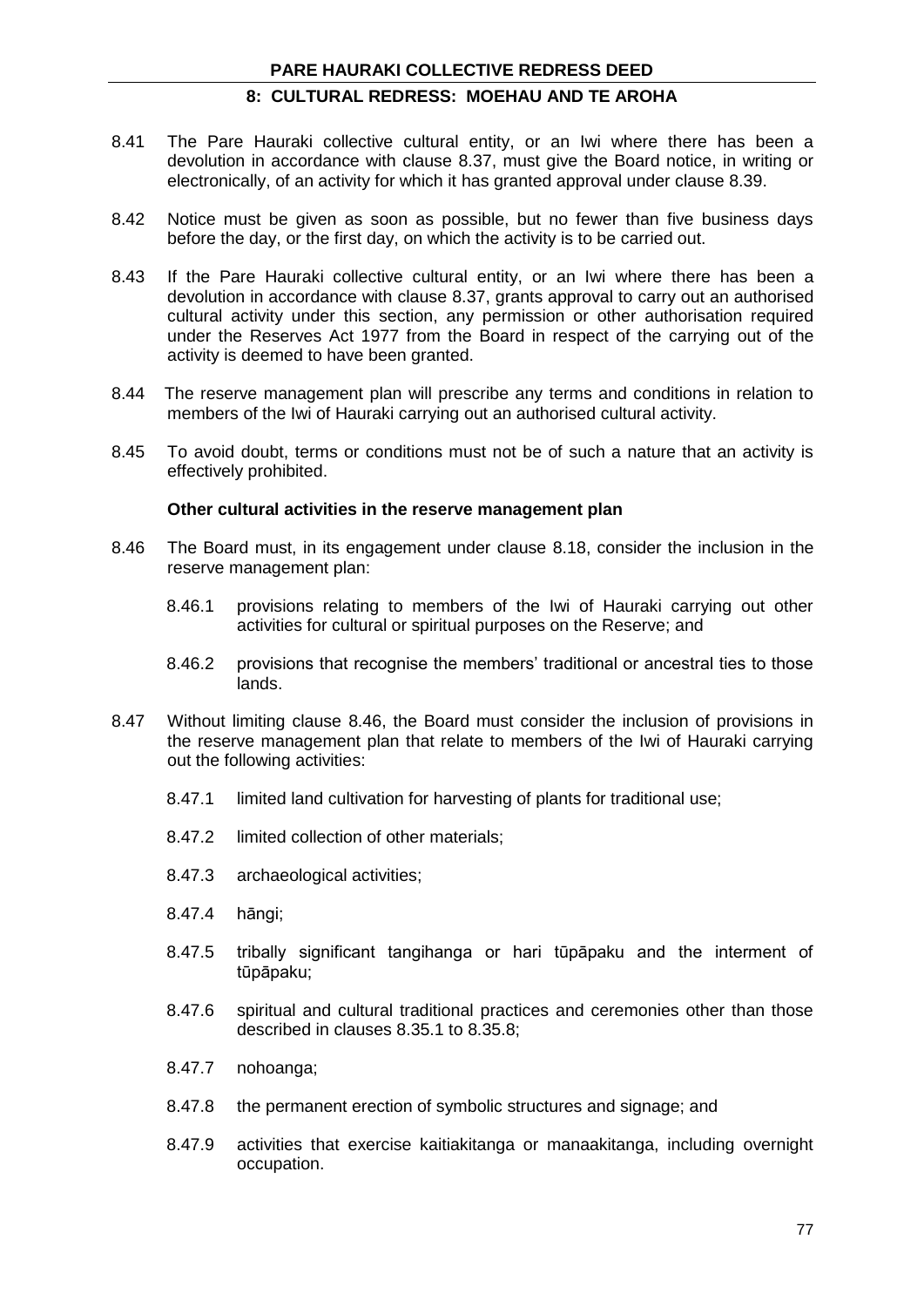8.41 The Pare Hauraki collective cultural entity, or an Iwi where there has been a devolution in accordance with clause 8.37, must give the Board notice, in writing or electronically, of an activity for which it has granted approval under clause 8.39.

8.42 Notice must be given as soon as possible, but no fewer than five business days before the day, or the first day, on which the activity is to be carried out.

8.43 If the Pare Hauraki collective cultural entity, or an Iwi where there has been a devolution in accordance with clause 8.37, grants approval to carry out an authorised cultural activity under this section, any permission or other authorisation required under the Reserves Act 1977 from the Board in respect of the carrying out of the activity is deemed to have been granted.

8.44 The reserve management plan will prescribe any terms and conditions in relation to members of the Iwi of Hauraki carrying out an authorised cultural activity.

8.45 To avoid doubt, terms or conditions must not be of such a nature that an activity is effectively prohibited.

**Other cultural activities in the reserve management plan**

8.46 The Board must, in its engagement under clause 8.18, consider the inclusion in the reserve management plan:

8.46.1 provisions relating to members of the Iwi of Hauraki carrying out other activities for cultural or spiritual purposes on the Reserve; and

8.46.2 provisions that recognise the members' traditional or ancestral ties to those lands.

8.47 Without limiting clause 8.46, the Board must consider the inclusion of provisions in the reserve management plan that relate to members of the Iwi of Hauraki carrying out the following activities:

8.47.1 limited land cultivation for harvesting of plants for traditional use;

8.47.2 limited collection of other materials;

8.47.3 archaeological activities;

8.47.4 hāngi;

8.47.5 tribally significant tangihanga or hari tūpāpaku and the interment of tūpāpaku;

8.47.6 spiritual and cultural traditional practices and ceremonies other than those described in clauses 8.35.1 to 8.35.8;

8.47.7 nohoanga;

8.47.8 the permanent erection of symbolic structures and signage; and

8.47.9 activities that exercise kaitiakitanga or manaakitanga, including overnight occupation.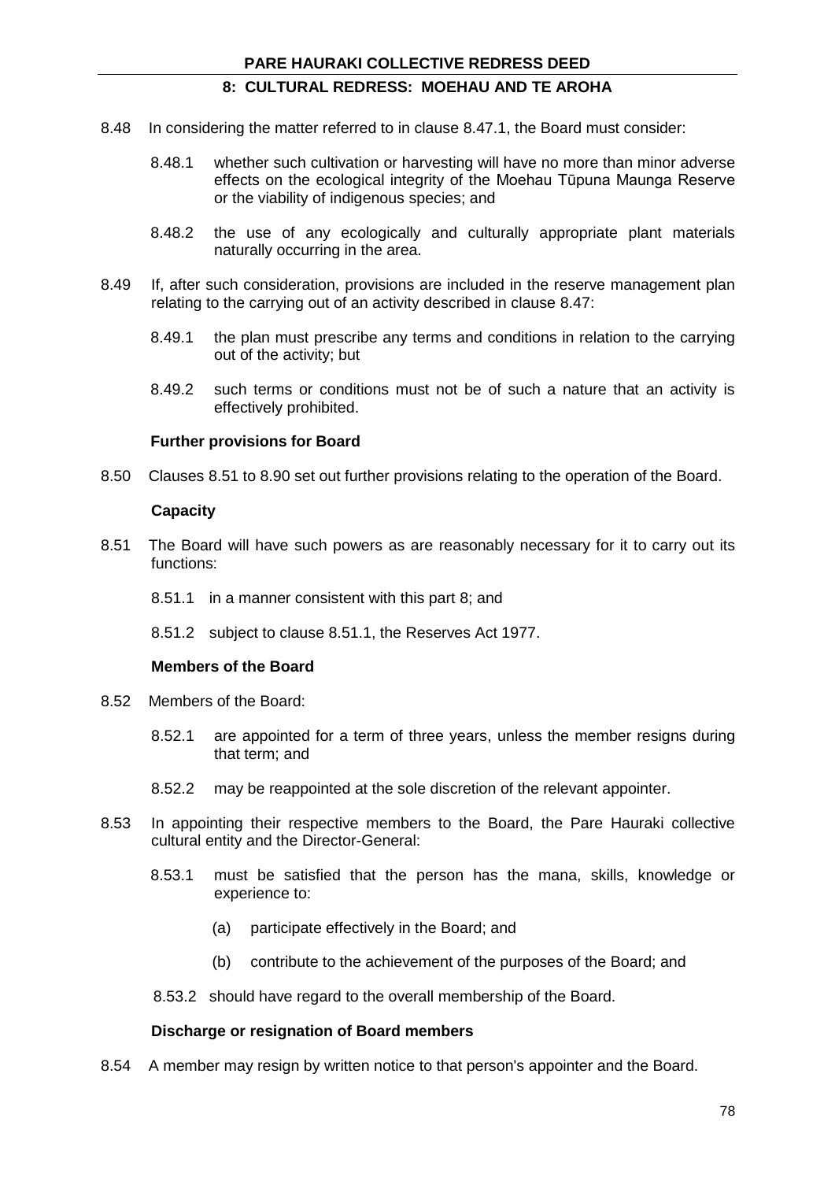8.48 In considering the matter referred to in clause 8.47.1, the Board must consider:

8.48.1 whether such cultivation or harvesting will have no more than minor adverse effects on the ecological integrity of the Moehau Tūpuna Maunga Reserve or the viability of indigenous species; and

8.48.2 the use of any ecologically and culturally appropriate plant materials naturally occurring in the area.

8.49 If, after such consideration, provisions are included in the reserve management plan relating to the carrying out of an activity described in clause 8.47:

8.49.1 the plan must prescribe any terms and conditions in relation to the carrying out of the activity; but

8.49.2 such terms or conditions must not be of such a nature that an activity is effectively prohibited.

**Further provisions for Board**

8.50 Clauses 8.51 to 8.90 set out further provisions relating to the operation of the Board.

**Capacity**

8.51 The Board will have such powers as are reasonably necessary for it to carry out its functions:

8.51.1 in a manner consistent with this part 8; and

8.51.2 subject to clause 8.51.1, the Reserves Act 1977.

**Members of the Board**

8.52 Members of the Board:

8.52.1 are appointed for a term of three years, unless the member resigns during that term; and

8.52.2 may be reappointed at the sole discretion of the relevant appointer.

8.53 In appointing their respective members to the Board, the Pare Hauraki collective cultural entity and the Director-General:

8.53.1 must be satisfied that the person has the mana, skills, knowledge or experience to:

(a) participate effectively in the Board; and

(b) contribute to the achievement of the purposes of the Board; and

8.53.2 should have regard to the overall membership of the Board.

**Discharge or resignation of Board members**

8.54 A member may resign by written notice to that person's appointer and the Board.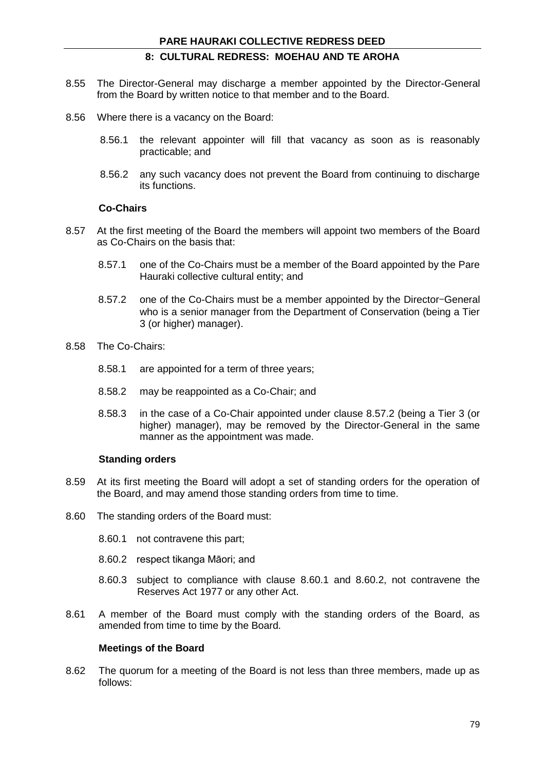8.55 The Director-General may discharge a member appointed by the Director-General from the Board by written notice to that member and to the Board.

8.56 Where there is a vacancy on the Board:

8.56.1 the relevant appointer will fill that vacancy as soon as is reasonably practicable; and

8.56.2 any such vacancy does not prevent the Board from continuing to discharge its functions.

**Co-Chairs**

8.57 At the first meeting of the Board the members will appoint two members of the Board as Co-Chairs on the basis that:

8.57.1 one of the Co-Chairs must be a member of the Board appointed by the Pare Hauraki collective cultural entity; and

8.57.2 one of the Co-Chairs must be a member appointed by the Director−General who is a senior manager from the Department of Conservation (being a Tier 3 (or higher) manager).

8.58 The Co-Chairs:

8.58.1 are appointed for a term of three years;

8.58.2 may be reappointed as a Co-Chair; and

8.58.3 in the case of a Co-Chair appointed under clause 8.57.2 (being a Tier 3 (or higher) manager), may be removed by the Director-General in the same manner as the appointment was made.

**Standing orders**

8.59 At its first meeting the Board will adopt a set of standing orders for the operation of the Board, and may amend those standing orders from time to time.

8.60 The standing orders of the Board must:

8.60.1 not contravene this part;

8.60.2 respect tikanga Māori; and

8.60.3 subject to compliance with clause 8.60.1 and 8.60.2, not contravene the Reserves Act 1977 or any other Act.

8.61 A member of the Board must comply with the standing orders of the Board, as amended from time to time by the Board.

**Meetings of the Board**

8.62 The quorum for a meeting of the Board is not less than three members, made up as follows: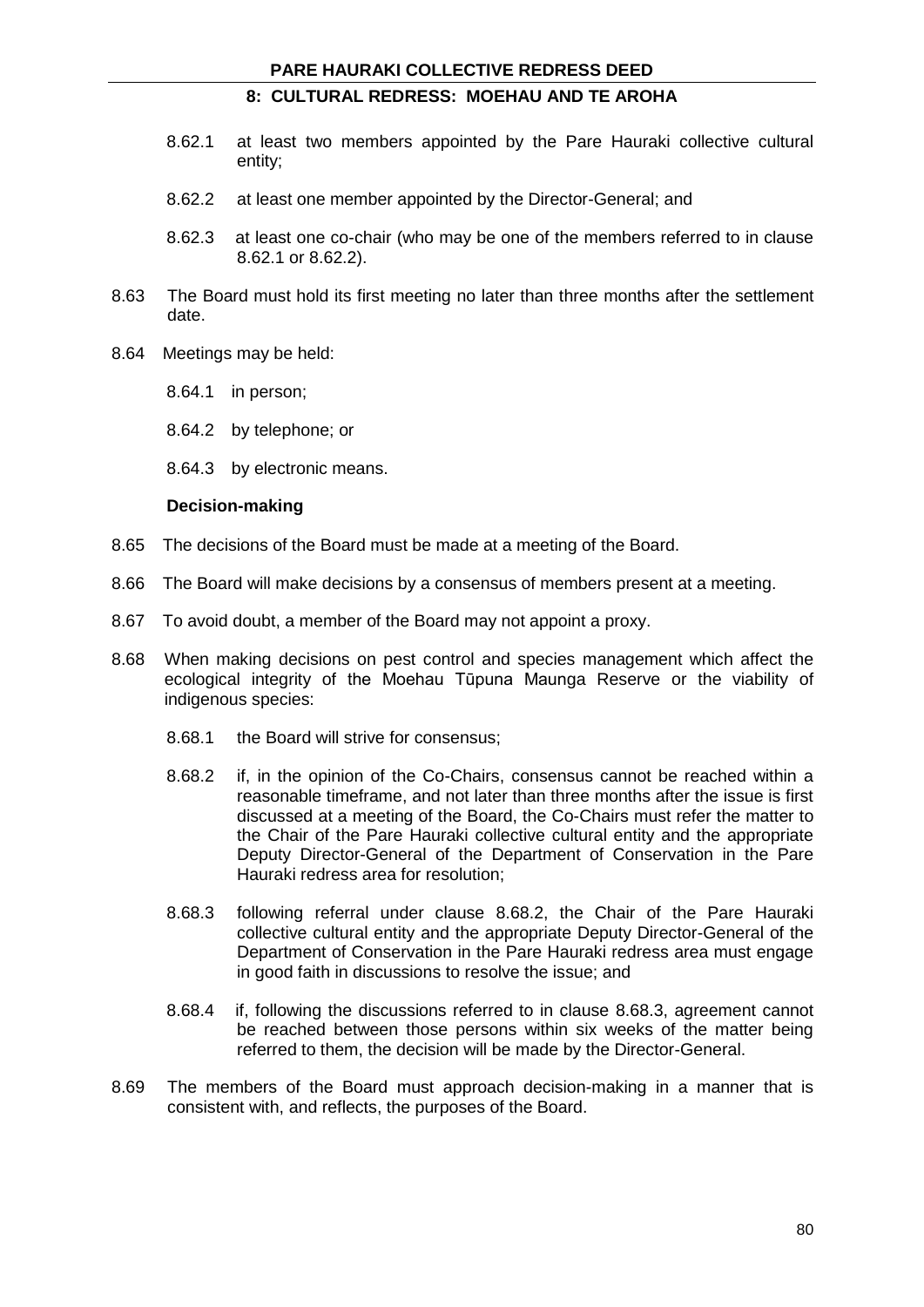8.62.1 at least two members appointed by the Pare Hauraki collective cultural entity;

8.62.2 at least one member appointed by the Director-General; and

8.62.3 at least one co-chair (who may be one of the members referred to in clause 8.62.1 or 8.62.2).

8.63 The Board must hold its first meeting no later than three months after the settlement date.

8.64 Meetings may be held:

8.64.1 in person;

8.64.2 by telephone; or

8.64.3 by electronic means.

**Decision-making**

8.65 The decisions of the Board must be made at a meeting of the Board.

8.66 The Board will make decisions by a consensus of members present at a meeting.

8.67 To avoid doubt, a member of the Board may not appoint a proxy.

8.68 When making decisions on pest control and species management which affect the ecological integrity of the Moehau Tūpuna Maunga Reserve or the viability of indigenous species:

8.68.1 the Board will strive for consensus;

8.68.2 if, in the opinion of the Co-Chairs, consensus cannot be reached within a reasonable timeframe, and not later than three months after the issue is first discussed at a meeting of the Board, the Co-Chairs must refer the matter to the Chair of the Pare Hauraki collective cultural entity and the appropriate Deputy Director-General of the Department of Conservation in the Pare Hauraki redress area for resolution;

8.68.3 following referral under clause 8.68.2, the Chair of the Pare Hauraki collective cultural entity and the appropriate Deputy Director-General of the Department of Conservation in the Pare Hauraki redress area must engage in good faith in discussions to resolve the issue; and

8.68.4 if, following the discussions referred to in clause 8.68.3, agreement cannot be reached between those persons within six weeks of the matter being referred to them, the decision will be made by the Director-General.

8.69 The members of the Board must approach decision-making in a manner that is consistent with, and reflects, the purposes of the Board.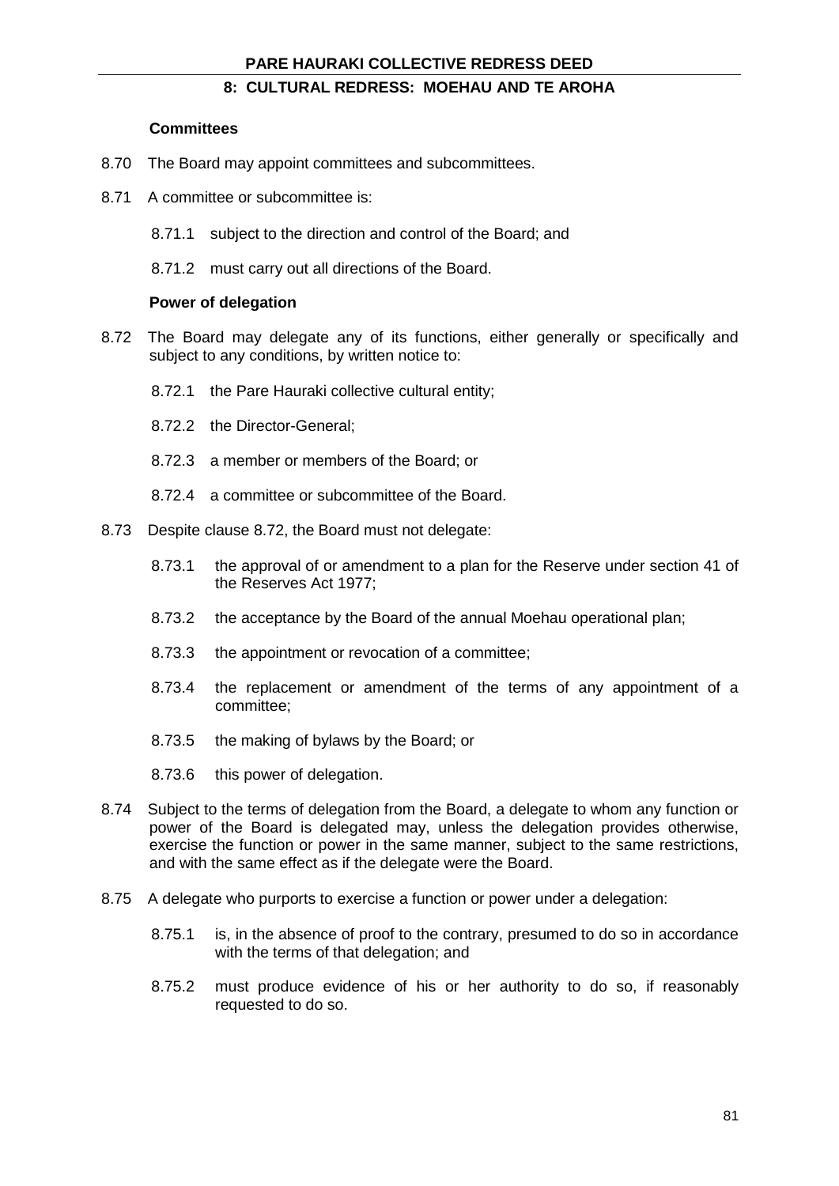**Committees**

8.70 The Board may appoint committees and subcommittees.

8.71 A committee or subcommittee is:

8.71.1 subject to the direction and control of the Board; and

8.71.2 must carry out all directions of the Board.

**Power of delegation**

8.72 The Board may delegate any of its functions, either generally or specifically and subject to any conditions, by written notice to:

8.72.1 the Pare Hauraki collective cultural entity;

8.72.2 the Director-General;

8.72.3 a member or members of the Board; or

8.72.4 a committee or subcommittee of the Board.

8.73 Despite clause 8.72, the Board must not delegate:

8.73.1 the approval of or amendment to a plan for the Reserve under section 41 of the Reserves Act 1977;

8.73.2 the acceptance by the Board of the annual Moehau operational plan;

8.73.3 the appointment or revocation of a committee;

8.73.4 the replacement or amendment of the terms of any appointment of a committee;

8.73.5 the making of bylaws by the Board; or

8.73.6 this power of delegation.

8.74 Subject to the terms of delegation from the Board, a delegate to whom any function or power of the Board is delegated may, unless the delegation provides otherwise, exercise the function or power in the same manner, subject to the same restrictions, and with the same effect as if the delegate were the Board.

8.75 A delegate who purports to exercise a function or power under a delegation:

8.75.1 is, in the absence of proof to the contrary, presumed to do so in accordance with the terms of that delegation; and

8.75.2 must produce evidence of his or her authority to do so, if reasonably requested to do so.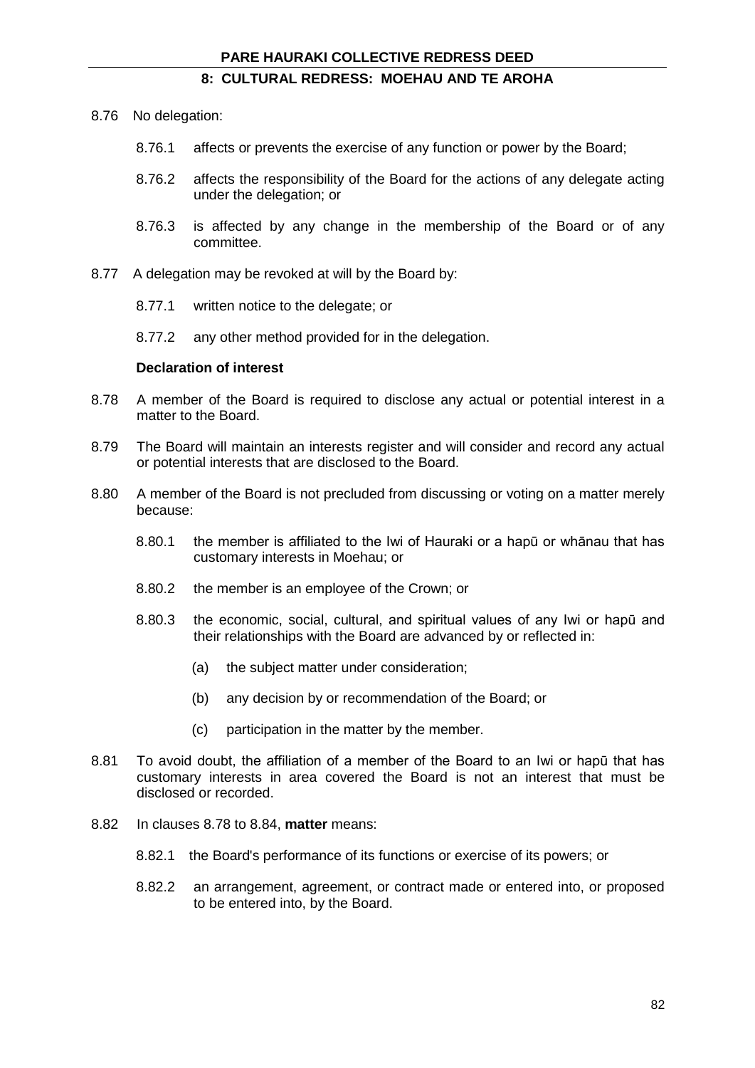8.76 No delegation:

8.76.1 affects or prevents the exercise of any function or power by the Board;

8.76.2 affects the responsibility of the Board for the actions of any delegate acting under the delegation; or

8.76.3 is affected by any change in the membership of the Board or of any committee.

8.77 A delegation may be revoked at will by the Board by:

8.77.1 written notice to the delegate; or

8.77.2 any other method provided for in the delegation.

**Declaration of interest**

8.78 A member of the Board is required to disclose any actual or potential interest in a matter to the Board.

8.79 The Board will maintain an interests register and will consider and record any actual or potential interests that are disclosed to the Board.

8.80 A member of the Board is not precluded from discussing or voting on a matter merely because:

8.80.1 the member is affiliated to the Iwi of Hauraki or a hapū or whānau that has customary interests in Moehau; or

8.80.2 the member is an employee of the Crown; or

8.80.3 the economic, social, cultural, and spiritual values of any Iwi or hapū and their relationships with the Board are advanced by or reflected in:

(a) the subject matter under consideration;

(b) any decision by or recommendation of the Board; or

(c) participation in the matter by the member.

8.81 To avoid doubt, the affiliation of a member of the Board to an Iwi or hapū that has customary interests in area covered the Board is not an interest that must be disclosed or recorded.

8.82 In clauses 8.78 to 8.84, **matter** means:

8.82.1 the Board's performance of its functions or exercise of its powers; or

8.82.2 an arrangement, agreement, or contract made or entered into, or proposed to be entered into, by the Board.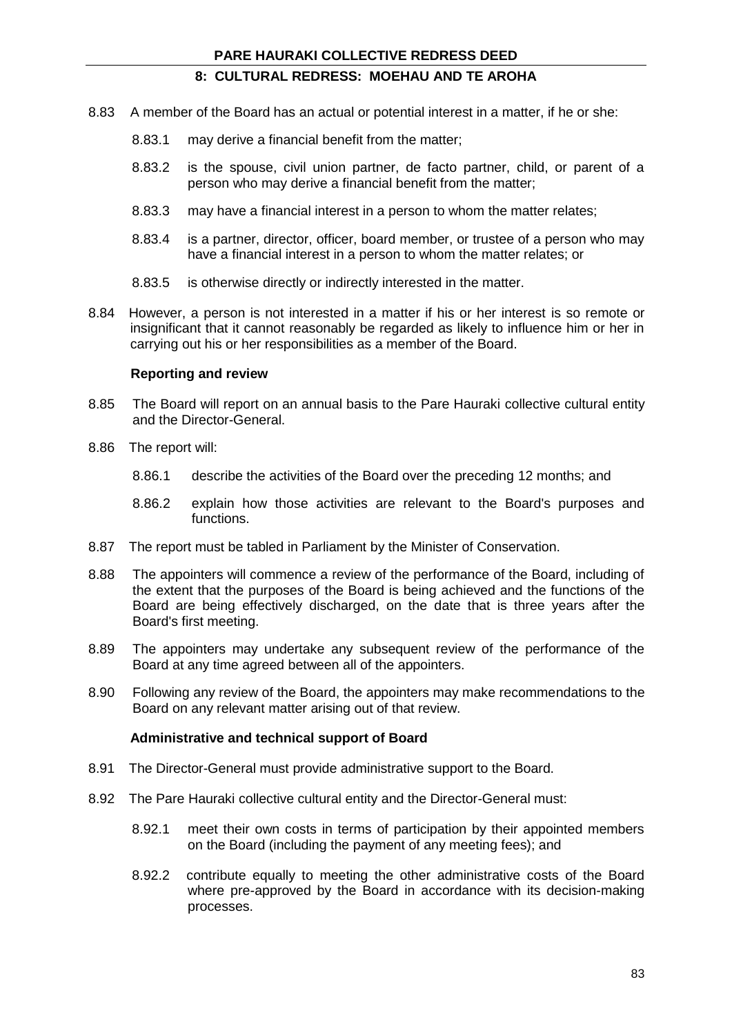8.83 A member of the Board has an actual or potential interest in a matter, if he or she:

8.83.1 may derive a financial benefit from the matter;

8.83.2 is the spouse, civil union partner, de facto partner, child, or parent of a person who may derive a financial benefit from the matter;

8.83.3 may have a financial interest in a person to whom the matter relates;

8.83.4 is a partner, director, officer, board member, or trustee of a person who may have a financial interest in a person to whom the matter relates; or

8.83.5 is otherwise directly or indirectly interested in the matter.

8.84 However, a person is not interested in a matter if his or her interest is so remote or insignificant that it cannot reasonably be regarded as likely to influence him or her in carrying out his or her responsibilities as a member of the Board.

**Reporting and review**

8.85 The Board will report on an annual basis to the Pare Hauraki collective cultural entity and the Director-General.

8.86 The report will:

8.86.1 describe the activities of the Board over the preceding 12 months; and

8.86.2 explain how those activities are relevant to the Board's purposes and functions.

8.87 The report must be tabled in Parliament by the Minister of Conservation.

8.88 The appointers will commence a review of the performance of the Board, including of the extent that the purposes of the Board is being achieved and the functions of the Board are being effectively discharged, on the date that is three years after the Board's first meeting.

8.89 The appointers may undertake any subsequent review of the performance of the Board at any time agreed between all of the appointers.

8.90 Following any review of the Board, the appointers may make recommendations to the Board on any relevant matter arising out of that review.

**Administrative and technical support of Board**

8.91 The Director-General must provide administrative support to the Board.

8.92 The Pare Hauraki collective cultural entity and the Director-General must:

8.92.1 meet their own costs in terms of participation by their appointed members on the Board (including the payment of any meeting fees); and

8.92.2 contribute equally to meeting the other administrative costs of the Board where pre-approved by the Board in accordance with its decision-making processes.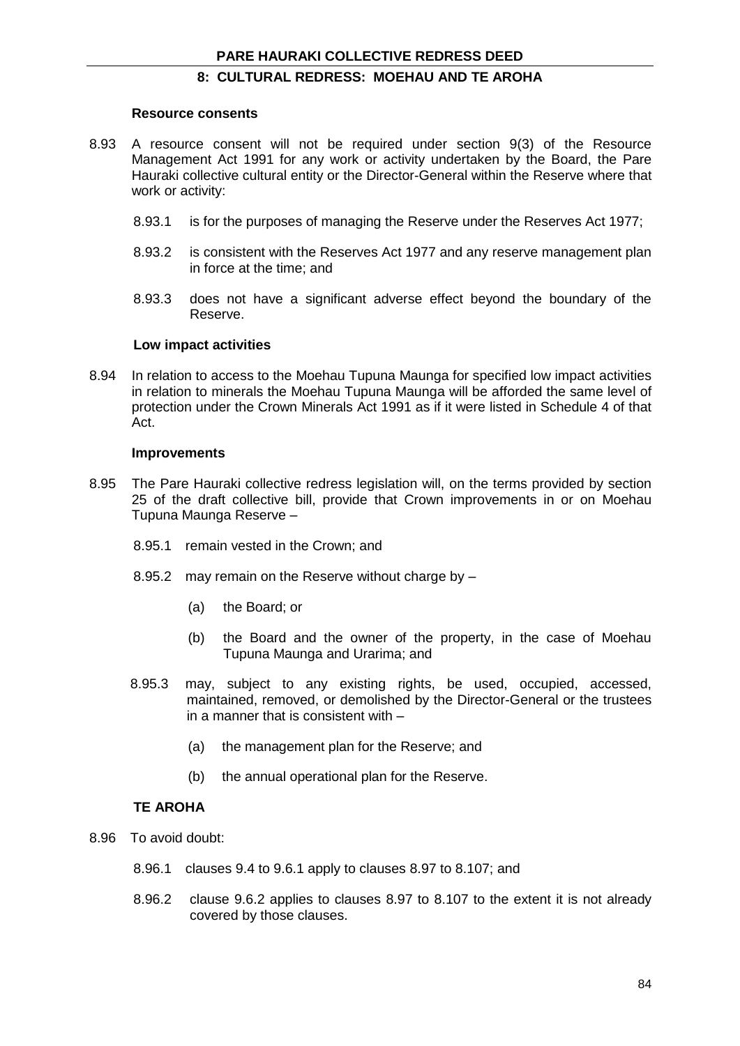### Resource consents

8.93 A resource consent will not be required under section 9(3) of the Resource Management Act 1991 for any work or activity undertaken by the Board, the Pare Hauraki collective cultural entity or the Director-General within the Reserve where that work or activity:

8.93.1 is for the purposes of managing the Reserve under the Reserves Act 1977;

8.93.2 is consistent with the Reserves Act 1977 and any reserve management plan in force at the time; and

8.93.3 does not have a significant adverse effect beyond the boundary of the Reserve.

### Low impact activities

8.94 In relation to access to the Moehau Tupuna Maunga for specified low impact activities in relation to minerals the Moehau Tupuna Maunga will be afforded the same level of protection under the Crown Minerals Act 1991 as if it were listed in Schedule 4 of that Act.

### Improvements

8.95 The Pare Hauraki collective redress legislation will, on the terms provided by section 25 of the draft collective bill, provide that Crown improvements in or on Moehau Tupuna Maunga Reserve –

8.95.1 remain vested in the Crown; and

8.95.2 may remain on the Reserve without charge by –

(a) the Board; or

(b) the Board and the owner of the property, in the case of Moehau Tupuna Maunga and Urarima; and

8.95.3 may, subject to any existing rights, be used, occupied, accessed, maintained, removed, or demolished by the Director-General or the trustees in a manner that is consistent with –

(a) the management plan for the Reserve; and

(b) the annual operational plan for the Reserve.

## TE AROHA

8.96 To avoid doubt:

8.96.1 clauses 9.4 to 9.6.1 apply to clauses 8.97 to 8.107; and

8.96.2 clause 9.6.2 applies to clauses 8.97 to 8.107 to the extent it is not already covered by those clauses.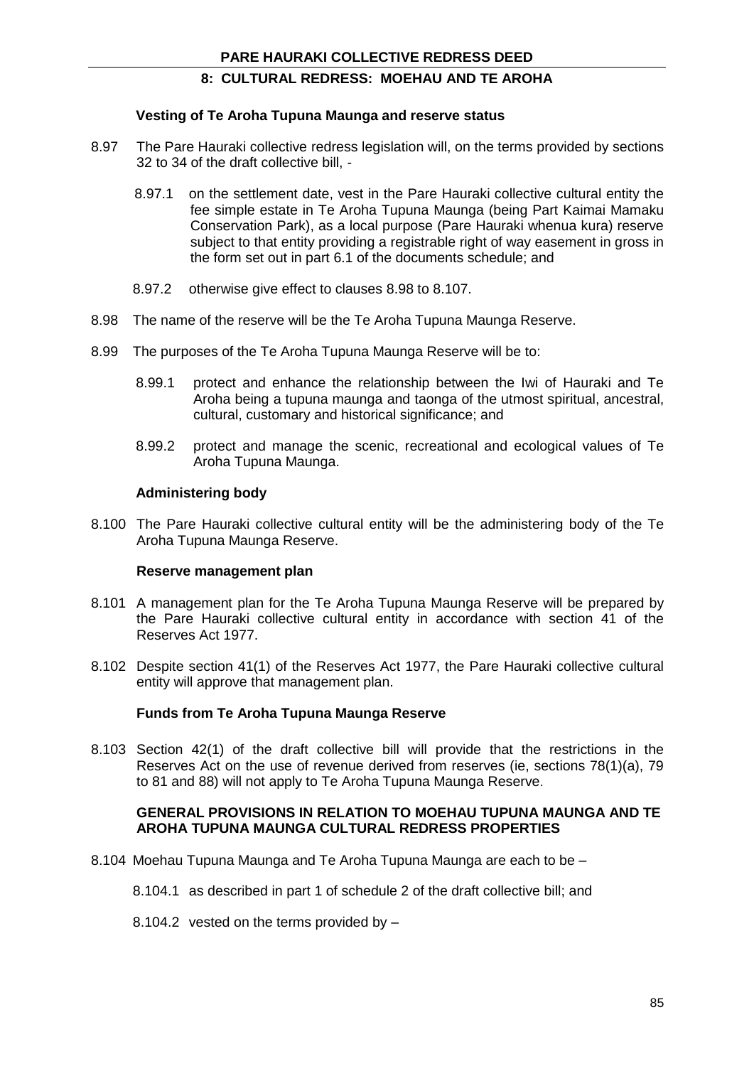#### Vesting of Te Aroha Tupuna Maunga and reserve status

8.97 The Pare Hauraki collective redress legislation will, on the terms provided by sections 32 to 34 of the draft collective bill, -

8.97.1 on the settlement date, vest in the Pare Hauraki collective cultural entity the fee simple estate in Te Aroha Tupuna Maunga (being Part Kaimai Mamaku Conservation Park), as a local purpose (Pare Hauraki whenua kura) reserve subject to that entity providing a registrable right of way easement in gross in the form set out in part 6.1 of the documents schedule; and

8.97.2 otherwise give effect to clauses 8.98 to 8.107.

8.98 The name of the reserve will be the Te Aroha Tupuna Maunga Reserve.

8.99 The purposes of the Te Aroha Tupuna Maunga Reserve will be to:

8.99.1 protect and enhance the relationship between the Iwi of Hauraki and Te Aroha being a tupuna maunga and taonga of the utmost spiritual, ancestral, cultural, customary and historical significance; and

8.99.2 protect and manage the scenic, recreational and ecological values of Te Aroha Tupuna Maunga.

#### Administering body

8.100 The Pare Hauraki collective cultural entity will be the administering body of the Te Aroha Tupuna Maunga Reserve.

#### Reserve management plan

8.101 A management plan for the Te Aroha Tupuna Maunga Reserve will be prepared by the Pare Hauraki collective cultural entity in accordance with section 41 of the Reserves Act 1977.

8.102 Despite section 41(1) of the Reserves Act 1977, the Pare Hauraki collective cultural entity will approve that management plan.

#### Funds from Te Aroha Tupuna Maunga Reserve

8.103 Section 42(1) of the draft collective bill will provide that the restrictions in the Reserves Act on the use of revenue derived from reserves (ie, sections 78(1)(a), 79 to 81 and 88) will not apply to Te Aroha Tupuna Maunga Reserve.

#### GENERAL PROVISIONS IN RELATION TO MOEHAU TUPUNA MAUNGA AND TE AROHA TUPUNA MAUNGA CULTURAL REDRESS PROPERTIES

8.104 Moehau Tupuna Maunga and Te Aroha Tupuna Maunga are each to be –

8.104.1 as described in part 1 of schedule 2 of the draft collective bill; and

8.104.2 vested on the terms provided by –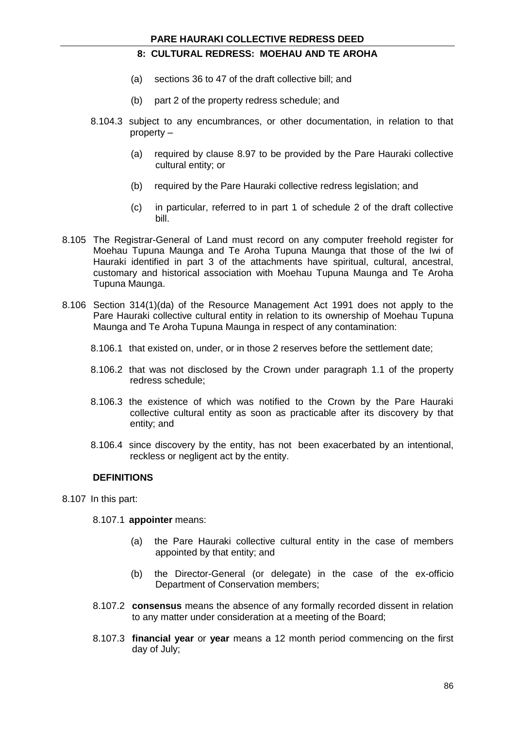(a) sections 36 to 47 of the draft collective bill; and

(b) part 2 of the property redress schedule; and

8.104.3 subject to any encumbrances, or other documentation, in relation to that property –

(a) required by clause 8.97 to be provided by the Pare Hauraki collective cultural entity; or

(b) required by the Pare Hauraki collective redress legislation; and

(c) in particular, referred to in part 1 of schedule 2 of the draft collective bill.

8.105 The Registrar-General of Land must record on any computer freehold register for Moehau Tupuna Maunga and Te Aroha Tupuna Maunga that those of the Iwi of Hauraki identified in part 3 of the attachments have spiritual, cultural, ancestral, customary and historical association with Moehau Tupuna Maunga and Te Aroha Tupuna Maunga.

8.106 Section 314(1)(da) of the Resource Management Act 1991 does not apply to the Pare Hauraki collective cultural entity in relation to its ownership of Moehau Tupuna Maunga and Te Aroha Tupuna Maunga in respect of any contamination:

8.106.1 that existed on, under, or in those 2 reserves before the settlement date;

8.106.2 that was not disclosed by the Crown under paragraph 1.1 of the property redress schedule;

8.106.3 the existence of which was notified to the Crown by the Pare Hauraki collective cultural entity as soon as practicable after its discovery by that entity; and

8.106.4 since discovery by the entity, has not been exacerbated by an intentional, reckless or negligent act by the entity.

### DEFINITIONS

8.107 In this part:

8.107.1 **appointer** means:

(a) the Pare Hauraki collective cultural entity in the case of members appointed by that entity; and

(b) the Director-General (or delegate) in the case of the ex-officio Department of Conservation members;

8.107.2 **consensus** means the absence of any formally recorded dissent in relation to any matter under consideration at a meeting of the Board;

8.107.3 **financial year** or **year** means a 12 month period commencing on the first day of July;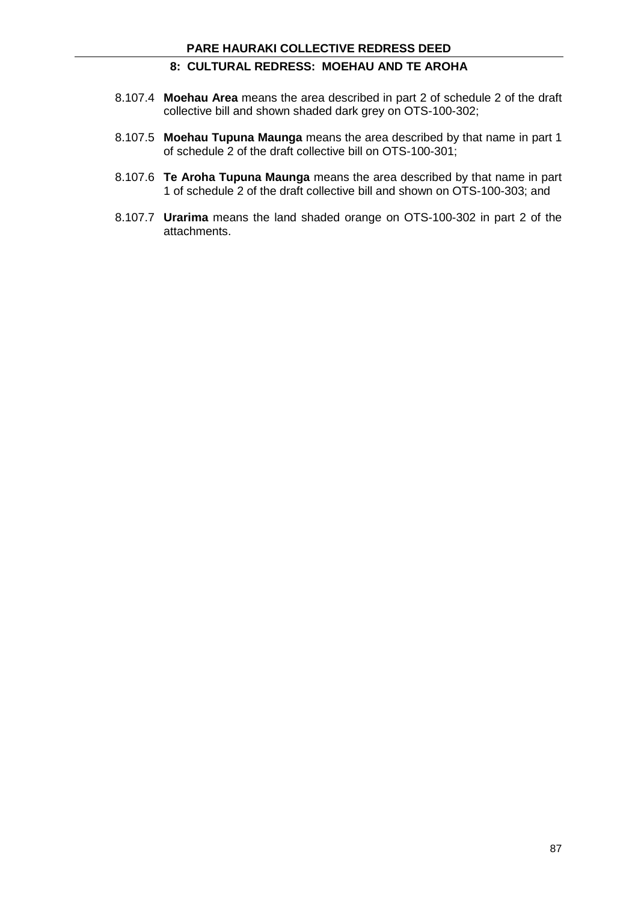8.107.4 **Moehau Area** means the area described in part 2 of schedule 2 of the draft collective bill and shown shaded dark grey on OTS-100-302;

8.107.5 **Moehau Tupuna Maunga** means the area described by that name in part 1 of schedule 2 of the draft collective bill on OTS-100-301;

8.107.6 **Te Aroha Tupuna Maunga** means the area described by that name in part 1 of schedule 2 of the draft collective bill and shown on OTS-100-303; and

8.107.7 **Urarima** means the land shaded orange on OTS-100-302 in part 2 of the attachments.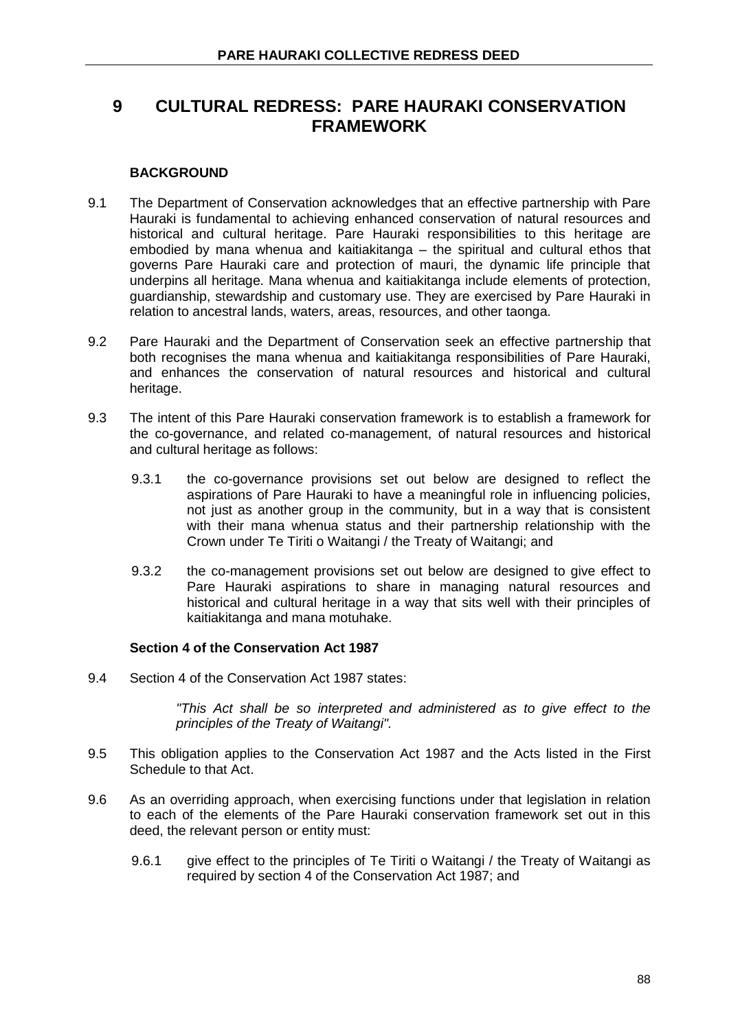# 9 CULTURAL REDRESS: PARE HAURAKI CONSERVATION FRAMEWORK

### BACKGROUND

9.1 The Department of Conservation acknowledges that an effective partnership with Pare Hauraki is fundamental to achieving enhanced conservation of natural resources and historical and cultural heritage. Pare Hauraki responsibilities to this heritage are embodied by mana whenua and kaitiakitanga – the spiritual and cultural ethos that governs Pare Hauraki care and protection of mauri, the dynamic life principle that underpins all heritage. Mana whenua and kaitiakitanga include elements of protection, guardianship, stewardship and customary use. They are exercised by Pare Hauraki in relation to ancestral lands, waters, areas, resources, and other taonga.

9.2 Pare Hauraki and the Department of Conservation seek an effective partnership that both recognises the mana whenua and kaitiakitanga responsibilities of Pare Hauraki, and enhances the conservation of natural resources and historical and cultural heritage.

9.3 The intent of this Pare Hauraki conservation framework is to establish a framework for the co-governance, and related co-management, of natural resources and historical and cultural heritage as follows:

9.3.1 the co-governance provisions set out below are designed to reflect the aspirations of Pare Hauraki to have a meaningful role in influencing policies, not just as another group in the community, but in a way that is consistent with their mana whenua status and their partnership relationship with the Crown under Te Tiriti o Waitangi / the Treaty of Waitangi; and

9.3.2 the co-management provisions set out below are designed to give effect to Pare Hauraki aspirations to share in managing natural resources and historical and cultural heritage in a way that sits well with their principles of kaitiakitanga and mana motuhake.

### Section 4 of the Conservation Act 1987

9.4 Section 4 of the Conservation Act 1987 states:

> *"This Act shall be so interpreted and administered as to give effect to the principles of the Treaty of Waitangi".*

9.5 This obligation applies to the Conservation Act 1987 and the Acts listed in the First Schedule to that Act.

9.6 As an overriding approach, when exercising functions under that legislation in relation to each of the elements of the Pare Hauraki conservation framework set out in this deed, the relevant person or entity must:

9.6.1 give effect to the principles of Te Tiriti o Waitangi / the Treaty of Waitangi as required by section 4 of the Conservation Act 1987; and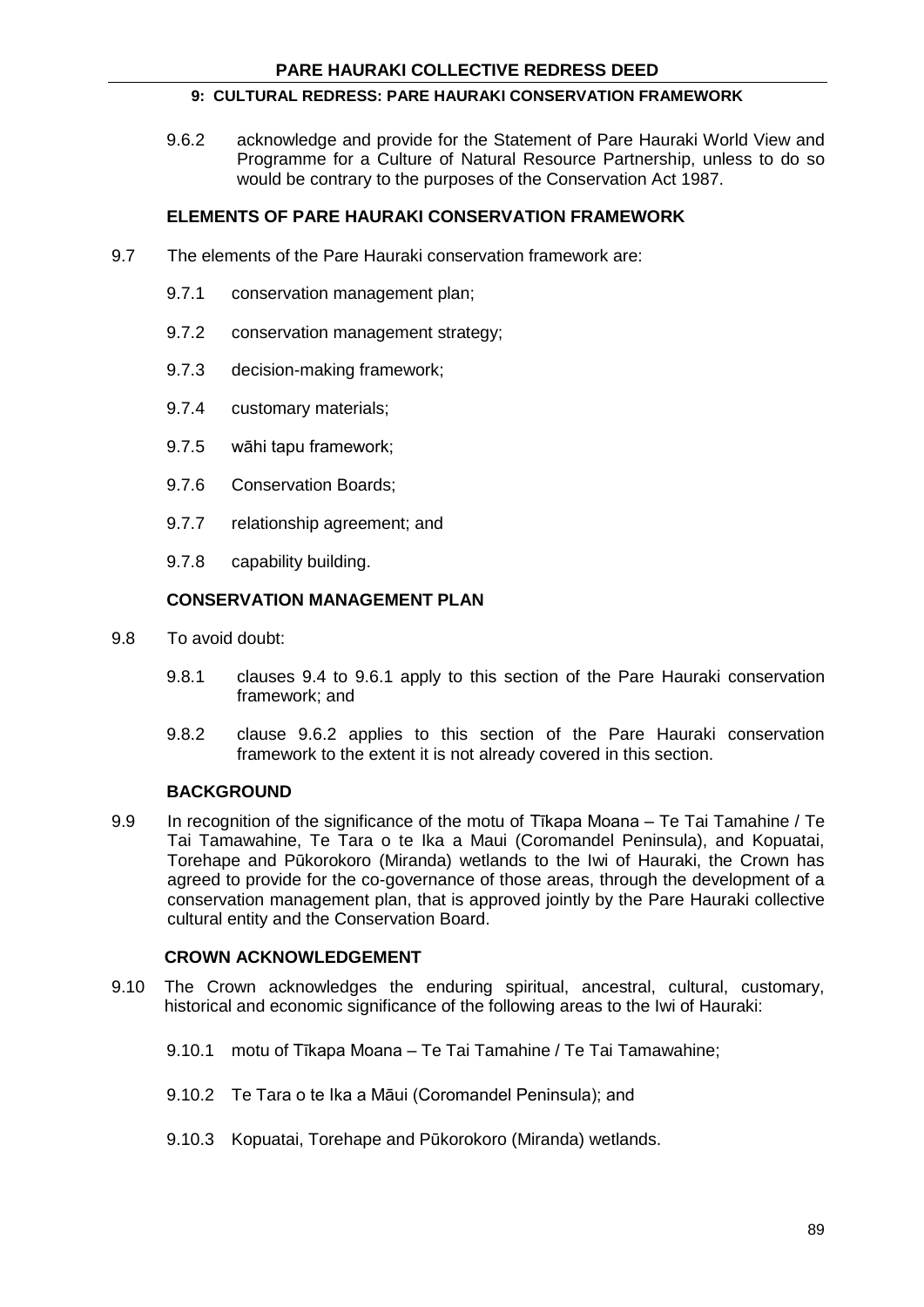9.6.2 acknowledge and provide for the Statement of Pare Hauraki World View and Programme for a Culture of Natural Resource Partnership, unless to do so would be contrary to the purposes of the Conservation Act 1987.

### ELEMENTS OF PARE HAURAKI CONSERVATION FRAMEWORK

9.7 The elements of the Pare Hauraki conservation framework are:

9.7.1 conservation management plan;

9.7.2 conservation management strategy;

9.7.3 decision-making framework;

9.7.4 customary materials;

9.7.5 wāhi tapu framework;

9.7.6 Conservation Boards;

9.7.7 relationship agreement; and

9.7.8 capability building.

### CONSERVATION MANAGEMENT PLAN

9.8 To avoid doubt:

9.8.1 clauses 9.4 to 9.6.1 apply to this section of the Pare Hauraki conservation framework; and

9.8.2 clause 9.6.2 applies to this section of the Pare Hauraki conservation framework to the extent it is not already covered in this section.

### BACKGROUND

9.9 In recognition of the significance of the motu of Tīkapa Moana – Te Tai Tamahine / Te Tai Tamawahine, Te Tara o te Ika a Maui (Coromandel Peninsula), and Kopuatai, Torehape and Pūkorokoro (Miranda) wetlands to the Iwi of Hauraki, the Crown has agreed to provide for the co-governance of those areas, through the development of a conservation management plan, that is approved jointly by the Pare Hauraki collective cultural entity and the Conservation Board.

### CROWN ACKNOWLEDGEMENT

9.10 The Crown acknowledges the enduring spiritual, ancestral, cultural, customary, historical and economic significance of the following areas to the Iwi of Hauraki:

9.10.1 motu of Tīkapa Moana – Te Tai Tamahine / Te Tai Tamawahine;

9.10.2 Te Tara o te Ika a Māui (Coromandel Peninsula); and

9.10.3 Kopuatai, Torehape and Pūkorokoro (Miranda) wetlands.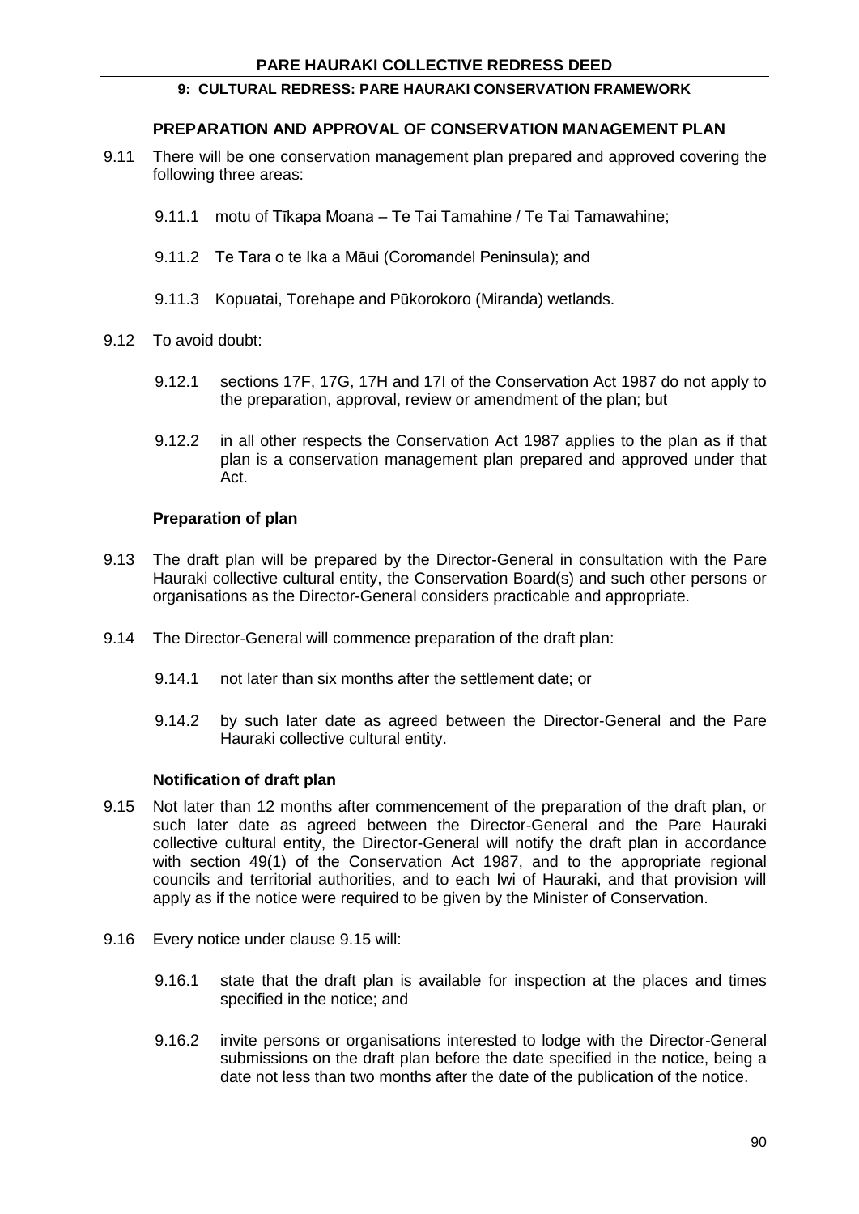### PREPARATION AND APPROVAL OF CONSERVATION MANAGEMENT PLAN

9.11 There will be one conservation management plan prepared and approved covering the following three areas:

9.11.1 motu of Tīkapa Moana – Te Tai Tamahine / Te Tai Tamawahine;

9.11.2 Te Tara o te Ika a Māui (Coromandel Peninsula); and

9.11.3 Kopuatai, Torehape and Pūkorokoro (Miranda) wetlands.

9.12 To avoid doubt:

9.12.1 sections 17F, 17G, 17H and 17I of the Conservation Act 1987 do not apply to the preparation, approval, review or amendment of the plan; but

9.12.2 in all other respects the Conservation Act 1987 applies to the plan as if that plan is a conservation management plan prepared and approved under that Act.

#### Preparation of plan

9.13 The draft plan will be prepared by the Director-General in consultation with the Pare Hauraki collective cultural entity, the Conservation Board(s) and such other persons or organisations as the Director-General considers practicable and appropriate.

9.14 The Director-General will commence preparation of the draft plan:

9.14.1 not later than six months after the settlement date; or

9.14.2 by such later date as agreed between the Director-General and the Pare Hauraki collective cultural entity.

#### Notification of draft plan

9.15 Not later than 12 months after commencement of the preparation of the draft plan, or such later date as agreed between the Director-General and the Pare Hauraki collective cultural entity, the Director-General will notify the draft plan in accordance with section 49(1) of the Conservation Act 1987, and to the appropriate regional councils and territorial authorities, and to each Iwi of Hauraki, and that provision will apply as if the notice were required to be given by the Minister of Conservation.

9.16 Every notice under clause 9.15 will:

9.16.1 state that the draft plan is available for inspection at the places and times specified in the notice; and

9.16.2 invite persons or organisations interested to lodge with the Director-General submissions on the draft plan before the date specified in the notice, being a date not less than two months after the date of the publication of the notice.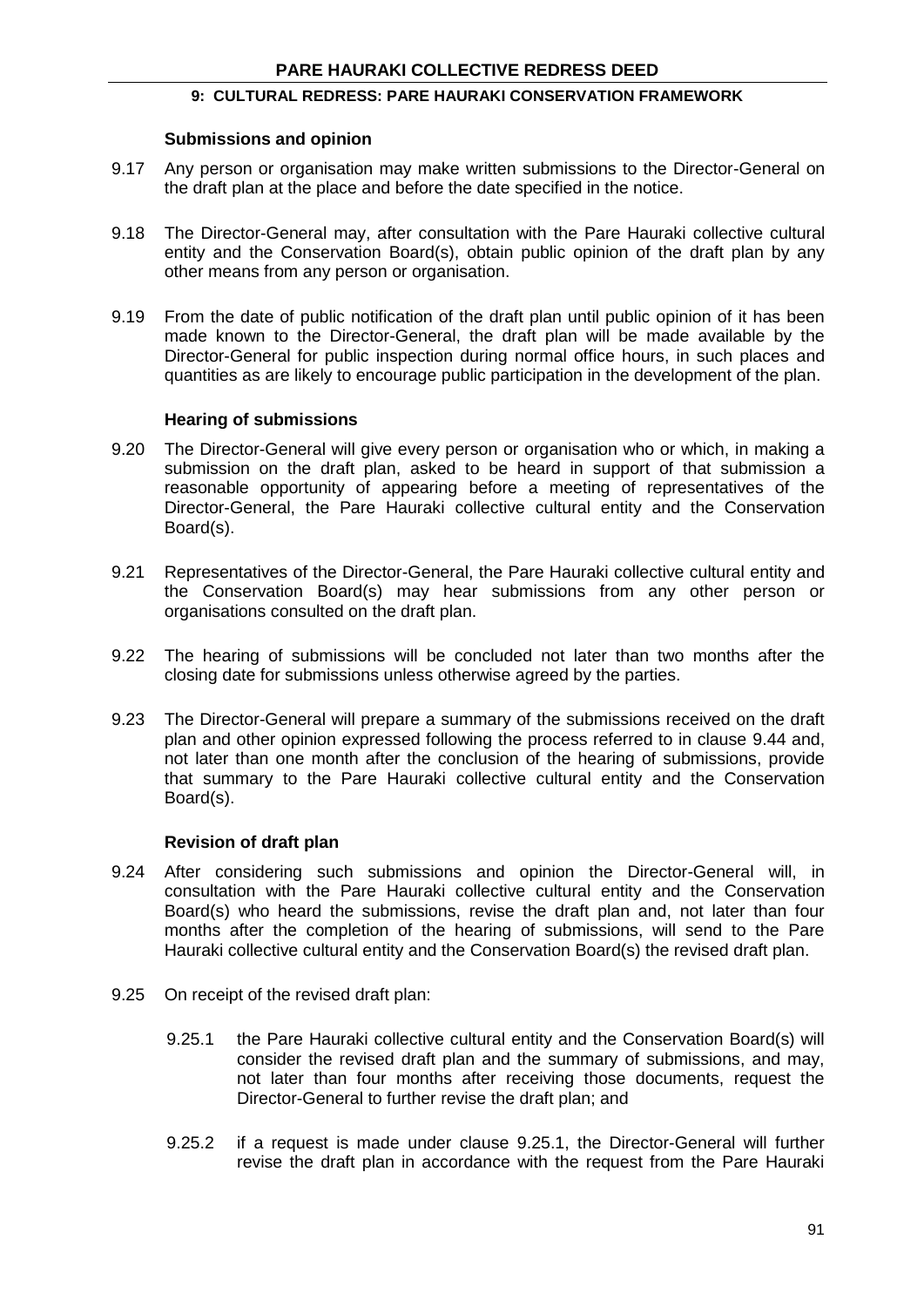### Submissions and opinion

9.17 Any person or organisation may make written submissions to the Director-General on the draft plan at the place and before the date specified in the notice.

9.18 The Director-General may, after consultation with the Pare Hauraki collective cultural entity and the Conservation Board(s), obtain public opinion of the draft plan by any other means from any person or organisation.

9.19 From the date of public notification of the draft plan until public opinion of it has been made known to the Director-General, the draft plan will be made available by the Director-General for public inspection during normal office hours, in such places and quantities as are likely to encourage public participation in the development of the plan.

### Hearing of submissions

9.20 The Director-General will give every person or organisation who or which, in making a submission on the draft plan, asked to be heard in support of that submission a reasonable opportunity of appearing before a meeting of representatives of the Director-General, the Pare Hauraki collective cultural entity and the Conservation Board(s).

9.21 Representatives of the Director-General, the Pare Hauraki collective cultural entity and the Conservation Board(s) may hear submissions from any other person or organisations consulted on the draft plan.

9.22 The hearing of submissions will be concluded not later than two months after the closing date for submissions unless otherwise agreed by the parties.

9.23 The Director-General will prepare a summary of the submissions received on the draft plan and other opinion expressed following the process referred to in clause 9.44 and, not later than one month after the conclusion of the hearing of submissions, provide that summary to the Pare Hauraki collective cultural entity and the Conservation Board(s).

### Revision of draft plan

9.24 After considering such submissions and opinion the Director-General will, in consultation with the Pare Hauraki collective cultural entity and the Conservation Board(s) who heard the submissions, revise the draft plan and, not later than four months after the completion of the hearing of submissions, will send to the Pare Hauraki collective cultural entity and the Conservation Board(s) the revised draft plan.

9.25 On receipt of the revised draft plan:

9.25.1 the Pare Hauraki collective cultural entity and the Conservation Board(s) will consider the revised draft plan and the summary of submissions, and may, not later than four months after receiving those documents, request the Director-General to further revise the draft plan; and

9.25.2 if a request is made under clause 9.25.1, the Director-General will further revise the draft plan in accordance with the request from the Pare Hauraki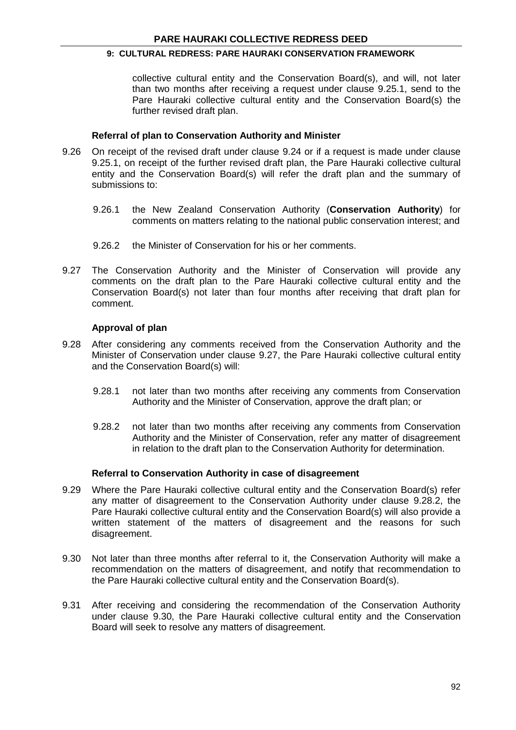collective cultural entity and the Conservation Board(s), and will, not later than two months after receiving a request under clause 9.25.1, send to the Pare Hauraki collective cultural entity and the Conservation Board(s) the further revised draft plan.

**Referral of plan to Conservation Authority and Minister**

9.26 On receipt of the revised draft under clause 9.24 or if a request is made under clause 9.25.1, on receipt of the further revised draft plan, the Pare Hauraki collective cultural entity and the Conservation Board(s) will refer the draft plan and the summary of submissions to:

9.26.1 the New Zealand Conservation Authority (**Conservation Authority**) for comments on matters relating to the national public conservation interest; and

9.26.2 the Minister of Conservation for his or her comments.

9.27 The Conservation Authority and the Minister of Conservation will provide any comments on the draft plan to the Pare Hauraki collective cultural entity and the Conservation Board(s) not later than four months after receiving that draft plan for comment.

**Approval of plan**

9.28 After considering any comments received from the Conservation Authority and the Minister of Conservation under clause 9.27, the Pare Hauraki collective cultural entity and the Conservation Board(s) will:

9.28.1 not later than two months after receiving any comments from Conservation Authority and the Minister of Conservation, approve the draft plan; or

9.28.2 not later than two months after receiving any comments from Conservation Authority and the Minister of Conservation, refer any matter of disagreement in relation to the draft plan to the Conservation Authority for determination.

**Referral to Conservation Authority in case of disagreement**

9.29 Where the Pare Hauraki collective cultural entity and the Conservation Board(s) refer any matter of disagreement to the Conservation Authority under clause 9.28.2, the Pare Hauraki collective cultural entity and the Conservation Board(s) will also provide a written statement of the matters of disagreement and the reasons for such disagreement.

9.30 Not later than three months after referral to it, the Conservation Authority will make a recommendation on the matters of disagreement, and notify that recommendation to the Pare Hauraki collective cultural entity and the Conservation Board(s).

9.31 After receiving and considering the recommendation of the Conservation Authority under clause 9.30, the Pare Hauraki collective cultural entity and the Conservation Board will seek to resolve any matters of disagreement.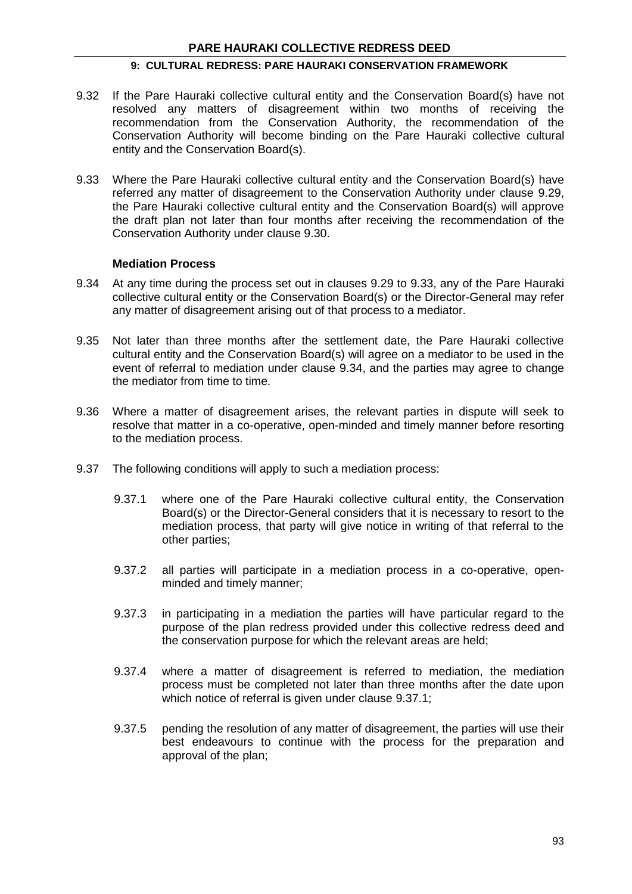9.32 If the Pare Hauraki collective cultural entity and the Conservation Board(s) have not resolved any matters of disagreement within two months of receiving the recommendation from the Conservation Authority, the recommendation of the Conservation Authority will become binding on the Pare Hauraki collective cultural entity and the Conservation Board(s).

9.33 Where the Pare Hauraki collective cultural entity and the Conservation Board(s) have referred any matter of disagreement to the Conservation Authority under clause 9.29, the Pare Hauraki collective cultural entity and the Conservation Board(s) will approve the draft plan not later than four months after receiving the recommendation of the Conservation Authority under clause 9.30.

### Mediation Process

9.34 At any time during the process set out in clauses 9.29 to 9.33, any of the Pare Hauraki collective cultural entity or the Conservation Board(s) or the Director-General may refer any matter of disagreement arising out of that process to a mediator.

9.35 Not later than three months after the settlement date, the Pare Hauraki collective cultural entity and the Conservation Board(s) will agree on a mediator to be used in the event of referral to mediation under clause 9.34, and the parties may agree to change the mediator from time to time.

9.36 Where a matter of disagreement arises, the relevant parties in dispute will seek to resolve that matter in a co-operative, open-minded and timely manner before resorting to the mediation process.

9.37 The following conditions will apply to such a mediation process:

- 9.37.1 where one of the Pare Hauraki collective cultural entity, the Conservation Board(s) or the Director-General considers that it is necessary to resort to the mediation process, that party will give notice in writing of that referral to the other parties;

- 9.37.2 all parties will participate in a mediation process in a co-operative, open-minded and timely manner;

- 9.37.3 in participating in a mediation the parties will have particular regard to the purpose of the plan redress provided under this collective redress deed and the conservation purpose for which the relevant areas are held;

- 9.37.4 where a matter of disagreement is referred to mediation, the mediation process must be completed not later than three months after the date upon which notice of referral is given under clause 9.37.1;

- 9.37.5 pending the resolution of any matter of disagreement, the parties will use their best endeavours to continue with the process for the preparation and approval of the plan;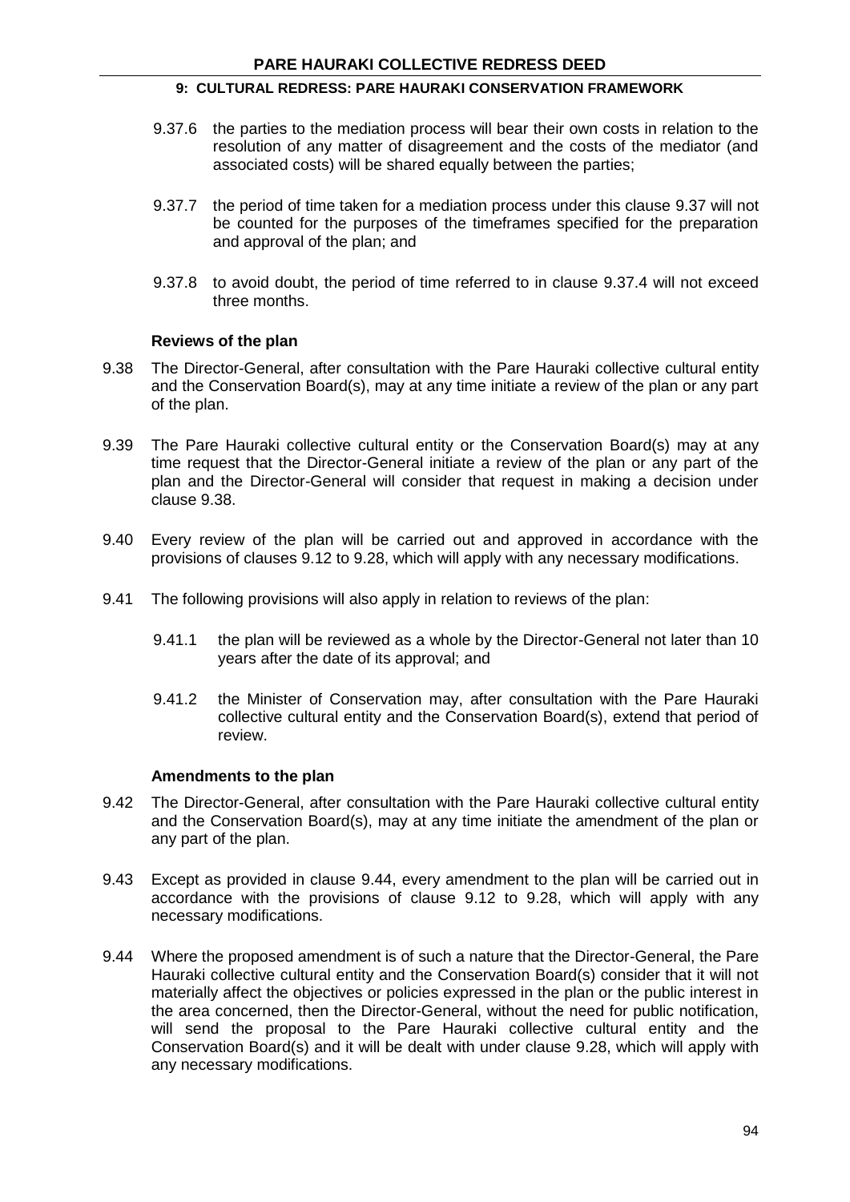9.37.6 the parties to the mediation process will bear their own costs in relation to the resolution of any matter of disagreement and the costs of the mediator (and associated costs) will be shared equally between the parties;

9.37.7 the period of time taken for a mediation process under this clause 9.37 will not be counted for the purposes of the timeframes specified for the preparation and approval of the plan; and

9.37.8 to avoid doubt, the period of time referred to in clause 9.37.4 will not exceed three months.

**Reviews of the plan**

9.38 The Director-General, after consultation with the Pare Hauraki collective cultural entity and the Conservation Board(s), may at any time initiate a review of the plan or any part of the plan.

9.39 The Pare Hauraki collective cultural entity or the Conservation Board(s) may at any time request that the Director-General initiate a review of the plan or any part of the plan and the Director-General will consider that request in making a decision under clause 9.38.

9.40 Every review of the plan will be carried out and approved in accordance with the provisions of clauses 9.12 to 9.28, which will apply with any necessary modifications.

9.41 The following provisions will also apply in relation to reviews of the plan:

9.41.1 the plan will be reviewed as a whole by the Director-General not later than 10 years after the date of its approval; and

9.41.2 the Minister of Conservation may, after consultation with the Pare Hauraki collective cultural entity and the Conservation Board(s), extend that period of review.

**Amendments to the plan**

9.42 The Director-General, after consultation with the Pare Hauraki collective cultural entity and the Conservation Board(s), may at any time initiate the amendment of the plan or any part of the plan.

9.43 Except as provided in clause 9.44, every amendment to the plan will be carried out in accordance with the provisions of clause 9.12 to 9.28, which will apply with any necessary modifications.

9.44 Where the proposed amendment is of such a nature that the Director-General, the Pare Hauraki collective cultural entity and the Conservation Board(s) consider that it will not materially affect the objectives or policies expressed in the plan or the public interest in the area concerned, then the Director-General, without the need for public notification, will send the proposal to the Pare Hauraki collective cultural entity and the Conservation Board(s) and it will be dealt with under clause 9.28, which will apply with any necessary modifications.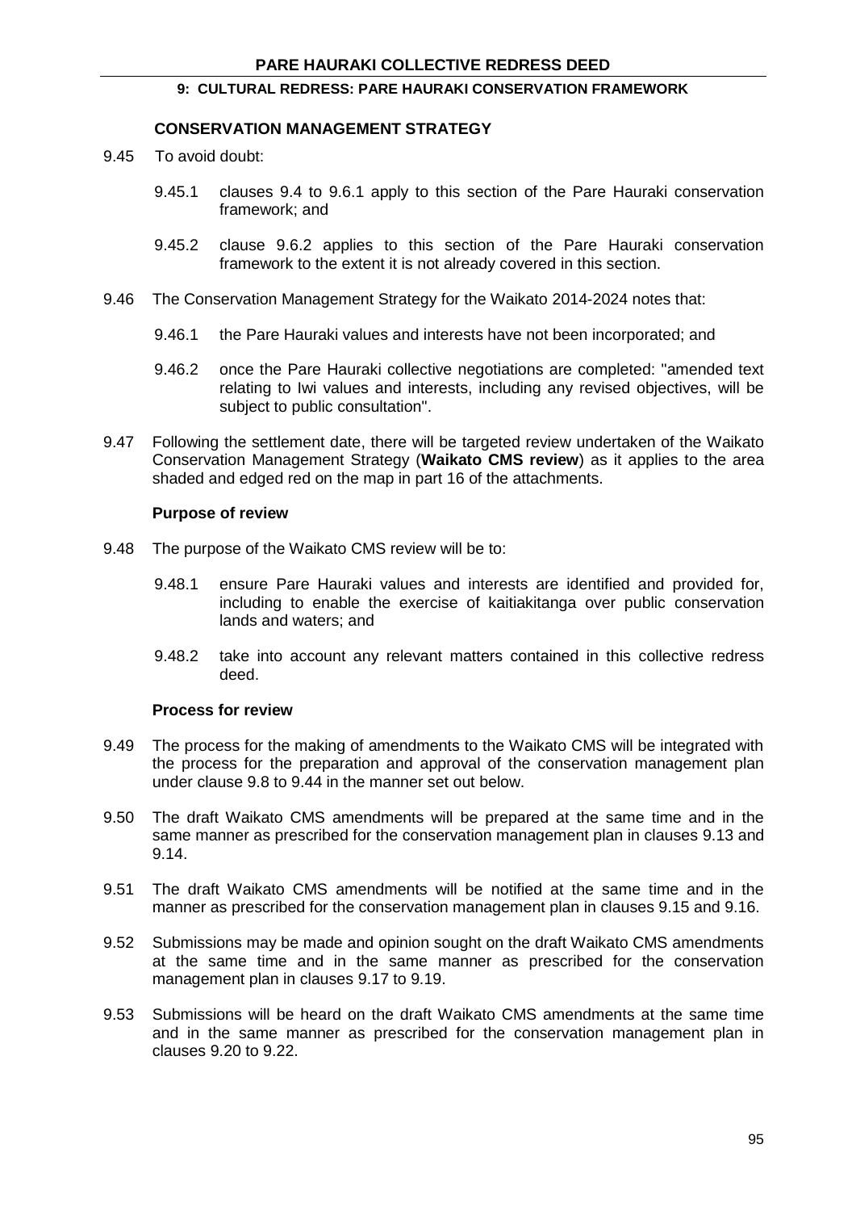### CONSERVATION MANAGEMENT STRATEGY

9.45 To avoid doubt:

9.45.1 clauses 9.4 to 9.6.1 apply to this section of the Pare Hauraki conservation framework; and

9.45.2 clause 9.6.2 applies to this section of the Pare Hauraki conservation framework to the extent it is not already covered in this section.

9.46 The Conservation Management Strategy for the Waikato 2014-2024 notes that:

9.46.1 the Pare Hauraki values and interests have not been incorporated; and

9.46.2 once the Pare Hauraki collective negotiations are completed: "amended text relating to Iwi values and interests, including any revised objectives, will be subject to public consultation".

9.47 Following the settlement date, there will be targeted review undertaken of the Waikato Conservation Management Strategy (**Waikato CMS review**) as it applies to the area shaded and edged red on the map in part 16 of the attachments.

#### Purpose of review

9.48 The purpose of the Waikato CMS review will be to:

9.48.1 ensure Pare Hauraki values and interests are identified and provided for, including to enable the exercise of kaitiakitanga over public conservation lands and waters; and

9.48.2 take into account any relevant matters contained in this collective redress deed.

#### Process for review

9.49 The process for the making of amendments to the Waikato CMS will be integrated with the process for the preparation and approval of the conservation management plan under clause 9.8 to 9.44 in the manner set out below.

9.50 The draft Waikato CMS amendments will be prepared at the same time and in the same manner as prescribed for the conservation management plan in clauses 9.13 and 9.14.

9.51 The draft Waikato CMS amendments will be notified at the same time and in the manner as prescribed for the conservation management plan in clauses 9.15 and 9.16.

9.52 Submissions may be made and opinion sought on the draft Waikato CMS amendments at the same time and in the same manner as prescribed for the conservation management plan in clauses 9.17 to 9.19.

9.53 Submissions will be heard on the draft Waikato CMS amendments at the same time and in the same manner as prescribed for the conservation management plan in clauses 9.20 to 9.22.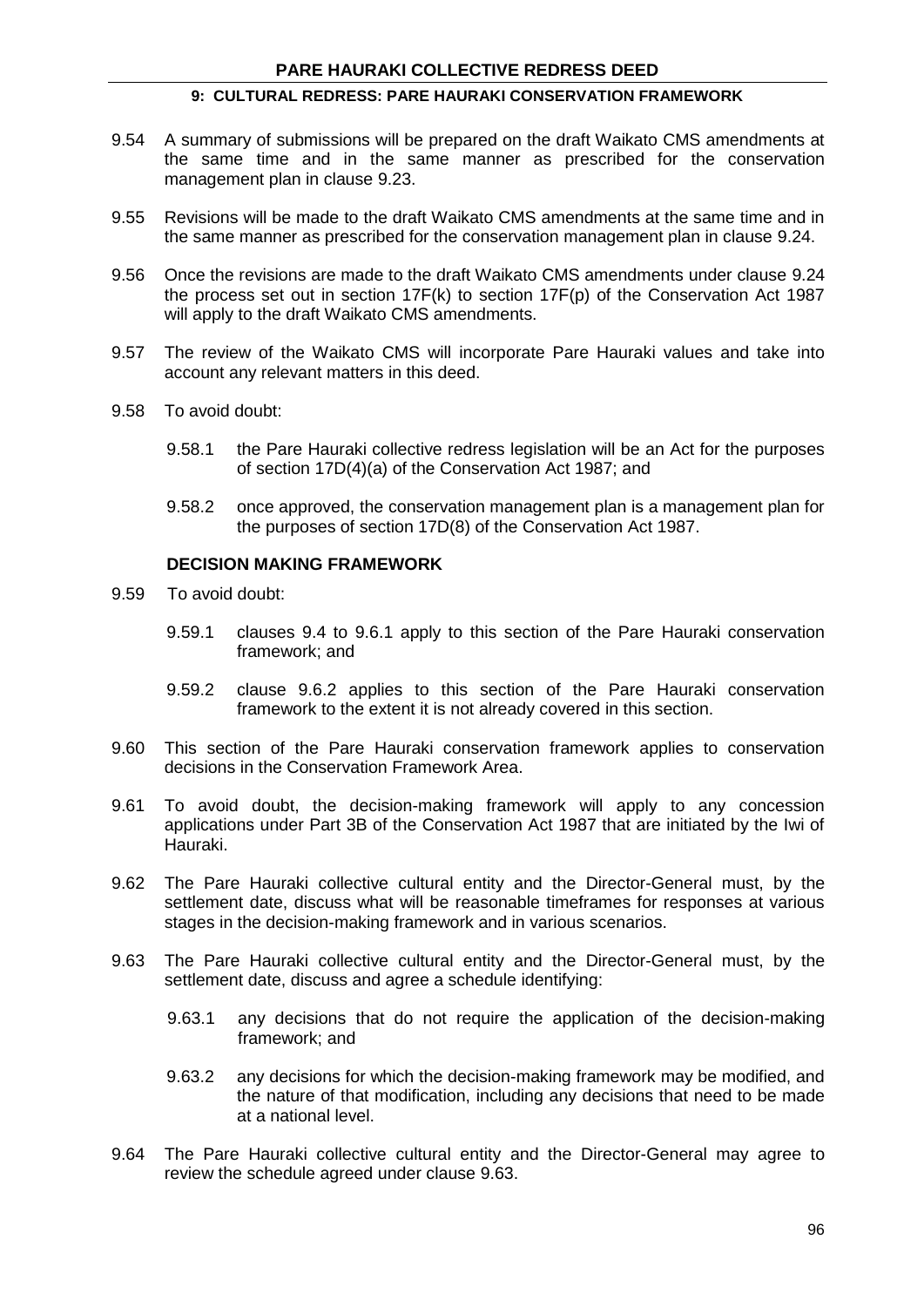9.54 A summary of submissions will be prepared on the draft Waikato CMS amendments at the same time and in the same manner as prescribed for the conservation management plan in clause 9.23.

9.55 Revisions will be made to the draft Waikato CMS amendments at the same time and in the same manner as prescribed for the conservation management plan in clause 9.24.

9.56 Once the revisions are made to the draft Waikato CMS amendments under clause 9.24 the process set out in section 17F(k) to section 17F(p) of the Conservation Act 1987 will apply to the draft Waikato CMS amendments.

9.57 The review of the Waikato CMS will incorporate Pare Hauraki values and take into account any relevant matters in this deed.

9.58 To avoid doubt:

9.58.1 the Pare Hauraki collective redress legislation will be an Act for the purposes of section 17D(4)(a) of the Conservation Act 1987; and

9.58.2 once approved, the conservation management plan is a management plan for the purposes of section 17D(8) of the Conservation Act 1987.

### DECISION MAKING FRAMEWORK

9.59 To avoid doubt:

9.59.1 clauses 9.4 to 9.6.1 apply to this section of the Pare Hauraki conservation framework; and

9.59.2 clause 9.6.2 applies to this section of the Pare Hauraki conservation framework to the extent it is not already covered in this section.

9.60 This section of the Pare Hauraki conservation framework applies to conservation decisions in the Conservation Framework Area.

9.61 To avoid doubt, the decision-making framework will apply to any concession applications under Part 3B of the Conservation Act 1987 that are initiated by the Iwi of Hauraki.

9.62 The Pare Hauraki collective cultural entity and the Director-General must, by the settlement date, discuss what will be reasonable timeframes for responses at various stages in the decision-making framework and in various scenarios.

9.63 The Pare Hauraki collective cultural entity and the Director-General must, by the settlement date, discuss and agree a schedule identifying:

9.63.1 any decisions that do not require the application of the decision-making framework; and

9.63.2 any decisions for which the decision-making framework may be modified, and the nature of that modification, including any decisions that need to be made at a national level.

9.64 The Pare Hauraki collective cultural entity and the Director-General may agree to review the schedule agreed under clause 9.63.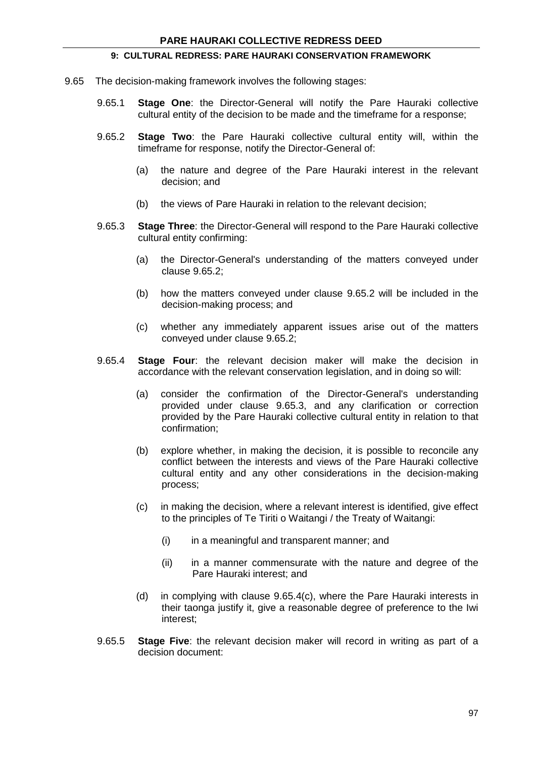9.65 The decision-making framework involves the following stages:

9.65.1 **Stage One**: the Director-General will notify the Pare Hauraki collective cultural entity of the decision to be made and the timeframe for a response;

9.65.2 **Stage Two**: the Pare Hauraki collective cultural entity will, within the timeframe for response, notify the Director-General of:

(a) the nature and degree of the Pare Hauraki interest in the relevant decision; and

(b) the views of Pare Hauraki in relation to the relevant decision;

9.65.3 **Stage Three**: the Director-General will respond to the Pare Hauraki collective cultural entity confirming:

(a) the Director-General's understanding of the matters conveyed under clause 9.65.2;

(b) how the matters conveyed under clause 9.65.2 will be included in the decision-making process; and

(c) whether any immediately apparent issues arise out of the matters conveyed under clause 9.65.2;

9.65.4 **Stage Four**: the relevant decision maker will make the decision in accordance with the relevant conservation legislation, and in doing so will:

(a) consider the confirmation of the Director-General's understanding provided under clause 9.65.3, and any clarification or correction provided by the Pare Hauraki collective cultural entity in relation to that confirmation;

(b) explore whether, in making the decision, it is possible to reconcile any conflict between the interests and views of the Pare Hauraki collective cultural entity and any other considerations in the decision-making process;

(c) in making the decision, where a relevant interest is identified, give effect to the principles of Te Tiriti o Waitangi / the Treaty of Waitangi:

(i) in a meaningful and transparent manner; and

(ii) in a manner commensurate with the nature and degree of the Pare Hauraki interest; and

(d) in complying with clause 9.65.4(c), where the Pare Hauraki interests in their taonga justify it, give a reasonable degree of preference to the Iwi interest;

9.65.5 **Stage Five**: the relevant decision maker will record in writing as part of a decision document: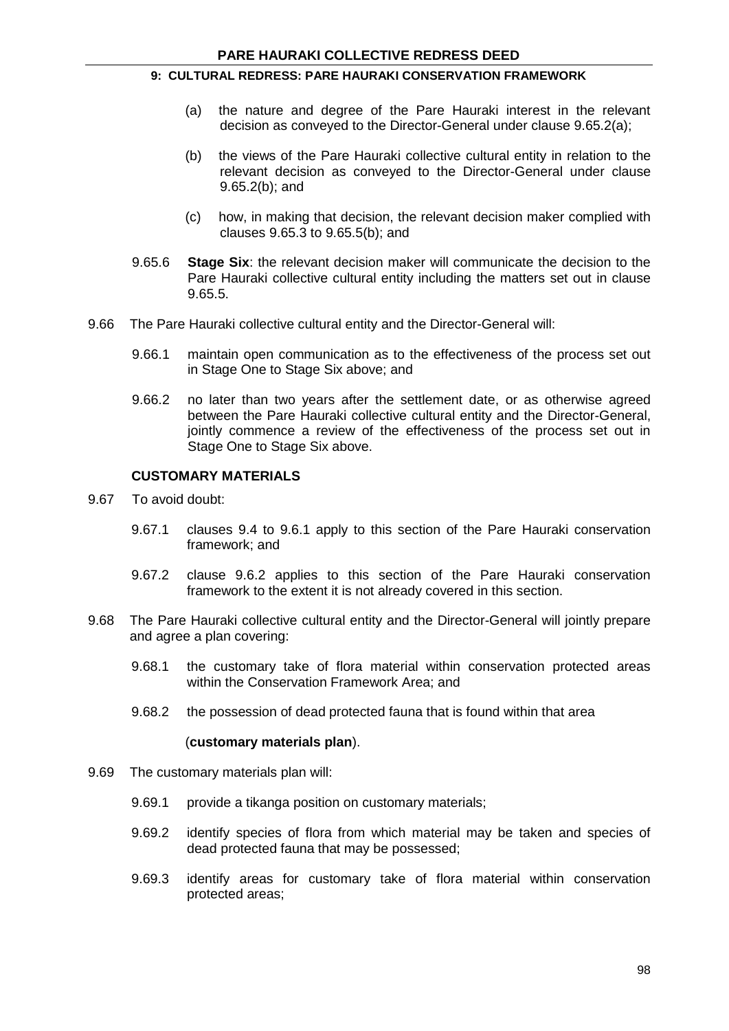(a) the nature and degree of the Pare Hauraki interest in the relevant decision as conveyed to the Director-General under clause 9.65.2(a);

(b) the views of the Pare Hauraki collective cultural entity in relation to the relevant decision as conveyed to the Director-General under clause 9.65.2(b); and

(c) how, in making that decision, the relevant decision maker complied with clauses 9.65.3 to 9.65.5(b); and

9.65.6 **Stage Six**: the relevant decision maker will communicate the decision to the Pare Hauraki collective cultural entity including the matters set out in clause 9.65.5.

9.66 The Pare Hauraki collective cultural entity and the Director-General will:

9.66.1 maintain open communication as to the effectiveness of the process set out in Stage One to Stage Six above; and

9.66.2 no later than two years after the settlement date, or as otherwise agreed between the Pare Hauraki collective cultural entity and the Director-General, jointly commence a review of the effectiveness of the process set out in Stage One to Stage Six above.

### CUSTOMARY MATERIALS

9.67 To avoid doubt:

9.67.1 clauses 9.4 to 9.6.1 apply to this section of the Pare Hauraki conservation framework; and

9.67.2 clause 9.6.2 applies to this section of the Pare Hauraki conservation framework to the extent it is not already covered in this section.

9.68 The Pare Hauraki collective cultural entity and the Director-General will jointly prepare and agree a plan covering:

9.68.1 the customary take of flora material within conservation protected areas within the Conservation Framework Area; and

9.68.2 the possession of dead protected fauna that is found within that area

(**customary materials plan**).

9.69 The customary materials plan will:

9.69.1 provide a tikanga position on customary materials;

9.69.2 identify species of flora from which material may be taken and species of dead protected fauna that may be possessed;

9.69.3 identify areas for customary take of flora material within conservation protected areas;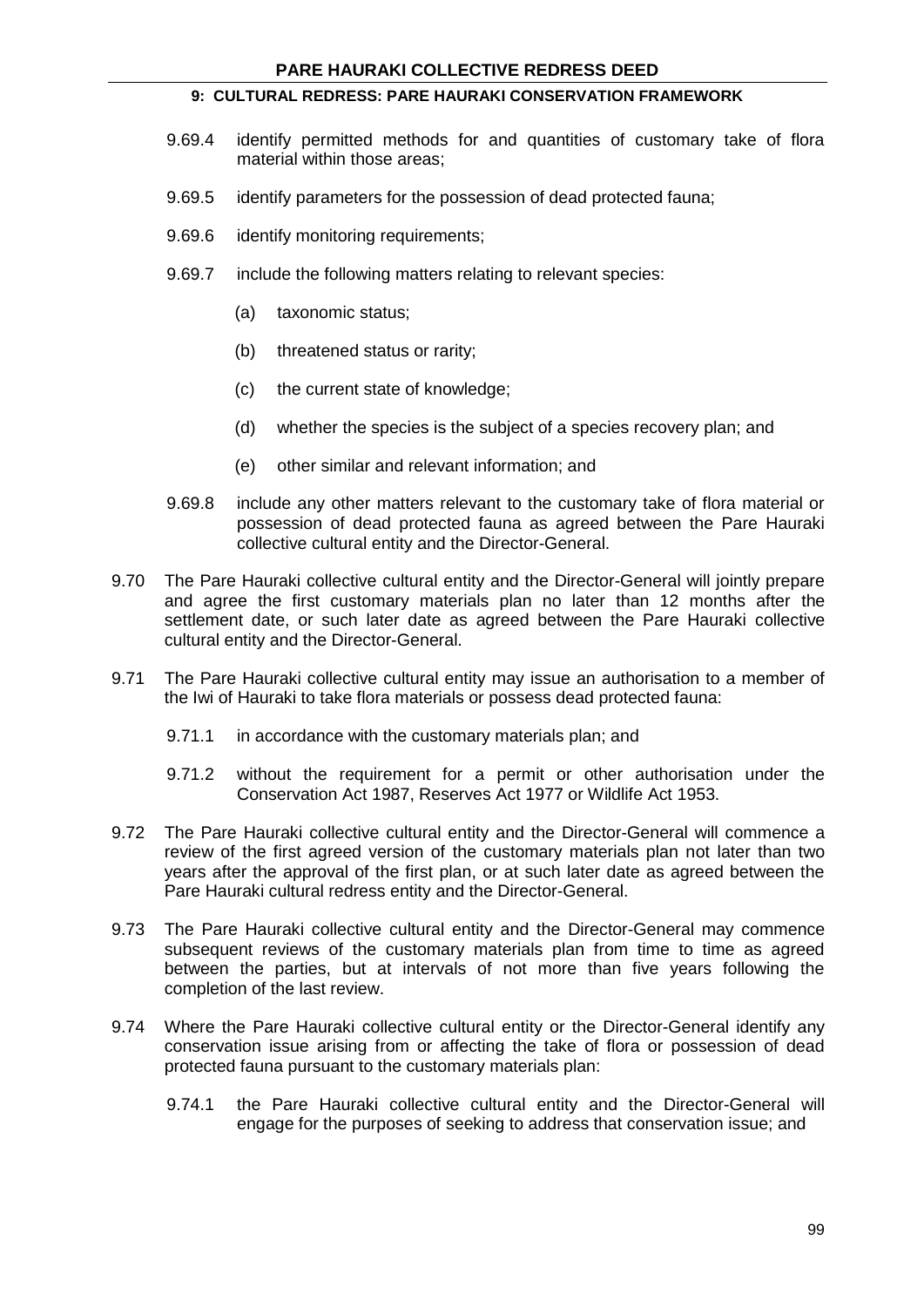9.69.4 identify permitted methods for and quantities of customary take of flora material within those areas;

9.69.5 identify parameters for the possession of dead protected fauna;

9.69.6 identify monitoring requirements;

9.69.7 include the following matters relating to relevant species:

(a) taxonomic status;

(b) threatened status or rarity;

(c) the current state of knowledge;

(d) whether the species is the subject of a species recovery plan; and

(e) other similar and relevant information; and

9.69.8 include any other matters relevant to the customary take of flora material or possession of dead protected fauna as agreed between the Pare Hauraki collective cultural entity and the Director-General.

9.70 The Pare Hauraki collective cultural entity and the Director-General will jointly prepare and agree the first customary materials plan no later than 12 months after the settlement date, or such later date as agreed between the Pare Hauraki collective cultural entity and the Director-General.

9.71 The Pare Hauraki collective cultural entity may issue an authorisation to a member of the Iwi of Hauraki to take flora materials or possess dead protected fauna:

9.71.1 in accordance with the customary materials plan; and

9.71.2 without the requirement for a permit or other authorisation under the Conservation Act 1987, Reserves Act 1977 or Wildlife Act 1953.

9.72 The Pare Hauraki collective cultural entity and the Director-General will commence a review of the first agreed version of the customary materials plan not later than two years after the approval of the first plan, or at such later date as agreed between the Pare Hauraki cultural redress entity and the Director-General.

9.73 The Pare Hauraki collective cultural entity and the Director-General may commence subsequent reviews of the customary materials plan from time to time as agreed between the parties, but at intervals of not more than five years following the completion of the last review.

9.74 Where the Pare Hauraki collective cultural entity or the Director-General identify any conservation issue arising from or affecting the take of flora or possession of dead protected fauna pursuant to the customary materials plan:

9.74.1 the Pare Hauraki collective cultural entity and the Director-General will engage for the purposes of seeking to address that conservation issue; and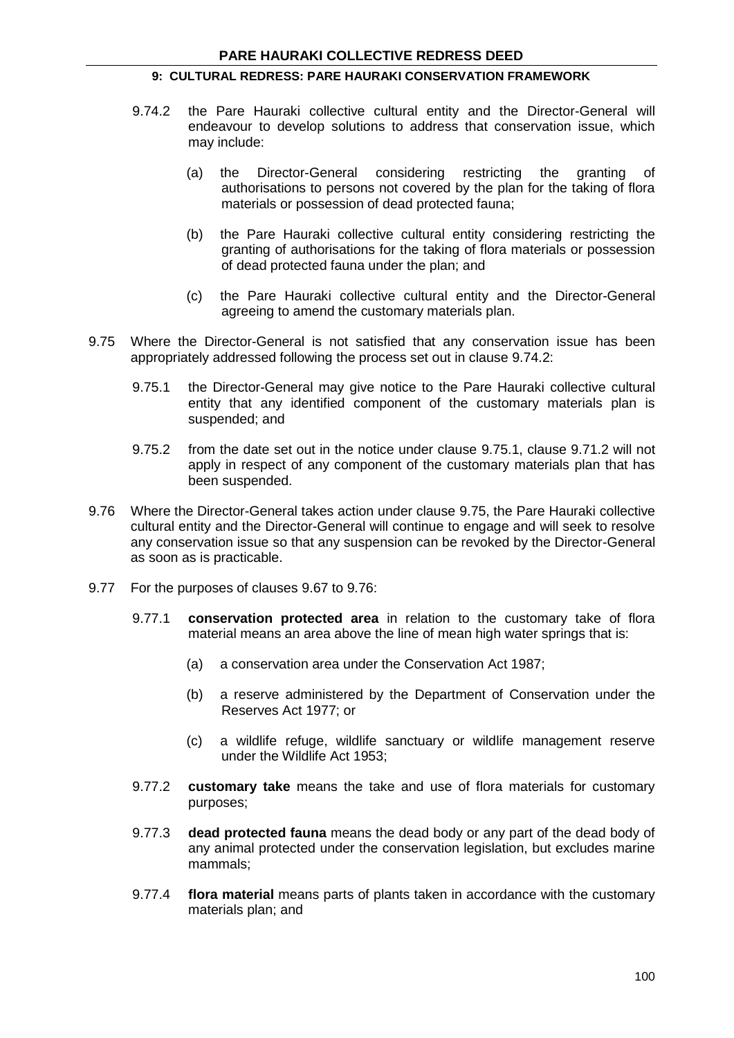9.74.2 the Pare Hauraki collective cultural entity and the Director-General will endeavour to develop solutions to address that conservation issue, which may include:

(a) the Director-General considering restricting the granting of authorisations to persons not covered by the plan for the taking of flora materials or possession of dead protected fauna;

(b) the Pare Hauraki collective cultural entity considering restricting the granting of authorisations for the taking of flora materials or possession of dead protected fauna under the plan; and

(c) the Pare Hauraki collective cultural entity and the Director-General agreeing to amend the customary materials plan.

9.75 Where the Director-General is not satisfied that any conservation issue has been appropriately addressed following the process set out in clause 9.74.2:

9.75.1 the Director-General may give notice to the Pare Hauraki collective cultural entity that any identified component of the customary materials plan is suspended; and

9.75.2 from the date set out in the notice under clause 9.75.1, clause 9.71.2 will not apply in respect of any component of the customary materials plan that has been suspended.

9.76 Where the Director-General takes action under clause 9.75, the Pare Hauraki collective cultural entity and the Director-General will continue to engage and will seek to resolve any conservation issue so that any suspension can be revoked by the Director-General as soon as is practicable.

9.77 For the purposes of clauses 9.67 to 9.76:

9.77.1 **conservation protected area** in relation to the customary take of flora material means an area above the line of mean high water springs that is:

(a) a conservation area under the Conservation Act 1987;

(b) a reserve administered by the Department of Conservation under the Reserves Act 1977; or

(c) a wildlife refuge, wildlife sanctuary or wildlife management reserve under the Wildlife Act 1953;

9.77.2 **customary take** means the take and use of flora materials for customary purposes;

9.77.3 **dead protected fauna** means the dead body or any part of the dead body of any animal protected under the conservation legislation, but excludes marine mammals;

9.77.4 **flora material** means parts of plants taken in accordance with the customary materials plan; and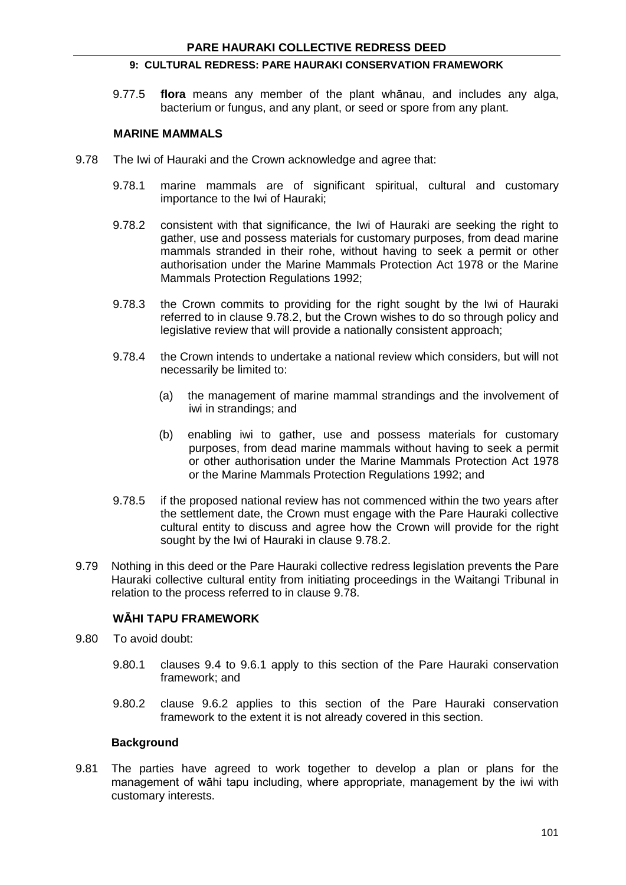9.77.5 **flora** means any member of the plant whānau, and includes any alga, bacterium or fungus, and any plant, or seed or spore from any plant.

### MARINE MAMMALS

9.78 The Iwi of Hauraki and the Crown acknowledge and agree that:

9.78.1 marine mammals are of significant spiritual, cultural and customary importance to the Iwi of Hauraki;

9.78.2 consistent with that significance, the Iwi of Hauraki are seeking the right to gather, use and possess materials for customary purposes, from dead marine mammals stranded in their rohe, without having to seek a permit or other authorisation under the Marine Mammals Protection Act 1978 or the Marine Mammals Protection Regulations 1992;

9.78.3 the Crown commits to providing for the right sought by the Iwi of Hauraki referred to in clause 9.78.2, but the Crown wishes to do so through policy and legislative review that will provide a nationally consistent approach;

9.78.4 the Crown intends to undertake a national review which considers, but will not necessarily be limited to:

(a) the management of marine mammal strandings and the involvement of iwi in strandings; and

(b) enabling iwi to gather, use and possess materials for customary purposes, from dead marine mammals without having to seek a permit or other authorisation under the Marine Mammals Protection Act 1978 or the Marine Mammals Protection Regulations 1992; and

9.78.5 if the proposed national review has not commenced within the two years after the settlement date, the Crown must engage with the Pare Hauraki collective cultural entity to discuss and agree how the Crown will provide for the right sought by the Iwi of Hauraki in clause 9.78.2.

9.79 Nothing in this deed or the Pare Hauraki collective redress legislation prevents the Pare Hauraki collective cultural entity from initiating proceedings in the Waitangi Tribunal in relation to the process referred to in clause 9.78.

### WĀHI TAPU FRAMEWORK

9.80 To avoid doubt:

9.80.1 clauses 9.4 to 9.6.1 apply to this section of the Pare Hauraki conservation framework; and

9.80.2 clause 9.6.2 applies to this section of the Pare Hauraki conservation framework to the extent it is not already covered in this section.

#### Background

9.81 The parties have agreed to work together to develop a plan or plans for the management of wāhi tapu including, where appropriate, management by the iwi with customary interests.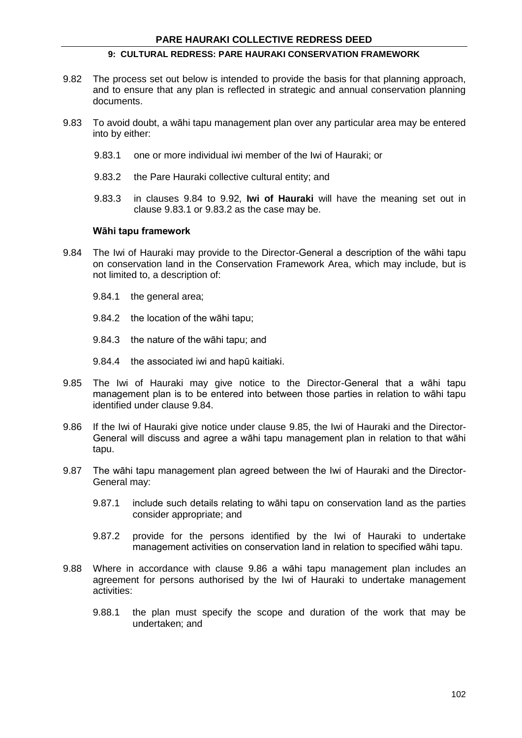9.82 The process set out below is intended to provide the basis for that planning approach, and to ensure that any plan is reflected in strategic and annual conservation planning documents.

9.83 To avoid doubt, a wāhi tapu management plan over any particular area may be entered into by either:

9.83.1 one or more individual iwi member of the Iwi of Hauraki; or

9.83.2 the Pare Hauraki collective cultural entity; and

9.83.3 in clauses 9.84 to 9.92, **Iwi of Hauraki** will have the meaning set out in clause 9.83.1 or 9.83.2 as the case may be.

**Wāhi tapu framework**

9.84 The Iwi of Hauraki may provide to the Director-General a description of the wāhi tapu on conservation land in the Conservation Framework Area, which may include, but is not limited to, a description of:

9.84.1 the general area;

9.84.2 the location of the wāhi tapu;

9.84.3 the nature of the wāhi tapu; and

9.84.4 the associated iwi and hapū kaitiaki.

9.85 The Iwi of Hauraki may give notice to the Director-General that a wāhi tapu management plan is to be entered into between those parties in relation to wāhi tapu identified under clause 9.84.

9.86 If the Iwi of Hauraki give notice under clause 9.85, the Iwi of Hauraki and the Director-General will discuss and agree a wāhi tapu management plan in relation to that wāhi tapu.

9.87 The wāhi tapu management plan agreed between the Iwi of Hauraki and the Director-General may:

9.87.1 include such details relating to wāhi tapu on conservation land as the parties consider appropriate; and

9.87.2 provide for the persons identified by the Iwi of Hauraki to undertake management activities on conservation land in relation to specified wāhi tapu.

9.88 Where in accordance with clause 9.86 a wāhi tapu management plan includes an agreement for persons authorised by the Iwi of Hauraki to undertake management activities:

9.88.1 the plan must specify the scope and duration of the work that may be undertaken; and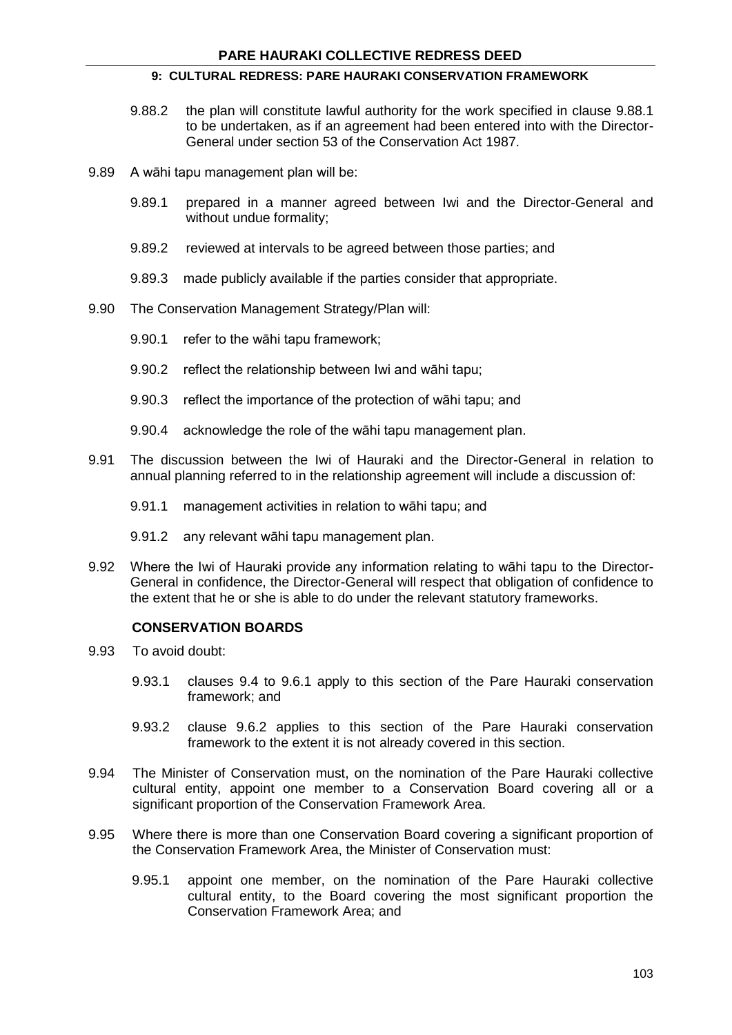9.88.2 the plan will constitute lawful authority for the work specified in clause 9.88.1 to be undertaken, as if an agreement had been entered into with the Director-General under section 53 of the Conservation Act 1987.

9.89 A wāhi tapu management plan will be:

9.89.1 prepared in a manner agreed between Iwi and the Director-General and without undue formality;

9.89.2 reviewed at intervals to be agreed between those parties; and

9.89.3 made publicly available if the parties consider that appropriate.

9.90 The Conservation Management Strategy/Plan will:

9.90.1 refer to the wāhi tapu framework;

9.90.2 reflect the relationship between Iwi and wāhi tapu;

9.90.3 reflect the importance of the protection of wāhi tapu; and

9.90.4 acknowledge the role of the wāhi tapu management plan.

9.91 The discussion between the Iwi of Hauraki and the Director-General in relation to annual planning referred to in the relationship agreement will include a discussion of:

9.91.1 management activities in relation to wāhi tapu; and

9.91.2 any relevant wāhi tapu management plan.

9.92 Where the Iwi of Hauraki provide any information relating to wāhi tapu to the Director-General in confidence, the Director-General will respect that obligation of confidence to the extent that he or she is able to do under the relevant statutory frameworks.

**CONSERVATION BOARDS**

9.93 To avoid doubt:

9.93.1 clauses 9.4 to 9.6.1 apply to this section of the Pare Hauraki conservation framework; and

9.93.2 clause 9.6.2 applies to this section of the Pare Hauraki conservation framework to the extent it is not already covered in this section.

9.94 The Minister of Conservation must, on the nomination of the Pare Hauraki collective cultural entity, appoint one member to a Conservation Board covering all or a significant proportion of the Conservation Framework Area.

9.95 Where there is more than one Conservation Board covering a significant proportion of the Conservation Framework Area, the Minister of Conservation must:

9.95.1 appoint one member, on the nomination of the Pare Hauraki collective cultural entity, to the Board covering the most significant proportion the Conservation Framework Area; and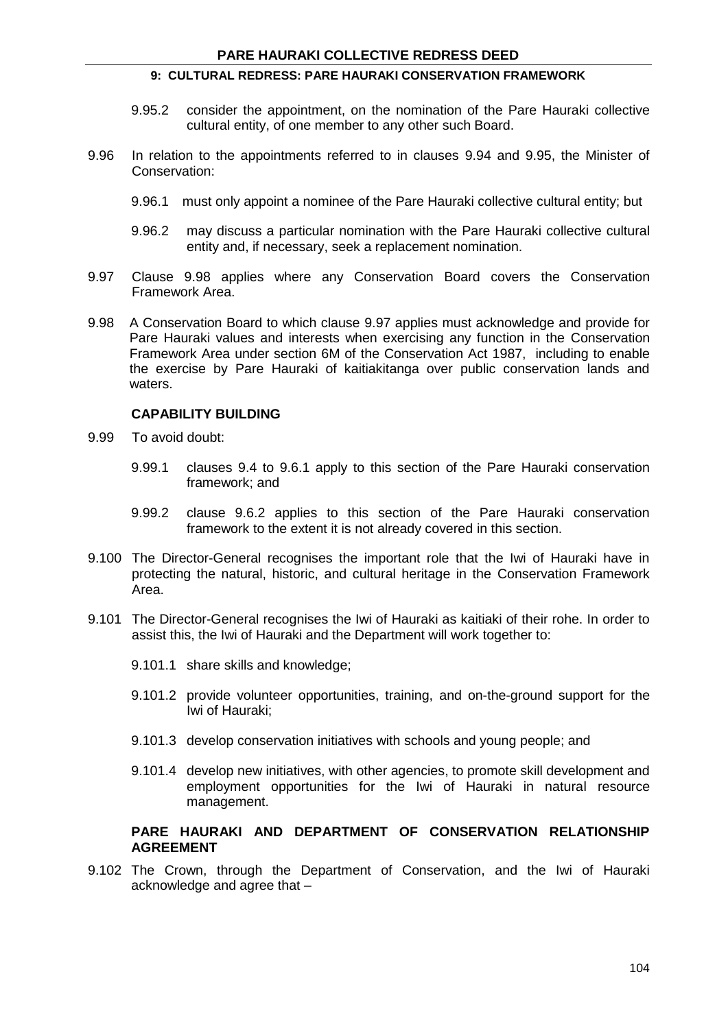9.95.2 consider the appointment, on the nomination of the Pare Hauraki collective cultural entity, of one member to any other such Board.

9.96 In relation to the appointments referred to in clauses 9.94 and 9.95, the Minister of Conservation:

9.96.1 must only appoint a nominee of the Pare Hauraki collective cultural entity; but

9.96.2 may discuss a particular nomination with the Pare Hauraki collective cultural entity and, if necessary, seek a replacement nomination.

9.97 Clause 9.98 applies where any Conservation Board covers the Conservation Framework Area.

9.98 A Conservation Board to which clause 9.97 applies must acknowledge and provide for Pare Hauraki values and interests when exercising any function in the Conservation Framework Area under section 6M of the Conservation Act 1987, including to enable the exercise by Pare Hauraki of kaitiakitanga over public conservation lands and waters.

### CAPABILITY BUILDING

9.99 To avoid doubt:

9.99.1 clauses 9.4 to 9.6.1 apply to this section of the Pare Hauraki conservation framework; and

9.99.2 clause 9.6.2 applies to this section of the Pare Hauraki conservation framework to the extent it is not already covered in this section.

9.100 The Director-General recognises the important role that the Iwi of Hauraki have in protecting the natural, historic, and cultural heritage in the Conservation Framework Area.

9.101 The Director-General recognises the Iwi of Hauraki as kaitiaki of their rohe. In order to assist this, the Iwi of Hauraki and the Department will work together to:

9.101.1 share skills and knowledge;

9.101.2 provide volunteer opportunities, training, and on-the-ground support for the Iwi of Hauraki;

9.101.3 develop conservation initiatives with schools and young people; and

9.101.4 develop new initiatives, with other agencies, to promote skill development and employment opportunities for the Iwi of Hauraki in natural resource management.

### PARE HAURAKI AND DEPARTMENT OF CONSERVATION RELATIONSHIP AGREEMENT

9.102 The Crown, through the Department of Conservation, and the Iwi of Hauraki acknowledge and agree that –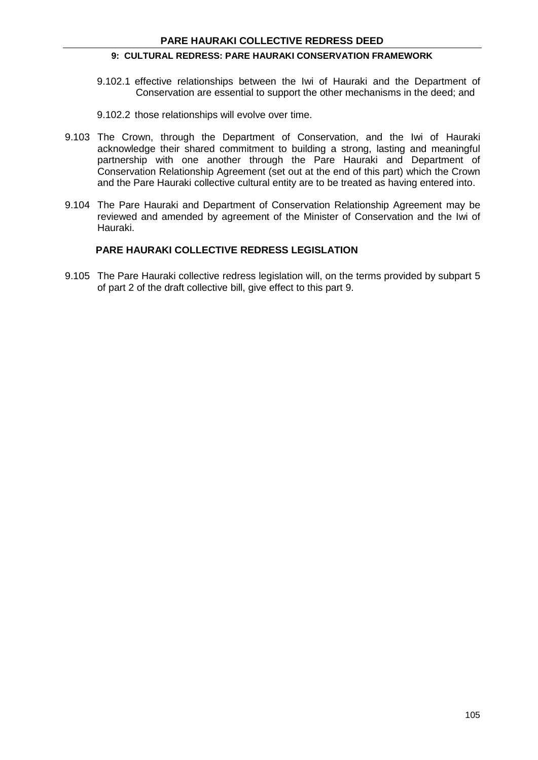9.102.1 effective relationships between the Iwi of Hauraki and the Department of Conservation are essential to support the other mechanisms in the deed; and

9.102.2 those relationships will evolve over time.

9.103 The Crown, through the Department of Conservation, and the Iwi of Hauraki acknowledge their shared commitment to building a strong, lasting and meaningful partnership with one another through the Pare Hauraki and Department of Conservation Relationship Agreement (set out at the end of this part) which the Crown and the Pare Hauraki collective cultural entity are to be treated as having entered into.

9.104 The Pare Hauraki and Department of Conservation Relationship Agreement may be reviewed and amended by agreement of the Minister of Conservation and the Iwi of Hauraki.

### PARE HAURAKI COLLECTIVE REDRESS LEGISLATION

9.105 The Pare Hauraki collective redress legislation will, on the terms provided by subpart 5 of part 2 of the draft collective bill, give effect to this part 9.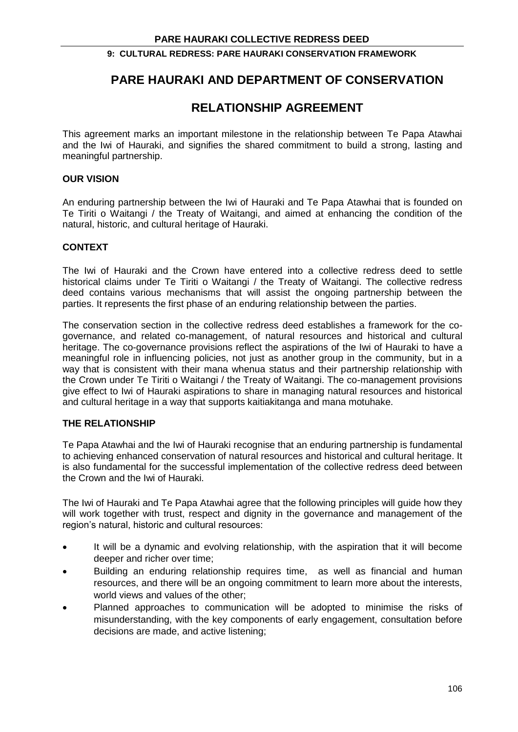# PARE HAURAKI AND DEPARTMENT OF CONSERVATION

# RELATIONSHIP AGREEMENT

This agreement marks an important milestone in the relationship between Te Papa Atawhai and the Iwi of Hauraki, and signifies the shared commitment to build a strong, lasting and meaningful partnership.

## OUR VISION

An enduring partnership between the Iwi of Hauraki and Te Papa Atawhai that is founded on Te Tiriti o Waitangi / the Treaty of Waitangi, and aimed at enhancing the condition of the natural, historic, and cultural heritage of Hauraki.

## CONTEXT

The Iwi of Hauraki and the Crown have entered into a collective redress deed to settle historical claims under Te Tiriti o Waitangi / the Treaty of Waitangi. The collective redress deed contains various mechanisms that will assist the ongoing partnership between the parties. It represents the first phase of an enduring relationship between the parties.

The conservation section in the collective redress deed establishes a framework for the co-governance, and related co-management, of natural resources and historical and cultural heritage. The co-governance provisions reflect the aspirations of the Iwi of Hauraki to have a meaningful role in influencing policies, not just as another group in the community, but in a way that is consistent with their mana whenua status and their partnership relationship with the Crown under Te Tiriti o Waitangi / the Treaty of Waitangi. The co-management provisions give effect to Iwi of Hauraki aspirations to share in managing natural resources and historical and cultural heritage in a way that supports kaitiakitanga and mana motuhake.

## THE RELATIONSHIP

Te Papa Atawhai and the Iwi of Hauraki recognise that an enduring partnership is fundamental to achieving enhanced conservation of natural resources and historical and cultural heritage. It is also fundamental for the successful implementation of the collective redress deed between the Crown and the Iwi of Hauraki.

The Iwi of Hauraki and Te Papa Atawhai agree that the following principles will guide how they will work together with trust, respect and dignity in the governance and management of the region's natural, historic and cultural resources:

- It will be a dynamic and evolving relationship, with the aspiration that it will become deeper and richer over time;
- Building an enduring relationship requires time, as well as financial and human resources, and there will be an ongoing commitment to learn more about the interests, world views and values of the other;
- Planned approaches to communication will be adopted to minimise the risks of misunderstanding, with the key components of early engagement, consultation before decisions are made, and active listening;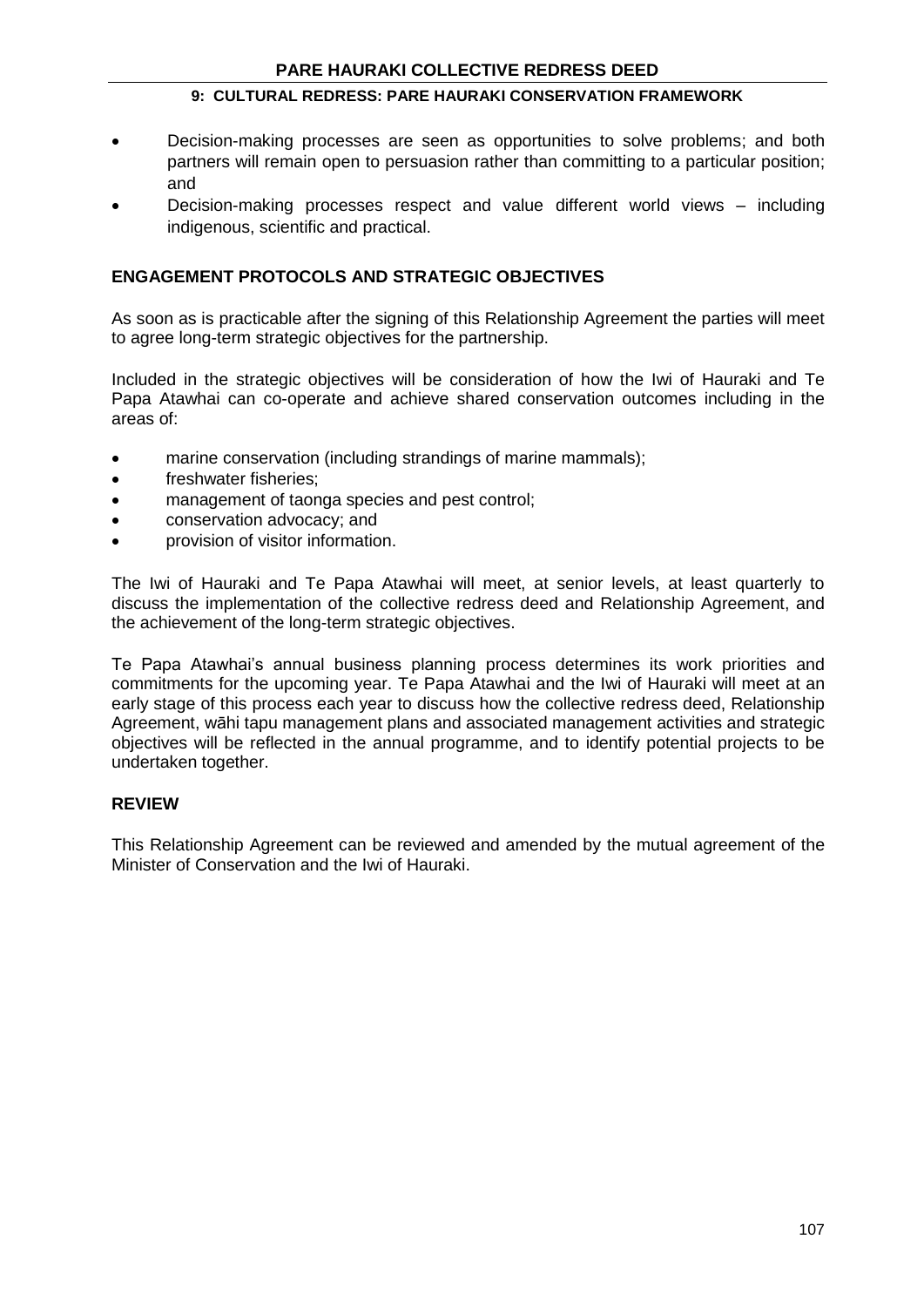- Decision-making processes are seen as opportunities to solve problems; and both partners will remain open to persuasion rather than committing to a particular position; and
- Decision-making processes respect and value different world views – including indigenous, scientific and practical.

## ENGAGEMENT PROTOCOLS AND STRATEGIC OBJECTIVES

As soon as is practicable after the signing of this Relationship Agreement the parties will meet to agree long-term strategic objectives for the partnership.

Included in the strategic objectives will be consideration of how the Iwi of Hauraki and Te Papa Atawhai can co-operate and achieve shared conservation outcomes including in the areas of:

- marine conservation (including strandings of marine mammals);
- freshwater fisheries;
- management of taonga species and pest control;
- conservation advocacy; and
- provision of visitor information.

The Iwi of Hauraki and Te Papa Atawhai will meet, at senior levels, at least quarterly to discuss the implementation of the collective redress deed and Relationship Agreement, and the achievement of the long-term strategic objectives.

Te Papa Atawhai's annual business planning process determines its work priorities and commitments for the upcoming year. Te Papa Atawhai and the Iwi of Hauraki will meet at an early stage of this process each year to discuss how the collective redress deed, Relationship Agreement, wāhi tapu management plans and associated management activities and strategic objectives will be reflected in the annual programme, and to identify potential projects to be undertaken together.

## REVIEW

This Relationship Agreement can be reviewed and amended by the mutual agreement of the Minister of Conservation and the Iwi of Hauraki.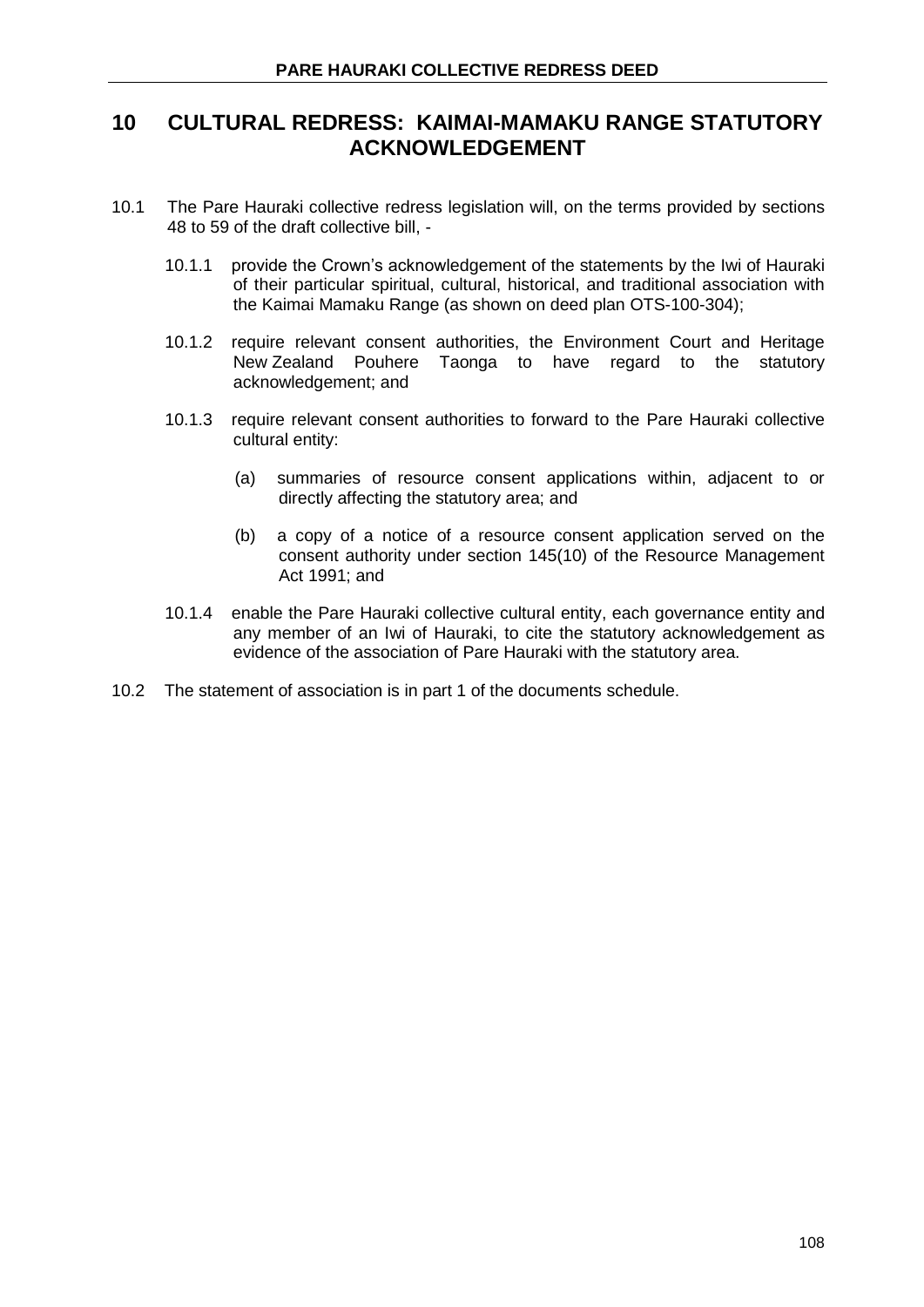# 10 CULTURAL REDRESS: KAIMAI-MAMAKU RANGE STATUTORY ACKNOWLEDGEMENT

10.1 The Pare Hauraki collective redress legislation will, on the terms provided by sections 48 to 59 of the draft collective bill, -

10.1.1 provide the Crown's acknowledgement of the statements by the Iwi of Hauraki of their particular spiritual, cultural, historical, and traditional association with the Kaimai Mamaku Range (as shown on deed plan OTS-100-304);

10.1.2 require relevant consent authorities, the Environment Court and Heritage New Zealand Pouhere Taonga to have regard to the statutory acknowledgement; and

10.1.3 require relevant consent authorities to forward to the Pare Hauraki collective cultural entity:

(a) summaries of resource consent applications within, adjacent to or directly affecting the statutory area; and

(b) a copy of a notice of a resource consent application served on the consent authority under section 145(10) of the Resource Management Act 1991; and

10.1.4 enable the Pare Hauraki collective cultural entity, each governance entity and any member of an Iwi of Hauraki, to cite the statutory acknowledgement as evidence of the association of Pare Hauraki with the statutory area.

10.2 The statement of association is in part 1 of the documents schedule.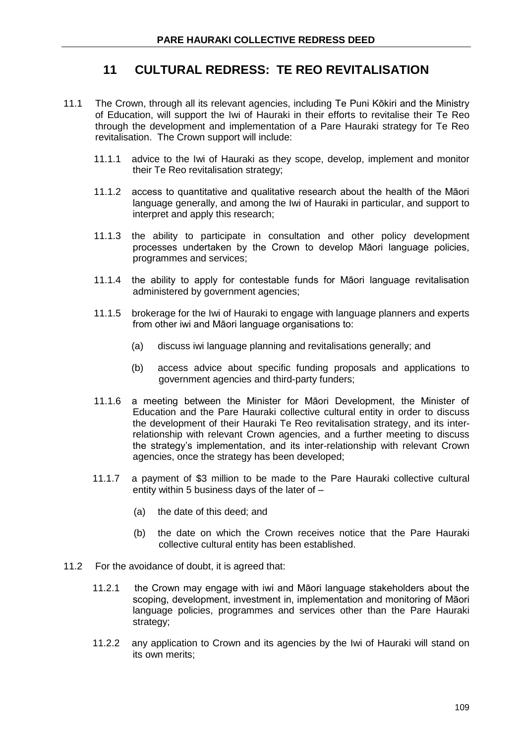## 11 CULTURAL REDRESS: TE REO REVITALISATION

11.1 The Crown, through all its relevant agencies, including Te Puni Kōkiri and the Ministry of Education, will support the Iwi of Hauraki in their efforts to revitalise their Te Reo through the development and implementation of a Pare Hauraki strategy for Te Reo revitalisation. The Crown support will include:

11.1.1 advice to the Iwi of Hauraki as they scope, develop, implement and monitor their Te Reo revitalisation strategy;

11.1.2 access to quantitative and qualitative research about the health of the Māori language generally, and among the Iwi of Hauraki in particular, and support to interpret and apply this research;

11.1.3 the ability to participate in consultation and other policy development processes undertaken by the Crown to develop Māori language policies, programmes and services;

11.1.4 the ability to apply for contestable funds for Māori language revitalisation administered by government agencies;

11.1.5 brokerage for the Iwi of Hauraki to engage with language planners and experts from other iwi and Māori language organisations to:

(a) discuss iwi language planning and revitalisations generally; and

(b) access advice about specific funding proposals and applications to government agencies and third-party funders;

11.1.6 a meeting between the Minister for Māori Development, the Minister of Education and the Pare Hauraki collective cultural entity in order to discuss the development of their Hauraki Te Reo revitalisation strategy, and its inter-relationship with relevant Crown agencies, and a further meeting to discuss the strategy's implementation, and its inter-relationship with relevant Crown agencies, once the strategy has been developed;

11.1.7 a payment of $3 million to be made to the Pare Hauraki collective cultural entity within 5 business days of the later of –

(a) the date of this deed; and

(b) the date on which the Crown receives notice that the Pare Hauraki collective cultural entity has been established.

11.2 For the avoidance of doubt, it is agreed that:

11.2.1 the Crown may engage with iwi and Māori language stakeholders about the scoping, development, investment in, implementation and monitoring of Māori language policies, programmes and services other than the Pare Hauraki strategy;

11.2.2 any application to Crown and its agencies by the Iwi of Hauraki will stand on its own merits;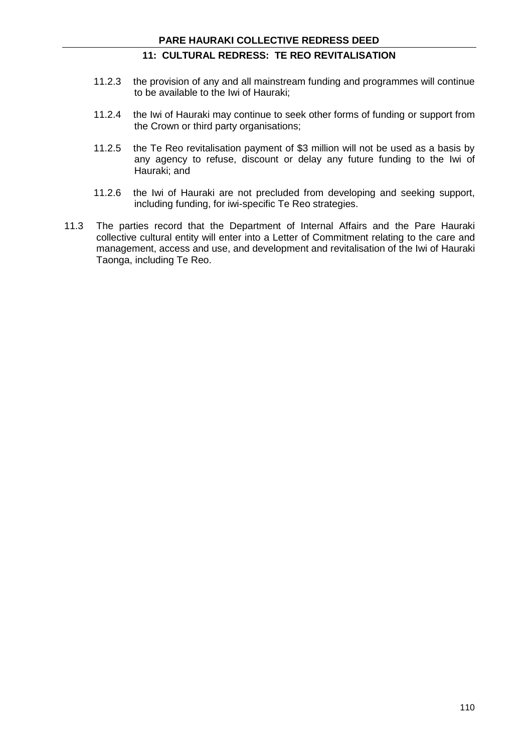11.2.3 the provision of any and all mainstream funding and programmes will continue to be available to the Iwi of Hauraki;

11.2.4 the Iwi of Hauraki may continue to seek other forms of funding or support from the Crown or third party organisations;

11.2.5 the Te Reo revitalisation payment of $3 million will not be used as a basis by any agency to refuse, discount or delay any future funding to the Iwi of Hauraki; and

11.2.6 the Iwi of Hauraki are not precluded from developing and seeking support, including funding, for iwi-specific Te Reo strategies.

11.3 The parties record that the Department of Internal Affairs and the Pare Hauraki collective cultural entity will enter into a Letter of Commitment relating to the care and management, access and use, and development and revitalisation of the Iwi of Hauraki Taonga, including Te Reo.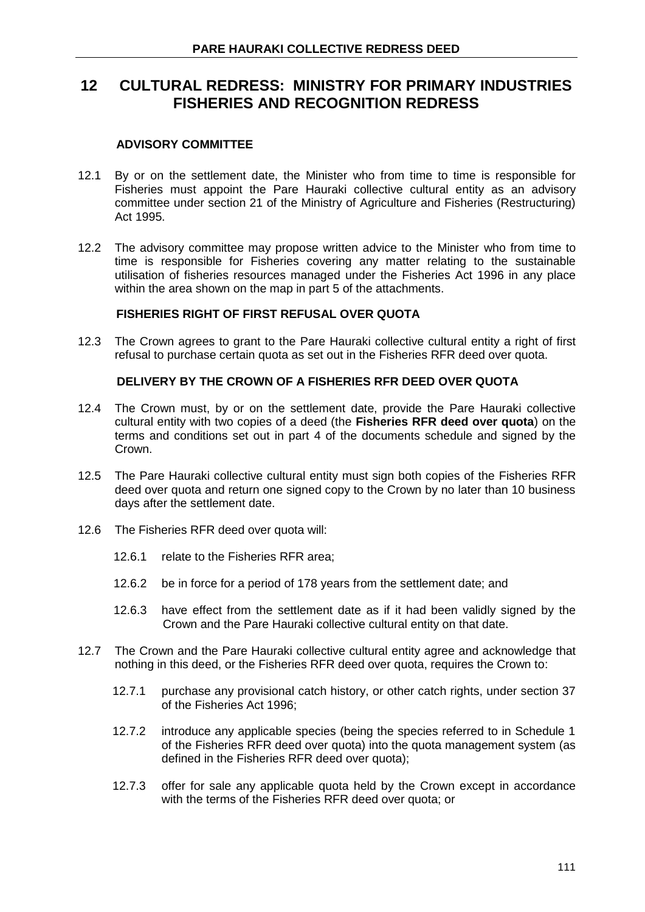# 12 CULTURAL REDRESS: MINISTRY FOR PRIMARY INDUSTRIES FISHERIES AND RECOGNITION REDRESS

### ADVISORY COMMITTEE

12.1 By or on the settlement date, the Minister who from time to time is responsible for Fisheries must appoint the Pare Hauraki collective cultural entity as an advisory committee under section 21 of the Ministry of Agriculture and Fisheries (Restructuring) Act 1995.

12.2 The advisory committee may propose written advice to the Minister who from time to time is responsible for Fisheries covering any matter relating to the sustainable utilisation of fisheries resources managed under the Fisheries Act 1996 in any place within the area shown on the map in part 5 of the attachments.

### FISHERIES RIGHT OF FIRST REFUSAL OVER QUOTA

12.3 The Crown agrees to grant to the Pare Hauraki collective cultural entity a right of first refusal to purchase certain quota as set out in the Fisheries RFR deed over quota.

### DELIVERY BY THE CROWN OF A FISHERIES RFR DEED OVER QUOTA

12.4 The Crown must, by or on the settlement date, provide the Pare Hauraki collective cultural entity with two copies of a deed (the **Fisheries RFR deed over quota**) on the terms and conditions set out in part 4 of the documents schedule and signed by the Crown.

12.5 The Pare Hauraki collective cultural entity must sign both copies of the Fisheries RFR deed over quota and return one signed copy to the Crown by no later than 10 business days after the settlement date.

12.6 The Fisheries RFR deed over quota will:

12.6.1 relate to the Fisheries RFR area;

12.6.2 be in force for a period of 178 years from the settlement date; and

12.6.3 have effect from the settlement date as if it had been validly signed by the Crown and the Pare Hauraki collective cultural entity on that date.

12.7 The Crown and the Pare Hauraki collective cultural entity agree and acknowledge that nothing in this deed, or the Fisheries RFR deed over quota, requires the Crown to:

12.7.1 purchase any provisional catch history, or other catch rights, under section 37 of the Fisheries Act 1996;

12.7.2 introduce any applicable species (being the species referred to in Schedule 1 of the Fisheries RFR deed over quota) into the quota management system (as defined in the Fisheries RFR deed over quota);

12.7.3 offer for sale any applicable quota held by the Crown except in accordance with the terms of the Fisheries RFR deed over quota; or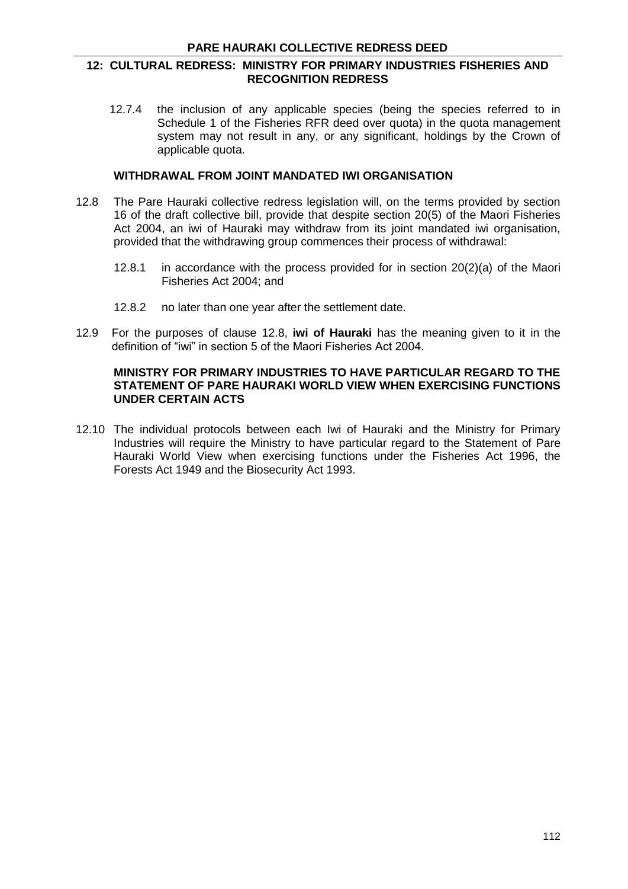## 12: CULTURAL REDRESS: MINISTRY FOR PRIMARY INDUSTRIES FISHERIES AND RECOGNITION REDRESS

12.7.4 the inclusion of any applicable species (being the species referred to in Schedule 1 of the Fisheries RFR deed over quota) in the quota management system may not result in any, or any significant, holdings by the Crown of applicable quota.

### WITHDRAWAL FROM JOINT MANDATED IWI ORGANISATION

12.8 The Pare Hauraki collective redress legislation will, on the terms provided by section 16 of the draft collective bill, provide that despite section 20(5) of the Maori Fisheries Act 2004, an iwi of Hauraki may withdraw from its joint mandated iwi organisation, provided that the withdrawing group commences their process of withdrawal:

12.8.1 in accordance with the process provided for in section 20(2)(a) of the Maori Fisheries Act 2004; and

12.8.2 no later than one year after the settlement date.

12.9 For the purposes of clause 12.8, **iwi of Hauraki** has the meaning given to it in the definition of "iwi" in section 5 of the Maori Fisheries Act 2004.

### MINISTRY FOR PRIMARY INDUSTRIES TO HAVE PARTICULAR REGARD TO THE STATEMENT OF PARE HAURAKI WORLD VIEW WHEN EXERCISING FUNCTIONS UNDER CERTAIN ACTS

12.10 The individual protocols between each Iwi of Hauraki and the Ministry for Primary Industries will require the Ministry to have particular regard to the Statement of Pare Hauraki World View when exercising functions under the Fisheries Act 1996, the Forests Act 1949 and the Biosecurity Act 1993.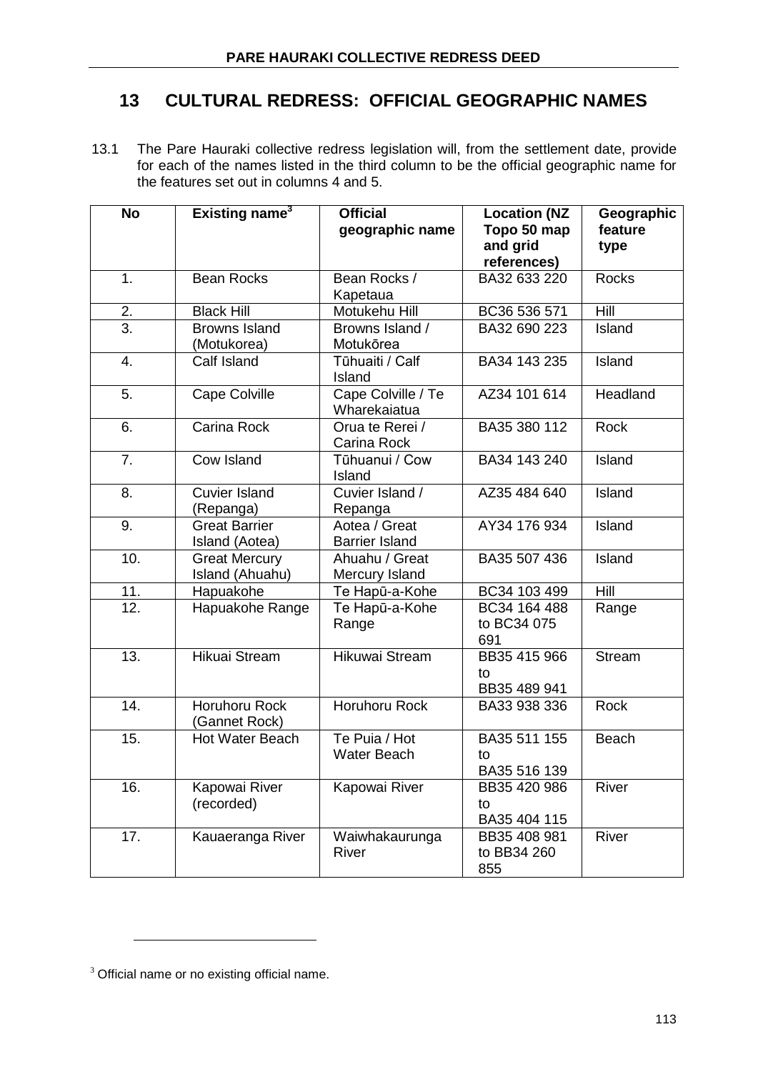# 13 CULTURAL REDRESS: OFFICIAL GEOGRAPHIC NAMES

13.1 The Pare Hauraki collective redress legislation will, from the settlement date, provide for each of the names listed in the third column to be the official geographic name for the features set out in columns 4 and 5.

| No | Existing name[3] | Official geographic name | Location (NZ Topo 50 map and grid references) | Geographic feature type |
|---|---|---|---|---|
| 1. | Bean Rocks | Bean Rocks / Kapetaua | BA32 633 220 | Rocks |
| 2. | Black Hill | Motukehu Hill | BC36 536 571 | Hill |
| 3. | Browns Island (Motukorea) | Browns Island / Motukōrea | BA32 690 223 | Island |
| 4. | Calf Island | Tūhuaiti / Calf Island | BA34 143 235 | Island |
| 5. | Cape Colville | Cape Colville / Te Wharekaiatua | AZ34 101 614 | Headland |
| 6. | Carina Rock | Orua te Rerei / Carina Rock | BA35 380 112 | Rock |
| 7. | Cow Island | Tūhuanui / Cow Island | BA34 143 240 | Island |
| 8. | Cuvier Island (Repanga) | Cuvier Island / Repanga | AZ35 484 640 | Island |
| 9. | Great Barrier Island (Aotea) | Aotea / Great Barrier Island | AY34 176 934 | Island |
| 10. | Great Mercury Island (Ahuahu) | Ahuahu / Great Mercury Island | BA35 507 436 | Island |
| 11. | Hapuakohe | Te Hapū-a-Kohe | BC34 103 499 | Hill |
| 12. | Hapuakohe Range | Te Hapū-a-Kohe Range | BC34 164 488 to BC34 075 691 | Range |
| 13. | Hikuai Stream | Hikuwai Stream | BB35 415 966 to BB35 489 941 | Stream |
| 14. | Horuhoru Rock (Gannet Rock) | Horuhoru Rock | BA33 938 336 | Rock |
| 15. | Hot Water Beach | Te Puia / Hot Water Beach | BA35 511 155 to BA35 516 139 | Beach |
| 16. | Kapowai River (recorded) | Kapowai River | BB35 420 986 to BA35 404 115 | River |
| 17. | Kauaeranga River | Waiwhakaurunga River | BB35 408 981 to BB34 260 855 | River |

[3] Official name or no existing official name.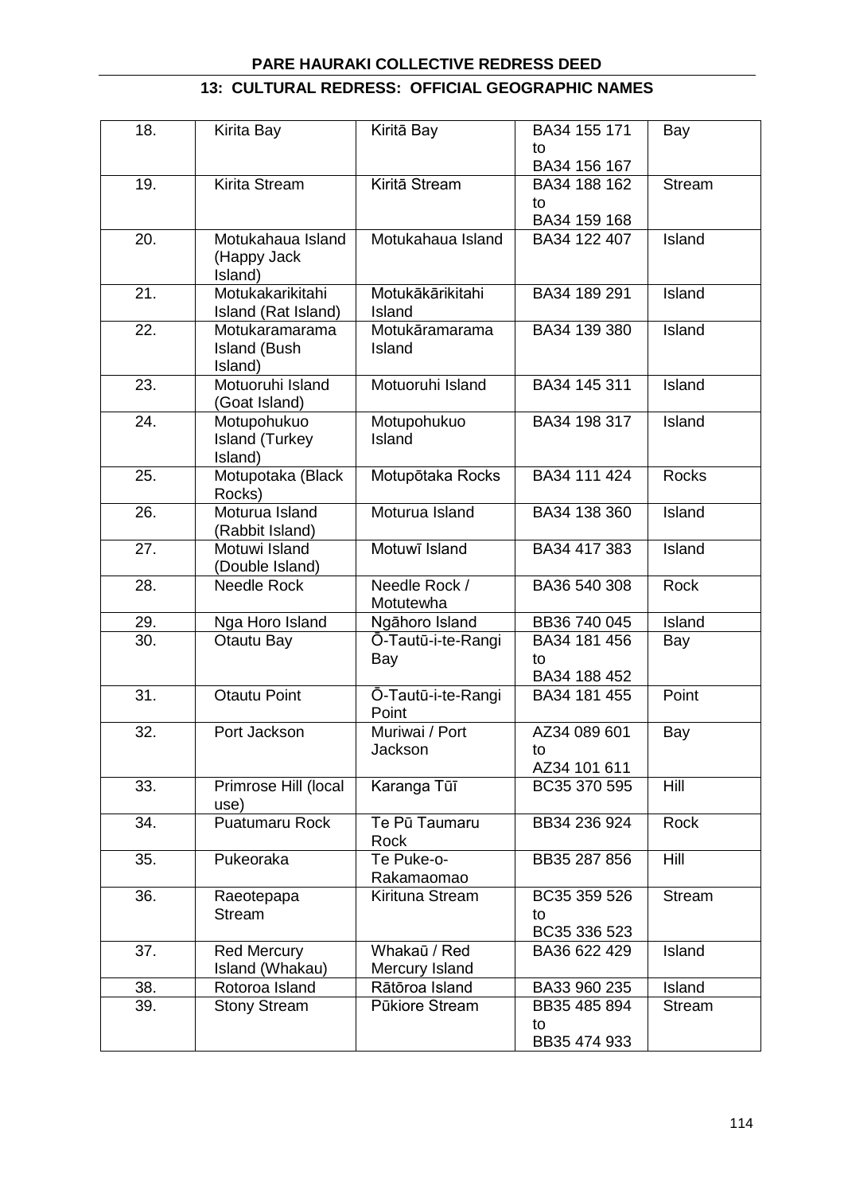## 13: CULTURAL REDRESS: OFFICIAL GEOGRAPHIC NAMES

| | | | | |
|---|---|---|---|---|
| 18. | Kirita Bay | Kiritā Bay | BA34 155 171 to BA34 156 167 | Bay |
| 19. | Kirita Stream | Kiritā Stream | BA34 188 162 to BA34 159 168 | Stream |
| 20. | Motukahaua Island (Happy Jack Island) | Motukahaua Island | BA34 122 407 | Island |
| 21. | Motukakarikitahi Island (Rat Island) | Motukākārikitahi Island | BA34 189 291 | Island |
| 22. | Motukaramarama Island (Bush Island) | Motukāramarama Island | BA34 139 380 | Island |
| 23. | Motuoruhi Island (Goat Island) | Motuoruhi Island | BA34 145 311 | Island |
| 24. | Motupohukuo Island (Turkey Island) | Motupohukuo Island | BA34 198 317 | Island |
| 25. | Motupotaka (Black Rocks) | Motupōtaka Rocks | BA34 111 424 | Rocks |
| 26. | Moturua Island (Rabbit Island) | Moturua Island | BA34 138 360 | Island |
| 27. | Motuwi Island (Double Island) | Motuwī Island | BA34 417 383 | Island |
| 28. | Needle Rock | Needle Rock / Motutewha | BA36 540 308 | Rock |
| 29. | Nga Horo Island | Ngāhoro Island | BB36 740 045 | Island |
| 30. | Otautu Bay | Ō-Tautū-i-te-Rangi Bay | BA34 181 456 to BA34 188 452 | Bay |
| 31. | Otautu Point | Ō-Tautū-i-te-Rangi Point | BA34 181 455 | Point |
| 32. | Port Jackson | Muriwai / Port Jackson | AZ34 089 601 to AZ34 101 611 | Bay |
| 33. | Primrose Hill (local use) | Karanga Tūī | BC35 370 595 | Hill |
| 34. | Puatumaru Rock | Te Pū Taumaru Rock | BB34 236 924 | Rock |
| 35. | Pukeoraka | Te Puke-o-Rakamaomao | BB35 287 856 | Hill |
| 36. | Raeotepapa Stream | Kirituna Stream | BC35 359 526 to BC35 336 523 | Stream |
| 37. | Red Mercury Island (Whakau) | Whakaū / Red Mercury Island | BA36 622 429 | Island |
| 38. | Rotoroa Island | Rātōroa Island | BA33 960 235 | Island |
| 39. | Stony Stream | Pūkiore Stream | BB35 485 894 to BB35 474 933 | Stream |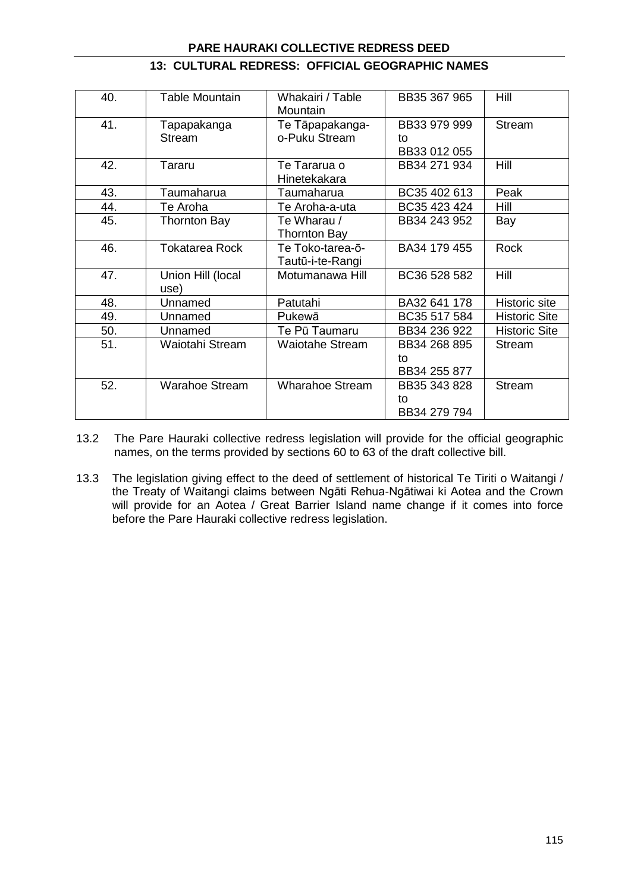| 40. | Table Mountain | Whakairi / Table Mountain | BB35 367 965 | Hill |
|---|---|---|---|---|
| 41. | Tapapakanga Stream | Te Tāpapakanga-o-Puku Stream | BB33 979 999 to BB33 012 055 | Stream |
| 42. | Tararu | Te Tararua o Hinetekakara | BB34 271 934 | Hill |
| 43. | Taumaharua | Taumaharua | BC35 402 613 | Peak |
| 44. | Te Aroha | Te Aroha-a-uta | BC35 423 424 | Hill |
| 45. | Thornton Bay | Te Wharau / Thornton Bay | BB34 243 952 | Bay |
| 46. | Tokatarea Rock | Te Toko-tarea-ō-Tautū-i-te-Rangi | BA34 179 455 | Rock |
| 47. | Union Hill (local use) | Motumanawa Hill | BC36 528 582 | Hill |
| 48. | Unnamed | Patutahi | BA32 641 178 | Historic site |
| 49. | Unnamed | Pukewā | BC35 517 584 | Historic Site |
| 50. | Unnamed | Te Pū Taumaru | BB34 236 922 | Historic Site |
| 51. | Waiotahi Stream | Waiotahe Stream | BB34 268 895 to BB34 255 877 | Stream |
| 52. | Warahoe Stream | Wharahoe Stream | BB35 343 828 to BB34 279 794 | Stream |

13.2 The Pare Hauraki collective redress legislation will provide for the official geographic names, on the terms provided by sections 60 to 63 of the draft collective bill.

13.3 The legislation giving effect to the deed of settlement of historical Te Tiriti o Waitangi / the Treaty of Waitangi claims between Ngāti Rehua-Ngātiwai ki Aotea and the Crown will provide for an Aotea / Great Barrier Island name change if it comes into force before the Pare Hauraki collective redress legislation.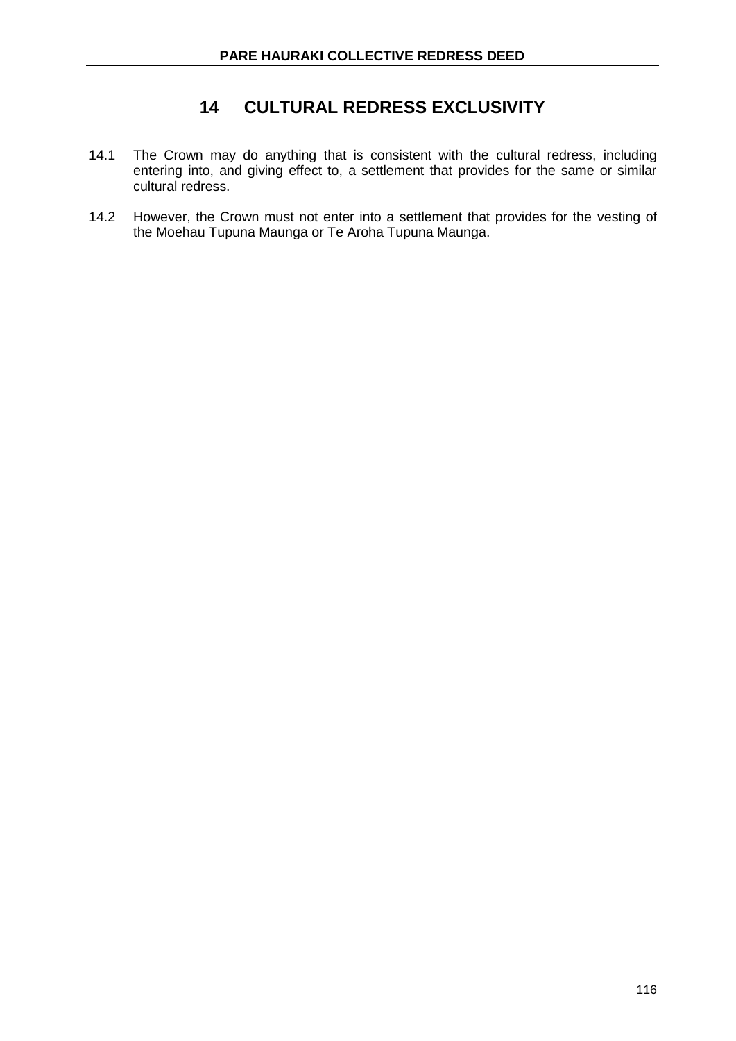# 14 CULTURAL REDRESS EXCLUSIVITY

14.1 The Crown may do anything that is consistent with the cultural redress, including entering into, and giving effect to, a settlement that provides for the same or similar cultural redress.

14.2 However, the Crown must not enter into a settlement that provides for the vesting of the Moehau Tupuna Maunga or Te Aroha Tupuna Maunga.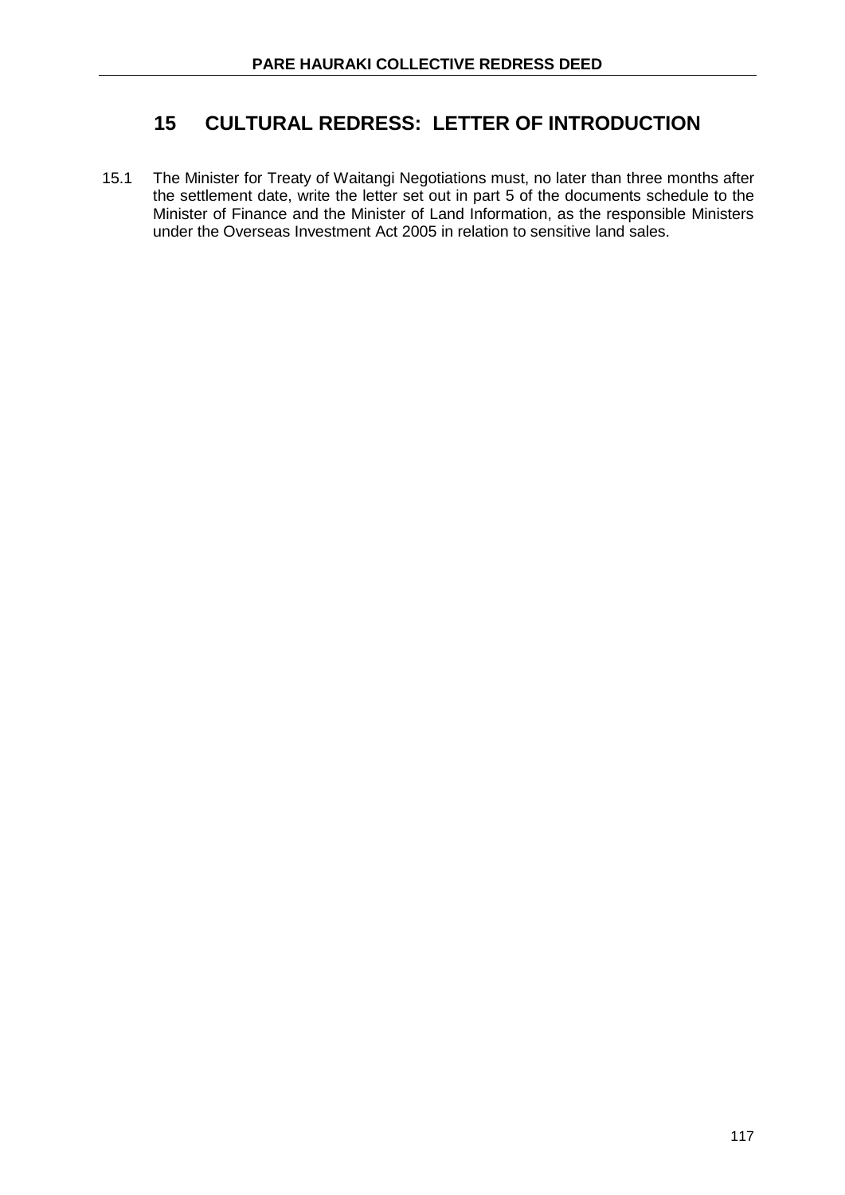# 15 CULTURAL REDRESS: LETTER OF INTRODUCTION

15.1 The Minister for Treaty of Waitangi Negotiations must, no later than three months after the settlement date, write the letter set out in part 5 of the documents schedule to the Minister of Finance and the Minister of Land Information, as the responsible Ministers under the Overseas Investment Act 2005 in relation to sensitive land sales.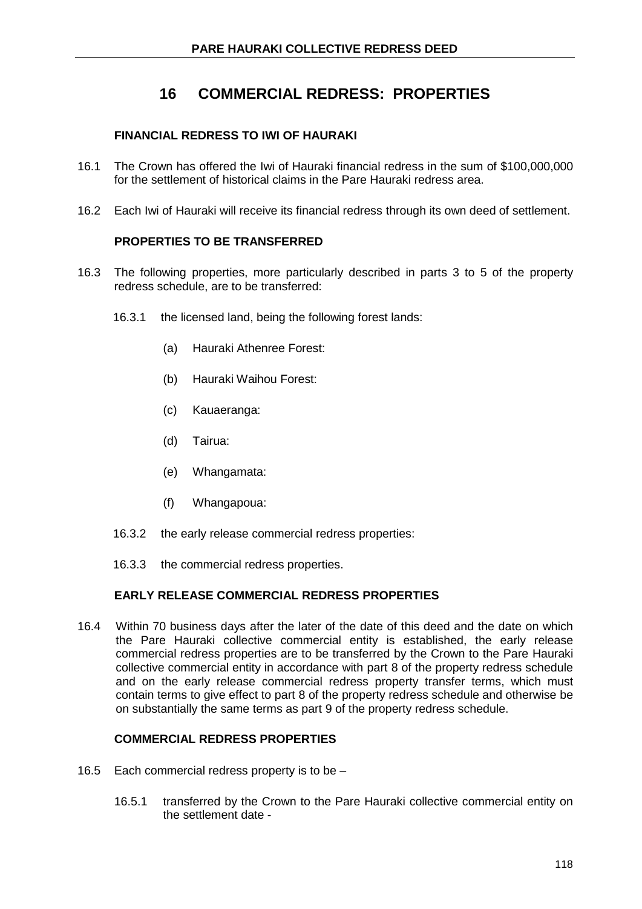# 16 COMMERCIAL REDRESS: PROPERTIES

### FINANCIAL REDRESS TO IWI OF HAURAKI

16.1 The Crown has offered the Iwi of Hauraki financial redress in the sum of $100,000,000 for the settlement of historical claims in the Pare Hauraki redress area.

16.2 Each Iwi of Hauraki will receive its financial redress through its own deed of settlement.

### PROPERTIES TO BE TRANSFERRED

16.3 The following properties, more particularly described in parts 3 to 5 of the property redress schedule, are to be transferred:

16.3.1 the licensed land, being the following forest lands:

(a) Hauraki Athenree Forest:

(b) Hauraki Waihou Forest:

(c) Kauaeranga:

(d) Tairua:

(e) Whangamata:

(f) Whangapoua:

16.3.2 the early release commercial redress properties:

16.3.3 the commercial redress properties.

### EARLY RELEASE COMMERCIAL REDRESS PROPERTIES

16.4 Within 70 business days after the later of the date of this deed and the date on which the Pare Hauraki collective commercial entity is established, the early release commercial redress properties are to be transferred by the Crown to the Pare Hauraki collective commercial entity in accordance with part 8 of the property redress schedule and on the early release commercial redress property transfer terms, which must contain terms to give effect to part 8 of the property redress schedule and otherwise be on substantially the same terms as part 9 of the property redress schedule.

### COMMERCIAL REDRESS PROPERTIES

16.5 Each commercial redress property is to be –

16.5.1 transferred by the Crown to the Pare Hauraki collective commercial entity on the settlement date -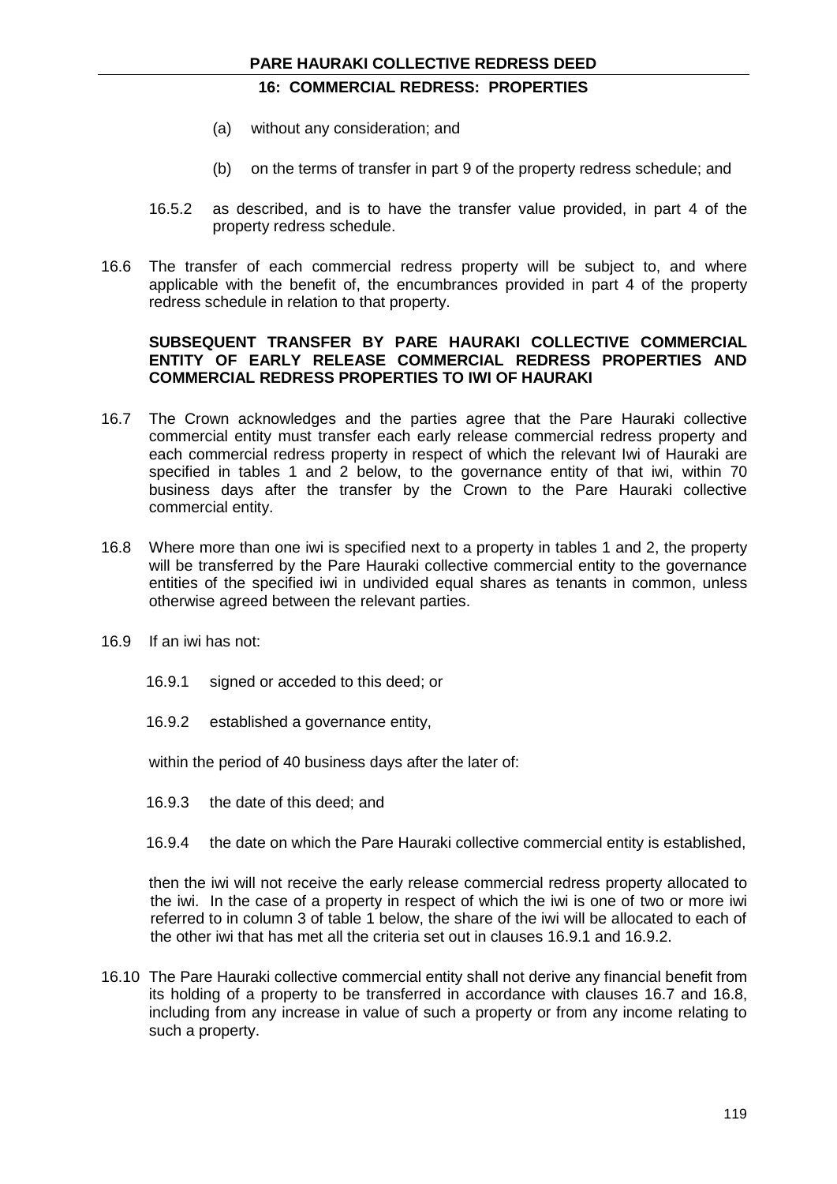(a) without any consideration; and

(b) on the terms of transfer in part 9 of the property redress schedule; and

16.5.2 as described, and is to have the transfer value provided, in part 4 of the property redress schedule.

16.6 The transfer of each commercial redress property will be subject to, and where applicable with the benefit of, the encumbrances provided in part 4 of the property redress schedule in relation to that property.

**SUBSEQUENT TRANSFER BY PARE HAURAKI COLLECTIVE COMMERCIAL ENTITY OF EARLY RELEASE COMMERCIAL REDRESS PROPERTIES AND COMMERCIAL REDRESS PROPERTIES TO IWI OF HAURAKI**

16.7 The Crown acknowledges and the parties agree that the Pare Hauraki collective commercial entity must transfer each early release commercial redress property and each commercial redress property in respect of which the relevant Iwi of Hauraki are specified in tables 1 and 2 below, to the governance entity of that iwi, within 70 business days after the transfer by the Crown to the Pare Hauraki collective commercial entity.

16.8 Where more than one iwi is specified next to a property in tables 1 and 2, the property will be transferred by the Pare Hauraki collective commercial entity to the governance entities of the specified iwi in undivided equal shares as tenants in common, unless otherwise agreed between the relevant parties.

16.9 If an iwi has not:

16.9.1 signed or acceded to this deed; or

16.9.2 established a governance entity,

within the period of 40 business days after the later of:

16.9.3 the date of this deed; and

16.9.4 the date on which the Pare Hauraki collective commercial entity is established,

then the iwi will not receive the early release commercial redress property allocated to the iwi. In the case of a property in respect of which the iwi is one of two or more iwi referred to in column 3 of table 1 below, the share of the iwi will be allocated to each of the other iwi that has met all the criteria set out in clauses 16.9.1 and 16.9.2.

16.10 The Pare Hauraki collective commercial entity shall not derive any financial benefit from its holding of a property to be transferred in accordance with clauses 16.7 and 16.8, including from any increase in value of such a property or from any income relating to such a property.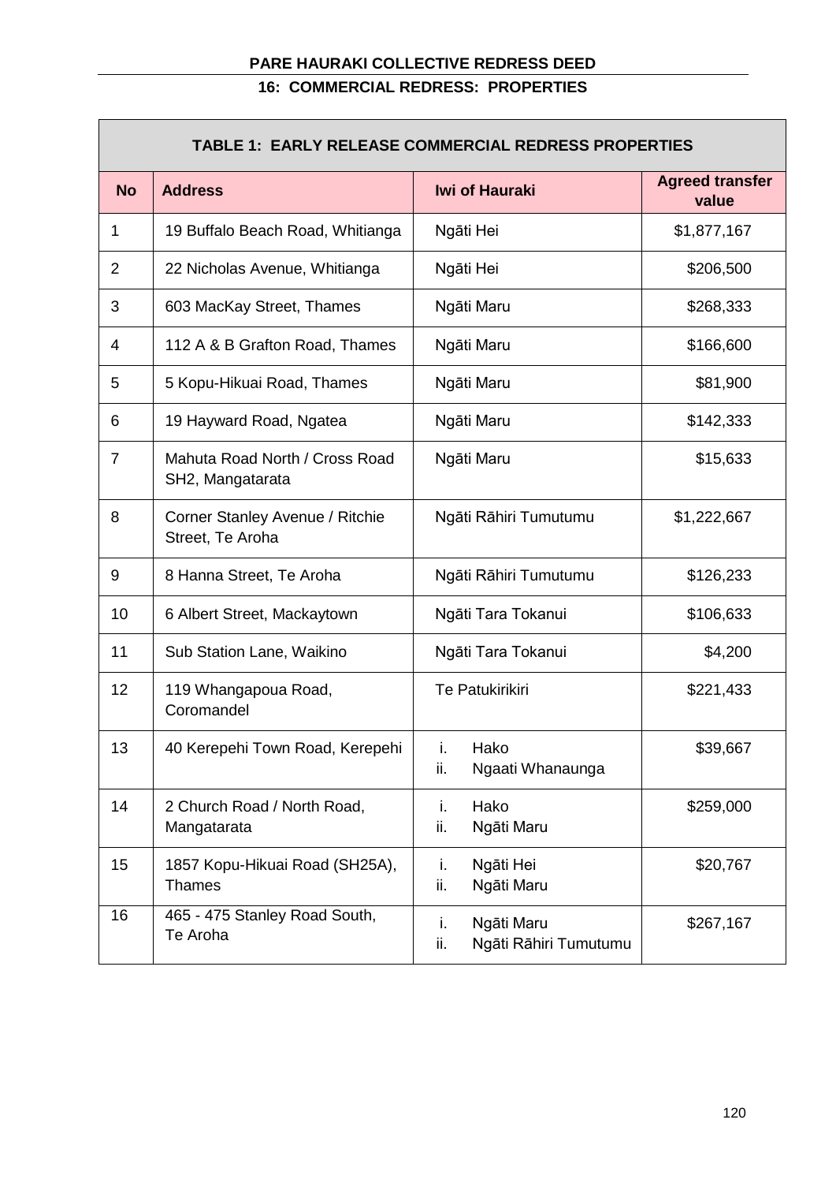# 16: COMMERCIAL REDRESS: PROPERTIES

| TABLE 1: EARLY RELEASE COMMERCIAL REDRESS PROPERTIES | | | |
|---|---|---|---|
| **No** | **Address** | **Iwi of Hauraki** | **Agreed transfer value** |
| 1 | 19 Buffalo Beach Road, Whitianga | Ngāti Hei | $1,877,167 |
| 2 | 22 Nicholas Avenue, Whitianga | Ngāti Hei | $206,500 |
| 3 | 603 MacKay Street, Thames | Ngāti Maru | $268,333 |
| 4 | 112 A & B Grafton Road, Thames | Ngāti Maru | $166,600 |
| 5 | 5 Kopu-Hikuai Road, Thames | Ngāti Maru | $81,900 |
| 6 | 19 Hayward Road, Ngatea | Ngāti Maru | $142,333 |
| 7 | Mahuta Road North / Cross Road SH2, Mangatarata | Ngāti Maru | $15,633 |
| 8 | Corner Stanley Avenue / Ritchie Street, Te Aroha | Ngāti Rāhiri Tumutumu | $1,222,667 |
| 9 | 8 Hanna Street, Te Aroha | Ngāti Rāhiri Tumutumu | $126,233 |
| 10 | 6 Albert Street, Mackaytown | Ngāti Tara Tokanui | $106,633 |
| 11 | Sub Station Lane, Waikino | Ngāti Tara Tokanui | $4,200 |
| 12 | 119 Whangapoua Road, Coromandel | Te Patukirikiri | $221,433 |
| 13 | 40 Kerepehi Town Road, Kerepehi | i. Hako<br>ii. Ngaati Whanaunga | $39,667 |
| 14 | 2 Church Road / North Road, Mangatarata | i. Hako<br>ii. Ngāti Maru | $259,000 |
| 15 | 1857 Kopu-Hikuai Road (SH25A), Thames | i. Ngāti Hei<br>ii. Ngāti Maru | $20,767 |
| 16 | 465 - 475 Stanley Road South, Te Aroha | i. Ngāti Maru<br>ii. Ngāti Rāhiri Tumutumu | $267,167 |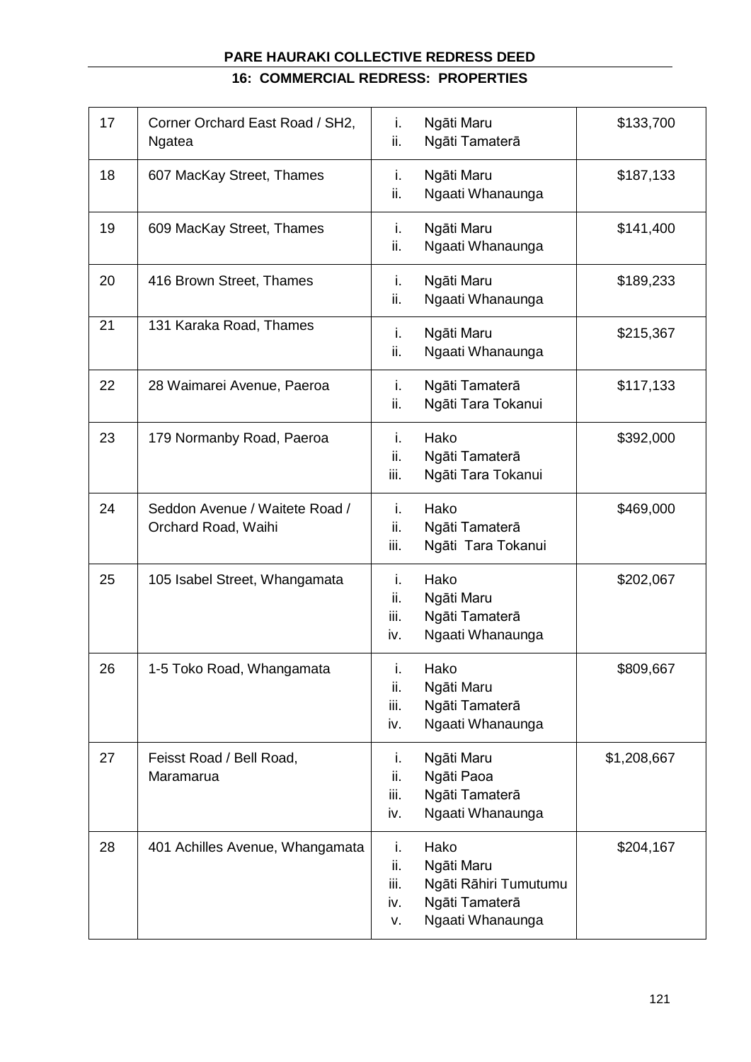## 16: COMMERCIAL REDRESS: PROPERTIES

| | | | |
|---|---|---|---|
| 17 | Corner Orchard East Road / SH2, Ngatea | i. Ngāti Maru<br>ii. Ngāti Tamaterā | $133,700 |
| 18 | 607 MacKay Street, Thames | i. Ngāti Maru<br>ii. Ngaati Whanaunga | $187,133 |
| 19 | 609 MacKay Street, Thames | i. Ngāti Maru<br>ii. Ngaati Whanaunga | $141,400 |
| 20 | 416 Brown Street, Thames | i. Ngāti Maru<br>ii. Ngaati Whanaunga | $189,233 |
| 21 | 131 Karaka Road, Thames | i. Ngāti Maru<br>ii. Ngaati Whanaunga | $215,367 |
| 22 | 28 Waimarei Avenue, Paeroa | i. Ngāti Tamaterā<br>ii. Ngāti Tara Tokanui | $117,133 |
| 23 | 179 Normanby Road, Paeroa | i. Hako<br>ii. Ngāti Tamaterā<br>iii. Ngāti Tara Tokanui | $392,000 |
| 24 | Seddon Avenue / Waitete Road / Orchard Road, Waihi | i. Hako<br>ii. Ngāti Tamaterā<br>iii. Ngāti Tara Tokanui | $469,000 |
| 25 | 105 Isabel Street, Whangamata | i. Hako<br>ii. Ngāti Maru<br>iii. Ngāti Tamaterā<br>iv. Ngaati Whanaunga | $202,067 |
| 26 | 1-5 Toko Road, Whangamata | i. Hako<br>ii. Ngāti Maru<br>iii. Ngāti Tamaterā<br>iv. Ngaati Whanaunga | $809,667 |
| 27 | Feisst Road / Bell Road, Maramarua | i. Ngāti Maru<br>ii. Ngāti Paoa<br>iii. Ngāti Tamaterā<br>iv. Ngaati Whanaunga | $1,208,667 |
| 28 | 401 Achilles Avenue, Whangamata | i. Hako<br>ii. Ngāti Maru<br>iii. Ngāti Rāhiri Tumutumu<br>iv. Ngāti Tamaterā<br>v. Ngaati Whanaunga | $204,167 |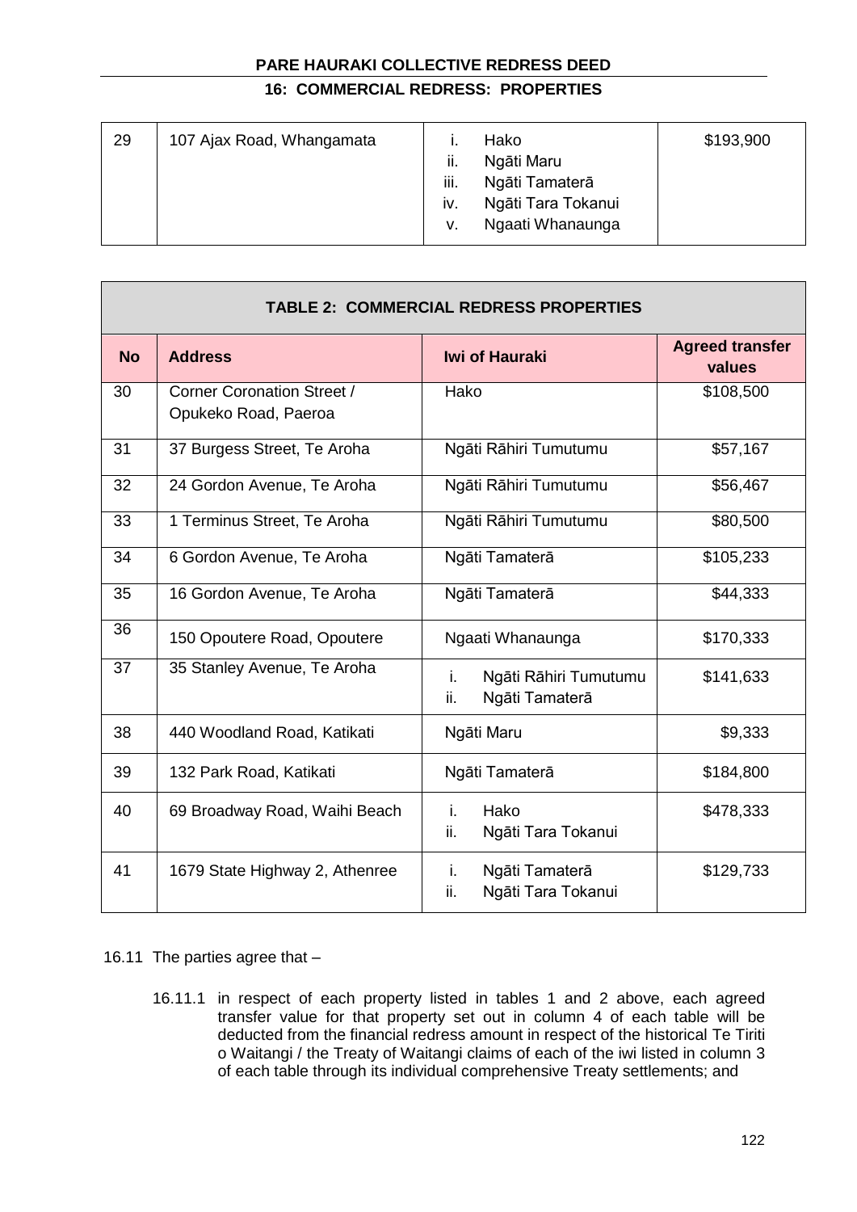| 29 | 107 Ajax Road, Whangamata | i. Hako<br>ii. Ngāti Maru<br>iii. Ngāti Tamaterā<br>iv. Ngāti Tara Tokanui<br>v. Ngaati Whanaunga | $193,900 |
|---|---|---|---|

| TABLE 2: COMMERCIAL REDRESS PROPERTIES | | | |
|---|---|---|---|
| **No** | **Address** | **Iwi of Hauraki** | **Agreed transfer values** |
| 30 | Corner Coronation Street / Opukeko Road, Paeroa | Hako | $108,500 |
| 31 | 37 Burgess Street, Te Aroha | Ngāti Rāhiri Tumutumu | $57,167 |
| 32 | 24 Gordon Avenue, Te Aroha | Ngāti Rāhiri Tumutumu | $56,467 |
| 33 | 1 Terminus Street, Te Aroha | Ngāti Rāhiri Tumutumu | $80,500 |
| 34 | 6 Gordon Avenue, Te Aroha | Ngāti Tamaterā | $105,233 |
| 35 | 16 Gordon Avenue, Te Aroha | Ngāti Tamaterā | $44,333 |
| 36 | 150 Opoutere Road, Opoutere | Ngaati Whanaunga | $170,333 |
| 37 | 35 Stanley Avenue, Te Aroha | i. Ngāti Rāhiri Tumutumu<br>ii. Ngāti Tamaterā | $141,633 |
| 38 | 440 Woodland Road, Katikati | Ngāti Maru | $9,333 |
| 39 | 132 Park Road, Katikati | Ngāti Tamaterā | $184,800 |
| 40 | 69 Broadway Road, Waihi Beach | i. Hako<br>ii. Ngāti Tara Tokanui | $478,333 |
| 41 | 1679 State Highway 2, Athenree | i. Ngāti Tamaterā<br>ii. Ngāti Tara Tokanui | $129,733 |

16.11 The parties agree that –

16.11.1 in respect of each property listed in tables 1 and 2 above, each agreed transfer value for that property set out in column 4 of each table will be deducted from the financial redress amount in respect of the historical Te Tiriti o Waitangi / the Treaty of Waitangi claims of each of the iwi listed in column 3 of each table through its individual comprehensive Treaty settlements; and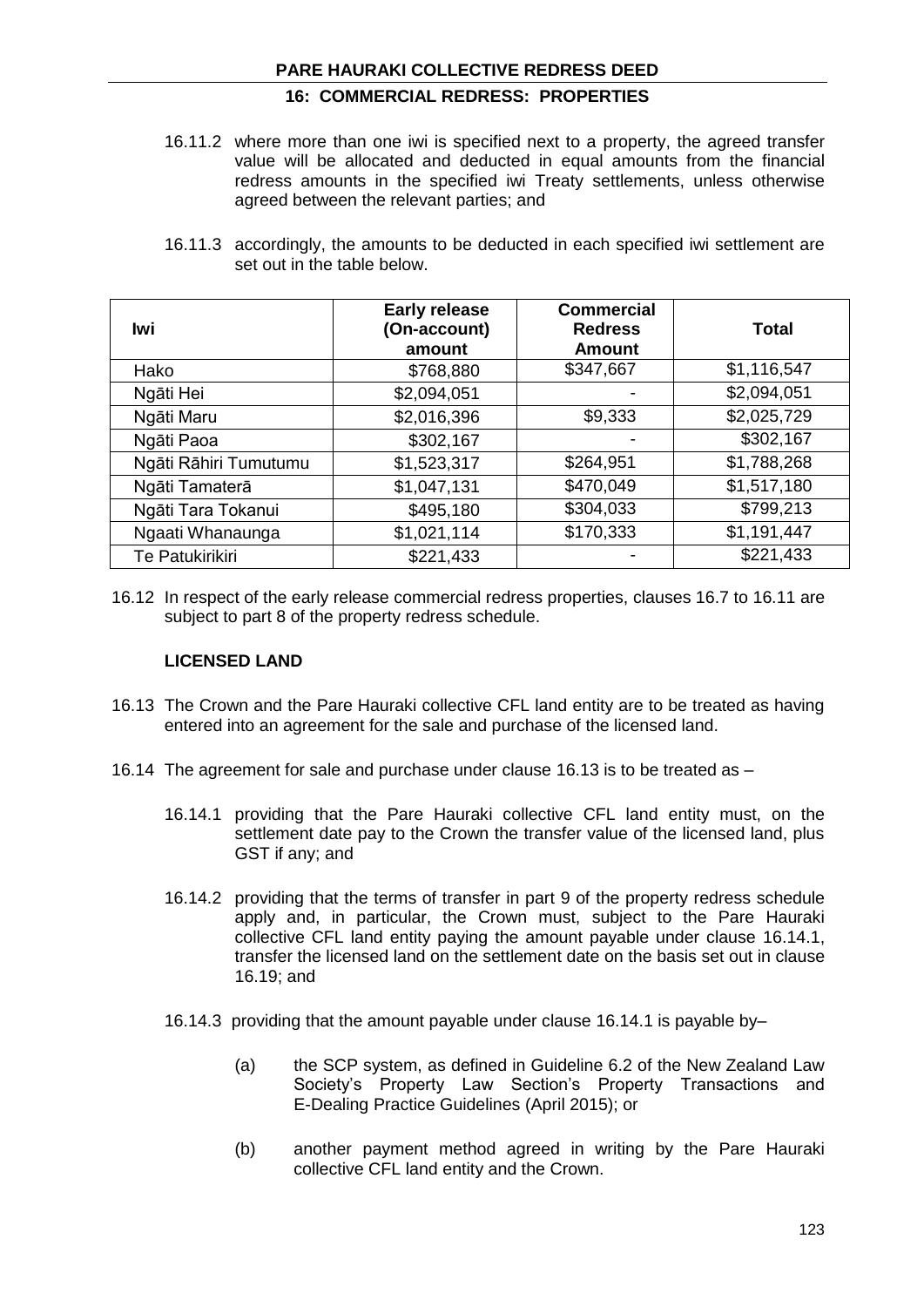16.11.2 where more than one iwi is specified next to a property, the agreed transfer value will be allocated and deducted in equal amounts from the financial redress amounts in the specified iwi Treaty settlements, unless otherwise agreed between the relevant parties; and

16.11.3 accordingly, the amounts to be deducted in each specified iwi settlement are set out in the table below.

| Iwi | Early release (On-account) amount | Commercial Redress Amount | Total |
|---|---|---|---|
| Hako | $768,880 | $347,667 | $1,116,547 |
| Ngāti Hei | $2,094,051 | - | $2,094,051 |
| Ngāti Maru | $2,016,396 | $9,333 | $2,025,729 |
| Ngāti Paoa | $302,167 | - | $302,167 |
| Ngāti Rāhiri Tumutumu | $1,523,317 | $264,951 | $1,788,268 |
| Ngāti Tamaterā | $1,047,131 | $470,049 | $1,517,180 |
| Ngāti Tara Tokanui | $495,180 | $304,033 | $799,213 |
| Ngaati Whanaunga | $1,021,114 | $170,333 | $1,191,447 |
| Te Patukirikiri | $221,433 | - | $221,433 |

16.12 In respect of the early release commercial redress properties, clauses 16.7 to 16.11 are subject to part 8 of the property redress schedule.

**LICENSED LAND**

16.13 The Crown and the Pare Hauraki collective CFL land entity are to be treated as having entered into an agreement for the sale and purchase of the licensed land.

16.14 The agreement for sale and purchase under clause 16.13 is to be treated as –

16.14.1 providing that the Pare Hauraki collective CFL land entity must, on the settlement date pay to the Crown the transfer value of the licensed land, plus GST if any; and

16.14.2 providing that the terms of transfer in part 9 of the property redress schedule apply and, in particular, the Crown must, subject to the Pare Hauraki collective CFL land entity paying the amount payable under clause 16.14.1, transfer the licensed land on the settlement date on the basis set out in clause 16.19; and

16.14.3 providing that the amount payable under clause 16.14.1 is payable by–

(a) the SCP system, as defined in Guideline 6.2 of the New Zealand Law Society's Property Law Section's Property Transactions and E-Dealing Practice Guidelines (April 2015); or

(b) another payment method agreed in writing by the Pare Hauraki collective CFL land entity and the Crown.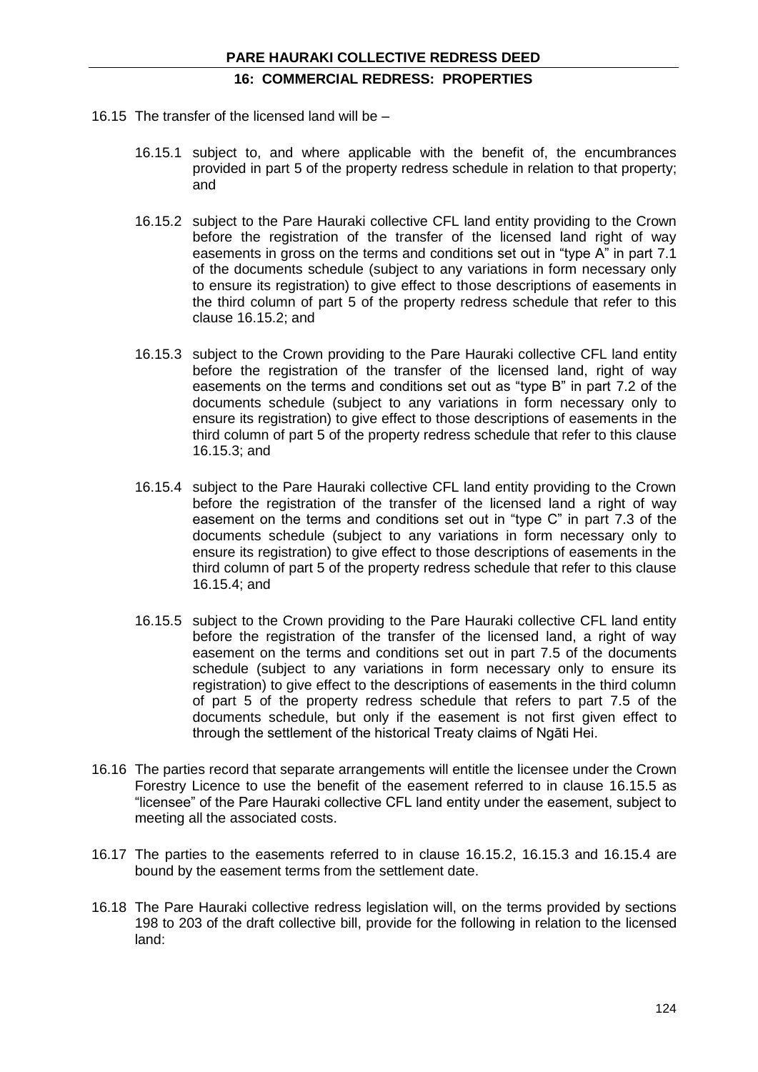16.15 The transfer of the licensed land will be –

16.15.1 subject to, and where applicable with the benefit of, the encumbrances provided in part 5 of the property redress schedule in relation to that property; and

16.15.2 subject to the Pare Hauraki collective CFL land entity providing to the Crown before the registration of the transfer of the licensed land right of way easements in gross on the terms and conditions set out in "type A" in part 7.1 of the documents schedule (subject to any variations in form necessary only to ensure its registration) to give effect to those descriptions of easements in the third column of part 5 of the property redress schedule that refer to this clause 16.15.2; and

16.15.3 subject to the Crown providing to the Pare Hauraki collective CFL land entity before the registration of the transfer of the licensed land, right of way easements on the terms and conditions set out as "type B" in part 7.2 of the documents schedule (subject to any variations in form necessary only to ensure its registration) to give effect to those descriptions of easements in the third column of part 5 of the property redress schedule that refer to this clause 16.15.3; and

16.15.4 subject to the Pare Hauraki collective CFL land entity providing to the Crown before the registration of the transfer of the licensed land a right of way easement on the terms and conditions set out in "type C" in part 7.3 of the documents schedule (subject to any variations in form necessary only to ensure its registration) to give effect to those descriptions of easements in the third column of part 5 of the property redress schedule that refer to this clause 16.15.4; and

16.15.5 subject to the Crown providing to the Pare Hauraki collective CFL land entity before the registration of the transfer of the licensed land, a right of way easement on the terms and conditions set out in part 7.5 of the documents schedule (subject to any variations in form necessary only to ensure its registration) to give effect to the descriptions of easements in the third column of part 5 of the property redress schedule that refers to part 7.5 of the documents schedule, but only if the easement is not first given effect to through the settlement of the historical Treaty claims of Ngāti Hei.

16.16 The parties record that separate arrangements will entitle the licensee under the Crown Forestry Licence to use the benefit of the easement referred to in clause 16.15.5 as "licensee" of the Pare Hauraki collective CFL land entity under the easement, subject to meeting all the associated costs.

16.17 The parties to the easements referred to in clause 16.15.2, 16.15.3 and 16.15.4 are bound by the easement terms from the settlement date.

16.18 The Pare Hauraki collective redress legislation will, on the terms provided by sections 198 to 203 of the draft collective bill, provide for the following in relation to the licensed land: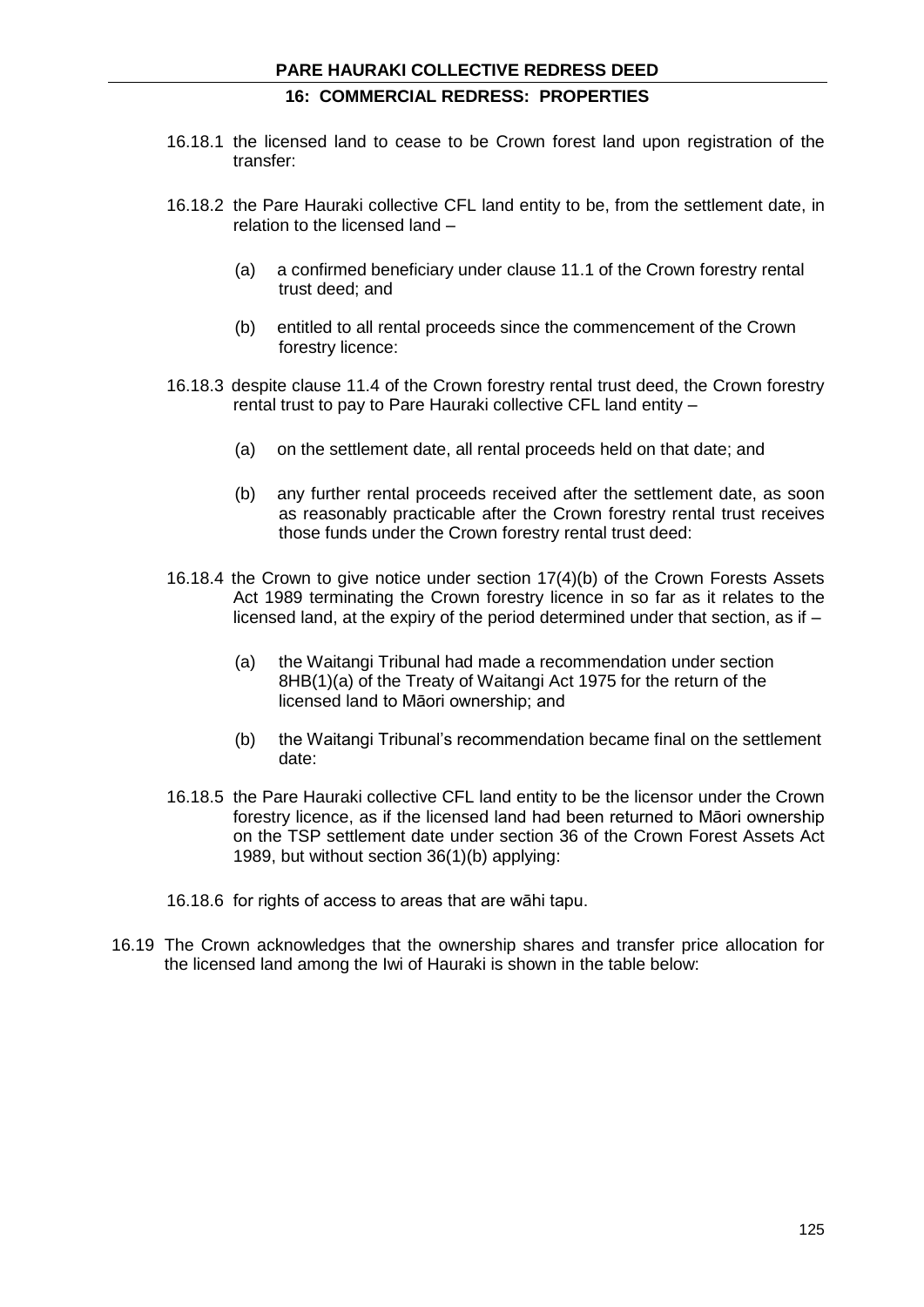16.18.1 the licensed land to cease to be Crown forest land upon registration of the transfer:

16.18.2 the Pare Hauraki collective CFL land entity to be, from the settlement date, in relation to the licensed land –

(a) a confirmed beneficiary under clause 11.1 of the Crown forestry rental trust deed; and

(b) entitled to all rental proceeds since the commencement of the Crown forestry licence:

16.18.3 despite clause 11.4 of the Crown forestry rental trust deed, the Crown forestry rental trust to pay to Pare Hauraki collective CFL land entity –

(a) on the settlement date, all rental proceeds held on that date; and

(b) any further rental proceeds received after the settlement date, as soon as reasonably practicable after the Crown forestry rental trust receives those funds under the Crown forestry rental trust deed:

16.18.4 the Crown to give notice under section 17(4)(b) of the Crown Forests Assets Act 1989 terminating the Crown forestry licence in so far as it relates to the licensed land, at the expiry of the period determined under that section, as if –

(a) the Waitangi Tribunal had made a recommendation under section 8HB(1)(a) of the Treaty of Waitangi Act 1975 for the return of the licensed land to Māori ownership; and

(b) the Waitangi Tribunal's recommendation became final on the settlement date:

16.18.5 the Pare Hauraki collective CFL land entity to be the licensor under the Crown forestry licence, as if the licensed land had been returned to Māori ownership on the TSP settlement date under section 36 of the Crown Forest Assets Act 1989, but without section 36(1)(b) applying:

16.18.6 for rights of access to areas that are wāhi tapu.

16.19 The Crown acknowledges that the ownership shares and transfer price allocation for the licensed land among the Iwi of Hauraki is shown in the table below: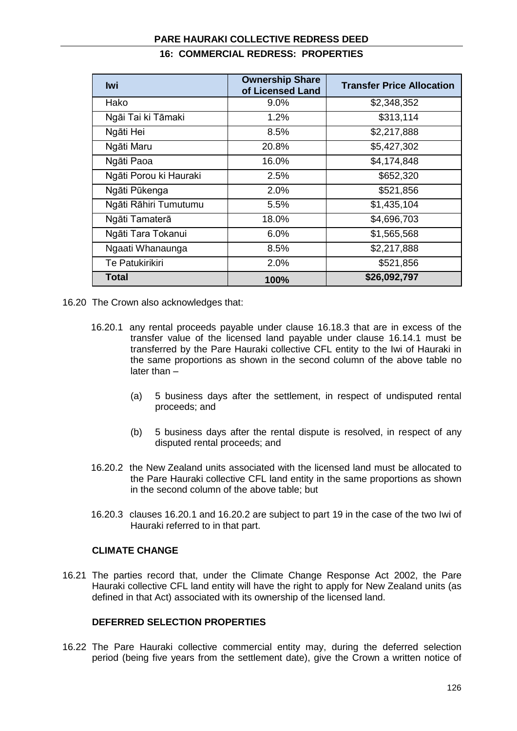| Iwi | Ownership Share of Licensed Land | Transfer Price Allocation |
|---|---|---|
| Hako | 9.0% | $2,348,352 |
| Ngāi Tai ki Tāmaki | 1.2% | $313,114 |
| Ngāti Hei | 8.5% | $2,217,888 |
| Ngāti Maru | 20.8% | $5,427,302 |
| Ngāti Paoa | 16.0% | $4,174,848 |
| Ngāti Porou ki Hauraki | 2.5% | $652,320 |
| Ngāti Pūkenga | 2.0% | $521,856 |
| Ngāti Rāhiri Tumutumu | 5.5% | $1,435,104 |
| Ngāti Tamaterā | 18.0% | $4,696,703 |
| Ngāti Tara Tokanui | 6.0% | $1,565,568 |
| Ngaati Whanaunga | 8.5% | $2,217,888 |
| Te Patukirikiri | 2.0% | $521,856 |
| **Total** | **100%** | **$26,092,797** |

16.20 The Crown also acknowledges that:

16.20.1 any rental proceeds payable under clause 16.18.3 that are in excess of the transfer value of the licensed land payable under clause 16.14.1 must be transferred by the Pare Hauraki collective CFL entity to the Iwi of Hauraki in the same proportions as shown in the second column of the above table no later than –

(a) 5 business days after the settlement, in respect of undisputed rental proceeds; and

(b) 5 business days after the rental dispute is resolved, in respect of any disputed rental proceeds; and

16.20.2 the New Zealand units associated with the licensed land must be allocated to the Pare Hauraki collective CFL land entity in the same proportions as shown in the second column of the above table; but

16.20.3 clauses 16.20.1 and 16.20.2 are subject to part 19 in the case of the two Iwi of Hauraki referred to in that part.

### CLIMATE CHANGE

16.21 The parties record that, under the Climate Change Response Act 2002, the Pare Hauraki collective CFL land entity will have the right to apply for New Zealand units (as defined in that Act) associated with its ownership of the licensed land.

### DEFERRED SELECTION PROPERTIES

16.22 The Pare Hauraki collective commercial entity may, during the deferred selection period (being five years from the settlement date), give the Crown a written notice of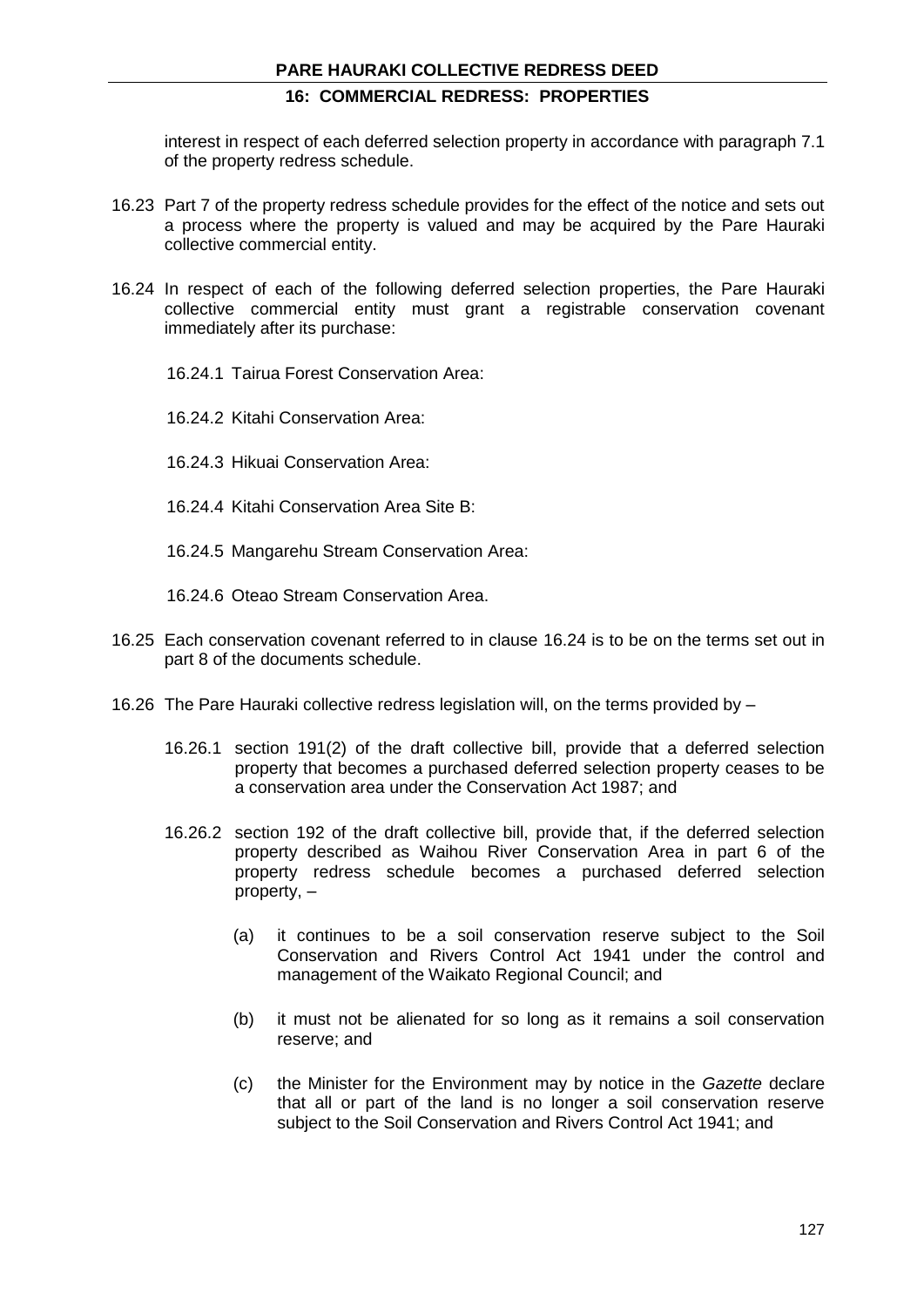interest in respect of each deferred selection property in accordance with paragraph 7.1 of the property redress schedule.

16.23 Part 7 of the property redress schedule provides for the effect of the notice and sets out a process where the property is valued and may be acquired by the Pare Hauraki collective commercial entity.

16.24 In respect of each of the following deferred selection properties, the Pare Hauraki collective commercial entity must grant a registrable conservation covenant immediately after its purchase:

16.24.1 Tairua Forest Conservation Area:

16.24.2 Kitahi Conservation Area:

16.24.3 Hikuai Conservation Area:

16.24.4 Kitahi Conservation Area Site B:

16.24.5 Mangarehu Stream Conservation Area:

16.24.6 Oteao Stream Conservation Area.

16.25 Each conservation covenant referred to in clause 16.24 is to be on the terms set out in part 8 of the documents schedule.

16.26 The Pare Hauraki collective redress legislation will, on the terms provided by –

16.26.1 section 191(2) of the draft collective bill, provide that a deferred selection property that becomes a purchased deferred selection property ceases to be a conservation area under the Conservation Act 1987; and

16.26.2 section 192 of the draft collective bill, provide that, if the deferred selection property described as Waihou River Conservation Area in part 6 of the property redress schedule becomes a purchased deferred selection property, –

(a) it continues to be a soil conservation reserve subject to the Soil Conservation and Rivers Control Act 1941 under the control and management of the Waikato Regional Council; and

(b) it must not be alienated for so long as it remains a soil conservation reserve; and

(c) the Minister for the Environment may by notice in the *Gazette* declare that all or part of the land is no longer a soil conservation reserve subject to the Soil Conservation and Rivers Control Act 1941; and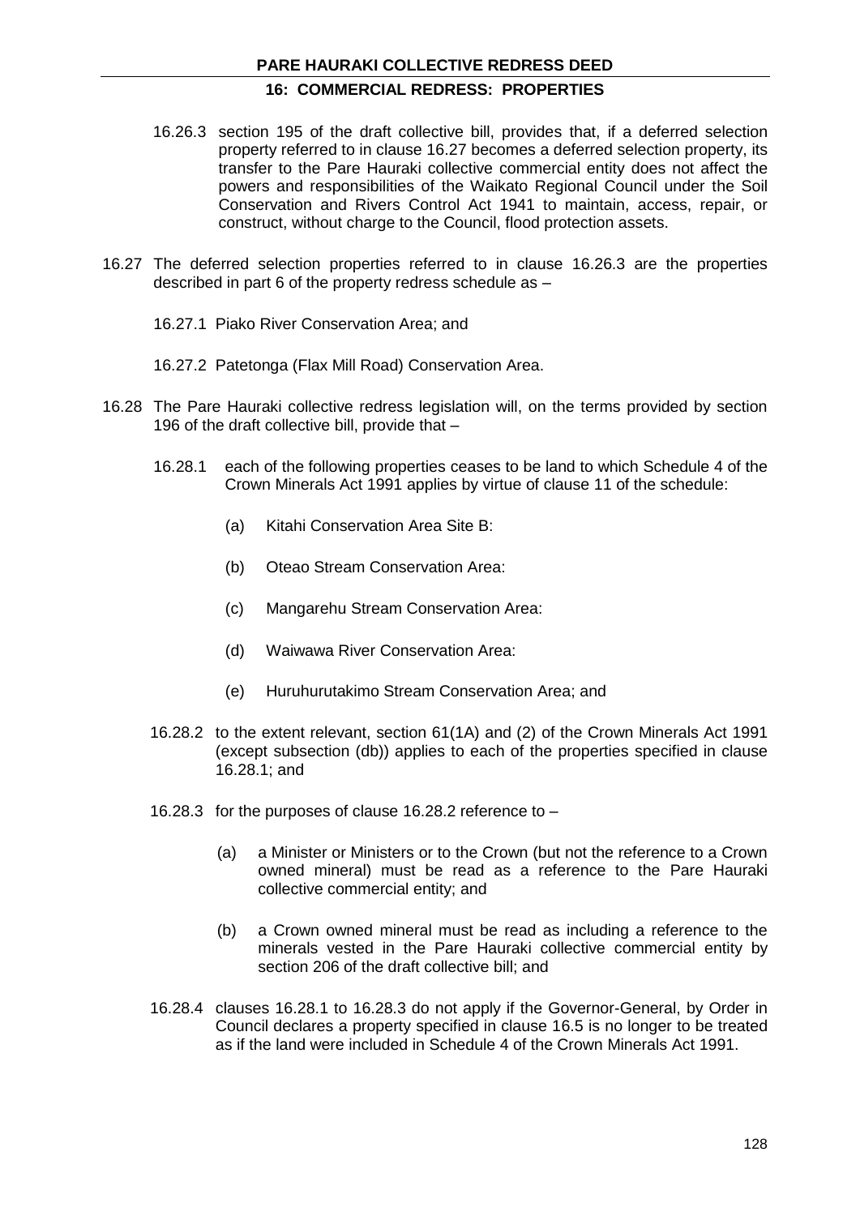16.26.3 section 195 of the draft collective bill, provides that, if a deferred selection property referred to in clause 16.27 becomes a deferred selection property, its transfer to the Pare Hauraki collective commercial entity does not affect the powers and responsibilities of the Waikato Regional Council under the Soil Conservation and Rivers Control Act 1941 to maintain, access, repair, or construct, without charge to the Council, flood protection assets.

16.27 The deferred selection properties referred to in clause 16.26.3 are the properties described in part 6 of the property redress schedule as –

16.27.1 Piako River Conservation Area; and

16.27.2 Patetonga (Flax Mill Road) Conservation Area.

16.28 The Pare Hauraki collective redress legislation will, on the terms provided by section 196 of the draft collective bill, provide that –

16.28.1 each of the following properties ceases to be land to which Schedule 4 of the Crown Minerals Act 1991 applies by virtue of clause 11 of the schedule:

(a) Kitahi Conservation Area Site B:

(b) Oteao Stream Conservation Area:

(c) Mangarehu Stream Conservation Area:

(d) Waiwawa River Conservation Area:

(e) Huruhurutakimo Stream Conservation Area; and

16.28.2 to the extent relevant, section 61(1A) and (2) of the Crown Minerals Act 1991 (except subsection (db)) applies to each of the properties specified in clause 16.28.1; and

16.28.3 for the purposes of clause 16.28.2 reference to –

(a) a Minister or Ministers or to the Crown (but not the reference to a Crown owned mineral) must be read as a reference to the Pare Hauraki collective commercial entity; and

(b) a Crown owned mineral must be read as including a reference to the minerals vested in the Pare Hauraki collective commercial entity by section 206 of the draft collective bill; and

16.28.4 clauses 16.28.1 to 16.28.3 do not apply if the Governor-General, by Order in Council declares a property specified in clause 16.5 is no longer to be treated as if the land were included in Schedule 4 of the Crown Minerals Act 1991.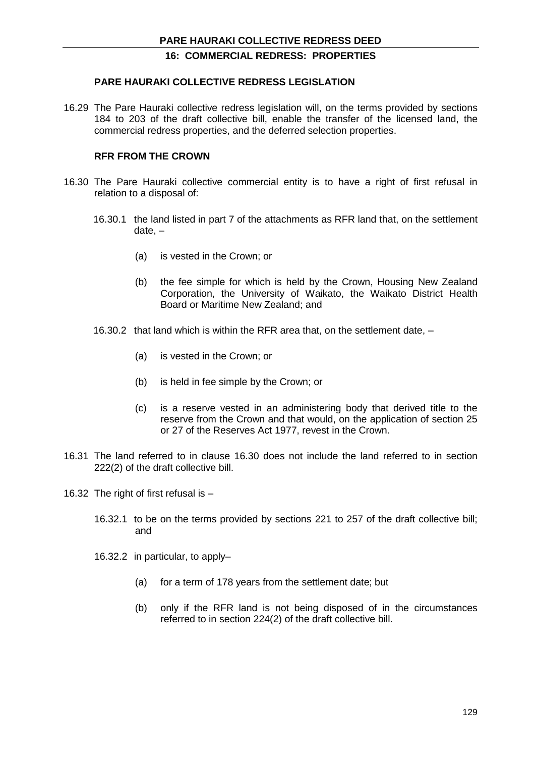### PARE HAURAKI COLLECTIVE REDRESS LEGISLATION

16.29 The Pare Hauraki collective redress legislation will, on the terms provided by sections 184 to 203 of the draft collective bill, enable the transfer of the licensed land, the commercial redress properties, and the deferred selection properties.

### RFR FROM THE CROWN

16.30 The Pare Hauraki collective commercial entity is to have a right of first refusal in relation to a disposal of:

- 16.30.1 the land listed in part 7 of the attachments as RFR land that, on the settlement date, –
  - (a) is vested in the Crown; or
  - (b) the fee simple for which is held by the Crown, Housing New Zealand Corporation, the University of Waikato, the Waikato District Health Board or Maritime New Zealand; and
- 16.30.2 that land which is within the RFR area that, on the settlement date, –
  - (a) is vested in the Crown; or
  - (b) is held in fee simple by the Crown; or
  - (c) is a reserve vested in an administering body that derived title to the reserve from the Crown and that would, on the application of section 25 or 27 of the Reserves Act 1977, revest in the Crown.

16.31 The land referred to in clause 16.30 does not include the land referred to in section 222(2) of the draft collective bill.

16.32 The right of first refusal is –

- 16.32.1 to be on the terms provided by sections 221 to 257 of the draft collective bill; and
- 16.32.2 in particular, to apply–
  - (a) for a term of 178 years from the settlement date; but
  - (b) only if the RFR land is not being disposed of in the circumstances referred to in section 224(2) of the draft collective bill.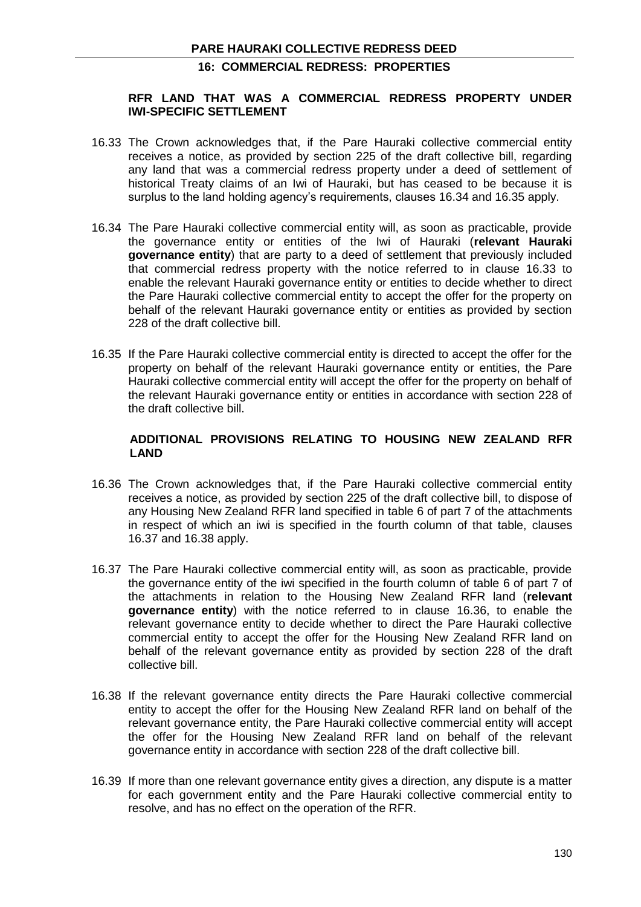### RFR LAND THAT WAS A COMMERCIAL REDRESS PROPERTY UNDER IWI-SPECIFIC SETTLEMENT

16.33 The Crown acknowledges that, if the Pare Hauraki collective commercial entity receives a notice, as provided by section 225 of the draft collective bill, regarding any land that was a commercial redress property under a deed of settlement of historical Treaty claims of an Iwi of Hauraki, but has ceased to be because it is surplus to the land holding agency's requirements, clauses 16.34 and 16.35 apply.

16.34 The Pare Hauraki collective commercial entity will, as soon as practicable, provide the governance entity or entities of the Iwi of Hauraki (**relevant Hauraki governance entity**) that are party to a deed of settlement that previously included that commercial redress property with the notice referred to in clause 16.33 to enable the relevant Hauraki governance entity or entities to decide whether to direct the Pare Hauraki collective commercial entity to accept the offer for the property on behalf of the relevant Hauraki governance entity or entities as provided by section 228 of the draft collective bill.

16.35 If the Pare Hauraki collective commercial entity is directed to accept the offer for the property on behalf of the relevant Hauraki governance entity or entities, the Pare Hauraki collective commercial entity will accept the offer for the property on behalf of the relevant Hauraki governance entity or entities in accordance with section 228 of the draft collective bill.

### ADDITIONAL PROVISIONS RELATING TO HOUSING NEW ZEALAND RFR LAND

16.36 The Crown acknowledges that, if the Pare Hauraki collective commercial entity receives a notice, as provided by section 225 of the draft collective bill, to dispose of any Housing New Zealand RFR land specified in table 6 of part 7 of the attachments in respect of which an iwi is specified in the fourth column of that table, clauses 16.37 and 16.38 apply.

16.37 The Pare Hauraki collective commercial entity will, as soon as practicable, provide the governance entity of the iwi specified in the fourth column of table 6 of part 7 of the attachments in relation to the Housing New Zealand RFR land (**relevant governance entity**) with the notice referred to in clause 16.36, to enable the relevant governance entity to decide whether to direct the Pare Hauraki collective commercial entity to accept the offer for the Housing New Zealand RFR land on behalf of the relevant governance entity as provided by section 228 of the draft collective bill.

16.38 If the relevant governance entity directs the Pare Hauraki collective commercial entity to accept the offer for the Housing New Zealand RFR land on behalf of the relevant governance entity, the Pare Hauraki collective commercial entity will accept the offer for the Housing New Zealand RFR land on behalf of the relevant governance entity in accordance with section 228 of the draft collective bill.

16.39 If more than one relevant governance entity gives a direction, any dispute is a matter for each government entity and the Pare Hauraki collective commercial entity to resolve, and has no effect on the operation of the RFR.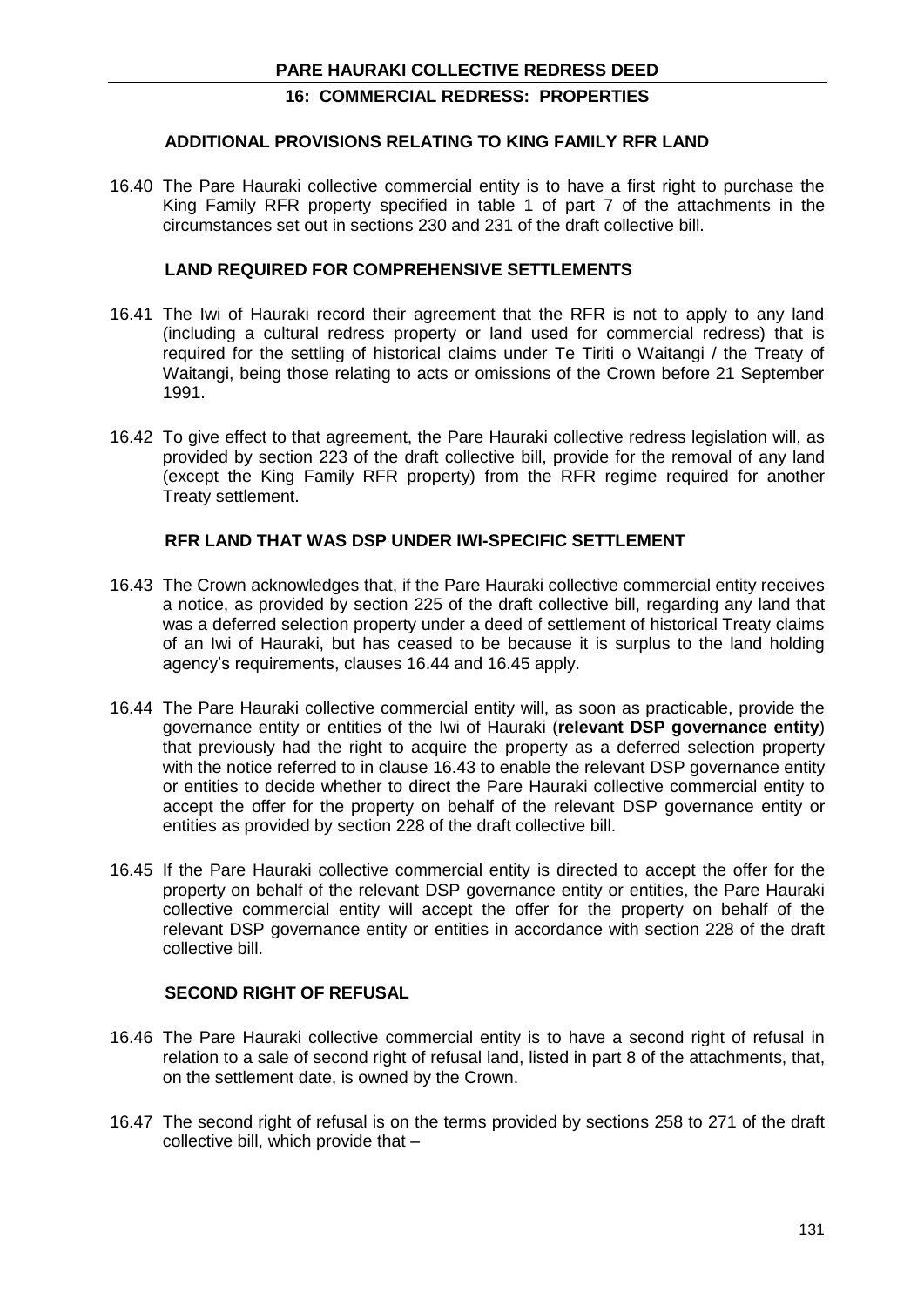### ADDITIONAL PROVISIONS RELATING TO KING FAMILY RFR LAND

16.40 The Pare Hauraki collective commercial entity is to have a first right to purchase the King Family RFR property specified in table 1 of part 7 of the attachments in the circumstances set out in sections 230 and 231 of the draft collective bill.

### LAND REQUIRED FOR COMPREHENSIVE SETTLEMENTS

16.41 The Iwi of Hauraki record their agreement that the RFR is not to apply to any land (including a cultural redress property or land used for commercial redress) that is required for the settling of historical claims under Te Tiriti o Waitangi / the Treaty of Waitangi, being those relating to acts or omissions of the Crown before 21 September 1991.

16.42 To give effect to that agreement, the Pare Hauraki collective redress legislation will, as provided by section 223 of the draft collective bill, provide for the removal of any land (except the King Family RFR property) from the RFR regime required for another Treaty settlement.

### RFR LAND THAT WAS DSP UNDER IWI-SPECIFIC SETTLEMENT

16.43 The Crown acknowledges that, if the Pare Hauraki collective commercial entity receives a notice, as provided by section 225 of the draft collective bill, regarding any land that was a deferred selection property under a deed of settlement of historical Treaty claims of an Iwi of Hauraki, but has ceased to be because it is surplus to the land holding agency's requirements, clauses 16.44 and 16.45 apply.

16.44 The Pare Hauraki collective commercial entity will, as soon as practicable, provide the governance entity or entities of the Iwi of Hauraki (**relevant DSP governance entity**) that previously had the right to acquire the property as a deferred selection property with the notice referred to in clause 16.43 to enable the relevant DSP governance entity or entities to decide whether to direct the Pare Hauraki collective commercial entity to accept the offer for the property on behalf of the relevant DSP governance entity or entities as provided by section 228 of the draft collective bill.

16.45 If the Pare Hauraki collective commercial entity is directed to accept the offer for the property on behalf of the relevant DSP governance entity or entities, the Pare Hauraki collective commercial entity will accept the offer for the property on behalf of the relevant DSP governance entity or entities in accordance with section 228 of the draft collective bill.

### SECOND RIGHT OF REFUSAL

16.46 The Pare Hauraki collective commercial entity is to have a second right of refusal in relation to a sale of second right of refusal land, listed in part 8 of the attachments, that, on the settlement date, is owned by the Crown.

16.47 The second right of refusal is on the terms provided by sections 258 to 271 of the draft collective bill, which provide that –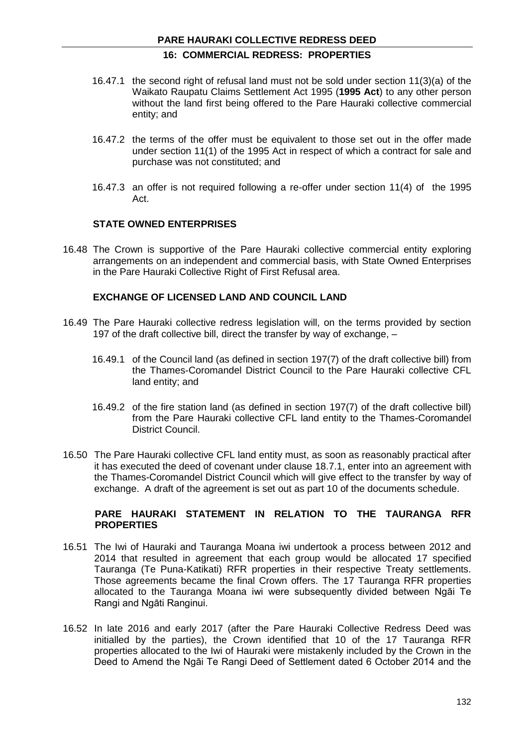16.47.1 the second right of refusal land must not be sold under section 11(3)(a) of the Waikato Raupatu Claims Settlement Act 1995 (**1995 Act**) to any other person without the land first being offered to the Pare Hauraki collective commercial entity; and

16.47.2 the terms of the offer must be equivalent to those set out in the offer made under section 11(1) of the 1995 Act in respect of which a contract for sale and purchase was not constituted; and

16.47.3 an offer is not required following a re-offer under section 11(4) of the 1995 Act.

### STATE OWNED ENTERPRISES

16.48 The Crown is supportive of the Pare Hauraki collective commercial entity exploring arrangements on an independent and commercial basis, with State Owned Enterprises in the Pare Hauraki Collective Right of First Refusal area.

### EXCHANGE OF LICENSED LAND AND COUNCIL LAND

16.49 The Pare Hauraki collective redress legislation will, on the terms provided by section 197 of the draft collective bill, direct the transfer by way of exchange, –

16.49.1 of the Council land (as defined in section 197(7) of the draft collective bill) from the Thames-Coromandel District Council to the Pare Hauraki collective CFL land entity; and

16.49.2 of the fire station land (as defined in section 197(7) of the draft collective bill) from the Pare Hauraki collective CFL land entity to the Thames-Coromandel District Council.

16.50 The Pare Hauraki collective CFL land entity must, as soon as reasonably practical after it has executed the deed of covenant under clause 18.7.1, enter into an agreement with the Thames-Coromandel District Council which will give effect to the transfer by way of exchange. A draft of the agreement is set out as part 10 of the documents schedule.

### PARE HAURAKI STATEMENT IN RELATION TO THE TAURANGA RFR PROPERTIES

16.51 The Iwi of Hauraki and Tauranga Moana iwi undertook a process between 2012 and 2014 that resulted in agreement that each group would be allocated 17 specified Tauranga (Te Puna-Katikati) RFR properties in their respective Treaty settlements. Those agreements became the final Crown offers. The 17 Tauranga RFR properties allocated to the Tauranga Moana iwi were subsequently divided between Ngāi Te Rangi and Ngāti Ranginui.

16.52 In late 2016 and early 2017 (after the Pare Hauraki Collective Redress Deed was initialled by the parties), the Crown identified that 10 of the 17 Tauranga RFR properties allocated to the Iwi of Hauraki were mistakenly included by the Crown in the Deed to Amend the Ngāi Te Rangi Deed of Settlement dated 6 October 2014 and the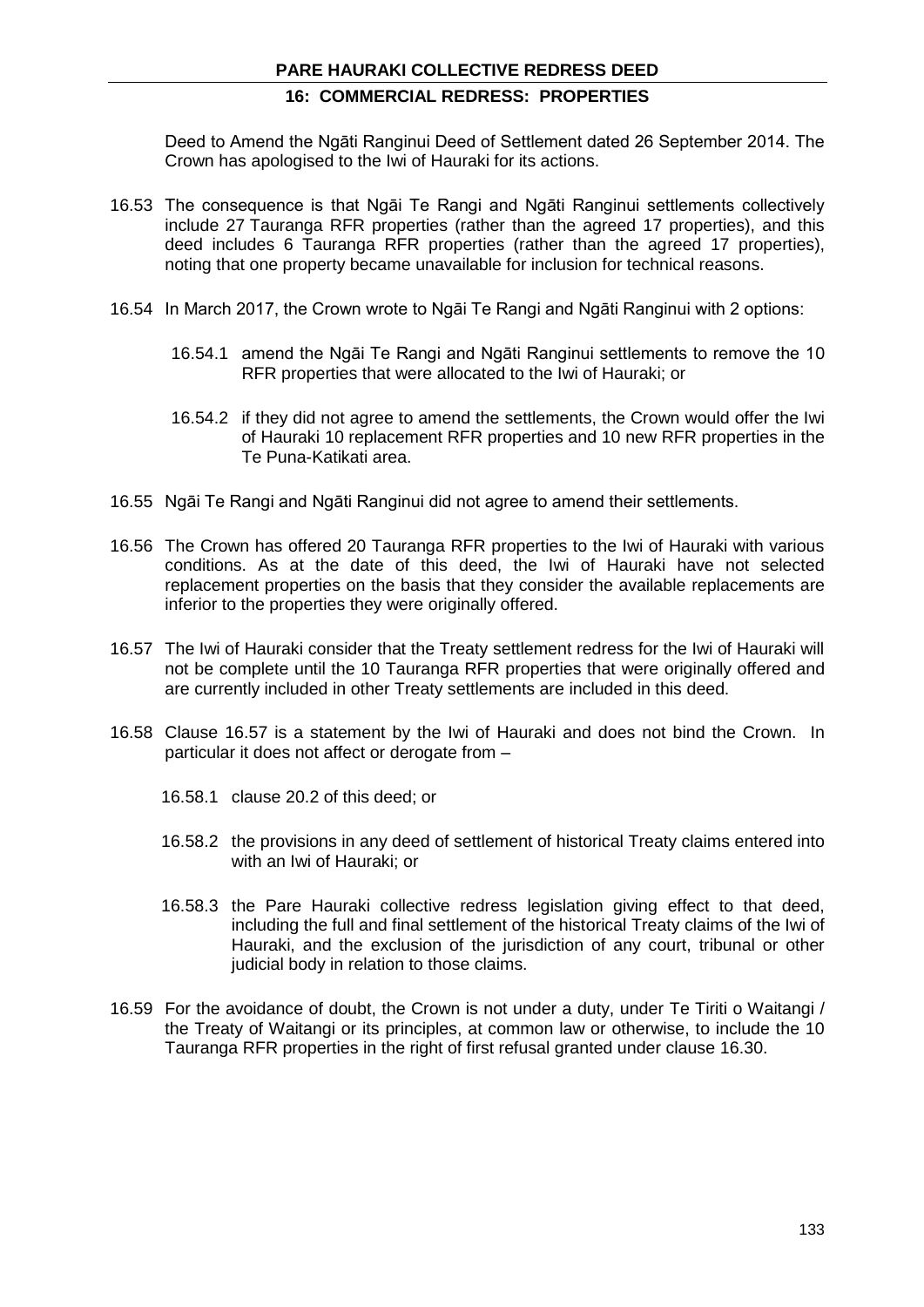Deed to Amend the Ngāti Ranginui Deed of Settlement dated 26 September 2014. The Crown has apologised to the Iwi of Hauraki for its actions.

16.53 The consequence is that Ngāi Te Rangi and Ngāti Ranginui settlements collectively include 27 Tauranga RFR properties (rather than the agreed 17 properties), and this deed includes 6 Tauranga RFR properties (rather than the agreed 17 properties), noting that one property became unavailable for inclusion for technical reasons.

16.54 In March 2017, the Crown wrote to Ngāi Te Rangi and Ngāti Ranginui with 2 options:

16.54.1 amend the Ngāi Te Rangi and Ngāti Ranginui settlements to remove the 10 RFR properties that were allocated to the Iwi of Hauraki; or

16.54.2 if they did not agree to amend the settlements, the Crown would offer the Iwi of Hauraki 10 replacement RFR properties and 10 new RFR properties in the Te Puna-Katikati area.

16.55 Ngāi Te Rangi and Ngāti Ranginui did not agree to amend their settlements.

16.56 The Crown has offered 20 Tauranga RFR properties to the Iwi of Hauraki with various conditions. As at the date of this deed, the Iwi of Hauraki have not selected replacement properties on the basis that they consider the available replacements are inferior to the properties they were originally offered.

16.57 The Iwi of Hauraki consider that the Treaty settlement redress for the Iwi of Hauraki will not be complete until the 10 Tauranga RFR properties that were originally offered and are currently included in other Treaty settlements are included in this deed.

16.58 Clause 16.57 is a statement by the Iwi of Hauraki and does not bind the Crown. In particular it does not affect or derogate from –

16.58.1 clause 20.2 of this deed; or

16.58.2 the provisions in any deed of settlement of historical Treaty claims entered into with an Iwi of Hauraki; or

16.58.3 the Pare Hauraki collective redress legislation giving effect to that deed, including the full and final settlement of the historical Treaty claims of the Iwi of Hauraki, and the exclusion of the jurisdiction of any court, tribunal or other judicial body in relation to those claims.

16.59 For the avoidance of doubt, the Crown is not under a duty, under Te Tiriti o Waitangi / the Treaty of Waitangi or its principles, at common law or otherwise, to include the 10 Tauranga RFR properties in the right of first refusal granted under clause 16.30.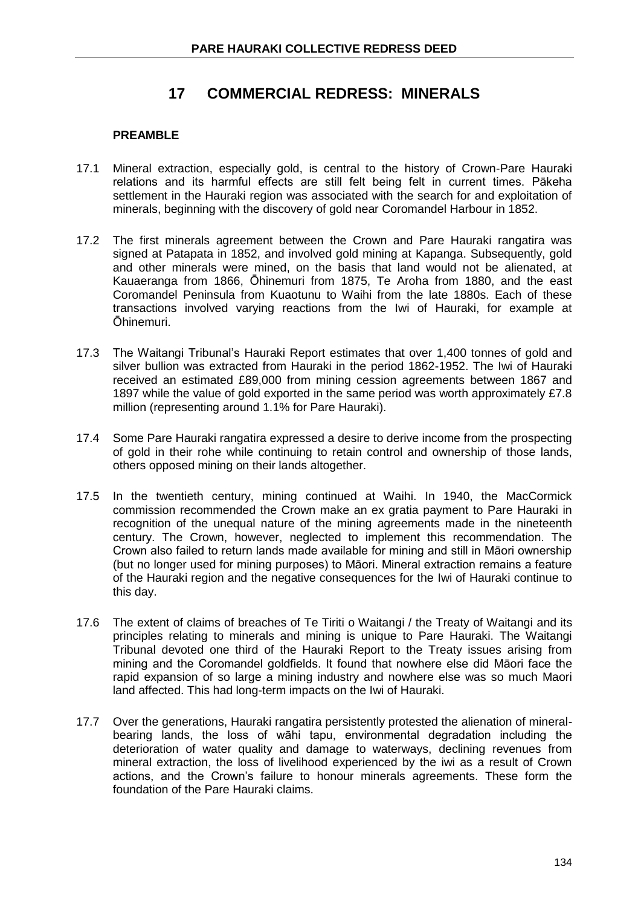# 17 COMMERCIAL REDRESS: MINERALS

**PREAMBLE**

17.1 Mineral extraction, especially gold, is central to the history of Crown-Pare Hauraki relations and its harmful effects are still felt being felt in current times. Pākeha settlement in the Hauraki region was associated with the search for and exploitation of minerals, beginning with the discovery of gold near Coromandel Harbour in 1852.

17.2 The first minerals agreement between the Crown and Pare Hauraki rangatira was signed at Patapata in 1852, and involved gold mining at Kapanga. Subsequently, gold and other minerals were mined, on the basis that land would not be alienated, at Kauaeranga from 1866, Ōhinemuri from 1875, Te Aroha from 1880, and the east Coromandel Peninsula from Kuaotunu to Waihi from the late 1880s. Each of these transactions involved varying reactions from the Iwi of Hauraki, for example at Ōhinemuri.

17.3 The Waitangi Tribunal's Hauraki Report estimates that over 1,400 tonnes of gold and silver bullion was extracted from Hauraki in the period 1862-1952. The Iwi of Hauraki received an estimated £89,000 from mining cession agreements between 1867 and 1897 while the value of gold exported in the same period was worth approximately £7.8 million (representing around 1.1% for Pare Hauraki).

17.4 Some Pare Hauraki rangatira expressed a desire to derive income from the prospecting of gold in their rohe while continuing to retain control and ownership of those lands, others opposed mining on their lands altogether.

17.5 In the twentieth century, mining continued at Waihi. In 1940, the MacCormick commission recommended the Crown make an ex gratia payment to Pare Hauraki in recognition of the unequal nature of the mining agreements made in the nineteenth century. The Crown, however, neglected to implement this recommendation. The Crown also failed to return lands made available for mining and still in Māori ownership (but no longer used for mining purposes) to Māori. Mineral extraction remains a feature of the Hauraki region and the negative consequences for the Iwi of Hauraki continue to this day.

17.6 The extent of claims of breaches of Te Tiriti o Waitangi / the Treaty of Waitangi and its principles relating to minerals and mining is unique to Pare Hauraki. The Waitangi Tribunal devoted one third of the Hauraki Report to the Treaty issues arising from mining and the Coromandel goldfields. It found that nowhere else did Māori face the rapid expansion of so large a mining industry and nowhere else was so much Maori land affected. This had long-term impacts on the Iwi of Hauraki.

17.7 Over the generations, Hauraki rangatira persistently protested the alienation of mineral-bearing lands, the loss of wāhi tapu, environmental degradation including the deterioration of water quality and damage to waterways, declining revenues from mineral extraction, the loss of livelihood experienced by the iwi as a result of Crown actions, and the Crown's failure to honour minerals agreements. These form the foundation of the Pare Hauraki claims.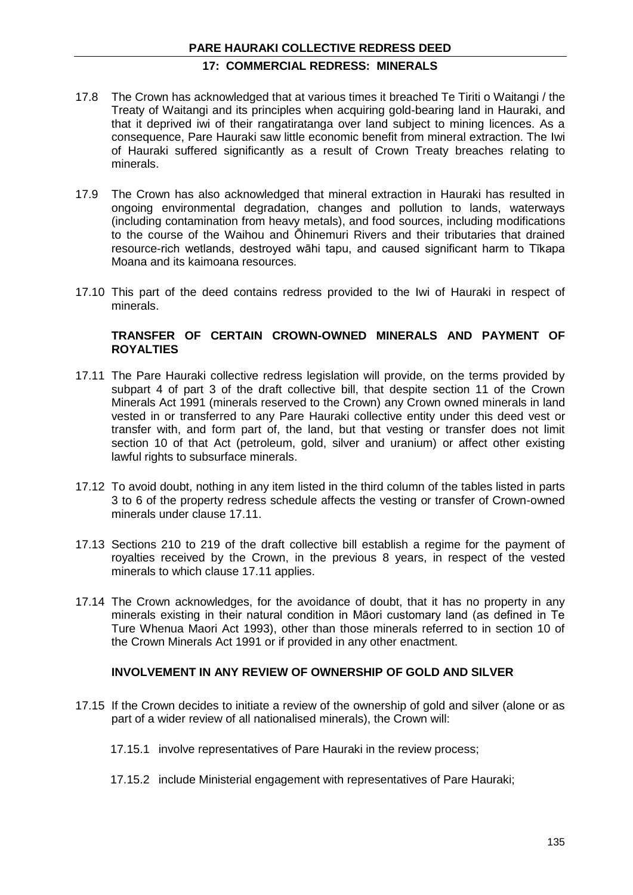17.8 The Crown has acknowledged that at various times it breached Te Tiriti o Waitangi / the Treaty of Waitangi and its principles when acquiring gold-bearing land in Hauraki, and that it deprived iwi of their rangatiratanga over land subject to mining licences. As a consequence, Pare Hauraki saw little economic benefit from mineral extraction. The Iwi of Hauraki suffered significantly as a result of Crown Treaty breaches relating to minerals.

17.9 The Crown has also acknowledged that mineral extraction in Hauraki has resulted in ongoing environmental degradation, changes and pollution to lands, waterways (including contamination from heavy metals), and food sources, including modifications to the course of the Waihou and Ōhinemuri Rivers and their tributaries that drained resource-rich wetlands, destroyed wāhi tapu, and caused significant harm to Tīkapa Moana and its kaimoana resources.

17.10 This part of the deed contains redress provided to the Iwi of Hauraki in respect of minerals.

### TRANSFER OF CERTAIN CROWN-OWNED MINERALS AND PAYMENT OF ROYALTIES

17.11 The Pare Hauraki collective redress legislation will provide, on the terms provided by subpart 4 of part 3 of the draft collective bill, that despite section 11 of the Crown Minerals Act 1991 (minerals reserved to the Crown) any Crown owned minerals in land vested in or transferred to any Pare Hauraki collective entity under this deed vest or transfer with, and form part of, the land, but that vesting or transfer does not limit section 10 of that Act (petroleum, gold, silver and uranium) or affect other existing lawful rights to subsurface minerals.

17.12 To avoid doubt, nothing in any item listed in the third column of the tables listed in parts 3 to 6 of the property redress schedule affects the vesting or transfer of Crown-owned minerals under clause 17.11.

17.13 Sections 210 to 219 of the draft collective bill establish a regime for the payment of royalties received by the Crown, in the previous 8 years, in respect of the vested minerals to which clause 17.11 applies.

17.14 The Crown acknowledges, for the avoidance of doubt, that it has no property in any minerals existing in their natural condition in Māori customary land (as defined in Te Ture Whenua Maori Act 1993), other than those minerals referred to in section 10 of the Crown Minerals Act 1991 or if provided in any other enactment.

### INVOLVEMENT IN ANY REVIEW OF OWNERSHIP OF GOLD AND SILVER

17.15 If the Crown decides to initiate a review of the ownership of gold and silver (alone or as part of a wider review of all nationalised minerals), the Crown will:

17.15.1 involve representatives of Pare Hauraki in the review process;

17.15.2 include Ministerial engagement with representatives of Pare Hauraki;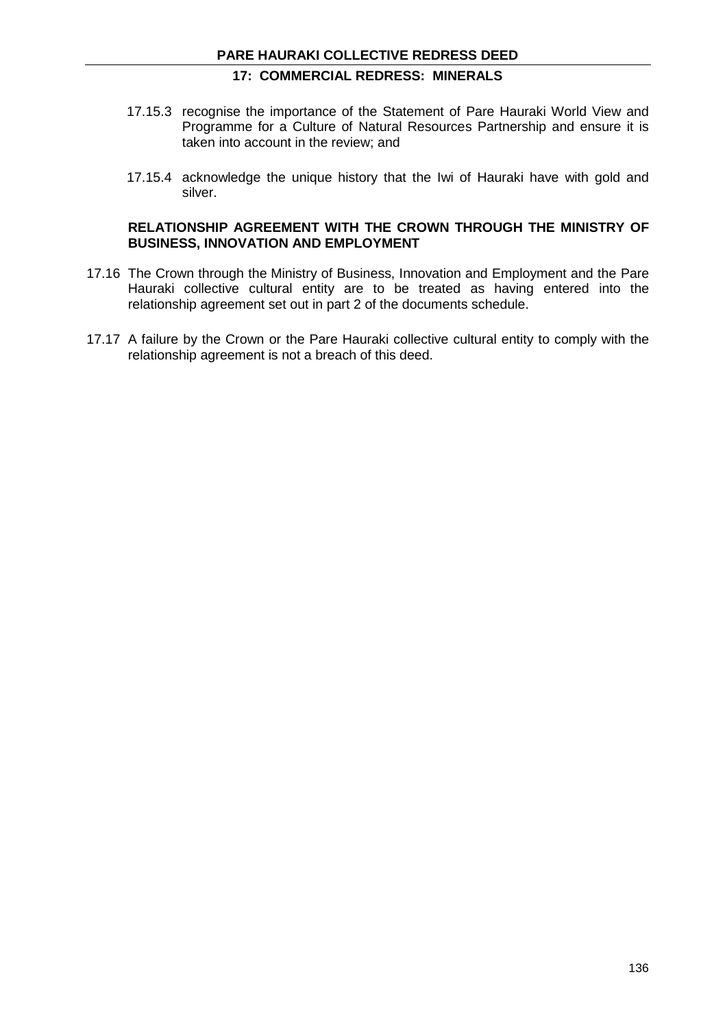17.15.3 recognise the importance of the Statement of Pare Hauraki World View and Programme for a Culture of Natural Resources Partnership and ensure it is taken into account in the review; and

17.15.4 acknowledge the unique history that the Iwi of Hauraki have with gold and silver.

**RELATIONSHIP AGREEMENT WITH THE CROWN THROUGH THE MINISTRY OF BUSINESS, INNOVATION AND EMPLOYMENT**

17.16 The Crown through the Ministry of Business, Innovation and Employment and the Pare Hauraki collective cultural entity are to be treated as having entered into the relationship agreement set out in part 2 of the documents schedule.

17.17 A failure by the Crown or the Pare Hauraki collective cultural entity to comply with the relationship agreement is not a breach of this deed.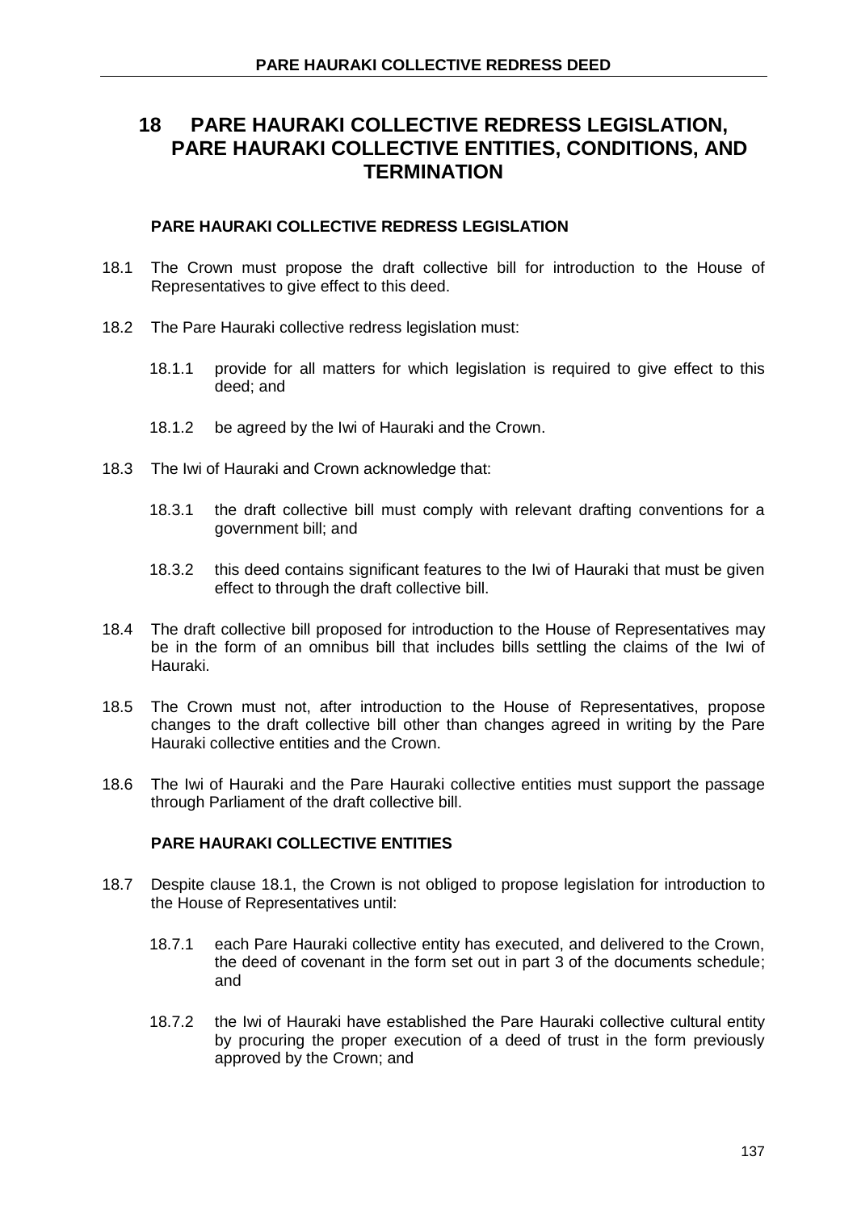# 18 PARE HAURAKI COLLECTIVE REDRESS LEGISLATION, PARE HAURAKI COLLECTIVE ENTITIES, CONDITIONS, AND TERMINATION

## PARE HAURAKI COLLECTIVE REDRESS LEGISLATION

18.1 The Crown must propose the draft collective bill for introduction to the House of Representatives to give effect to this deed.

18.2 The Pare Hauraki collective redress legislation must:

- 18.1.1 provide for all matters for which legislation is required to give effect to this deed; and
- 18.1.2 be agreed by the Iwi of Hauraki and the Crown.

18.3 The Iwi of Hauraki and Crown acknowledge that:

- 18.3.1 the draft collective bill must comply with relevant drafting conventions for a government bill; and
- 18.3.2 this deed contains significant features to the Iwi of Hauraki that must be given effect to through the draft collective bill.

18.4 The draft collective bill proposed for introduction to the House of Representatives may be in the form of an omnibus bill that includes bills settling the claims of the Iwi of Hauraki.

18.5 The Crown must not, after introduction to the House of Representatives, propose changes to the draft collective bill other than changes agreed in writing by the Pare Hauraki collective entities and the Crown.

18.6 The Iwi of Hauraki and the Pare Hauraki collective entities must support the passage through Parliament of the draft collective bill.

## PARE HAURAKI COLLECTIVE ENTITIES

18.7 Despite clause 18.1, the Crown is not obliged to propose legislation for introduction to the House of Representatives until:

- 18.7.1 each Pare Hauraki collective entity has executed, and delivered to the Crown, the deed of covenant in the form set out in part 3 of the documents schedule; and
- 18.7.2 the Iwi of Hauraki have established the Pare Hauraki collective cultural entity by procuring the proper execution of a deed of trust in the form previously approved by the Crown; and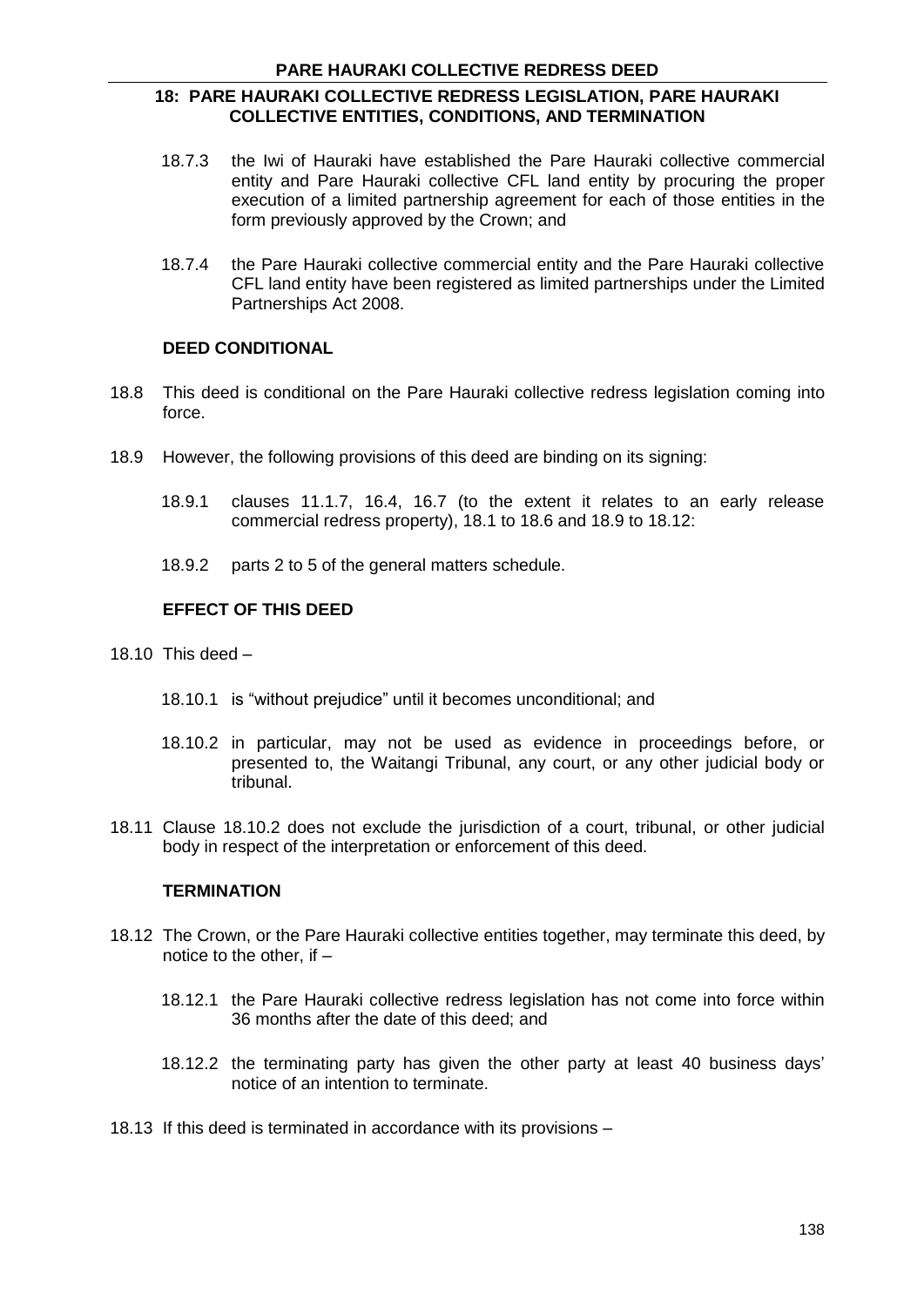18.7.3 the Iwi of Hauraki have established the Pare Hauraki collective commercial entity and Pare Hauraki collective CFL land entity by procuring the proper execution of a limited partnership agreement for each of those entities in the form previously approved by the Crown; and

18.7.4 the Pare Hauraki collective commercial entity and the Pare Hauraki collective CFL land entity have been registered as limited partnerships under the Limited Partnerships Act 2008.

**DEED CONDITIONAL**

18.8 This deed is conditional on the Pare Hauraki collective redress legislation coming into force.

18.9 However, the following provisions of this deed are binding on its signing:

18.9.1 clauses 11.1.7, 16.4, 16.7 (to the extent it relates to an early release commercial redress property), 18.1 to 18.6 and 18.9 to 18.12:

18.9.2 parts 2 to 5 of the general matters schedule.

**EFFECT OF THIS DEED**

18.10 This deed –

18.10.1 is "without prejudice" until it becomes unconditional; and

18.10.2 in particular, may not be used as evidence in proceedings before, or presented to, the Waitangi Tribunal, any court, or any other judicial body or tribunal.

18.11 Clause 18.10.2 does not exclude the jurisdiction of a court, tribunal, or other judicial body in respect of the interpretation or enforcement of this deed.

**TERMINATION**

18.12 The Crown, or the Pare Hauraki collective entities together, may terminate this deed, by notice to the other, if –

18.12.1 the Pare Hauraki collective redress legislation has not come into force within 36 months after the date of this deed; and

18.12.2 the terminating party has given the other party at least 40 business days' notice of an intention to terminate.

18.13 If this deed is terminated in accordance with its provisions –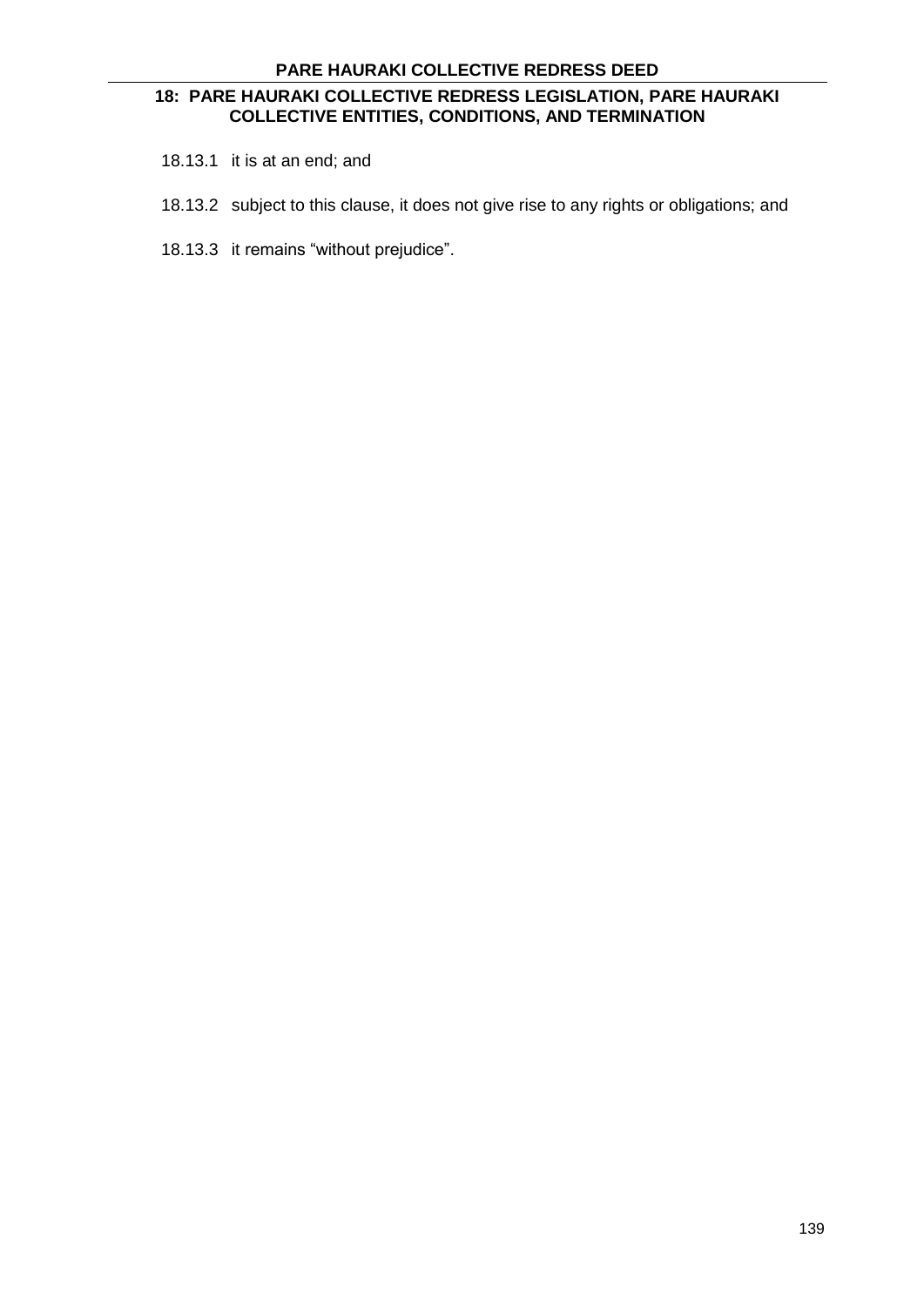18.13.1 it is at an end; and

18.13.2 subject to this clause, it does not give rise to any rights or obligations; and

18.13.3 it remains “without prejudice”.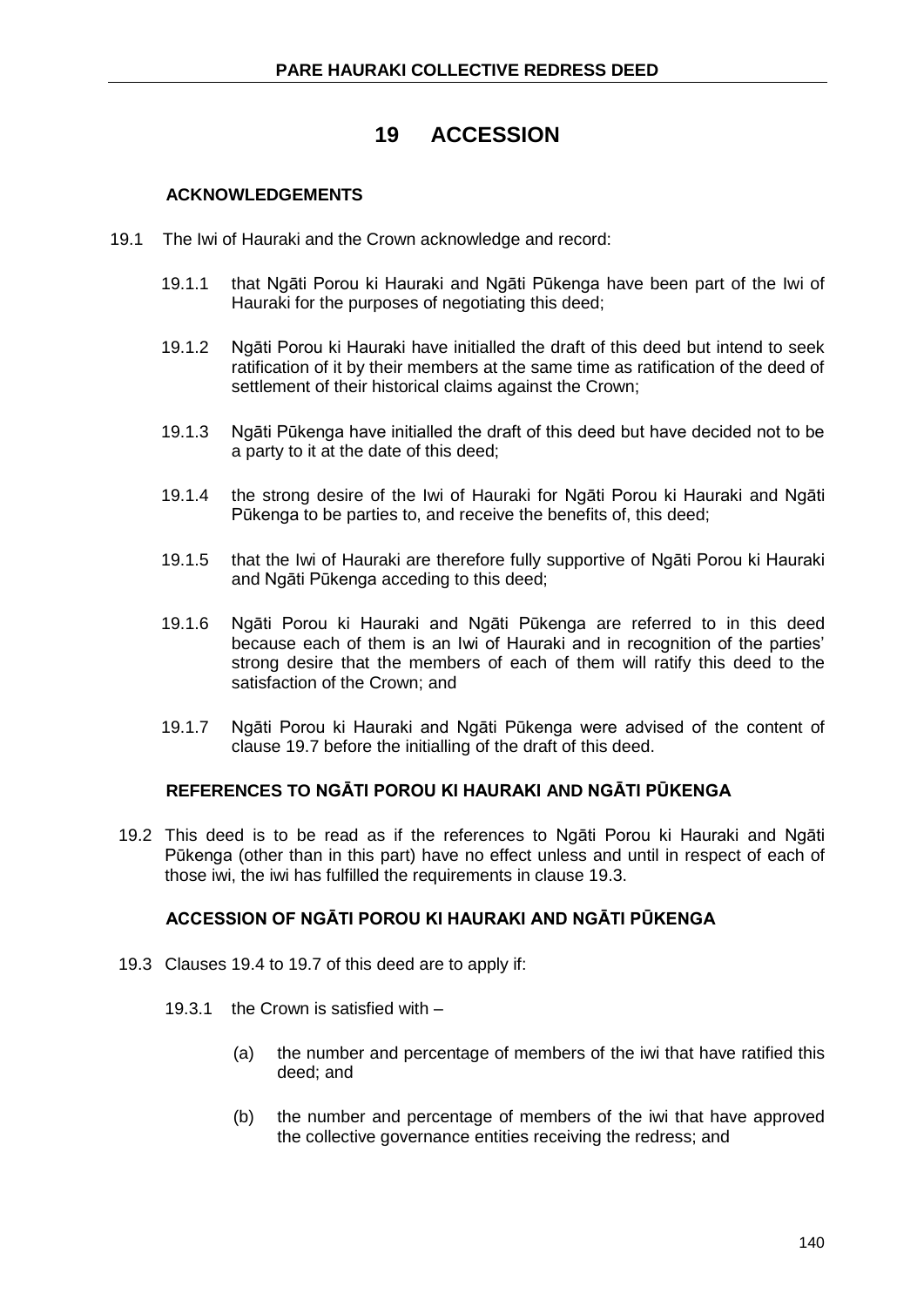# 19 ACCESSION

## ACKNOWLEDGEMENTS

19.1 The Iwi of Hauraki and the Crown acknowledge and record:

19.1.1 that Ngāti Porou ki Hauraki and Ngāti Pūkenga have been part of the Iwi of Hauraki for the purposes of negotiating this deed;

19.1.2 Ngāti Porou ki Hauraki have initialled the draft of this deed but intend to seek ratification of it by their members at the same time as ratification of the deed of settlement of their historical claims against the Crown;

19.1.3 Ngāti Pūkenga have initialled the draft of this deed but have decided not to be a party to it at the date of this deed;

19.1.4 the strong desire of the Iwi of Hauraki for Ngāti Porou ki Hauraki and Ngāti Pūkenga to be parties to, and receive the benefits of, this deed;

19.1.5 that the Iwi of Hauraki are therefore fully supportive of Ngāti Porou ki Hauraki and Ngāti Pūkenga acceding to this deed;

19.1.6 Ngāti Porou ki Hauraki and Ngāti Pūkenga are referred to in this deed because each of them is an Iwi of Hauraki and in recognition of the parties' strong desire that the members of each of them will ratify this deed to the satisfaction of the Crown; and

19.1.7 Ngāti Porou ki Hauraki and Ngāti Pūkenga were advised of the content of clause 19.7 before the initialling of the draft of this deed.

## REFERENCES TO NGĀTI POROU KI HAURAKI AND NGĀTI PŪKENGA

19.2 This deed is to be read as if the references to Ngāti Porou ki Hauraki and Ngāti Pūkenga (other than in this part) have no effect unless and until in respect of each of those iwi, the iwi has fulfilled the requirements in clause 19.3.

## ACCESSION OF NGĀTI POROU KI HAURAKI AND NGĀTI PŪKENGA

19.3 Clauses 19.4 to 19.7 of this deed are to apply if:

19.3.1 the Crown is satisfied with –

(a) the number and percentage of members of the iwi that have ratified this deed; and

(b) the number and percentage of members of the iwi that have approved the collective governance entities receiving the redress; and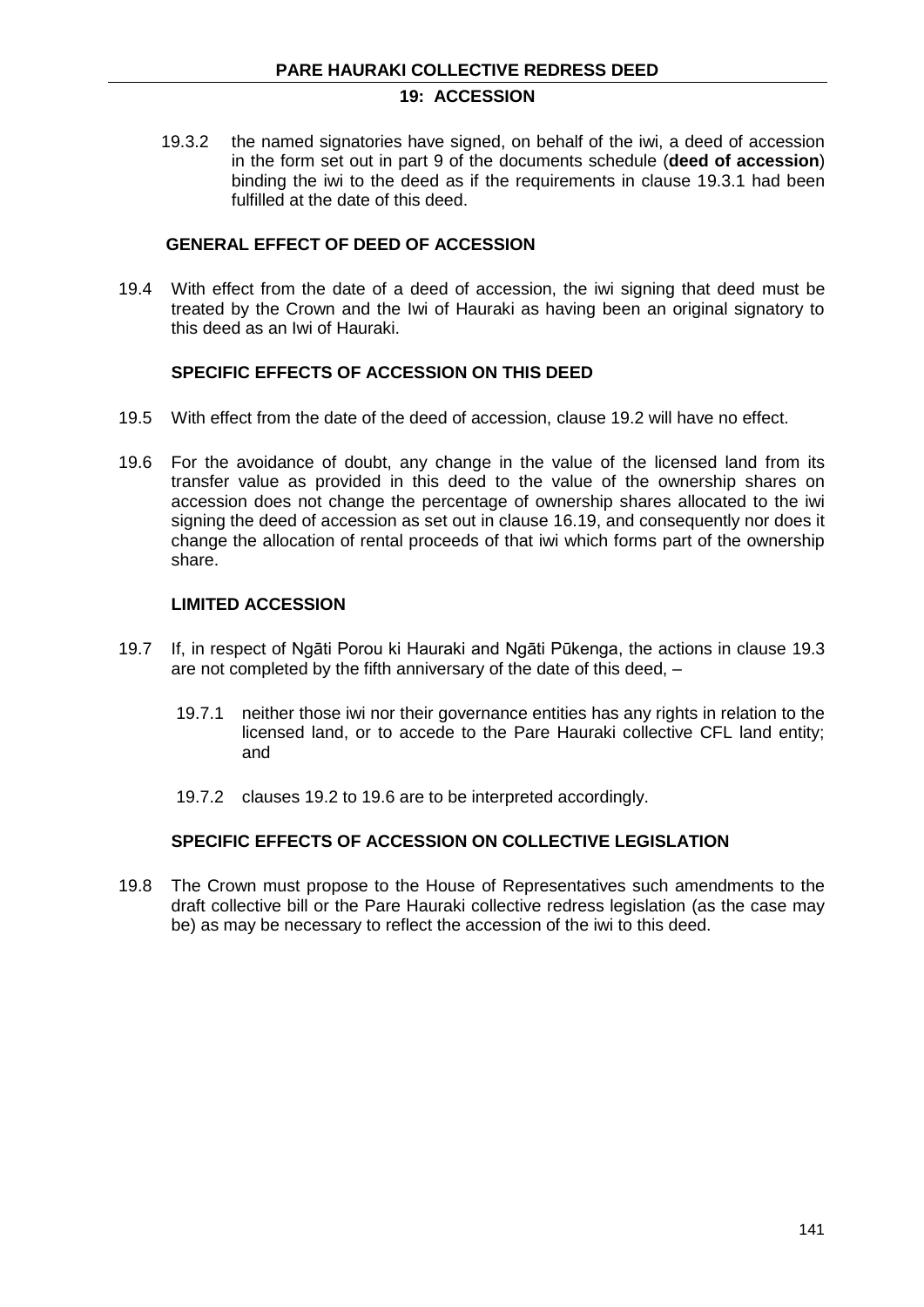19.3.2 the named signatories have signed, on behalf of the iwi, a deed of accession in the form set out in part 9 of the documents schedule (**deed of accession**) binding the iwi to the deed as if the requirements in clause 19.3.1 had been fulfilled at the date of this deed.

### GENERAL EFFECT OF DEED OF ACCESSION

19.4 With effect from the date of a deed of accession, the iwi signing that deed must be treated by the Crown and the Iwi of Hauraki as having been an original signatory to this deed as an Iwi of Hauraki.

### SPECIFIC EFFECTS OF ACCESSION ON THIS DEED

19.5 With effect from the date of the deed of accession, clause 19.2 will have no effect.

19.6 For the avoidance of doubt, any change in the value of the licensed land from its transfer value as provided in this deed to the value of the ownership shares on accession does not change the percentage of ownership shares allocated to the iwi signing the deed of accession as set out in clause 16.19, and consequently nor does it change the allocation of rental proceeds of that iwi which forms part of the ownership share.

### LIMITED ACCESSION

19.7 If, in respect of Ngāti Porou ki Hauraki and Ngāti Pūkenga, the actions in clause 19.3 are not completed by the fifth anniversary of the date of this deed, –

19.7.1 neither those iwi nor their governance entities has any rights in relation to the licensed land, or to accede to the Pare Hauraki collective CFL land entity; and

19.7.2 clauses 19.2 to 19.6 are to be interpreted accordingly.

### SPECIFIC EFFECTS OF ACCESSION ON COLLECTIVE LEGISLATION

19.8 The Crown must propose to the House of Representatives such amendments to the draft collective bill or the Pare Hauraki collective redress legislation (as the case may be) as may be necessary to reflect the accession of the iwi to this deed.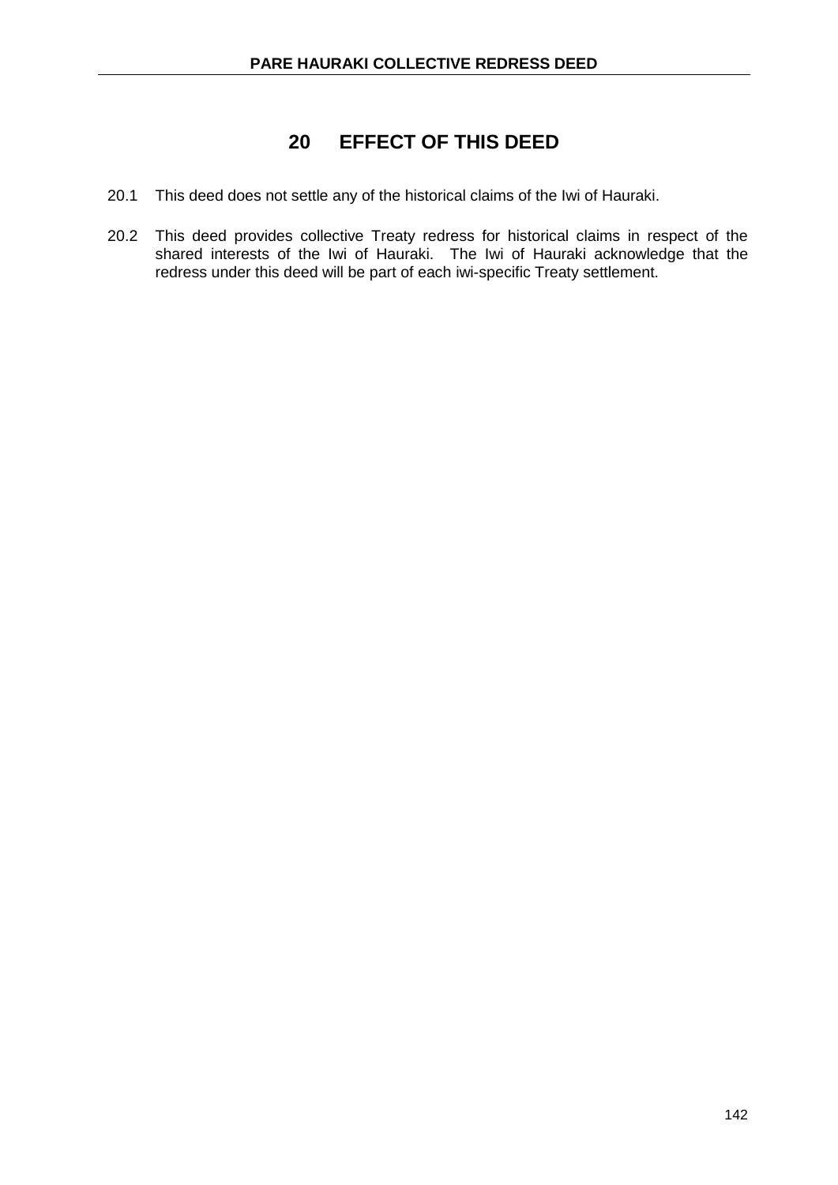# 20 EFFECT OF THIS DEED

20.1 This deed does not settle any of the historical claims of the Iwi of Hauraki.

20.2 This deed provides collective Treaty redress for historical claims in respect of the shared interests of the Iwi of Hauraki. The Iwi of Hauraki acknowledge that the redress under this deed will be part of each iwi-specific Treaty settlement.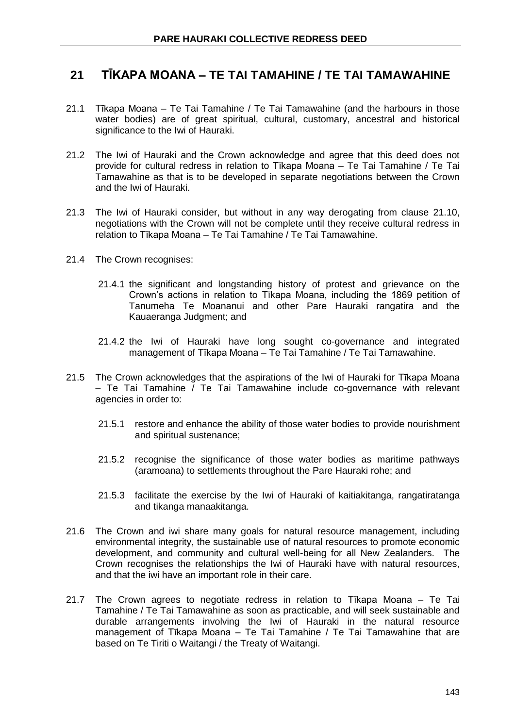## 21 TĪKAPA MOANA – TE TAI TAMAHINE / TE TAI TAMAWAHINE

21.1 Tīkapa Moana – Te Tai Tamahine / Te Tai Tamawahine (and the harbours in those water bodies) are of great spiritual, cultural, customary, ancestral and historical significance to the Iwi of Hauraki.

21.2 The Iwi of Hauraki and the Crown acknowledge and agree that this deed does not provide for cultural redress in relation to Tīkapa Moana – Te Tai Tamahine / Te Tai Tamawahine as that is to be developed in separate negotiations between the Crown and the Iwi of Hauraki.

21.3 The Iwi of Hauraki consider, but without in any way derogating from clause 21.10, negotiations with the Crown will not be complete until they receive cultural redress in relation to Tīkapa Moana – Te Tai Tamahine / Te Tai Tamawahine.

21.4 The Crown recognises:

21.4.1 the significant and longstanding history of protest and grievance on the Crown's actions in relation to Tīkapa Moana, including the 1869 petition of Tanumeha Te Moananui and other Pare Hauraki rangatira and the Kauaeranga Judgment; and

21.4.2 the Iwi of Hauraki have long sought co-governance and integrated management of Tīkapa Moana – Te Tai Tamahine / Te Tai Tamawahine.

21.5 The Crown acknowledges that the aspirations of the Iwi of Hauraki for Tīkapa Moana – Te Tai Tamahine / Te Tai Tamawahine include co-governance with relevant agencies in order to:

21.5.1 restore and enhance the ability of those water bodies to provide nourishment and spiritual sustenance;

21.5.2 recognise the significance of those water bodies as maritime pathways (aramoana) to settlements throughout the Pare Hauraki rohe; and

21.5.3 facilitate the exercise by the Iwi of Hauraki of kaitiakitanga, rangatiratanga and tikanga manaakitanga.

21.6 The Crown and iwi share many goals for natural resource management, including environmental integrity, the sustainable use of natural resources to promote economic development, and community and cultural well-being for all New Zealanders. The Crown recognises the relationships the Iwi of Hauraki have with natural resources, and that the iwi have an important role in their care.

21.7 The Crown agrees to negotiate redress in relation to Tīkapa Moana – Te Tai Tamahine / Te Tai Tamawahine as soon as practicable, and will seek sustainable and durable arrangements involving the Iwi of Hauraki in the natural resource management of Tīkapa Moana – Te Tai Tamahine / Te Tai Tamawahine that are based on Te Tiriti o Waitangi / the Treaty of Waitangi.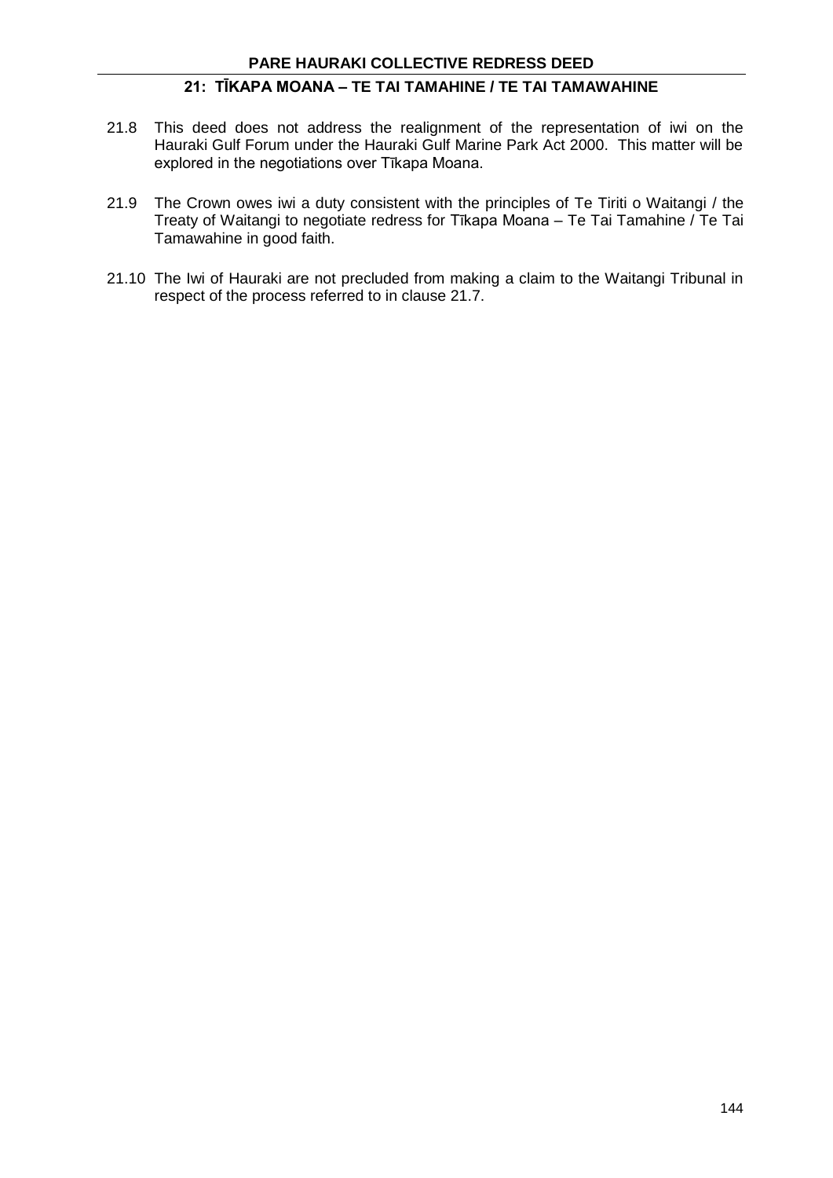21.8 This deed does not address the realignment of the representation of iwi on the Hauraki Gulf Forum under the Hauraki Gulf Marine Park Act 2000. This matter will be explored in the negotiations over Tīkapa Moana.

21.9 The Crown owes iwi a duty consistent with the principles of Te Tiriti o Waitangi / the Treaty of Waitangi to negotiate redress for Tīkapa Moana – Te Tai Tamahine / Te Tai Tamawahine in good faith.

21.10 The Iwi of Hauraki are not precluded from making a claim to the Waitangi Tribunal in respect of the process referred to in clause 21.7.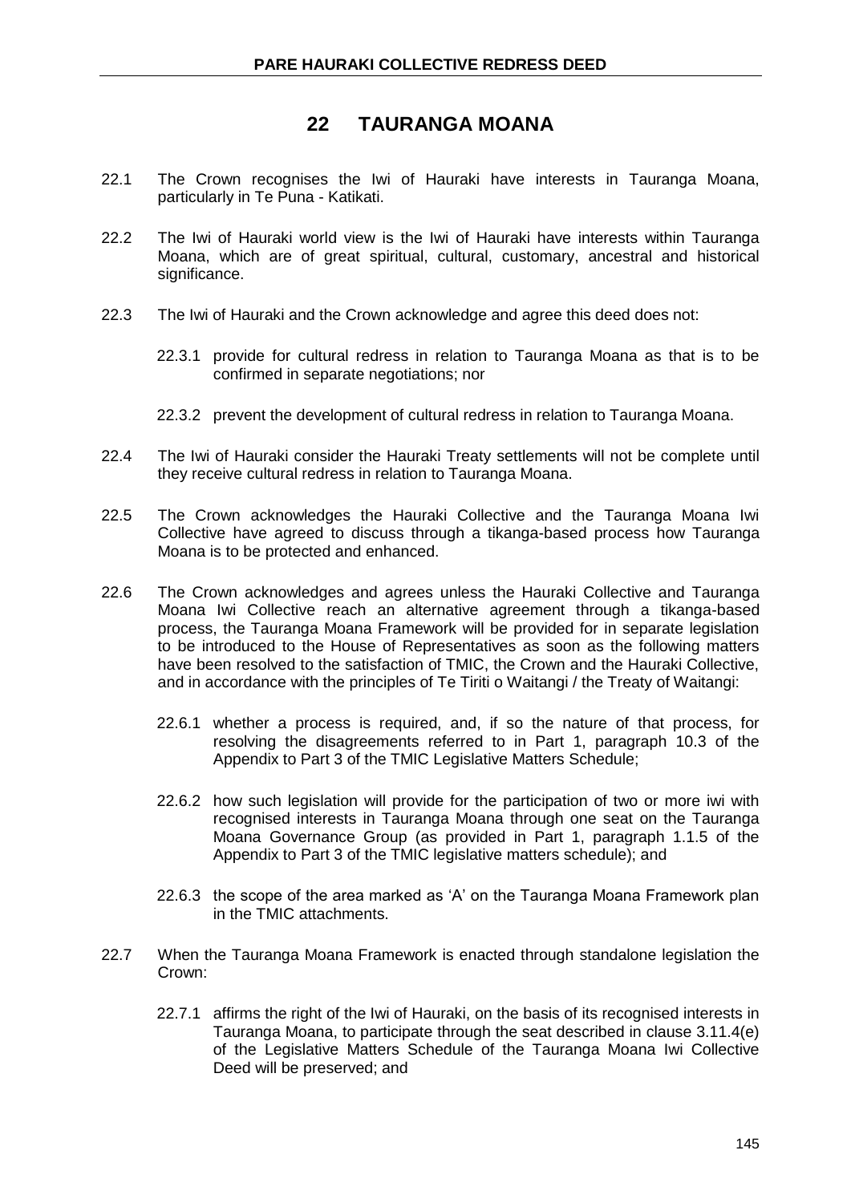## 22 TAURANGA MOANA

22.1 The Crown recognises the Iwi of Hauraki have interests in Tauranga Moana, particularly in Te Puna - Katikati.

22.2 The Iwi of Hauraki world view is the Iwi of Hauraki have interests within Tauranga Moana, which are of great spiritual, cultural, customary, ancestral and historical significance.

22.3 The Iwi of Hauraki and the Crown acknowledge and agree this deed does not:

22.3.1 provide for cultural redress in relation to Tauranga Moana as that is to be confirmed in separate negotiations; nor

22.3.2 prevent the development of cultural redress in relation to Tauranga Moana.

22.4 The Iwi of Hauraki consider the Hauraki Treaty settlements will not be complete until they receive cultural redress in relation to Tauranga Moana.

22.5 The Crown acknowledges the Hauraki Collective and the Tauranga Moana Iwi Collective have agreed to discuss through a tikanga-based process how Tauranga Moana is to be protected and enhanced.

22.6 The Crown acknowledges and agrees unless the Hauraki Collective and Tauranga Moana Iwi Collective reach an alternative agreement through a tikanga-based process, the Tauranga Moana Framework will be provided for in separate legislation to be introduced to the House of Representatives as soon as the following matters have been resolved to the satisfaction of TMIC, the Crown and the Hauraki Collective, and in accordance with the principles of Te Tiriti o Waitangi / the Treaty of Waitangi:

22.6.1 whether a process is required, and, if so the nature of that process, for resolving the disagreements referred to in Part 1, paragraph 10.3 of the Appendix to Part 3 of the TMIC Legislative Matters Schedule;

22.6.2 how such legislation will provide for the participation of two or more iwi with recognised interests in Tauranga Moana through one seat on the Tauranga Moana Governance Group (as provided in Part 1, paragraph 1.1.5 of the Appendix to Part 3 of the TMIC legislative matters schedule); and

22.6.3 the scope of the area marked as 'A' on the Tauranga Moana Framework plan in the TMIC attachments.

22.7 When the Tauranga Moana Framework is enacted through standalone legislation the Crown:

22.7.1 affirms the right of the Iwi of Hauraki, on the basis of its recognised interests in Tauranga Moana, to participate through the seat described in clause 3.11.4(e) of the Legislative Matters Schedule of the Tauranga Moana Iwi Collective Deed will be preserved; and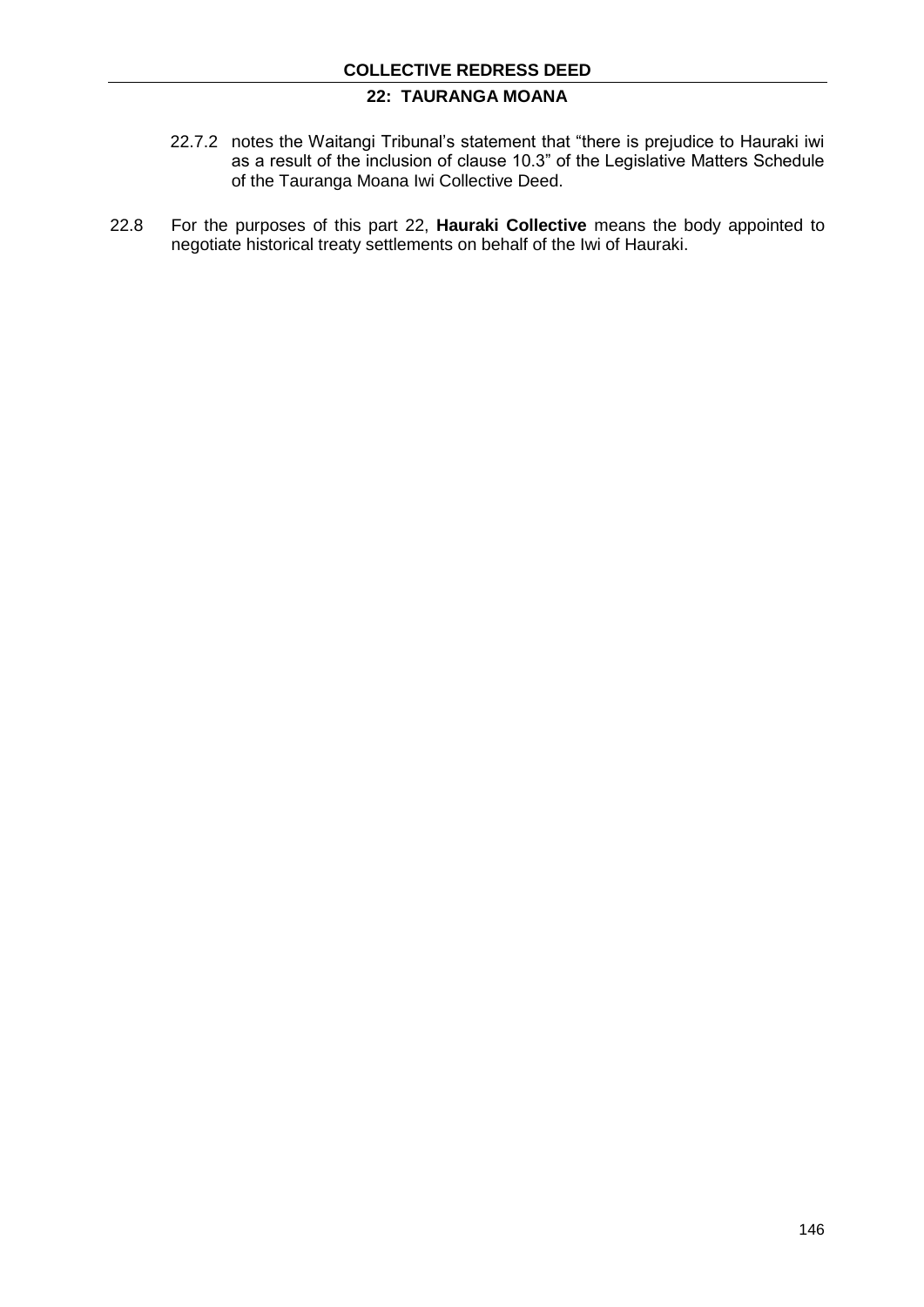22.7.2 notes the Waitangi Tribunal's statement that "there is prejudice to Hauraki iwi as a result of the inclusion of clause 10.3" of the Legislative Matters Schedule of the Tauranga Moana Iwi Collective Deed.

22.8 For the purposes of this part 22, **Hauraki Collective** means the body appointed to negotiate historical treaty settlements on behalf of the Iwi of Hauraki.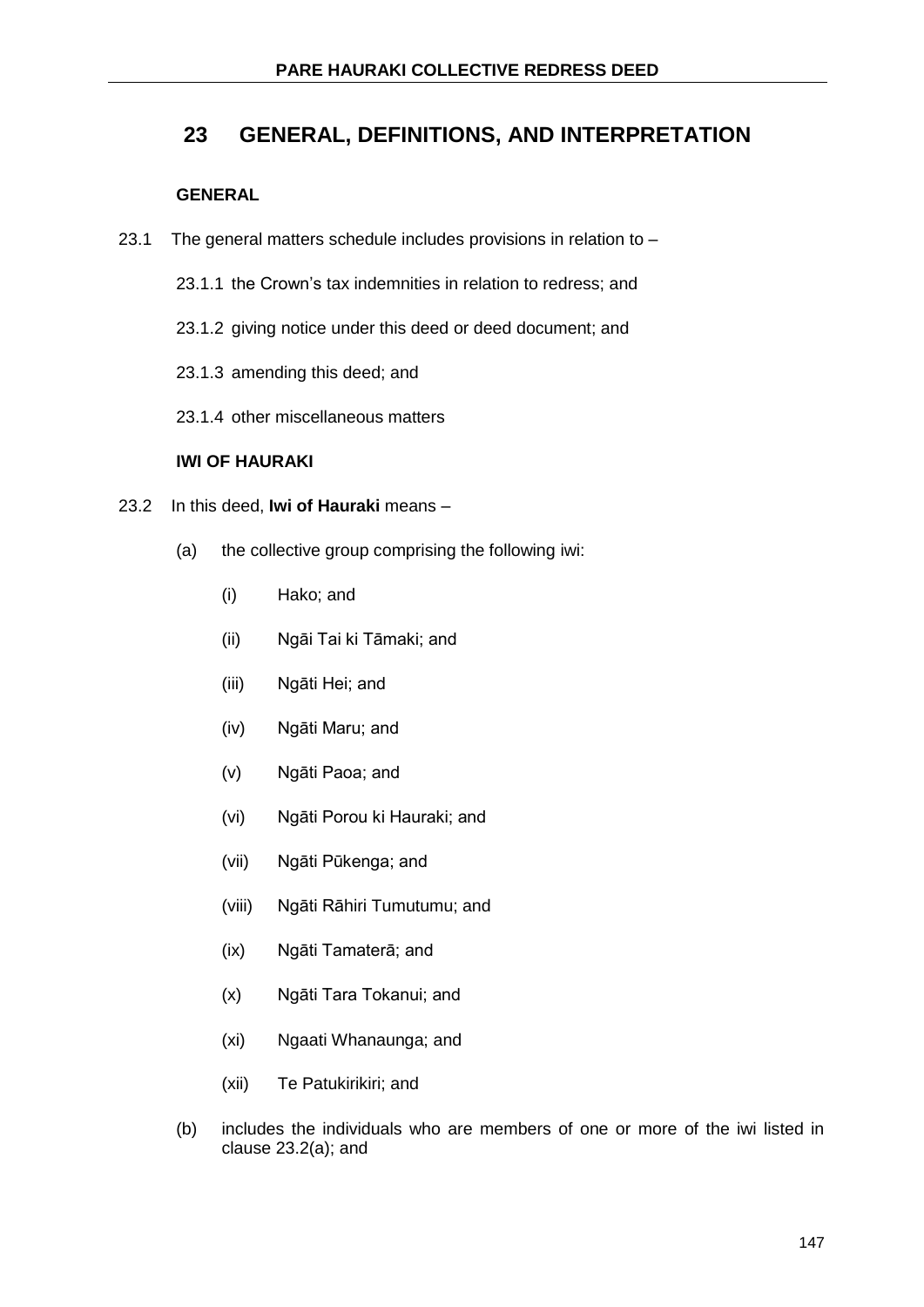## 23 GENERAL, DEFINITIONS, AND INTERPRETATION

### GENERAL

23.1 The general matters schedule includes provisions in relation to –

23.1.1 the Crown's tax indemnities in relation to redress; and

23.1.2 giving notice under this deed or deed document; and

23.1.3 amending this deed; and

23.1.4 other miscellaneous matters

### IWI OF HAURAKI

23.2 In this deed, **Iwi of Hauraki** means –

(a) the collective group comprising the following iwi:

(i) Hako; and

(ii) Ngāi Tai ki Tāmaki; and

(iii) Ngāti Hei; and

(iv) Ngāti Maru; and

(v) Ngāti Paoa; and

(vi) Ngāti Porou ki Hauraki; and

(vii) Ngāti Pūkenga; and

(viii) Ngāti Rāhiri Tumutumu; and

(ix) Ngāti Tamaterā; and

(x) Ngāti Tara Tokanui; and

(xi) Ngaati Whanaunga; and

(xii) Te Patukirikiri; and

(b) includes the individuals who are members of one or more of the iwi listed in clause 23.2(a); and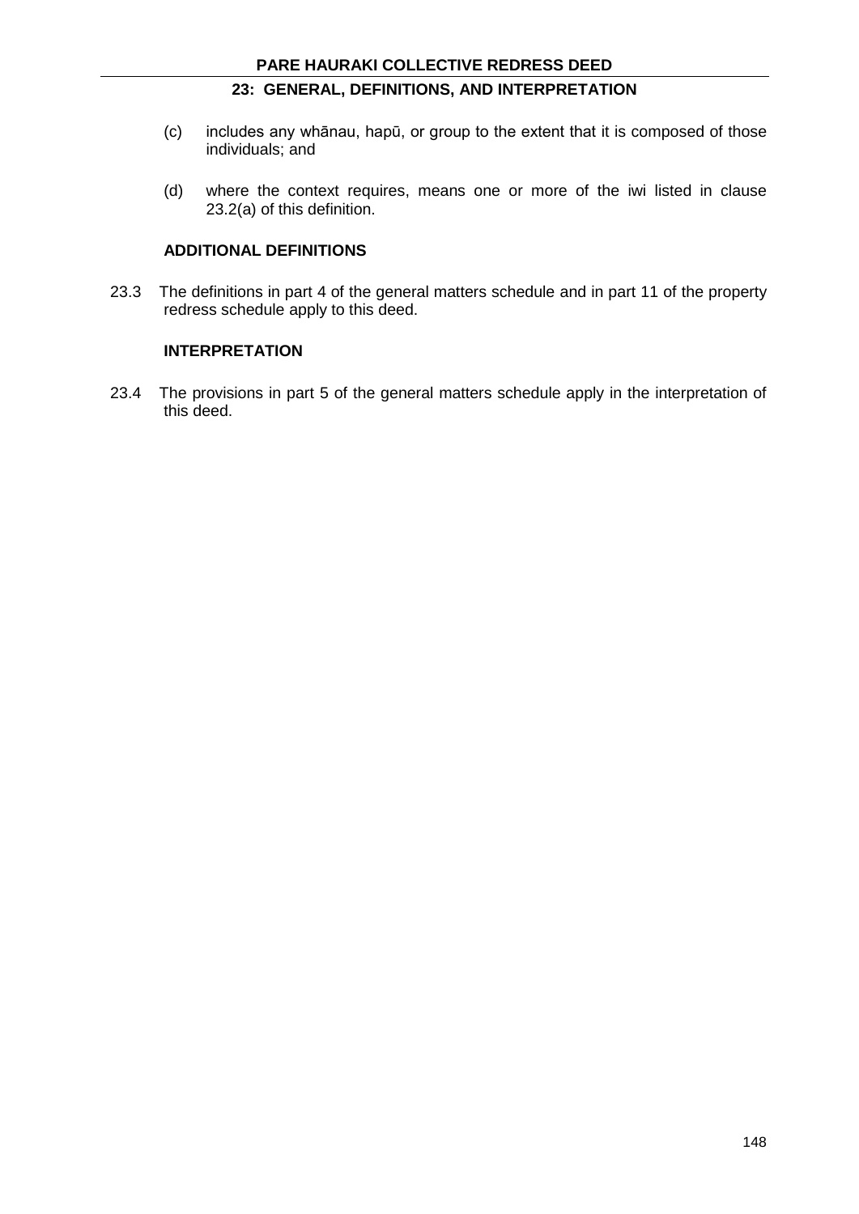(c) includes any whānau, hapū, or group to the extent that it is composed of those individuals; and

(d) where the context requires, means one or more of the iwi listed in clause 23.2(a) of this definition.

### ADDITIONAL DEFINITIONS

23.3 The definitions in part 4 of the general matters schedule and in part 11 of the property redress schedule apply to this deed.

### INTERPRETATION

23.4 The provisions in part 5 of the general matters schedule apply in the interpretation of this deed.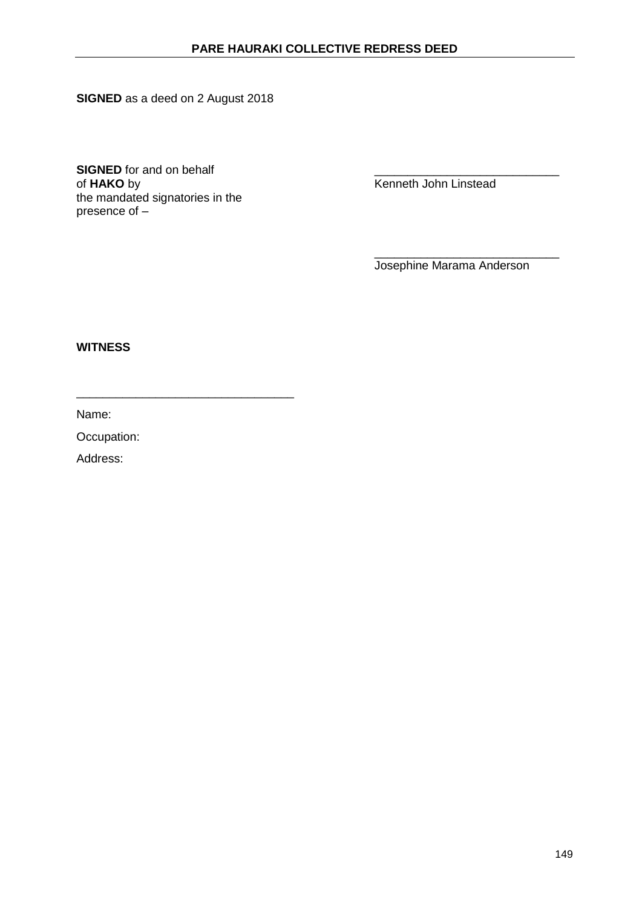**SIGNED** as a deed on 2 August 2018

**SIGNED** for and on behalf of **HAKO** by the mandated signatories in the presence of –

\_\_\_\_\_\_\_\_\_\_\_\_\_\_\_\_\_\_\_\_\_\_\_\_\_\_\_\_
Kenneth John Linstead

\_\_\_\_\_\_\_\_\_\_\_\_\_\_\_\_\_\_\_\_\_\_\_\_\_\_\_\_
Josephine Marama Anderson

**WITNESS**

\_\_\_\_\_\_\_\_\_\_\_\_\_\_\_\_\_\_\_\_\_\_\_\_\_\_\_\_\_\_\_\_

Name:

Occupation:

Address: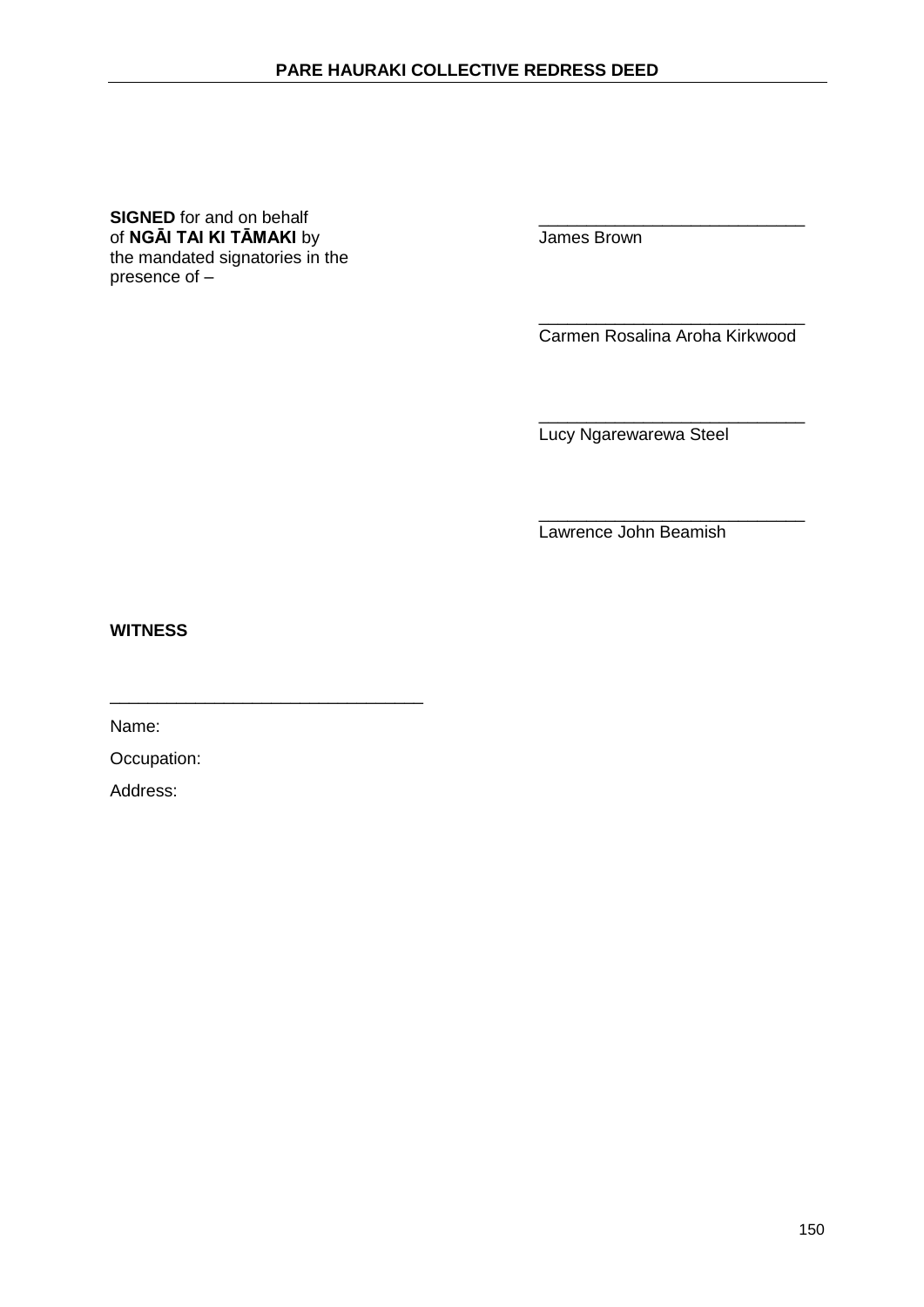**SIGNED** for and on behalf of **NGĀI TAI KI TĀMAKI** by the mandated signatories in the presence of –

\_\_\_\_\_\_\_\_\_\_\_\_\_\_\_\_\_\_\_\_\_\_\_\_\_\_\_\_
James Brown

\_\_\_\_\_\_\_\_\_\_\_\_\_\_\_\_\_\_\_\_\_\_\_\_\_\_\_\_
Carmen Rosalina Aroha Kirkwood

\_\_\_\_\_\_\_\_\_\_\_\_\_\_\_\_\_\_\_\_\_\_\_\_\_\_\_\_
Lucy Ngarewarewa Steel

\_\_\_\_\_\_\_\_\_\_\_\_\_\_\_\_\_\_\_\_\_\_\_\_\_\_\_\_
Lawrence John Beamish

**WITNESS**

\_\_\_\_\_\_\_\_\_\_\_\_\_\_\_\_\_\_\_\_\_\_\_\_\_\_\_\_\_\_\_\_

Name:

Occupation:

Address: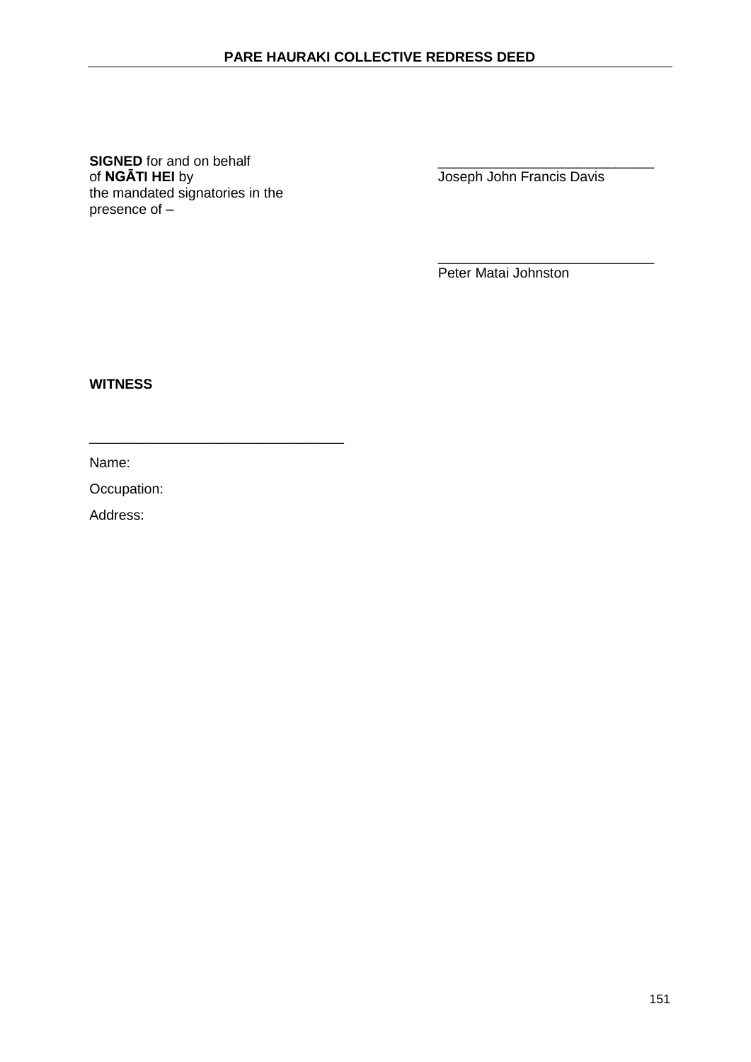**SIGNED** for and on behalf of **NGĀTI HEI** by the mandated signatories in the presence of –

\_\_\_\_\_\_\_\_\_\_\_\_\_\_\_\_\_\_\_\_\_\_\_\_\_\_\_\_
Joseph John Francis Davis

\_\_\_\_\_\_\_\_\_\_\_\_\_\_\_\_\_\_\_\_\_\_\_\_\_\_\_\_
Peter Matai Johnston

**WITNESS**

\_\_\_\_\_\_\_\_\_\_\_\_\_\_\_\_\_\_\_\_\_\_\_\_\_\_\_\_\_\_\_\_

Name:

Occupation:

Address: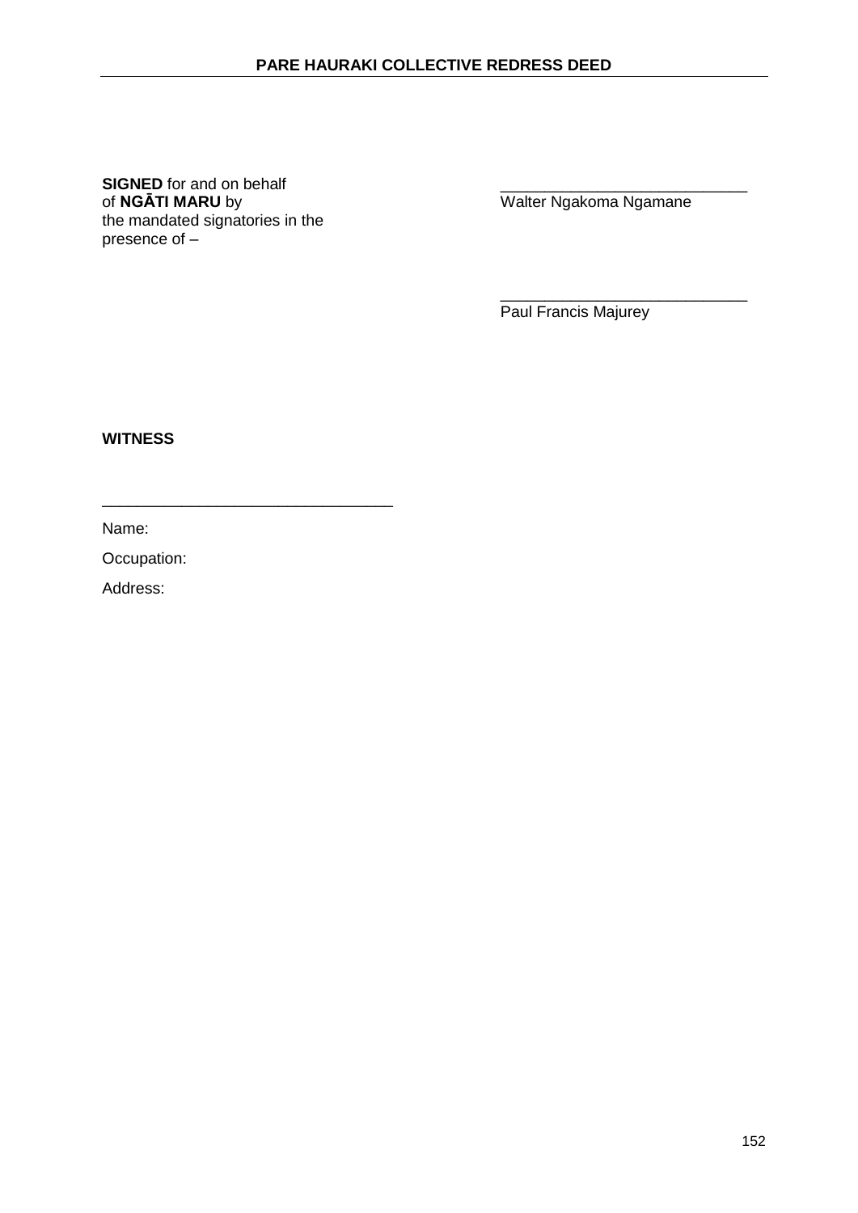**SIGNED** for and on behalf of **NGĀTI MARU** by the mandated signatories in the presence of –

\_\_\_\_\_\_\_\_\_\_\_\_\_\_\_\_\_\_\_\_\_\_\_\_\_\_\_\_
Walter Ngakoma Ngamane

\_\_\_\_\_\_\_\_\_\_\_\_\_\_\_\_\_\_\_\_\_\_\_\_\_\_\_\_
Paul Francis Majurey

**WITNESS**

\_\_\_\_\_\_\_\_\_\_\_\_\_\_\_\_\_\_\_\_\_\_\_\_\_\_\_\_\_\_\_\_

Name:

Occupation:

Address: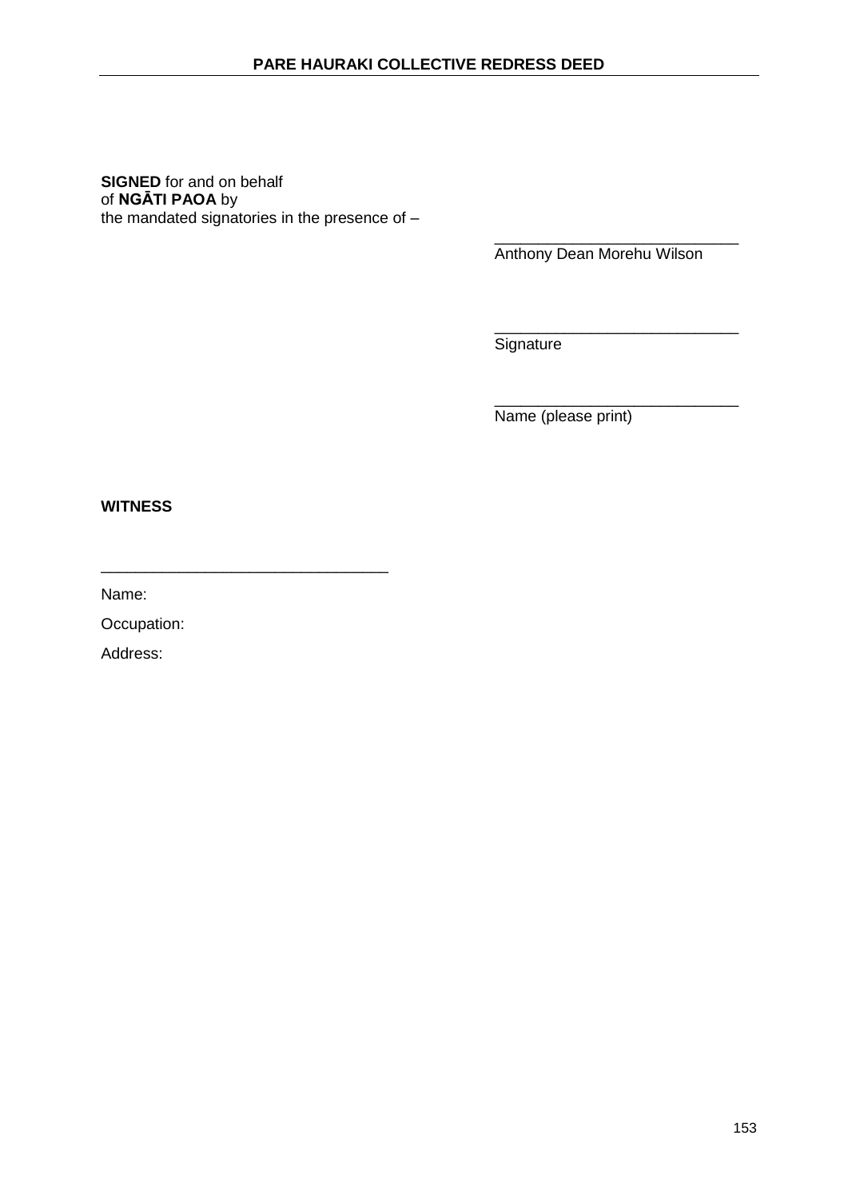**SIGNED** for and on behalf
of **NGĀTI PAOA** by
the mandated signatories in the presence of –

\_\_\_\_\_\_\_\_\_\_\_\_\_\_\_\_\_\_\_\_\_\_\_\_\_\_\_\_
Anthony Dean Morehu Wilson

\_\_\_\_\_\_\_\_\_\_\_\_\_\_\_\_\_\_\_\_\_\_\_\_\_\_\_\_
Signature

\_\_\_\_\_\_\_\_\_\_\_\_\_\_\_\_\_\_\_\_\_\_\_\_\_\_\_\_
Name (please print)

**WITNESS**

\_\_\_\_\_\_\_\_\_\_\_\_\_\_\_\_\_\_\_\_\_\_\_\_\_\_\_\_\_\_\_\_

Name:

Occupation:

Address: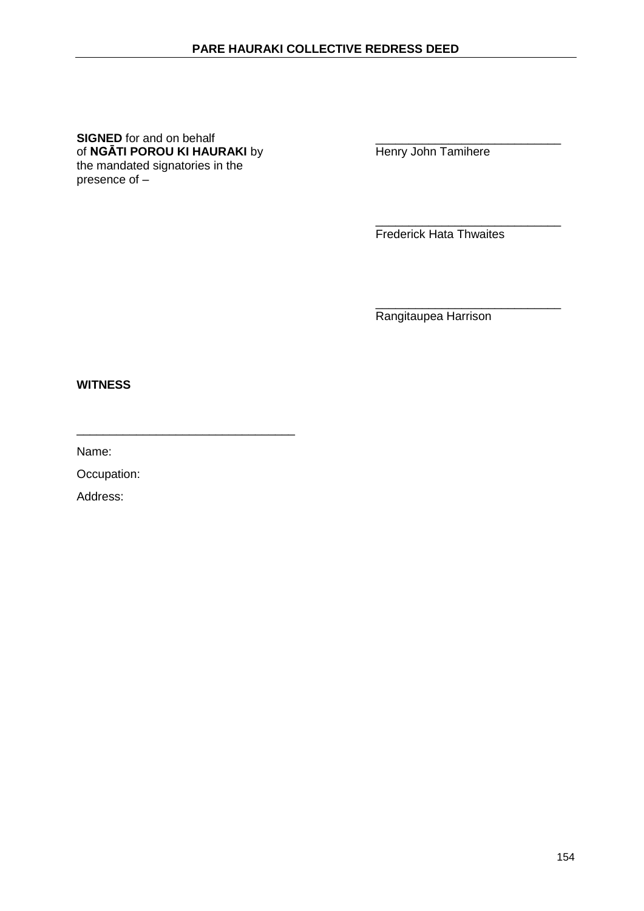**SIGNED** for and on behalf of **NGĀTI POROU KI HAURAKI** by the mandated signatories in the presence of –

\_\_\_\_\_\_\_\_\_\_\_\_\_\_\_\_\_\_\_\_\_\_\_\_\_\_\_\_
Henry John Tamihere

\_\_\_\_\_\_\_\_\_\_\_\_\_\_\_\_\_\_\_\_\_\_\_\_\_\_\_\_
Frederick Hata Thwaites

\_\_\_\_\_\_\_\_\_\_\_\_\_\_\_\_\_\_\_\_\_\_\_\_\_\_\_\_
Rangitaupea Harrison

**WITNESS**

\_\_\_\_\_\_\_\_\_\_\_\_\_\_\_\_\_\_\_\_\_\_\_\_\_\_\_\_\_\_\_\_

Name:

Occupation:

Address: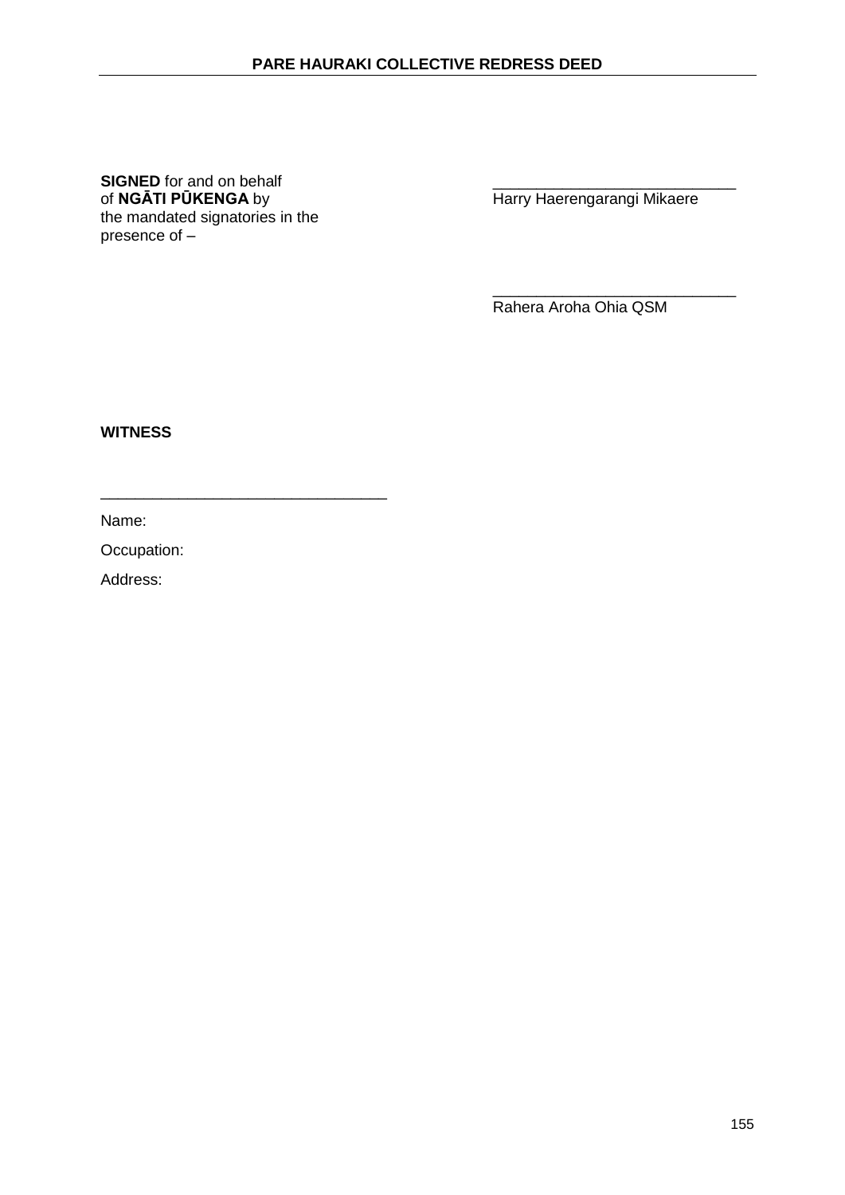**SIGNED** for and on behalf of **NGĀTI PŪKENGA** by the mandated signatories in the presence of –

_____________________________
Harry Haerengarangi Mikaere

_____________________________
Rahera Aroha Ohia QSM

**WITNESS**

_________________________________

Name:

Occupation:

Address: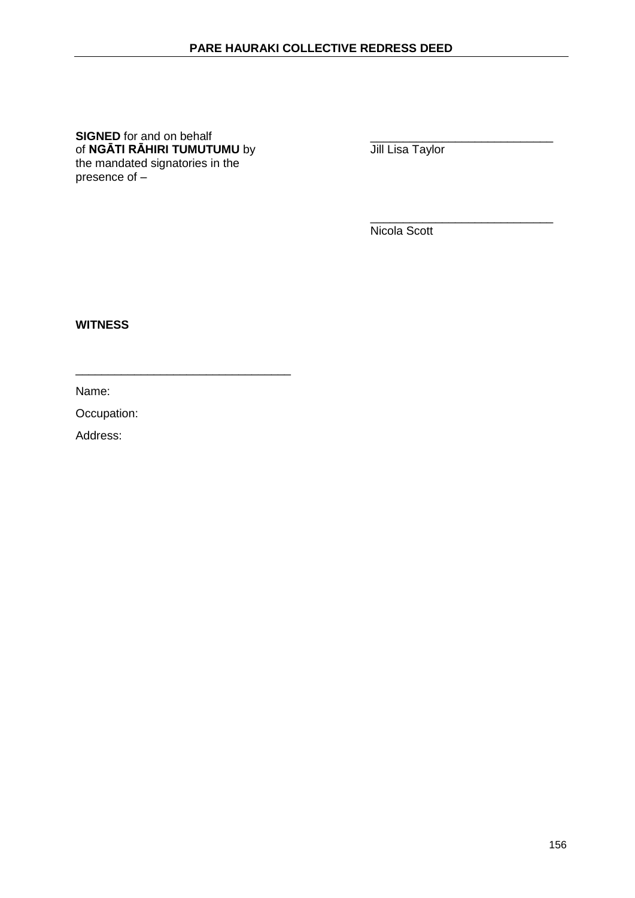**SIGNED** for and on behalf of **NGĀTI RĀHIRI TUMUTUMU** by the mandated signatories in the presence of –

\_\_\_\_\_\_\_\_\_\_\_\_\_\_\_\_\_\_\_\_\_\_\_\_\_\_\_\_
Jill Lisa Taylor

\_\_\_\_\_\_\_\_\_\_\_\_\_\_\_\_\_\_\_\_\_\_\_\_\_\_\_\_
Nicola Scott

**WITNESS**

\_\_\_\_\_\_\_\_\_\_\_\_\_\_\_\_\_\_\_\_\_\_\_\_\_\_\_\_\_\_\_\_

Name:

Occupation:

Address: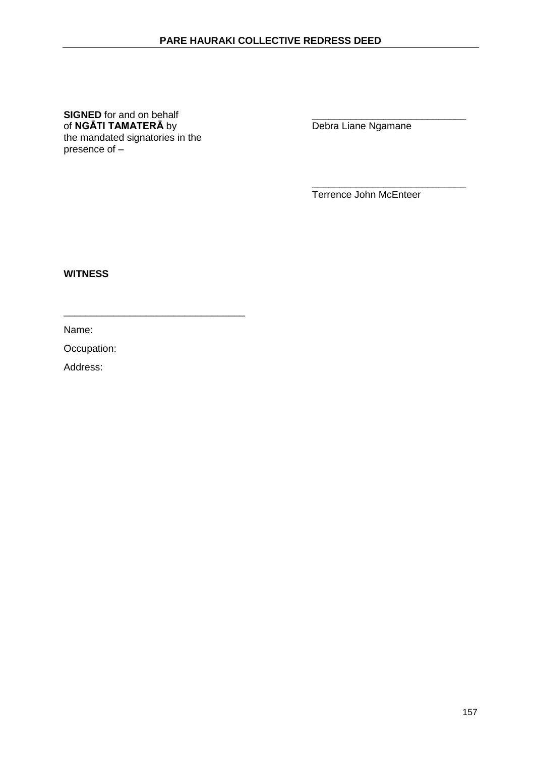**SIGNED** for and on behalf of **NGĀTI TAMATERĀ** by the mandated signatories in the presence of –

\_\_\_\_\_\_\_\_\_\_\_\_\_\_\_\_\_\_\_\_\_\_\_\_\_\_\_\_
Debra Liane Ngamane

\_\_\_\_\_\_\_\_\_\_\_\_\_\_\_\_\_\_\_\_\_\_\_\_\_\_\_\_
Terrence John McEnteer

**WITNESS**

\_\_\_\_\_\_\_\_\_\_\_\_\_\_\_\_\_\_\_\_\_\_\_\_\_\_\_\_\_\_\_\_

Name:

Occupation:

Address: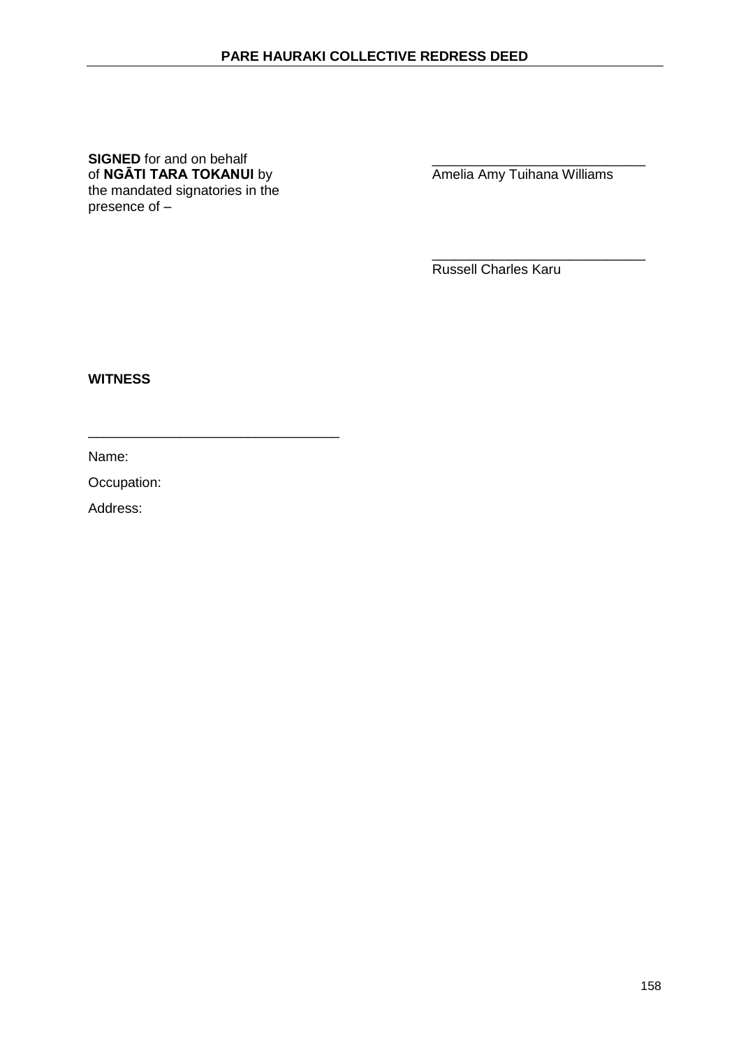**SIGNED** for and on behalf of **NGĀTI TARA TOKANUI** by the mandated signatories in the presence of –

\_\_\_\_\_\_\_\_\_\_\_\_\_\_\_\_\_\_\_\_\_\_\_\_\_\_\_\_
Amelia Amy Tuihana Williams

\_\_\_\_\_\_\_\_\_\_\_\_\_\_\_\_\_\_\_\_\_\_\_\_\_\_\_\_
Russell Charles Karu

**WITNESS**

\_\_\_\_\_\_\_\_\_\_\_\_\_\_\_\_\_\_\_\_\_\_\_\_\_\_\_\_\_\_\_\_

Name:

Occupation:

Address: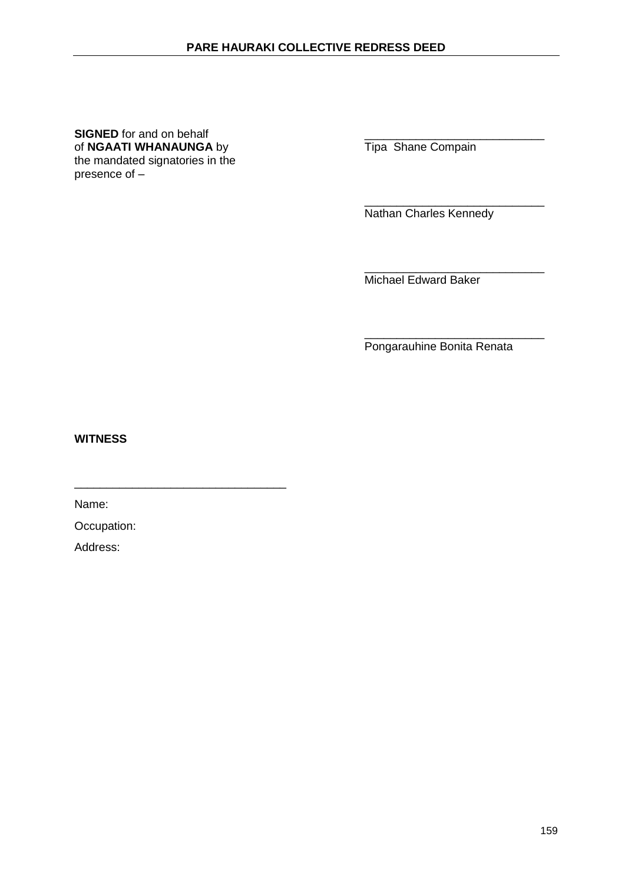**SIGNED** for and on behalf of **NGAATI WHANAUNGA** by the mandated signatories in the presence of –

\_\_\_\_\_\_\_\_\_\_\_\_\_\_\_\_\_\_\_\_\_\_\_\_\_\_\_\_
Tipa Shane Compain

\_\_\_\_\_\_\_\_\_\_\_\_\_\_\_\_\_\_\_\_\_\_\_\_\_\_\_\_
Nathan Charles Kennedy

\_\_\_\_\_\_\_\_\_\_\_\_\_\_\_\_\_\_\_\_\_\_\_\_\_\_\_\_
Michael Edward Baker

\_\_\_\_\_\_\_\_\_\_\_\_\_\_\_\_\_\_\_\_\_\_\_\_\_\_\_\_
Pongarauhine Bonita Renata

**WITNESS**

\_\_\_\_\_\_\_\_\_\_\_\_\_\_\_\_\_\_\_\_\_\_\_\_\_\_\_\_\_\_\_\_

Name:

Occupation:

Address: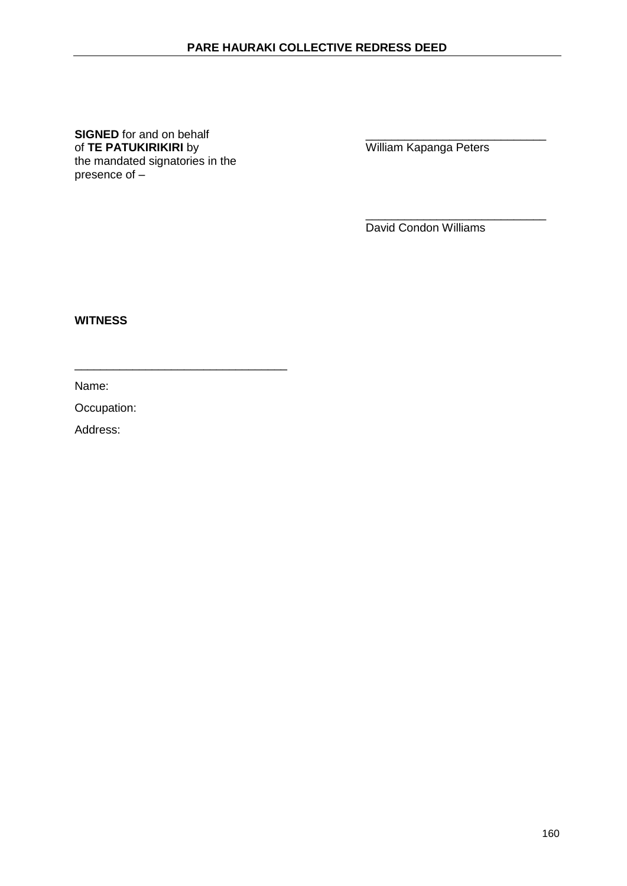**SIGNED** for and on behalf of **TE PATUKIRIKIRI** by the mandated signatories in the presence of –

\_\_\_\_\_\_\_\_\_\_\_\_\_\_\_\_\_\_\_\_\_\_\_\_\_\_\_\_
William Kapanga Peters

\_\_\_\_\_\_\_\_\_\_\_\_\_\_\_\_\_\_\_\_\_\_\_\_\_\_\_\_
David Condon Williams

**WITNESS**

\_\_\_\_\_\_\_\_\_\_\_\_\_\_\_\_\_\_\_\_\_\_\_\_\_\_\_\_\_\_\_\_

Name:

Occupation:

Address: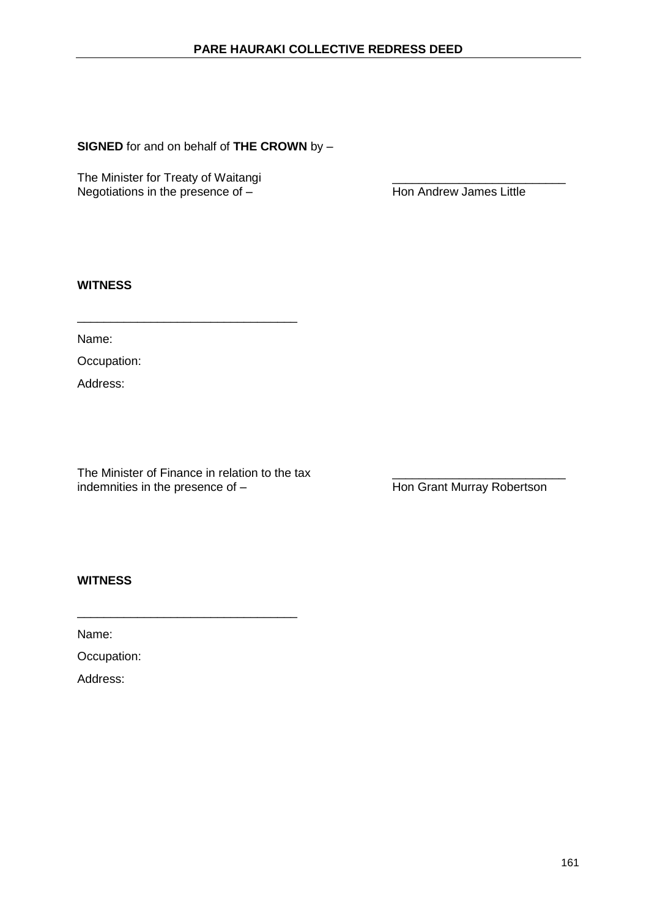**SIGNED** for and on behalf of **THE CROWN** by –

The Minister for Treaty of Waitangi Negotiations in the presence of –

_________________________

Hon Andrew James Little

**WITNESS**

_________________________________

Name:

Occupation:

Address:

The Minister of Finance in relation to the tax indemnities in the presence of –

_________________________

Hon Grant Murray Robertson

**WITNESS**

_________________________________

Name:

Occupation:

Address: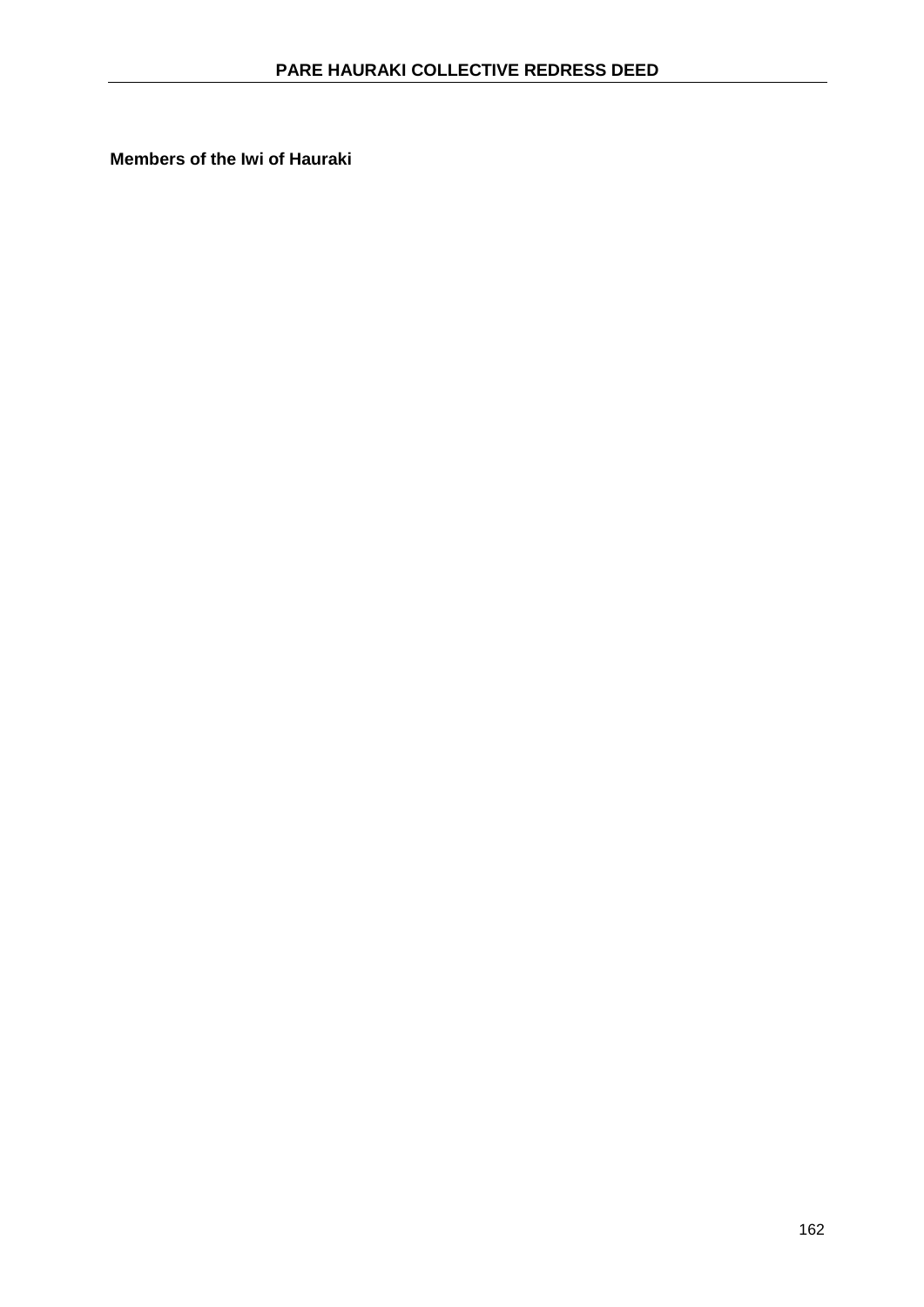**Members of the Iwi of Hauraki**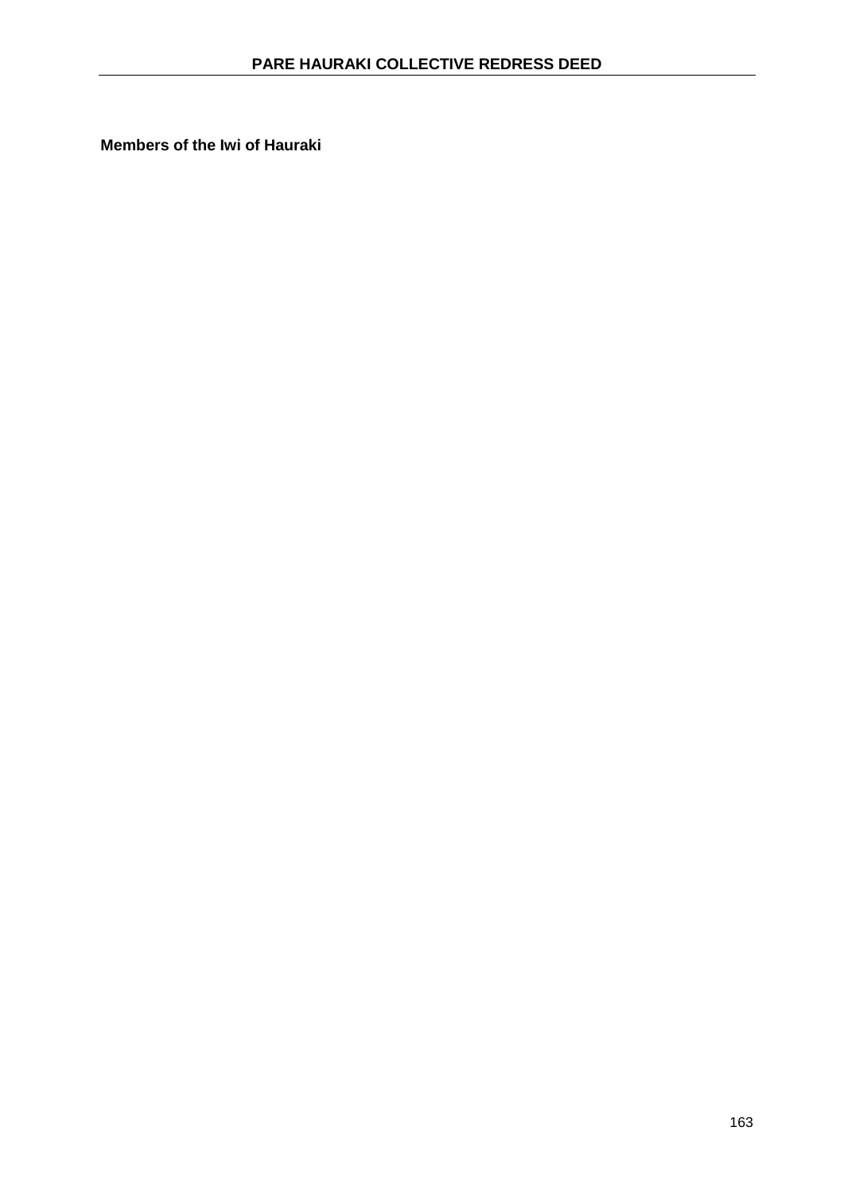**Members of the Iwi of Hauraki**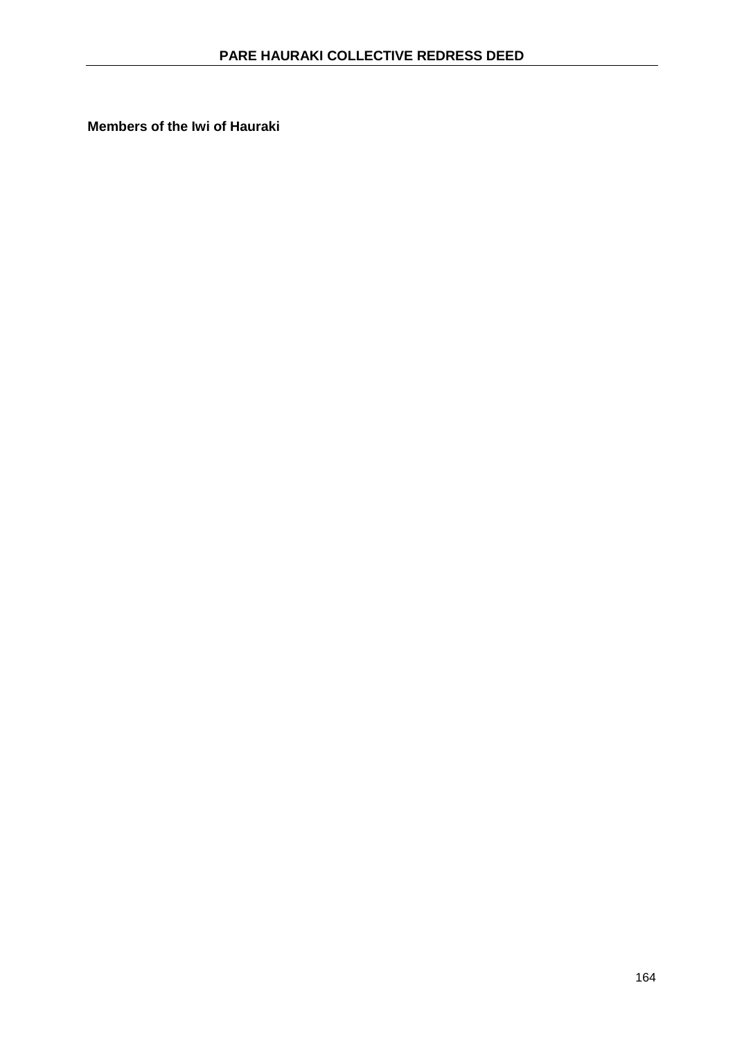**Members of the Iwi of Hauraki**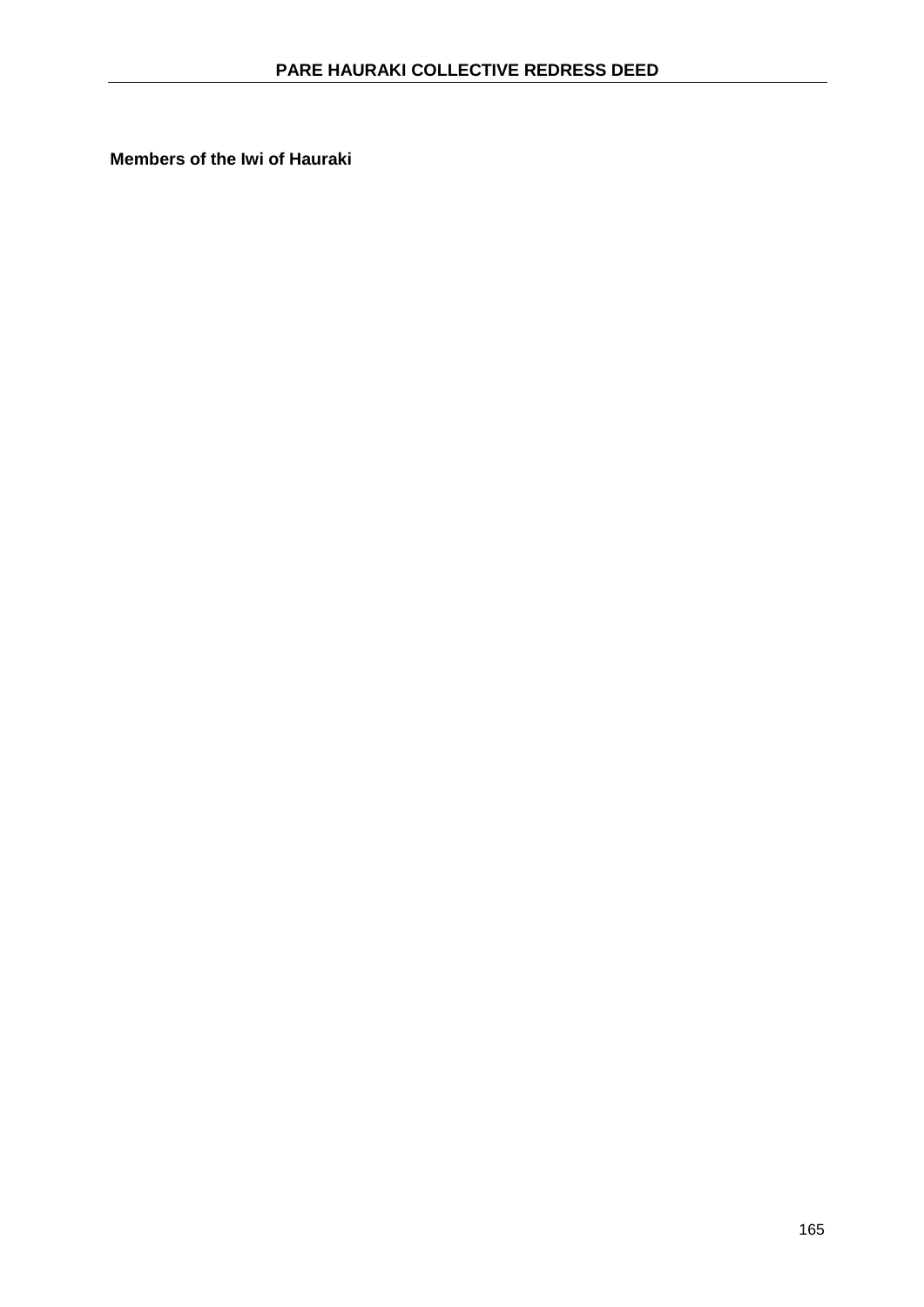**Members of the Iwi of Hauraki**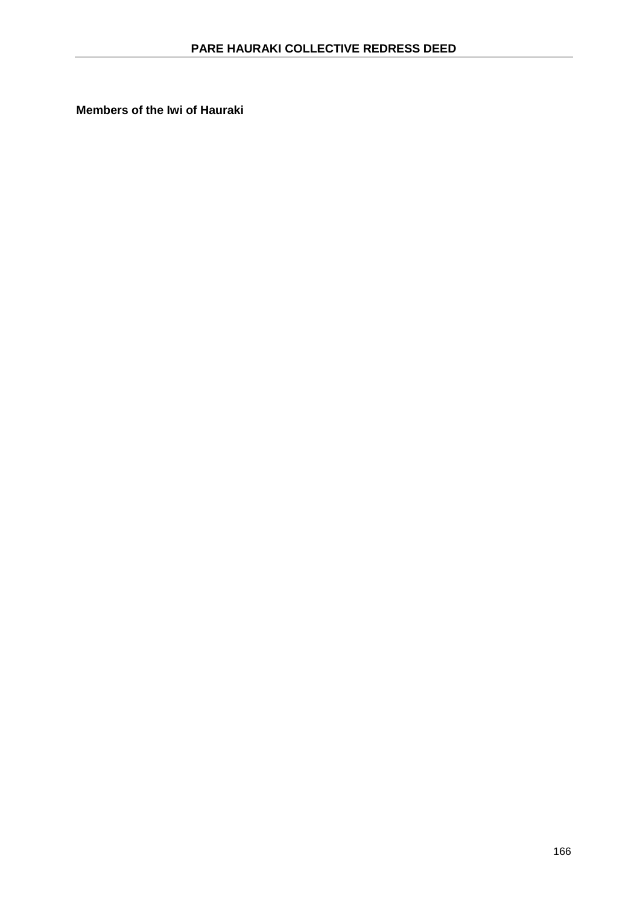**Members of the Iwi of Hauraki**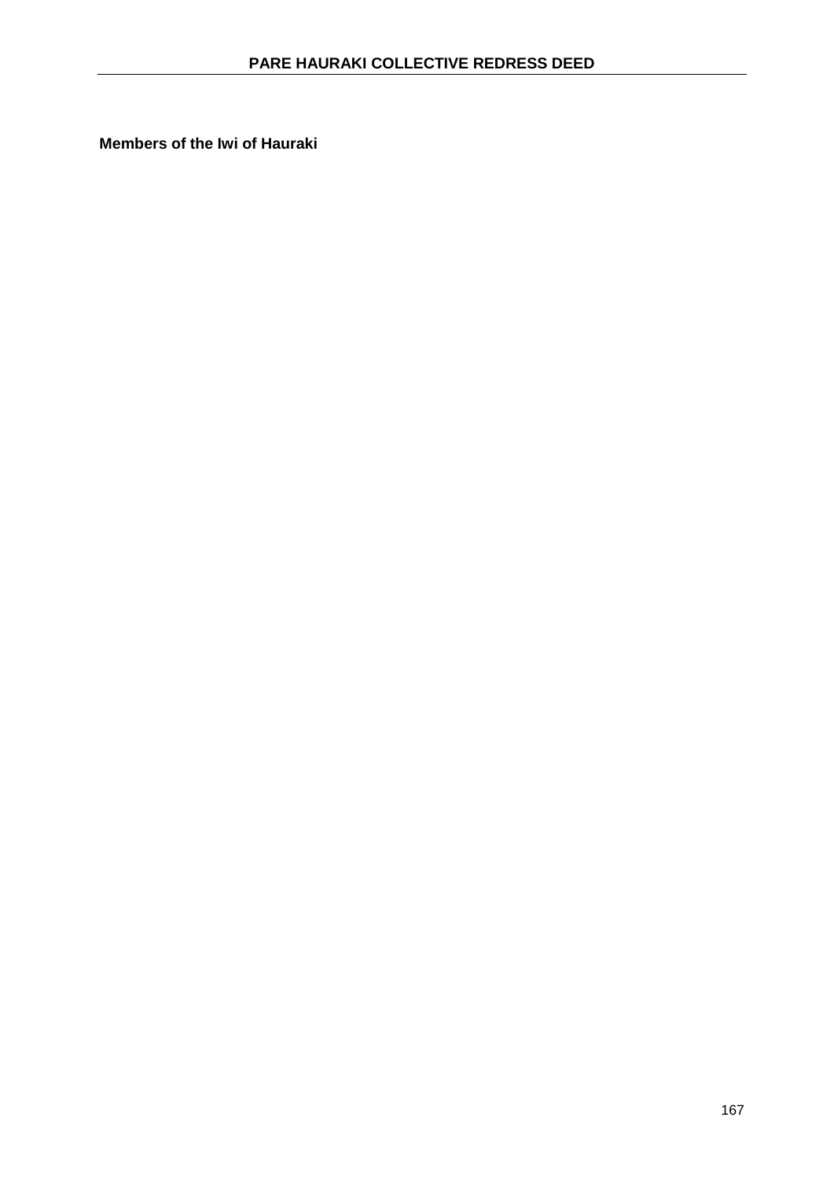**Members of the Iwi of Hauraki**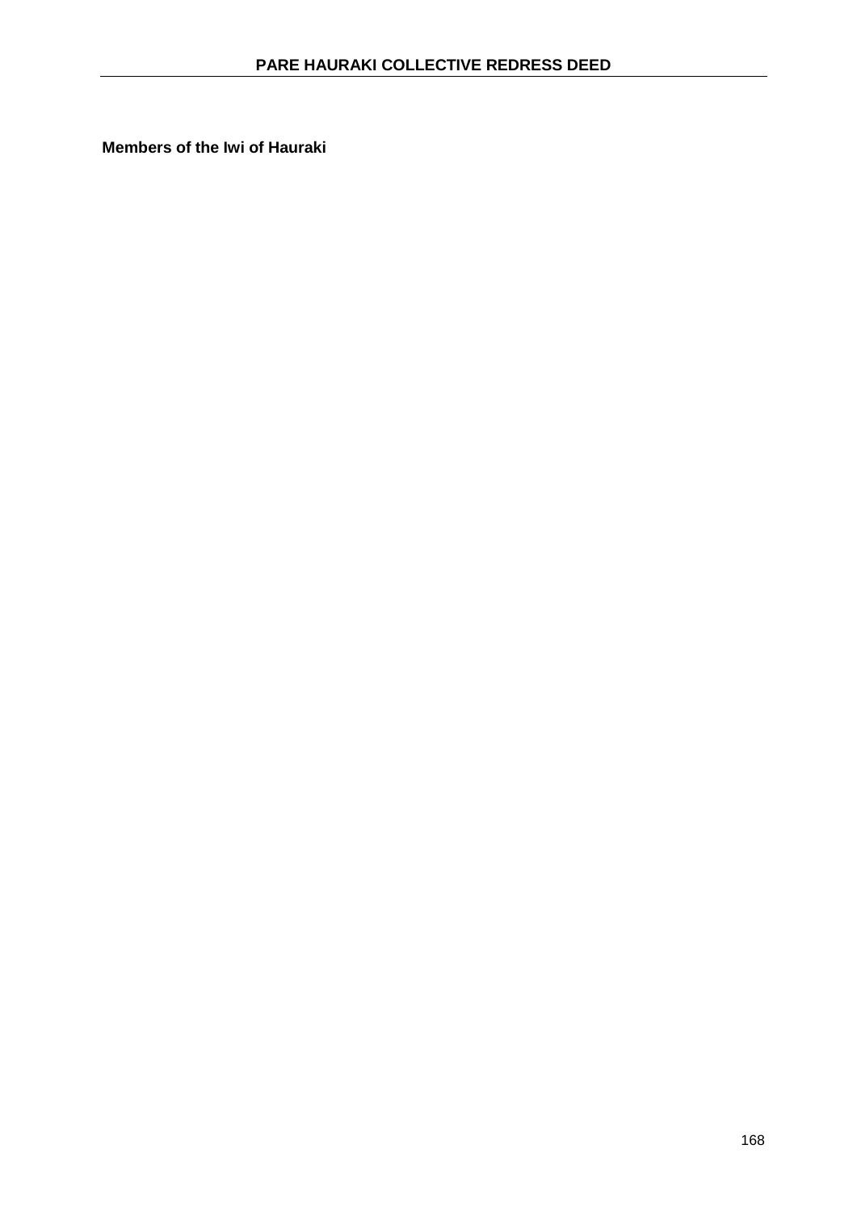**Members of the Iwi of Hauraki**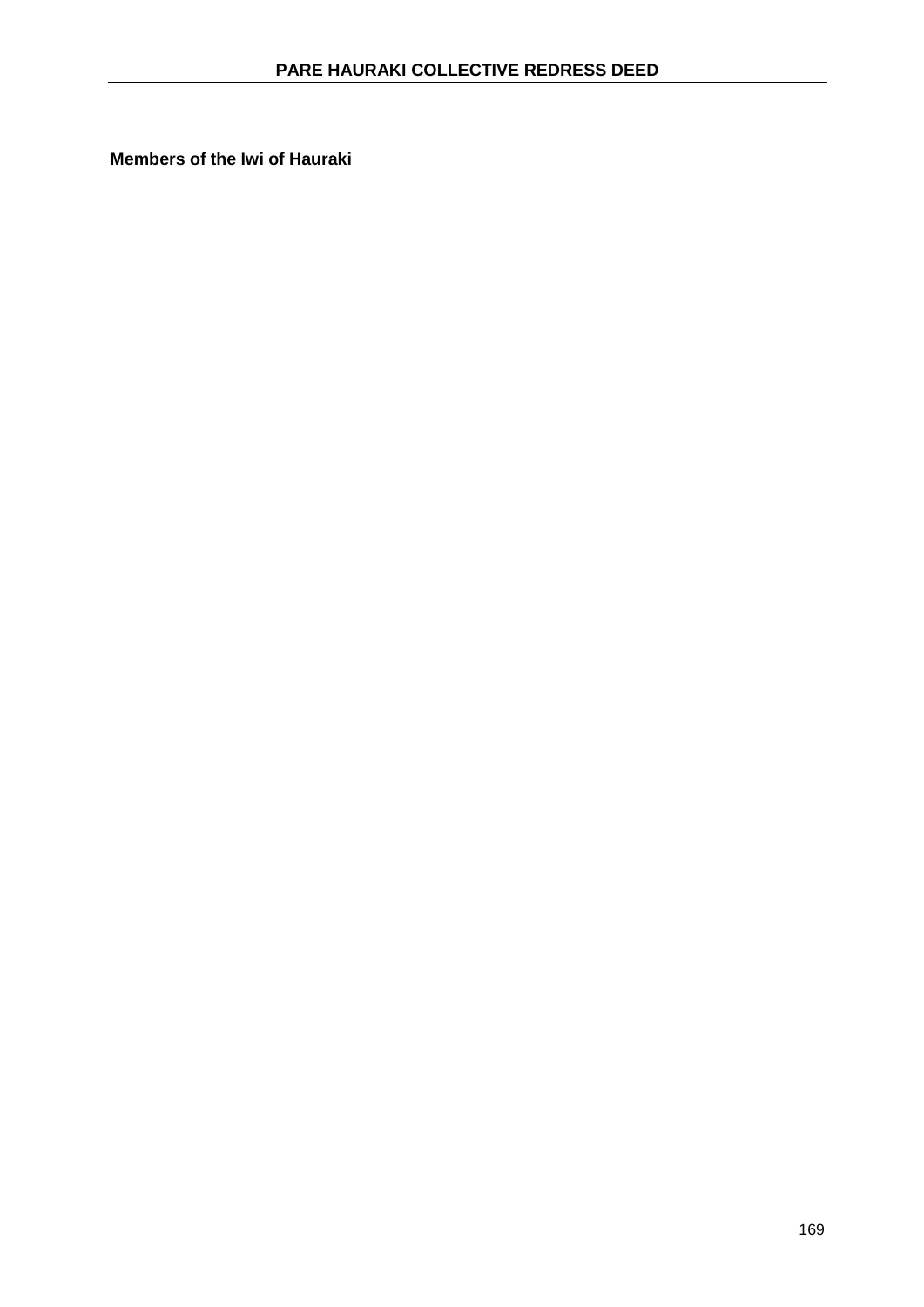**Members of the Iwi of Hauraki**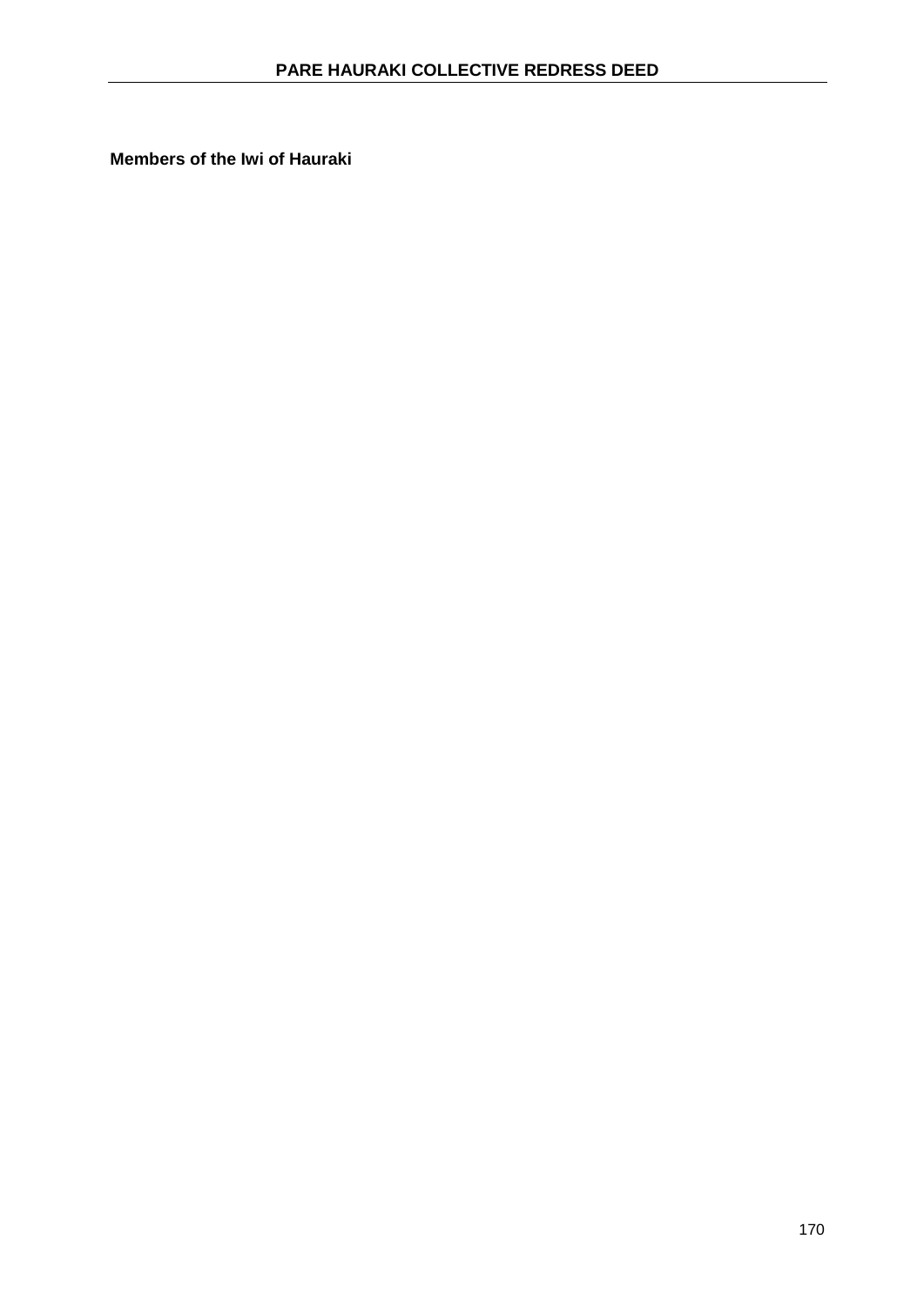**Members of the Iwi of Hauraki**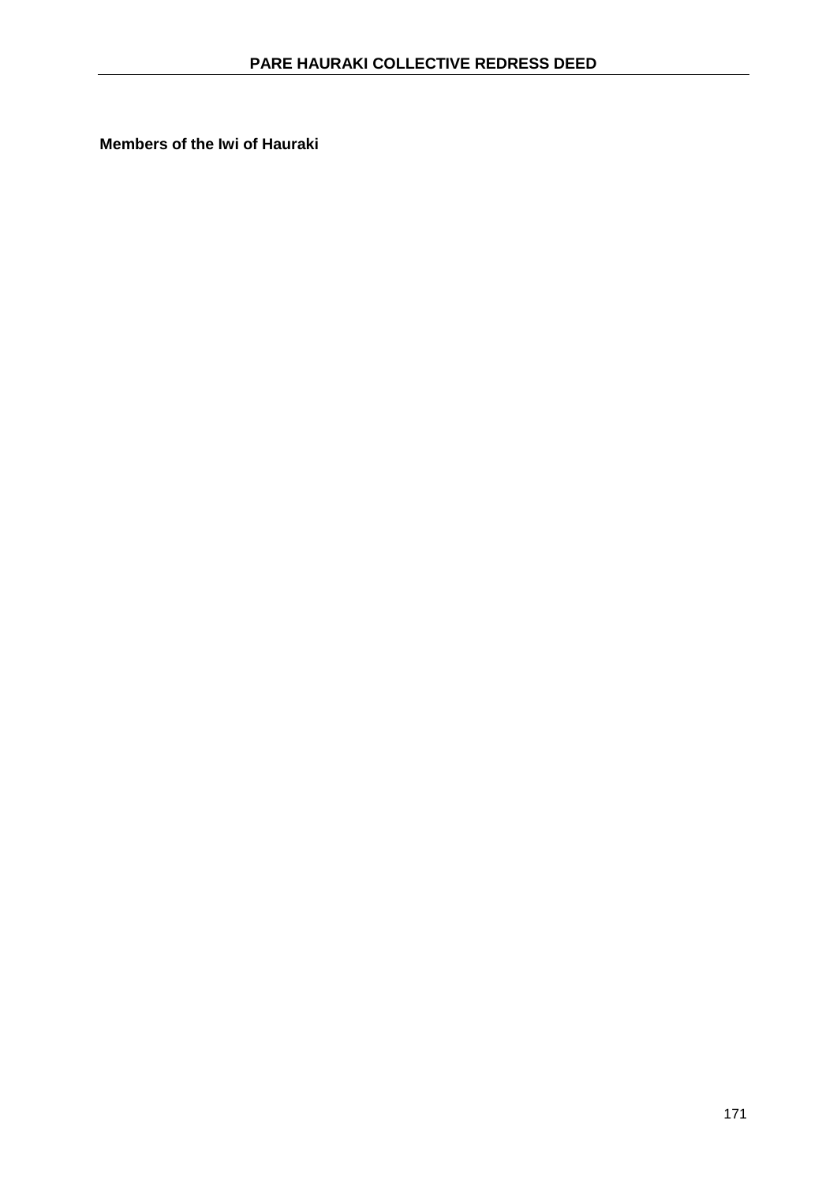**Members of the Iwi of Hauraki**